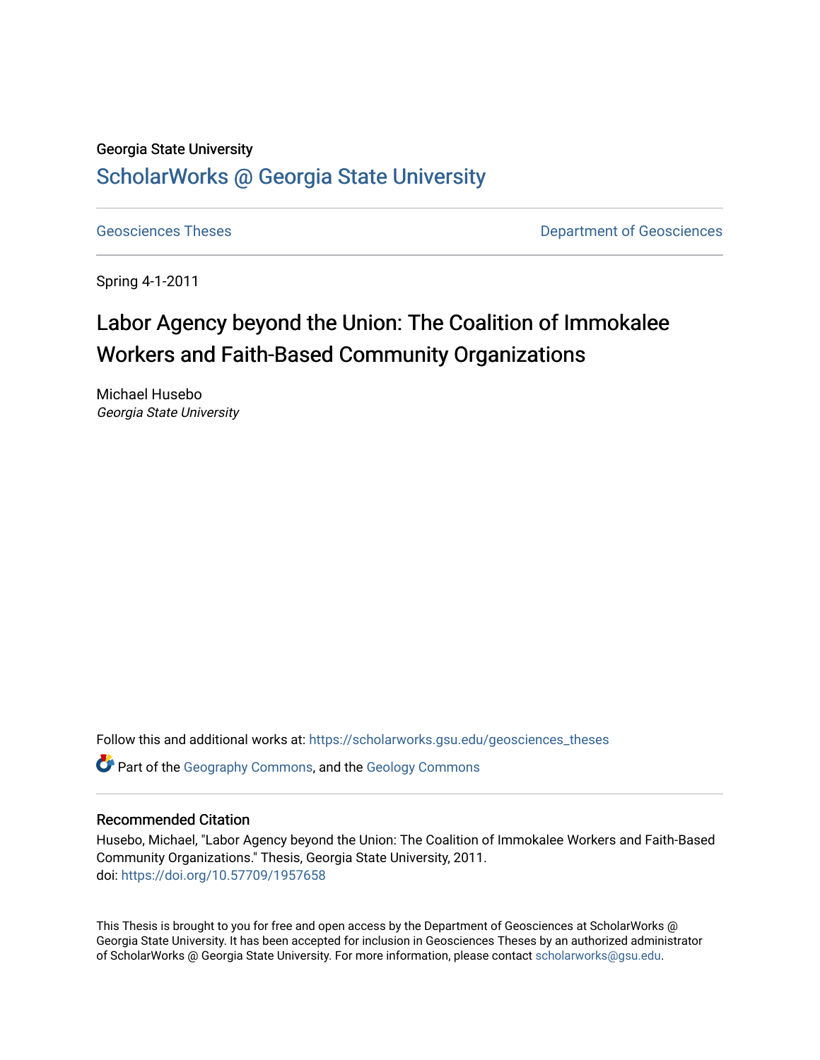Georgia State University

# ScholarWorks @ Georgia State University

Geosciences Theses | Department of Geosciences

Spring 4-1-2011

## Labor Agency beyond the Union: The Coalition of Immokalee Workers and Faith-Based Community Organizations

Michael Husebo
*Georgia State University*

Follow this and additional works at: https://scholarworks.gsu.edu/geosciences_theses

Part of the Geography Commons, and the Geology Commons

### Recommended Citation

Husebo, Michael, "Labor Agency beyond the Union: The Coalition of Immokalee Workers and Faith-Based Community Organizations." Thesis, Georgia State University, 2011.
doi: https://doi.org/10.57709/1957658

This Thesis is brought to you for free and open access by the Department of Geosciences at ScholarWorks @ Georgia State University. It has been accepted for inclusion in Geosciences Theses by an authorized administrator of ScholarWorks @ Georgia State University. For more information, please contact scholarworks@gsu.edu.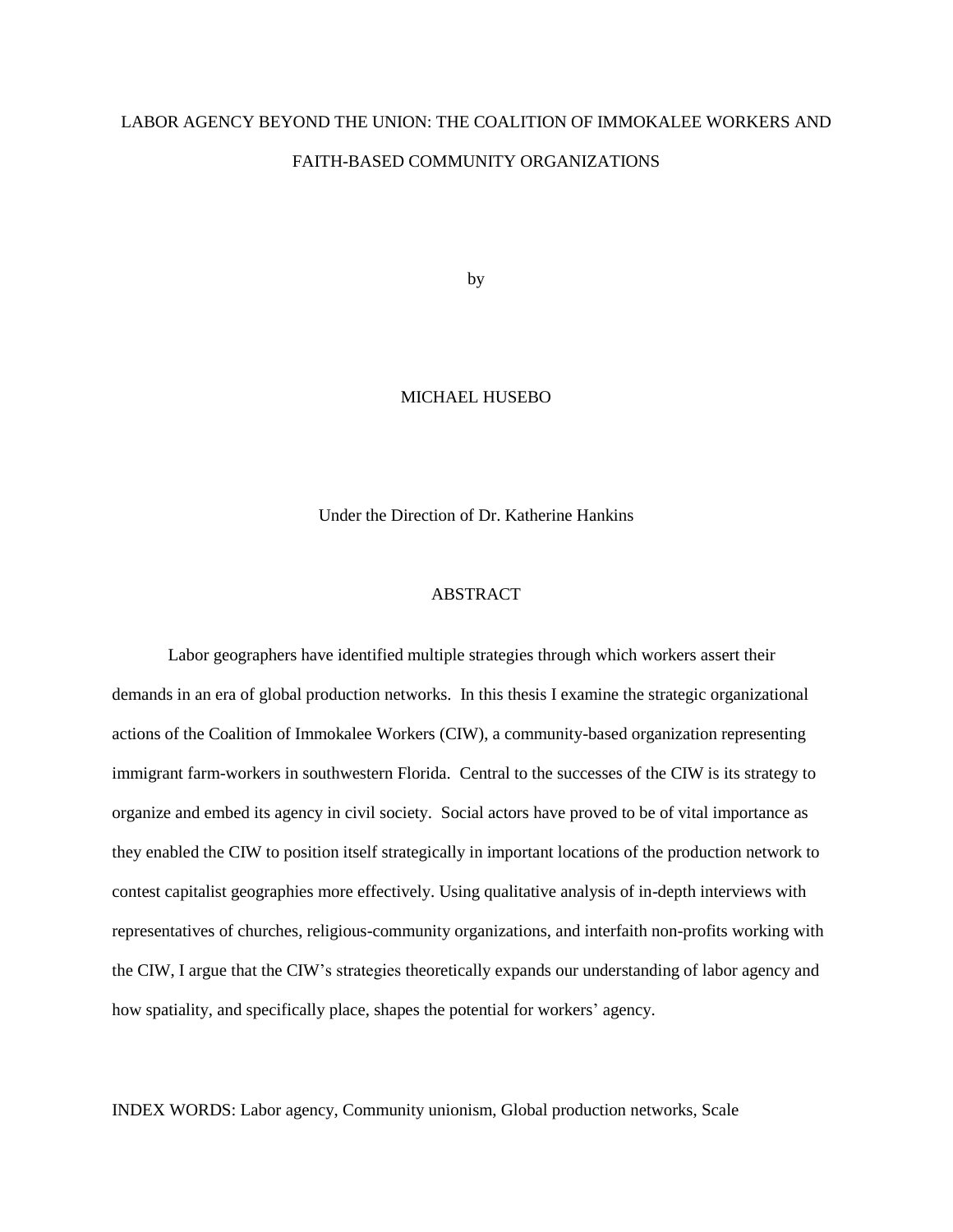# LABOR AGENCY BEYOND THE UNION: THE COALITION OF IMMOKALEE WORKERS AND FAITH-BASED COMMUNITY ORGANIZATIONS

by

MICHAEL HUSEBO

Under the Direction of Dr. Katherine Hankins

## ABSTRACT

Labor geographers have identified multiple strategies through which workers assert their demands in an era of global production networks. In this thesis I examine the strategic organizational actions of the Coalition of Immokalee Workers (CIW), a community-based organization representing immigrant farm-workers in southwestern Florida. Central to the successes of the CIW is its strategy to organize and embed its agency in civil society. Social actors have proved to be of vital importance as they enabled the CIW to position itself strategically in important locations of the production network to contest capitalist geographies more effectively. Using qualitative analysis of in-depth interviews with representatives of churches, religious-community organizations, and interfaith non-profits working with the CIW, I argue that the CIW's strategies theoretically expands our understanding of labor agency and how spatiality, and specifically place, shapes the potential for workers' agency.

INDEX WORDS: Labor agency, Community unionism, Global production networks, Scale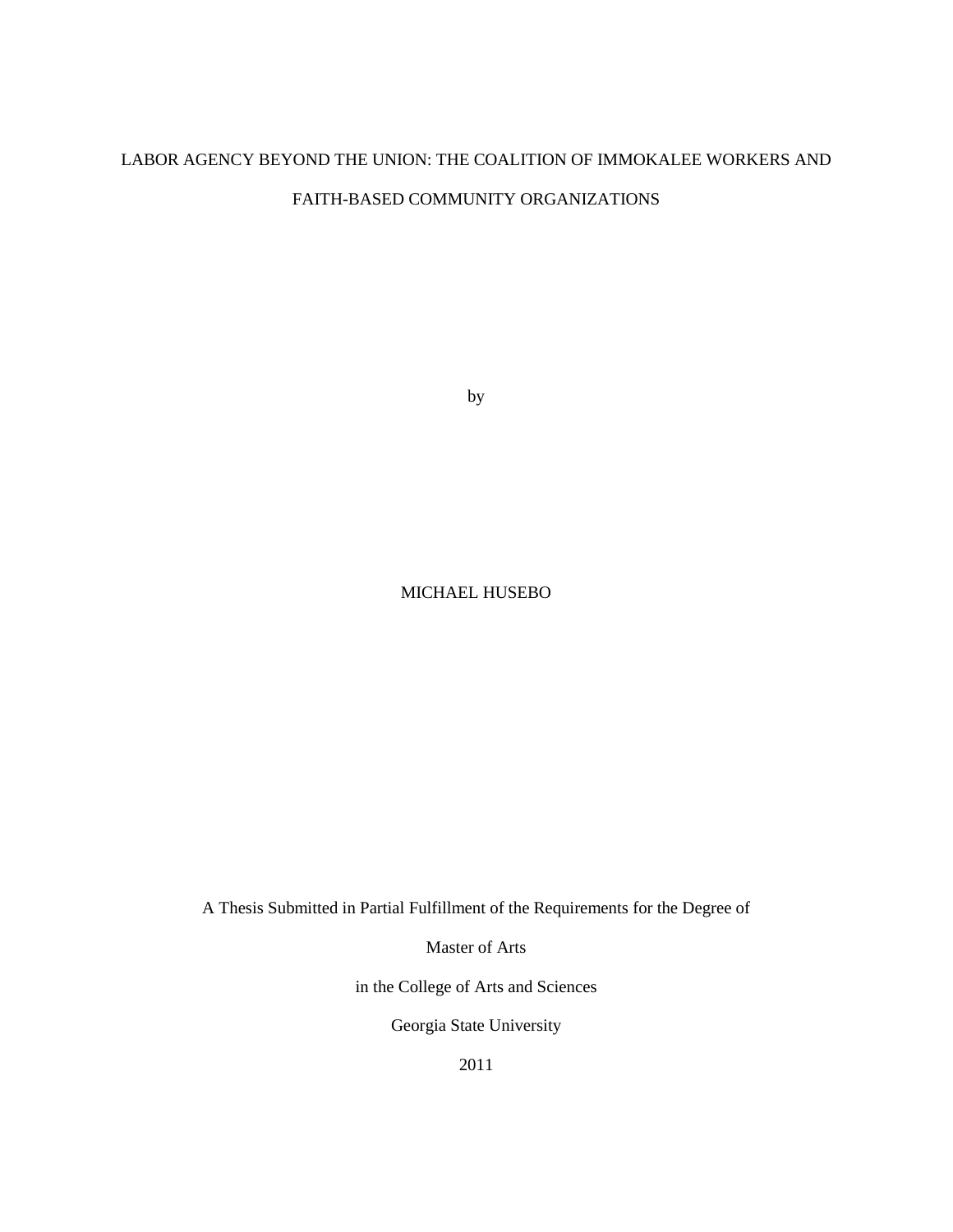# LABOR AGENCY BEYOND THE UNION: THE COALITION OF IMMOKALEE WORKERS AND FAITH-BASED COMMUNITY ORGANIZATIONS

by

MICHAEL HUSEBO

A Thesis Submitted in Partial Fulfillment of the Requirements for the Degree of

Master of Arts

in the College of Arts and Sciences

Georgia State University

2011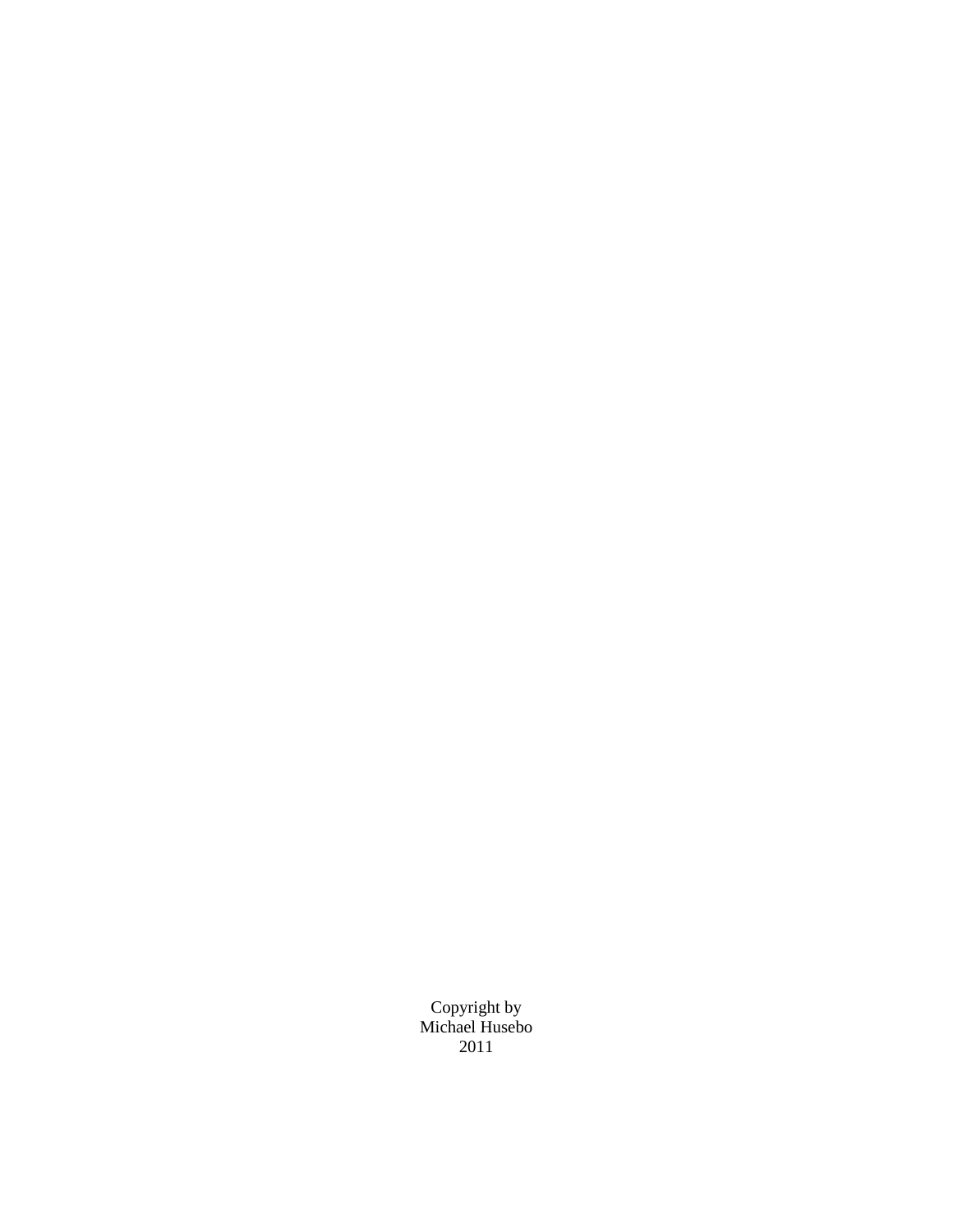Copyright by
Michael Husebo
2011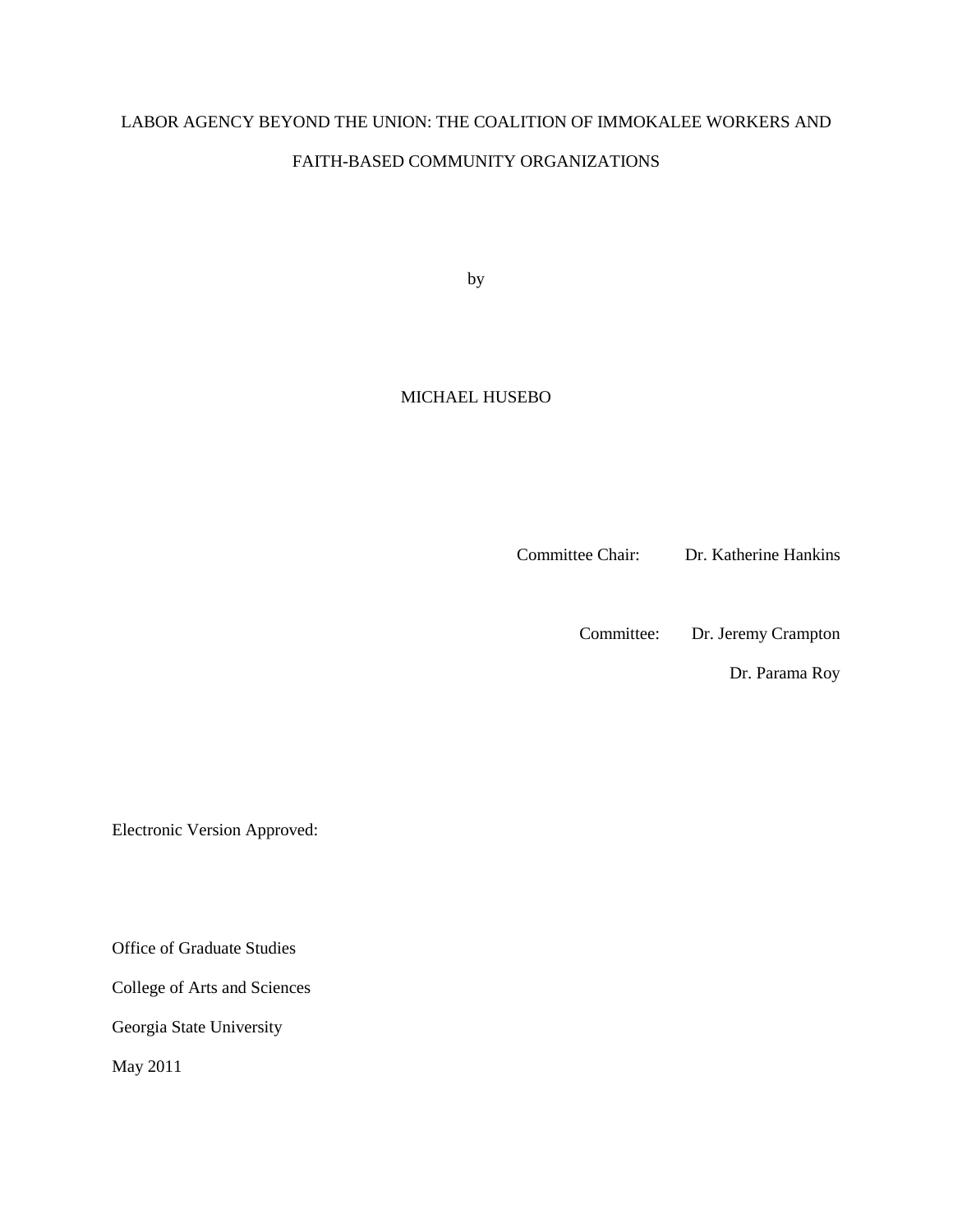LABOR AGENCY BEYOND THE UNION: THE COALITION OF IMMOKALEE WORKERS AND FAITH-BASED COMMUNITY ORGANIZATIONS

by

MICHAEL HUSEBO

Committee Chair: Dr. Katherine Hankins

Committee: Dr. Jeremy Crampton

Dr. Parama Roy

Electronic Version Approved:

Office of Graduate Studies

College of Arts and Sciences

Georgia State University

May 2011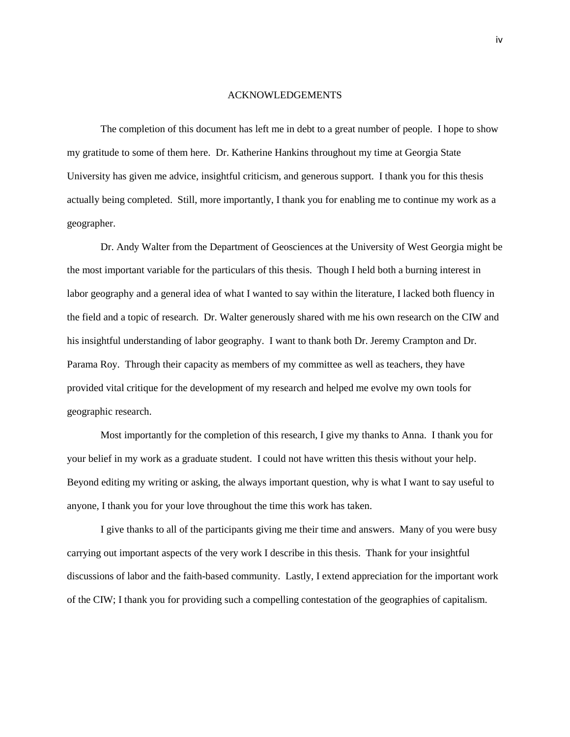# ACKNOWLEDGEMENTS

The completion of this document has left me in debt to a great number of people. I hope to show my gratitude to some of them here. Dr. Katherine Hankins throughout my time at Georgia State University has given me advice, insightful criticism, and generous support. I thank you for this thesis actually being completed. Still, more importantly, I thank you for enabling me to continue my work as a geographer.

Dr. Andy Walter from the Department of Geosciences at the University of West Georgia might be the most important variable for the particulars of this thesis. Though I held both a burning interest in labor geography and a general idea of what I wanted to say within the literature, I lacked both fluency in the field and a topic of research. Dr. Walter generously shared with me his own research on the CIW and his insightful understanding of labor geography. I want to thank both Dr. Jeremy Crampton and Dr. Parama Roy. Through their capacity as members of my committee as well as teachers, they have provided vital critique for the development of my research and helped me evolve my own tools for geographic research.

Most importantly for the completion of this research, I give my thanks to Anna. I thank you for your belief in my work as a graduate student. I could not have written this thesis without your help. Beyond editing my writing or asking, the always important question, why is what I want to say useful to anyone, I thank you for your love throughout the time this work has taken.

I give thanks to all of the participants giving me their time and answers. Many of you were busy carrying out important aspects of the very work I describe in this thesis. Thank for your insightful discussions of labor and the faith-based community. Lastly, I extend appreciation for the important work of the CIW; I thank you for providing such a compelling contestation of the geographies of capitalism.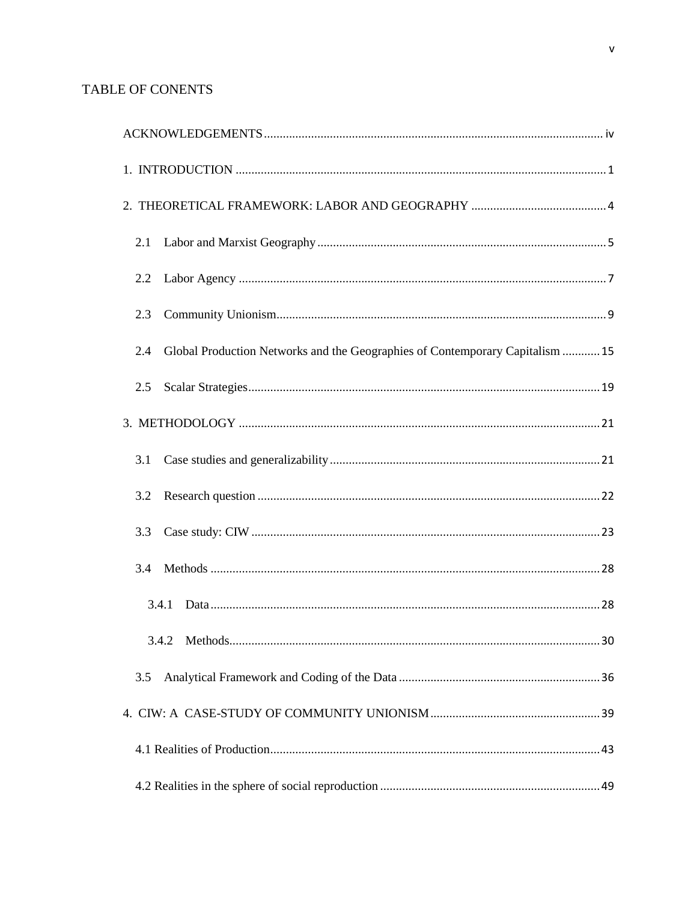# TABLE OF CONENTS

ACKNOWLEDGEMENTS .......... iv

1. INTRODUCTION .......... 1

2. THEORETICAL FRAMEWORK: LABOR AND GEOGRAPHY .......... 4

 2.1 Labor and Marxist Geography .......... 5

 2.2 Labor Agency .......... 7

 2.3 Community Unionism .......... 9

 2.4 Global Production Networks and the Geographies of Contemporary Capitalism .......... 15

 2.5 Scalar Strategies .......... 19

3. METHODOLOGY .......... 21

 3.1 Case studies and generalizability .......... 21

 3.2 Research question .......... 22

 3.3 Case study: CIW .......... 23

 3.4 Methods .......... 28

  3.4.1 Data .......... 28

  3.4.2 Methods .......... 30

 3.5 Analytical Framework and Coding of the Data .......... 36

4. CIW: A CASE-STUDY OF COMMUNITY UNIONISM .......... 39

 4.1 Realities of Production .......... 43

 4.2 Realities in the sphere of social reproduction .......... 49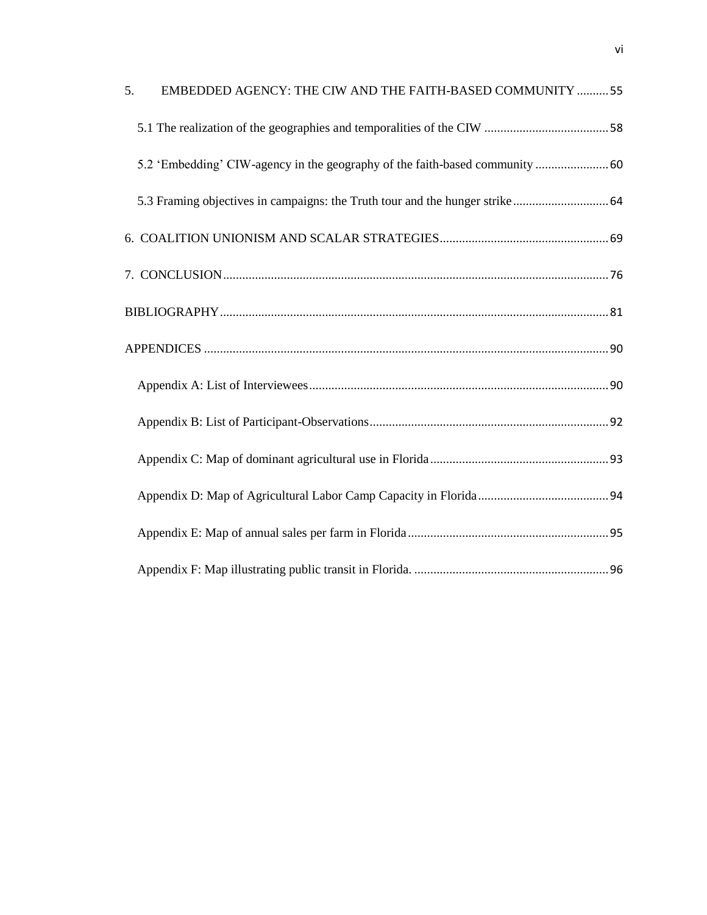5. EMBEDDED AGENCY: THE CIW AND THE FAITH-BASED COMMUNITY .......... 55

5.1 The realization of the geographies and temporalities of the CIW ....................................... 58

5.2 'Embedding' CIW-agency in the geography of the faith-based community ....................... 60

5.3 Framing objectives in campaigns: the Truth tour and the hunger strike .............................. 64

6. COALITION UNIONISM AND SCALAR STRATEGIES..................................................... 69

7. CONCLUSION........................................................................................................................ 76

BIBLIOGRAPHY......................................................................................................................... 81

APPENDICES ............................................................................................................................. 90

Appendix A: List of Interviewees............................................................................................. 90

Appendix B: List of Participant-Observations........................................................................... 92

Appendix C: Map of dominant agricultural use in Florida........................................................ 93

Appendix D: Map of Agricultural Labor Camp Capacity in Florida......................................... 94

Appendix E: Map of annual sales per farm in Florida............................................................... 95

Appendix F: Map illustrating public transit in Florida. ............................................................. 96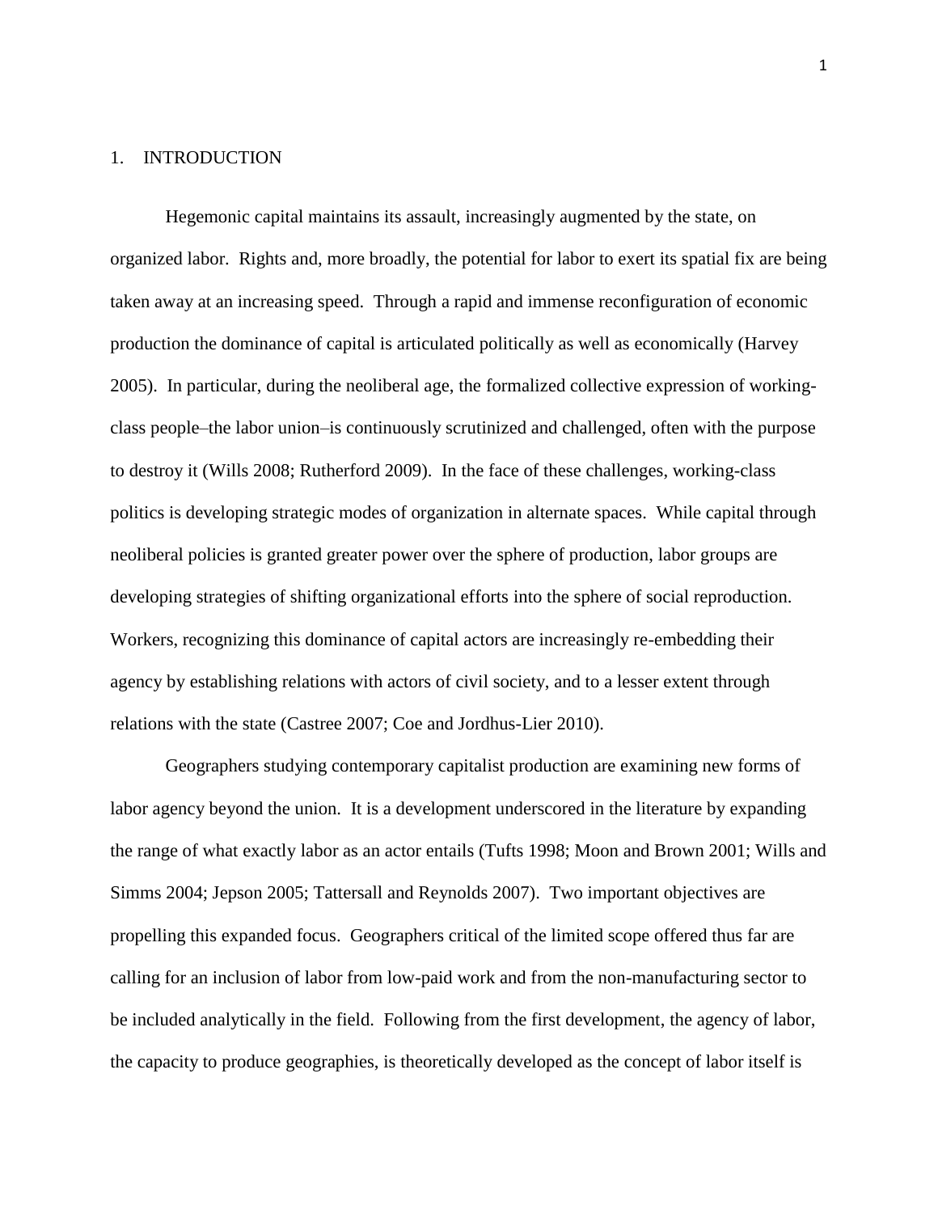## 1. INTRODUCTION

Hegemonic capital maintains its assault, increasingly augmented by the state, on organized labor. Rights and, more broadly, the potential for labor to exert its spatial fix are being taken away at an increasing speed. Through a rapid and immense reconfiguration of economic production the dominance of capital is articulated politically as well as economically (Harvey 2005). In particular, during the neoliberal age, the formalized collective expression of working-class people–the labor union–is continuously scrutinized and challenged, often with the purpose to destroy it (Wills 2008; Rutherford 2009). In the face of these challenges, working-class politics is developing strategic modes of organization in alternate spaces. While capital through neoliberal policies is granted greater power over the sphere of production, labor groups are developing strategies of shifting organizational efforts into the sphere of social reproduction. Workers, recognizing this dominance of capital actors are increasingly re-embedding their agency by establishing relations with actors of civil society, and to a lesser extent through relations with the state (Castree 2007; Coe and Jordhus-Lier 2010).

Geographers studying contemporary capitalist production are examining new forms of labor agency beyond the union. It is a development underscored in the literature by expanding the range of what exactly labor as an actor entails (Tufts 1998; Moon and Brown 2001; Wills and Simms 2004; Jepson 2005; Tattersall and Reynolds 2007). Two important objectives are propelling this expanded focus. Geographers critical of the limited scope offered thus far are calling for an inclusion of labor from low-paid work and from the non-manufacturing sector to be included analytically in the field. Following from the first development, the agency of labor, the capacity to produce geographies, is theoretically developed as the concept of labor itself is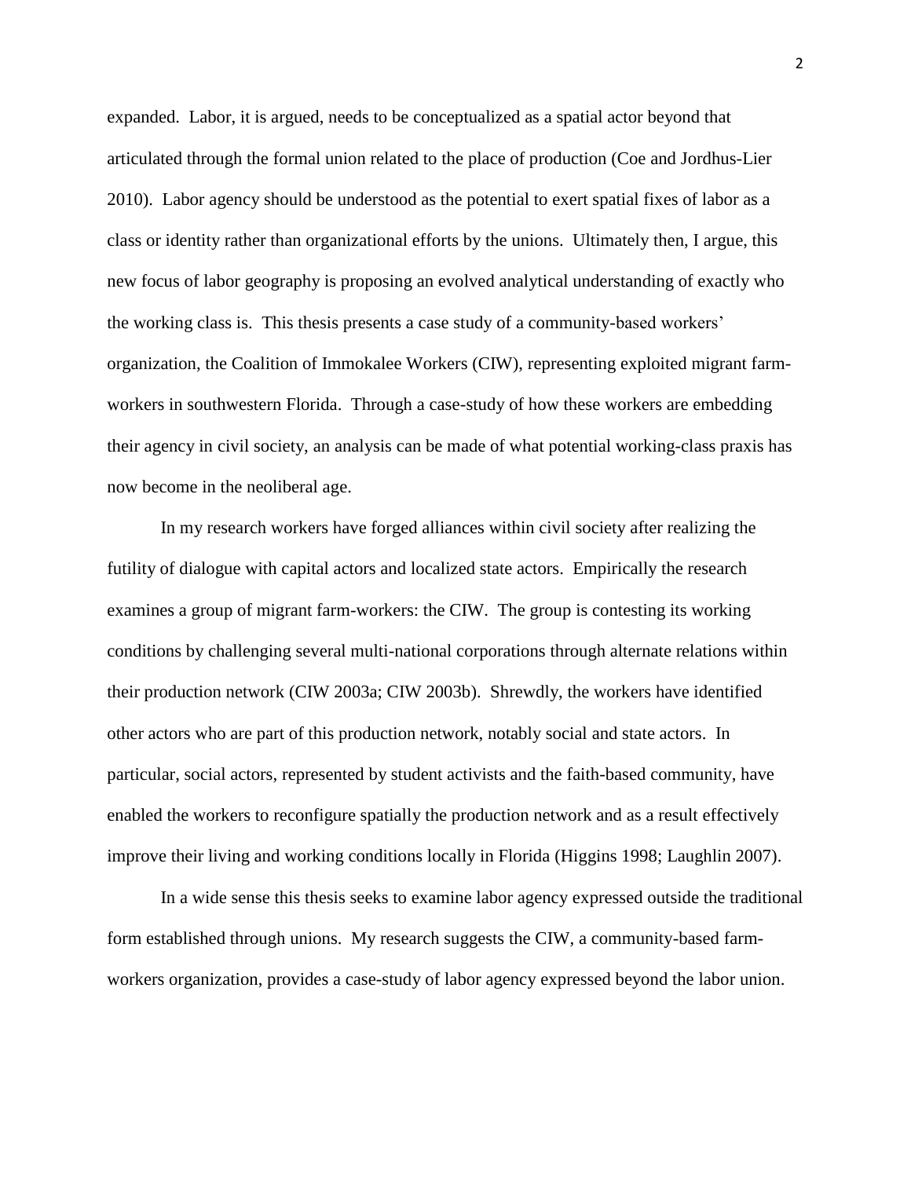expanded. Labor, it is argued, needs to be conceptualized as a spatial actor beyond that articulated through the formal union related to the place of production (Coe and Jordhus-Lier 2010). Labor agency should be understood as the potential to exert spatial fixes of labor as a class or identity rather than organizational efforts by the unions. Ultimately then, I argue, this new focus of labor geography is proposing an evolved analytical understanding of exactly who the working class is. This thesis presents a case study of a community-based workers' organization, the Coalition of Immokalee Workers (CIW), representing exploited migrant farm-workers in southwestern Florida. Through a case-study of how these workers are embedding their agency in civil society, an analysis can be made of what potential working-class praxis has now become in the neoliberal age.

In my research workers have forged alliances within civil society after realizing the futility of dialogue with capital actors and localized state actors. Empirically the research examines a group of migrant farm-workers: the CIW. The group is contesting its working conditions by challenging several multi-national corporations through alternate relations within their production network (CIW 2003a; CIW 2003b). Shrewdly, the workers have identified other actors who are part of this production network, notably social and state actors. In particular, social actors, represented by student activists and the faith-based community, have enabled the workers to reconfigure spatially the production network and as a result effectively improve their living and working conditions locally in Florida (Higgins 1998; Laughlin 2007).

In a wide sense this thesis seeks to examine labor agency expressed outside the traditional form established through unions. My research suggests the CIW, a community-based farm-workers organization, provides a case-study of labor agency expressed beyond the labor union.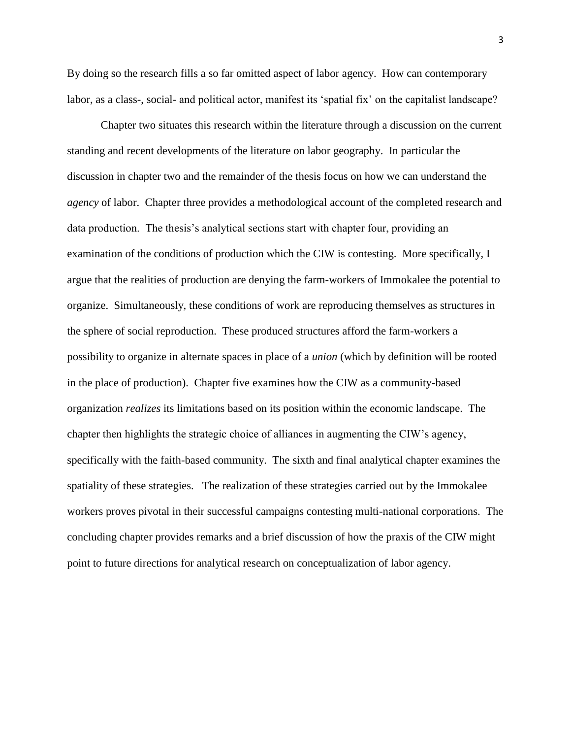By doing so the research fills a so far omitted aspect of labor agency. How can contemporary labor, as a class-, social- and political actor, manifest its 'spatial fix' on the capitalist landscape?

Chapter two situates this research within the literature through a discussion on the current standing and recent developments of the literature on labor geography. In particular the discussion in chapter two and the remainder of the thesis focus on how we can understand the *agency* of labor. Chapter three provides a methodological account of the completed research and data production. The thesis's analytical sections start with chapter four, providing an examination of the conditions of production which the CIW is contesting. More specifically, I argue that the realities of production are denying the farm-workers of Immokalee the potential to organize. Simultaneously, these conditions of work are reproducing themselves as structures in the sphere of social reproduction. These produced structures afford the farm-workers a possibility to organize in alternate spaces in place of a *union* (which by definition will be rooted in the place of production). Chapter five examines how the CIW as a community-based organization *realizes* its limitations based on its position within the economic landscape. The chapter then highlights the strategic choice of alliances in augmenting the CIW's agency, specifically with the faith-based community. The sixth and final analytical chapter examines the spatiality of these strategies. The realization of these strategies carried out by the Immokalee workers proves pivotal in their successful campaigns contesting multi-national corporations. The concluding chapter provides remarks and a brief discussion of how the praxis of the CIW might point to future directions for analytical research on conceptualization of labor agency.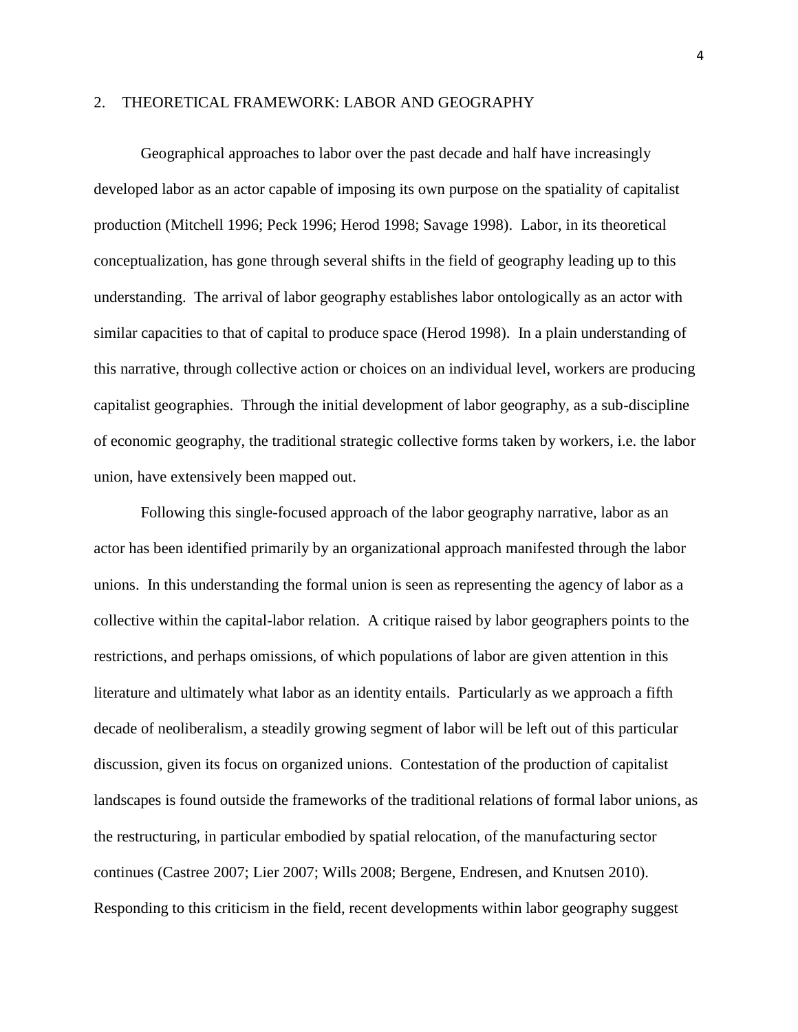## 2. THEORETICAL FRAMEWORK: LABOR AND GEOGRAPHY

Geographical approaches to labor over the past decade and half have increasingly developed labor as an actor capable of imposing its own purpose on the spatiality of capitalist production (Mitchell 1996; Peck 1996; Herod 1998; Savage 1998). Labor, in its theoretical conceptualization, has gone through several shifts in the field of geography leading up to this understanding. The arrival of labor geography establishes labor ontologically as an actor with similar capacities to that of capital to produce space (Herod 1998). In a plain understanding of this narrative, through collective action or choices on an individual level, workers are producing capitalist geographies. Through the initial development of labor geography, as a sub-discipline of economic geography, the traditional strategic collective forms taken by workers, i.e. the labor union, have extensively been mapped out.

Following this single-focused approach of the labor geography narrative, labor as an actor has been identified primarily by an organizational approach manifested through the labor unions. In this understanding the formal union is seen as representing the agency of labor as a collective within the capital-labor relation. A critique raised by labor geographers points to the restrictions, and perhaps omissions, of which populations of labor are given attention in this literature and ultimately what labor as an identity entails. Particularly as we approach a fifth decade of neoliberalism, a steadily growing segment of labor will be left out of this particular discussion, given its focus on organized unions. Contestation of the production of capitalist landscapes is found outside the frameworks of the traditional relations of formal labor unions, as the restructuring, in particular embodied by spatial relocation, of the manufacturing sector continues (Castree 2007; Lier 2007; Wills 2008; Bergene, Endresen, and Knutsen 2010). Responding to this criticism in the field, recent developments within labor geography suggest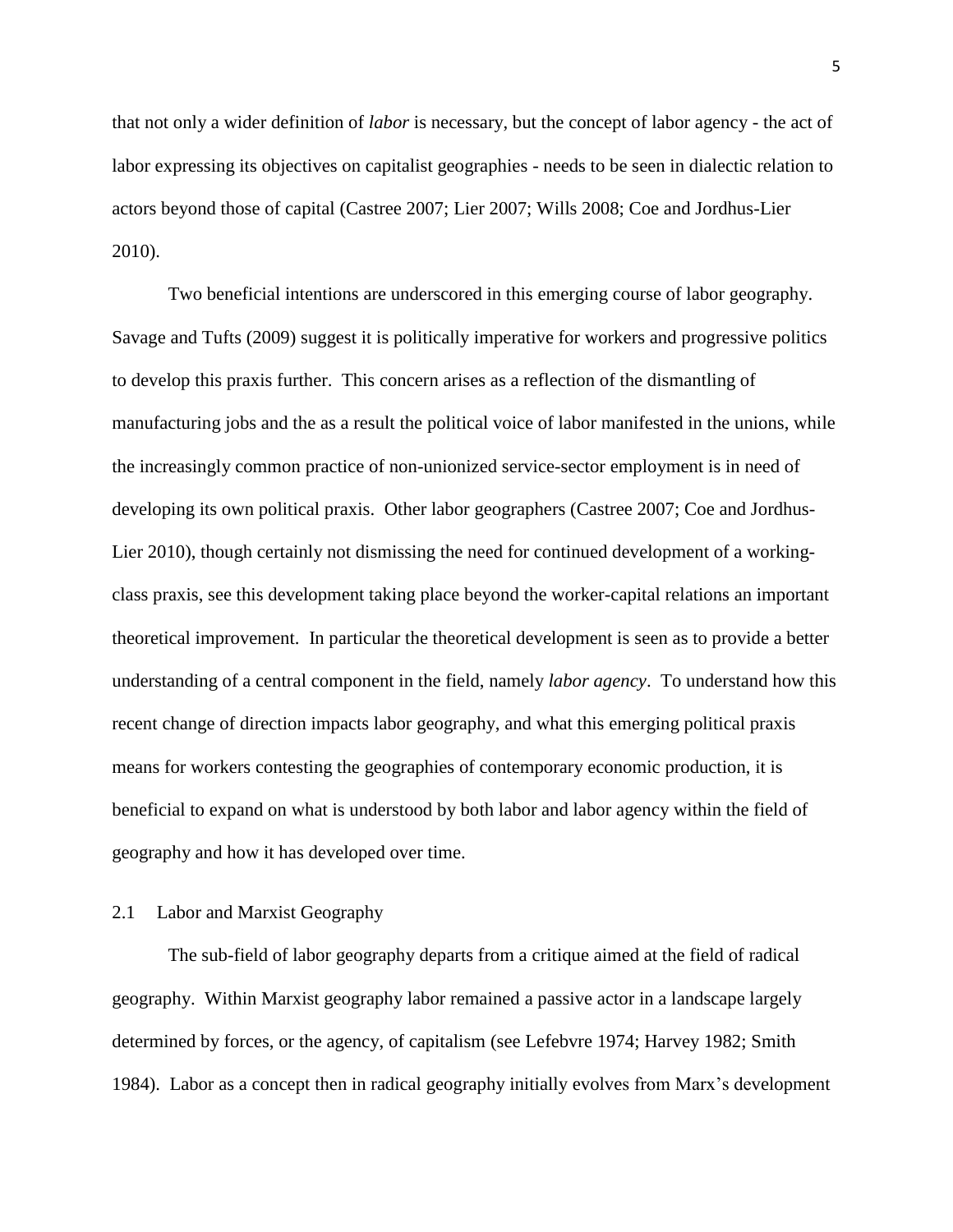that not only a wider definition of *labor* is necessary, but the concept of labor agency - the act of labor expressing its objectives on capitalist geographies - needs to be seen in dialectic relation to actors beyond those of capital (Castree 2007; Lier 2007; Wills 2008; Coe and Jordhus-Lier 2010).

Two beneficial intentions are underscored in this emerging course of labor geography. Savage and Tufts (2009) suggest it is politically imperative for workers and progressive politics to develop this praxis further. This concern arises as a reflection of the dismantling of manufacturing jobs and the as a result the political voice of labor manifested in the unions, while the increasingly common practice of non-unionized service-sector employment is in need of developing its own political praxis. Other labor geographers (Castree 2007; Coe and Jordhus-Lier 2010), though certainly not dismissing the need for continued development of a working-class praxis, see this development taking place beyond the worker-capital relations an important theoretical improvement. In particular the theoretical development is seen as to provide a better understanding of a central component in the field, namely *labor agency*. To understand how this recent change of direction impacts labor geography, and what this emerging political praxis means for workers contesting the geographies of contemporary economic production, it is beneficial to expand on what is understood by both labor and labor agency within the field of geography and how it has developed over time.

## 2.1 Labor and Marxist Geography

The sub-field of labor geography departs from a critique aimed at the field of radical geography. Within Marxist geography labor remained a passive actor in a landscape largely determined by forces, or the agency, of capitalism (see Lefebvre 1974; Harvey 1982; Smith 1984). Labor as a concept then in radical geography initially evolves from Marx's development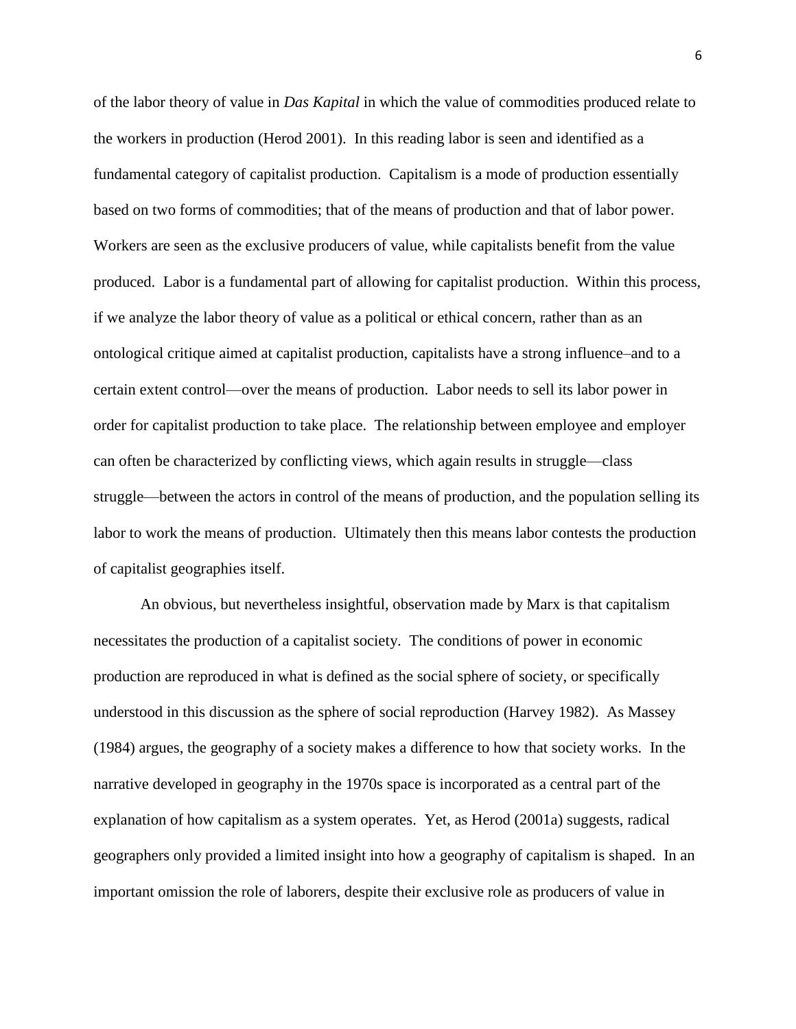of the labor theory of value in *Das Kapital* in which the value of commodities produced relate to the workers in production (Herod 2001). In this reading labor is seen and identified as a fundamental category of capitalist production. Capitalism is a mode of production essentially based on two forms of commodities; that of the means of production and that of labor power. Workers are seen as the exclusive producers of value, while capitalists benefit from the value produced. Labor is a fundamental part of allowing for capitalist production. Within this process, if we analyze the labor theory of value as a political or ethical concern, rather than as an ontological critique aimed at capitalist production, capitalists have a strong influence–and to a certain extent control—over the means of production. Labor needs to sell its labor power in order for capitalist production to take place. The relationship between employee and employer can often be characterized by conflicting views, which again results in struggle—class struggle—between the actors in control of the means of production, and the population selling its labor to work the means of production. Ultimately then this means labor contests the production of capitalist geographies itself.

An obvious, but nevertheless insightful, observation made by Marx is that capitalism necessitates the production of a capitalist society. The conditions of power in economic production are reproduced in what is defined as the social sphere of society, or specifically understood in this discussion as the sphere of social reproduction (Harvey 1982). As Massey (1984) argues, the geography of a society makes a difference to how that society works. In the narrative developed in geography in the 1970s space is incorporated as a central part of the explanation of how capitalism as a system operates. Yet, as Herod (2001a) suggests, radical geographers only provided a limited insight into how a geography of capitalism is shaped. In an important omission the role of laborers, despite their exclusive role as producers of value in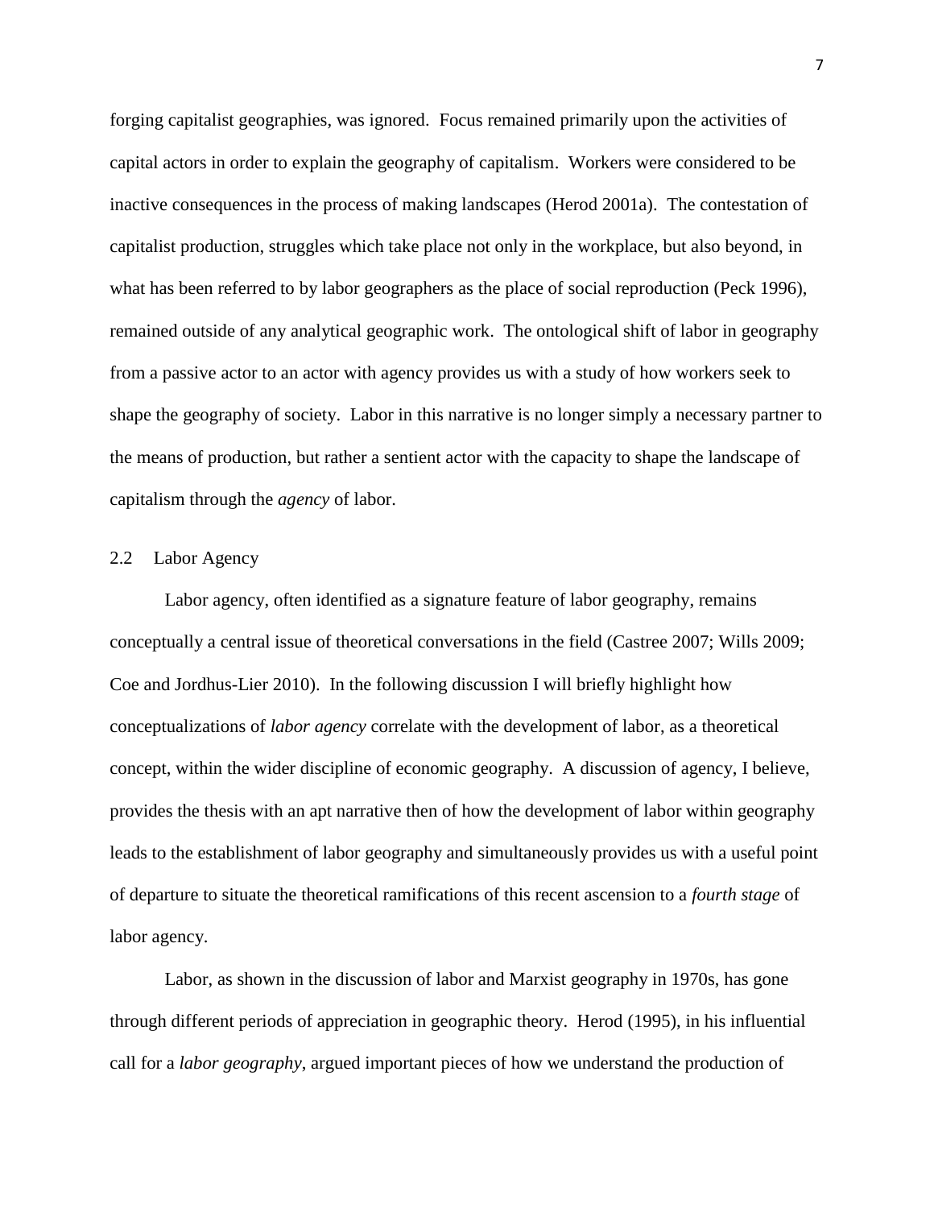forging capitalist geographies, was ignored. Focus remained primarily upon the activities of capital actors in order to explain the geography of capitalism. Workers were considered to be inactive consequences in the process of making landscapes (Herod 2001a). The contestation of capitalist production, struggles which take place not only in the workplace, but also beyond, in what has been referred to by labor geographers as the place of social reproduction (Peck 1996), remained outside of any analytical geographic work. The ontological shift of labor in geography from a passive actor to an actor with agency provides us with a study of how workers seek to shape the geography of society. Labor in this narrative is no longer simply a necessary partner to the means of production, but rather a sentient actor with the capacity to shape the landscape of capitalism through the *agency* of labor.

## 2.2 Labor Agency

Labor agency, often identified as a signature feature of labor geography, remains conceptually a central issue of theoretical conversations in the field (Castree 2007; Wills 2009; Coe and Jordhus-Lier 2010). In the following discussion I will briefly highlight how conceptualizations of *labor agency* correlate with the development of labor, as a theoretical concept, within the wider discipline of economic geography. A discussion of agency, I believe, provides the thesis with an apt narrative then of how the development of labor within geography leads to the establishment of labor geography and simultaneously provides us with a useful point of departure to situate the theoretical ramifications of this recent ascension to a *fourth stage* of labor agency.

Labor, as shown in the discussion of labor and Marxist geography in 1970s, has gone through different periods of appreciation in geographic theory. Herod (1995), in his influential call for a *labor geography*, argued important pieces of how we understand the production of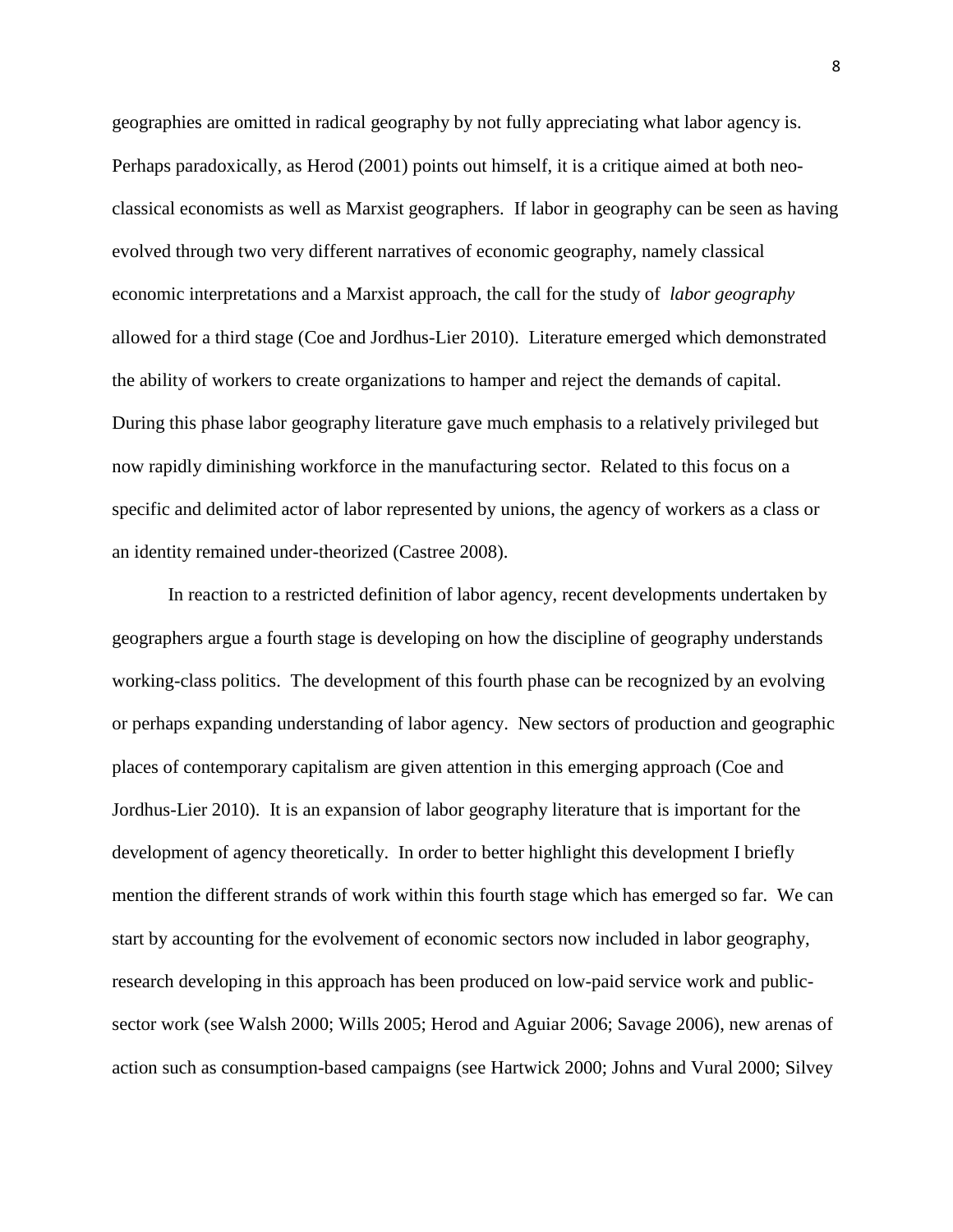geographies are omitted in radical geography by not fully appreciating what labor agency is. Perhaps paradoxically, as Herod (2001) points out himself, it is a critique aimed at both neo-classical economists as well as Marxist geographers. If labor in geography can be seen as having evolved through two very different narratives of economic geography, namely classical economic interpretations and a Marxist approach, the call for the study of *labor geography* allowed for a third stage (Coe and Jordhus-Lier 2010). Literature emerged which demonstrated the ability of workers to create organizations to hamper and reject the demands of capital. During this phase labor geography literature gave much emphasis to a relatively privileged but now rapidly diminishing workforce in the manufacturing sector. Related to this focus on a specific and delimited actor of labor represented by unions, the agency of workers as a class or an identity remained under-theorized (Castree 2008).

In reaction to a restricted definition of labor agency, recent developments undertaken by geographers argue a fourth stage is developing on how the discipline of geography understands working-class politics. The development of this fourth phase can be recognized by an evolving or perhaps expanding understanding of labor agency. New sectors of production and geographic places of contemporary capitalism are given attention in this emerging approach (Coe and Jordhus-Lier 2010). It is an expansion of labor geography literature that is important for the development of agency theoretically. In order to better highlight this development I briefly mention the different strands of work within this fourth stage which has emerged so far. We can start by accounting for the evolvement of economic sectors now included in labor geography, research developing in this approach has been produced on low-paid service work and public-sector work (see Walsh 2000; Wills 2005; Herod and Aguiar 2006; Savage 2006), new arenas of action such as consumption-based campaigns (see Hartwick 2000; Johns and Vural 2000; Silvey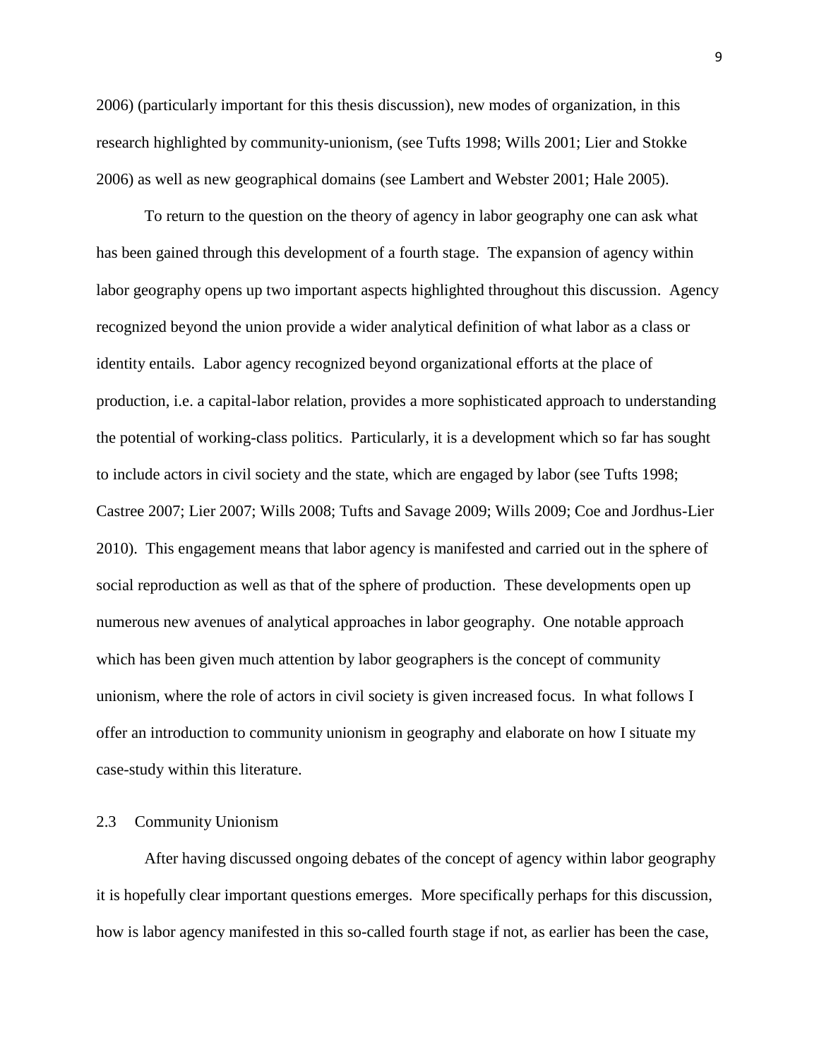2006) (particularly important for this thesis discussion), new modes of organization, in this research highlighted by community-unionism, (see Tufts 1998; Wills 2001; Lier and Stokke 2006) as well as new geographical domains (see Lambert and Webster 2001; Hale 2005).

To return to the question on the theory of agency in labor geography one can ask what has been gained through this development of a fourth stage. The expansion of agency within labor geography opens up two important aspects highlighted throughout this discussion. Agency recognized beyond the union provide a wider analytical definition of what labor as a class or identity entails. Labor agency recognized beyond organizational efforts at the place of production, i.e. a capital-labor relation, provides a more sophisticated approach to understanding the potential of working-class politics. Particularly, it is a development which so far has sought to include actors in civil society and the state, which are engaged by labor (see Tufts 1998; Castree 2007; Lier 2007; Wills 2008; Tufts and Savage 2009; Wills 2009; Coe and Jordhus-Lier 2010). This engagement means that labor agency is manifested and carried out in the sphere of social reproduction as well as that of the sphere of production. These developments open up numerous new avenues of analytical approaches in labor geography. One notable approach which has been given much attention by labor geographers is the concept of community unionism, where the role of actors in civil society is given increased focus. In what follows I offer an introduction to community unionism in geography and elaborate on how I situate my case-study within this literature.

### 2.3 Community Unionism

After having discussed ongoing debates of the concept of agency within labor geography it is hopefully clear important questions emerges. More specifically perhaps for this discussion, how is labor agency manifested in this so-called fourth stage if not, as earlier has been the case,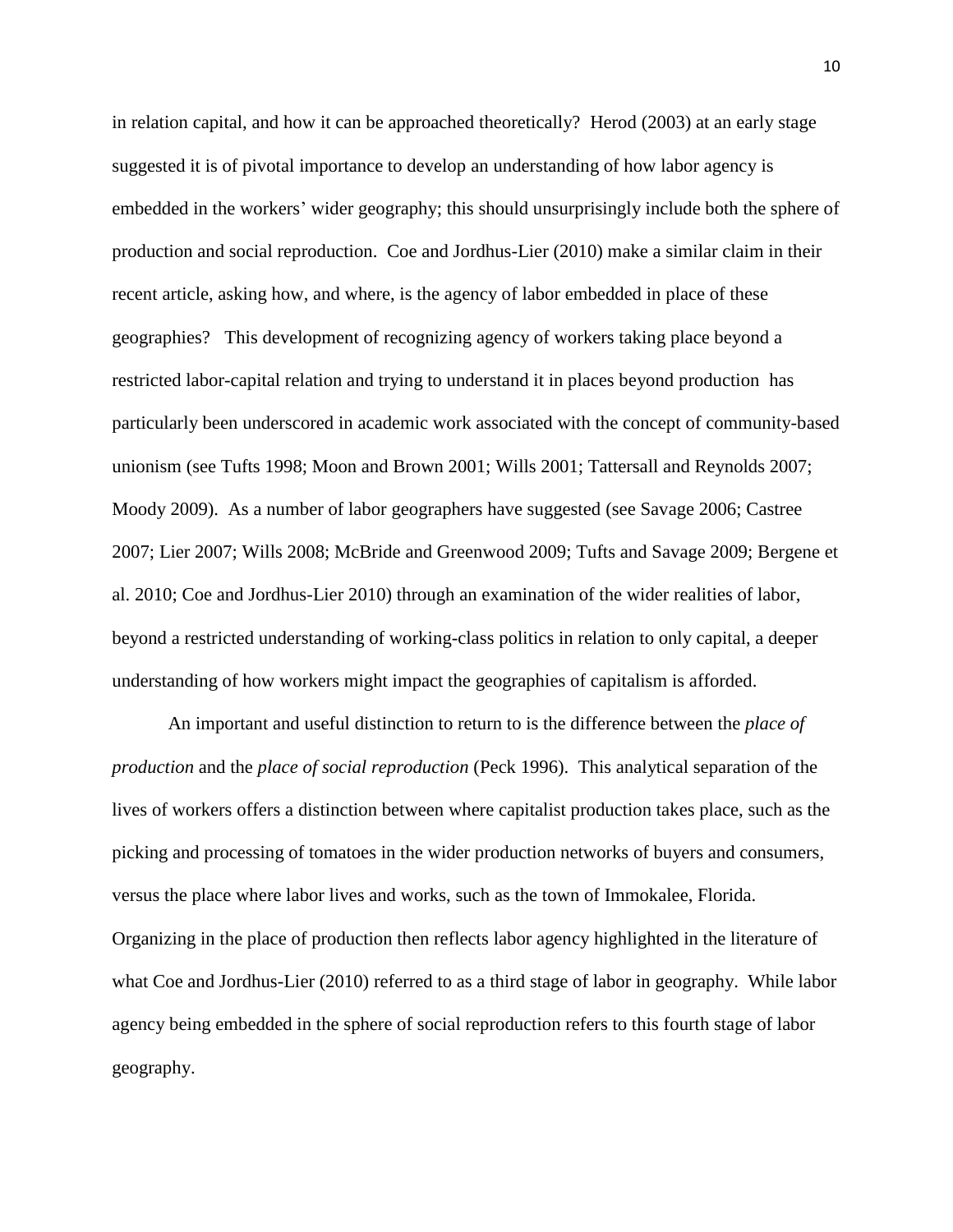in relation capital, and how it can be approached theoretically? Herod (2003) at an early stage suggested it is of pivotal importance to develop an understanding of how labor agency is embedded in the workers' wider geography; this should unsurprisingly include both the sphere of production and social reproduction. Coe and Jordhus-Lier (2010) make a similar claim in their recent article, asking how, and where, is the agency of labor embedded in place of these geographies? This development of recognizing agency of workers taking place beyond a restricted labor-capital relation and trying to understand it in places beyond production has particularly been underscored in academic work associated with the concept of community-based unionism (see Tufts 1998; Moon and Brown 2001; Wills 2001; Tattersall and Reynolds 2007; Moody 2009). As a number of labor geographers have suggested (see Savage 2006; Castree 2007; Lier 2007; Wills 2008; McBride and Greenwood 2009; Tufts and Savage 2009; Bergene et al. 2010; Coe and Jordhus-Lier 2010) through an examination of the wider realities of labor, beyond a restricted understanding of working-class politics in relation to only capital, a deeper understanding of how workers might impact the geographies of capitalism is afforded.

An important and useful distinction to return to is the difference between the *place of production* and the *place of social reproduction* (Peck 1996). This analytical separation of the lives of workers offers a distinction between where capitalist production takes place, such as the picking and processing of tomatoes in the wider production networks of buyers and consumers, versus the place where labor lives and works, such as the town of Immokalee, Florida. Organizing in the place of production then reflects labor agency highlighted in the literature of what Coe and Jordhus-Lier (2010) referred to as a third stage of labor in geography. While labor agency being embedded in the sphere of social reproduction refers to this fourth stage of labor geography.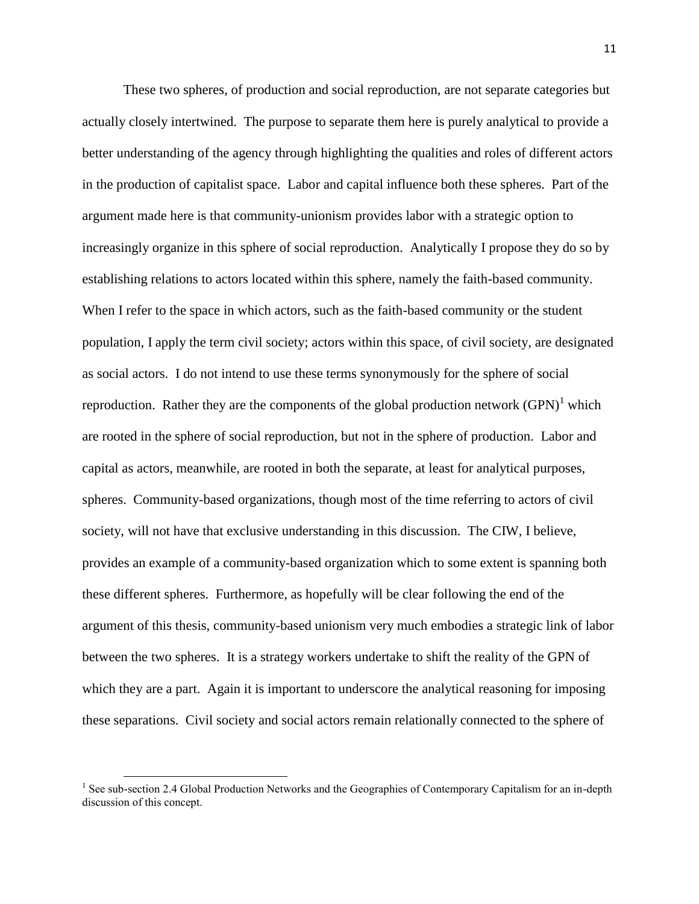These two spheres, of production and social reproduction, are not separate categories but actually closely intertwined. The purpose to separate them here is purely analytical to provide a better understanding of the agency through highlighting the qualities and roles of different actors in the production of capitalist space. Labor and capital influence both these spheres. Part of the argument made here is that community-unionism provides labor with a strategic option to increasingly organize in this sphere of social reproduction. Analytically I propose they do so by establishing relations to actors located within this sphere, namely the faith-based community. When I refer to the space in which actors, such as the faith-based community or the student population, I apply the term civil society; actors within this space, of civil society, are designated as social actors. I do not intend to use these terms synonymously for the sphere of social reproduction. Rather they are the components of the global production network (GPN)[1] which are rooted in the sphere of social reproduction, but not in the sphere of production. Labor and capital as actors, meanwhile, are rooted in both the separate, at least for analytical purposes, spheres. Community-based organizations, though most of the time referring to actors of civil society, will not have that exclusive understanding in this discussion. The CIW, I believe, provides an example of a community-based organization which to some extent is spanning both these different spheres. Furthermore, as hopefully will be clear following the end of the argument of this thesis, community-based unionism very much embodies a strategic link of labor between the two spheres. It is a strategy workers undertake to shift the reality of the GPN of which they are a part. Again it is important to underscore the analytical reasoning for imposing these separations. Civil society and social actors remain relationally connected to the sphere of

[1] See sub-section 2.4 Global Production Networks and the Geographies of Contemporary Capitalism for an in-depth discussion of this concept.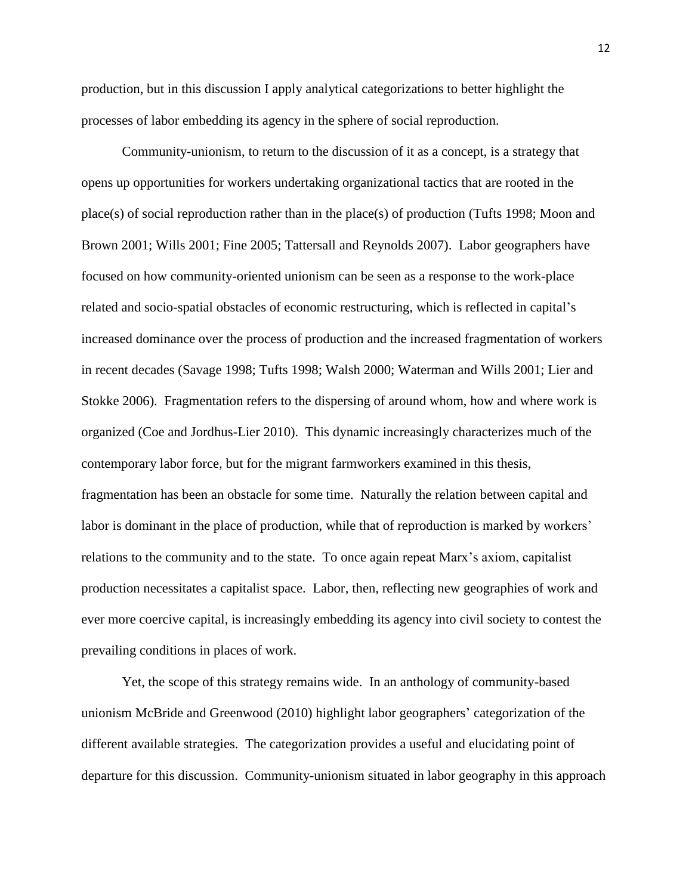production, but in this discussion I apply analytical categorizations to better highlight the processes of labor embedding its agency in the sphere of social reproduction.

Community-unionism, to return to the discussion of it as a concept, is a strategy that opens up opportunities for workers undertaking organizational tactics that are rooted in the place(s) of social reproduction rather than in the place(s) of production (Tufts 1998; Moon and Brown 2001; Wills 2001; Fine 2005; Tattersall and Reynolds 2007). Labor geographers have focused on how community-oriented unionism can be seen as a response to the work-place related and socio-spatial obstacles of economic restructuring, which is reflected in capital's increased dominance over the process of production and the increased fragmentation of workers in recent decades (Savage 1998; Tufts 1998; Walsh 2000; Waterman and Wills 2001; Lier and Stokke 2006). Fragmentation refers to the dispersing of around whom, how and where work is organized (Coe and Jordhus-Lier 2010). This dynamic increasingly characterizes much of the contemporary labor force, but for the migrant farmworkers examined in this thesis, fragmentation has been an obstacle for some time. Naturally the relation between capital and labor is dominant in the place of production, while that of reproduction is marked by workers' relations to the community and to the state. To once again repeat Marx's axiom, capitalist production necessitates a capitalist space. Labor, then, reflecting new geographies of work and ever more coercive capital, is increasingly embedding its agency into civil society to contest the prevailing conditions in places of work.

Yet, the scope of this strategy remains wide. In an anthology of community-based unionism McBride and Greenwood (2010) highlight labor geographers' categorization of the different available strategies. The categorization provides a useful and elucidating point of departure for this discussion. Community-unionism situated in labor geography in this approach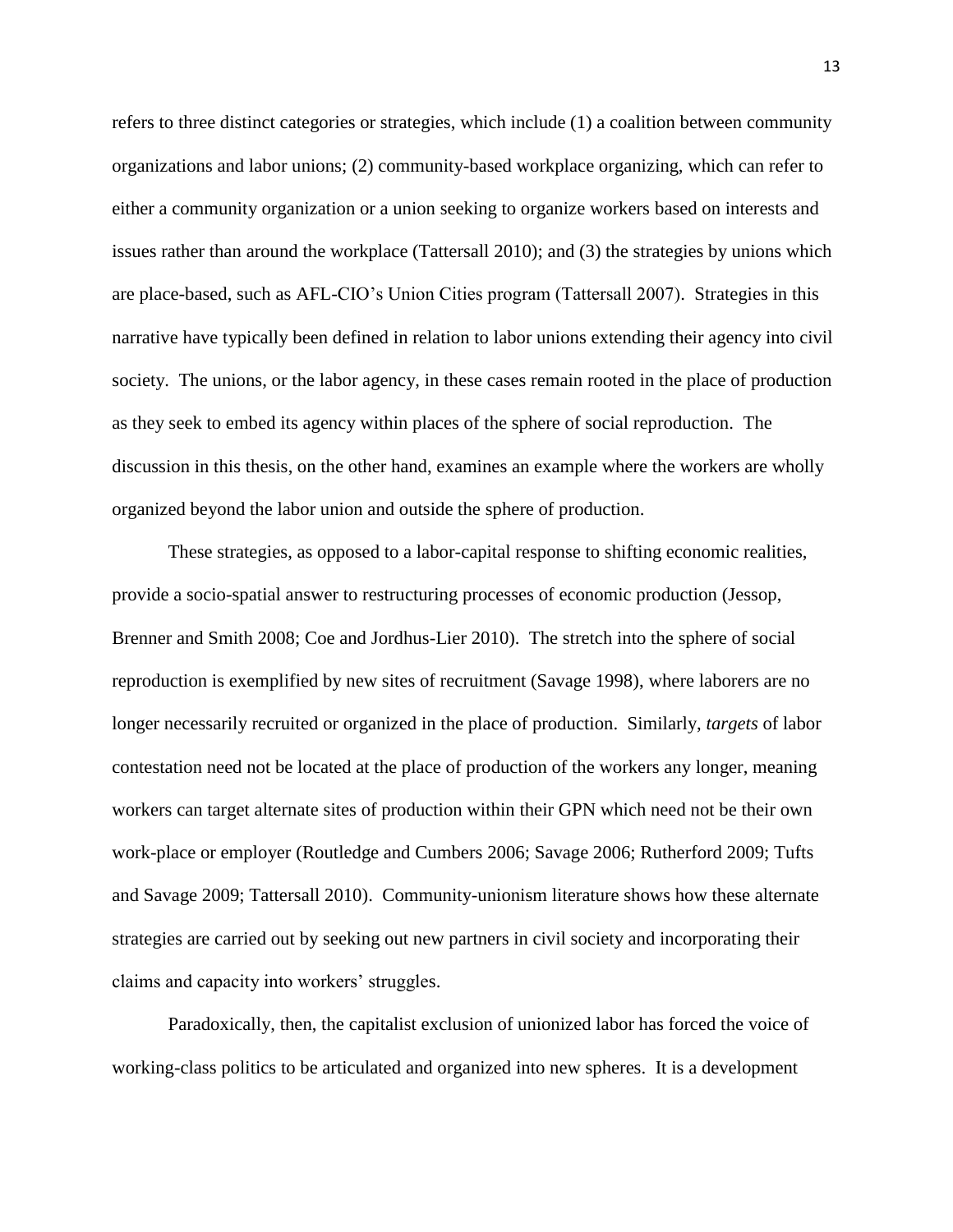refers to three distinct categories or strategies, which include (1) a coalition between community organizations and labor unions; (2) community-based workplace organizing, which can refer to either a community organization or a union seeking to organize workers based on interests and issues rather than around the workplace (Tattersall 2010); and (3) the strategies by unions which are place-based, such as AFL-CIO's Union Cities program (Tattersall 2007). Strategies in this narrative have typically been defined in relation to labor unions extending their agency into civil society. The unions, or the labor agency, in these cases remain rooted in the place of production as they seek to embed its agency within places of the sphere of social reproduction. The discussion in this thesis, on the other hand, examines an example where the workers are wholly organized beyond the labor union and outside the sphere of production.

These strategies, as opposed to a labor-capital response to shifting economic realities, provide a socio-spatial answer to restructuring processes of economic production (Jessop, Brenner and Smith 2008; Coe and Jordhus-Lier 2010). The stretch into the sphere of social reproduction is exemplified by new sites of recruitment (Savage 1998), where laborers are no longer necessarily recruited or organized in the place of production. Similarly, *targets* of labor contestation need not be located at the place of production of the workers any longer, meaning workers can target alternate sites of production within their GPN which need not be their own work-place or employer (Routledge and Cumbers 2006; Savage 2006; Rutherford 2009; Tufts and Savage 2009; Tattersall 2010). Community-unionism literature shows how these alternate strategies are carried out by seeking out new partners in civil society and incorporating their claims and capacity into workers' struggles.

Paradoxically, then, the capitalist exclusion of unionized labor has forced the voice of working-class politics to be articulated and organized into new spheres. It is a development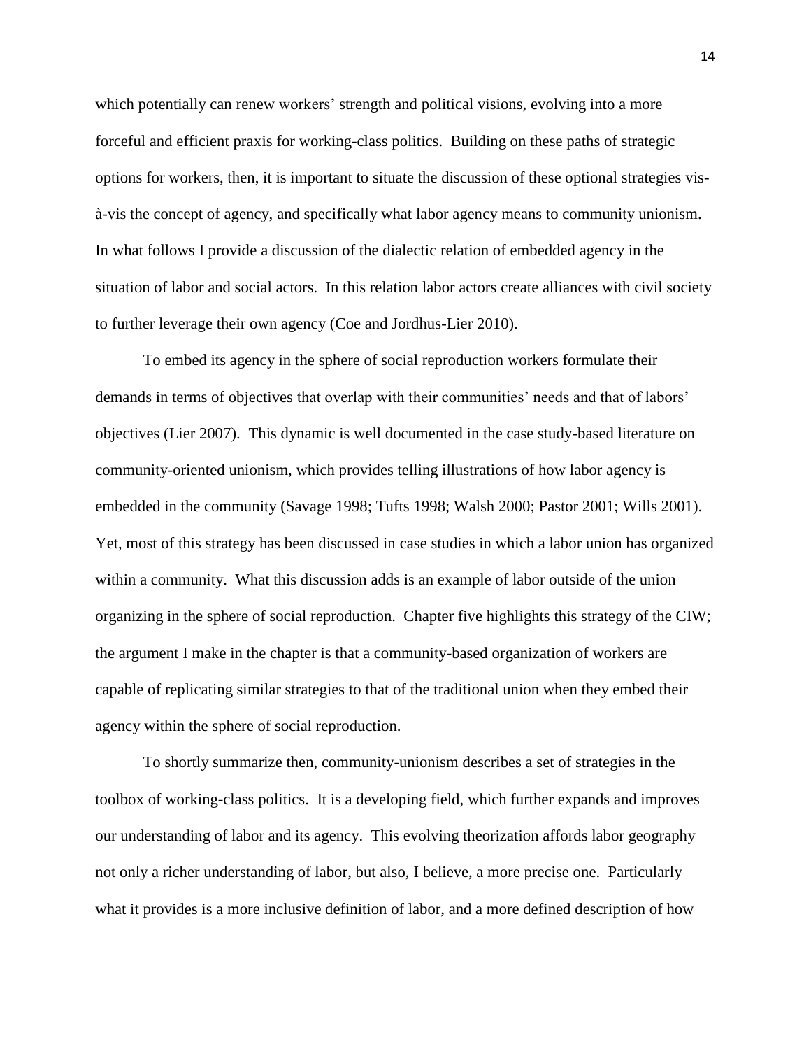which potentially can renew workers' strength and political visions, evolving into a more forceful and efficient praxis for working-class politics. Building on these paths of strategic options for workers, then, it is important to situate the discussion of these optional strategies vis-à-vis the concept of agency, and specifically what labor agency means to community unionism. In what follows I provide a discussion of the dialectic relation of embedded agency in the situation of labor and social actors. In this relation labor actors create alliances with civil society to further leverage their own agency (Coe and Jordhus-Lier 2010).

To embed its agency in the sphere of social reproduction workers formulate their demands in terms of objectives that overlap with their communities' needs and that of labors' objectives (Lier 2007). This dynamic is well documented in the case study-based literature on community-oriented unionism, which provides telling illustrations of how labor agency is embedded in the community (Savage 1998; Tufts 1998; Walsh 2000; Pastor 2001; Wills 2001). Yet, most of this strategy has been discussed in case studies in which a labor union has organized within a community. What this discussion adds is an example of labor outside of the union organizing in the sphere of social reproduction. Chapter five highlights this strategy of the CIW; the argument I make in the chapter is that a community-based organization of workers are capable of replicating similar strategies to that of the traditional union when they embed their agency within the sphere of social reproduction.

To shortly summarize then, community-unionism describes a set of strategies in the toolbox of working-class politics. It is a developing field, which further expands and improves our understanding of labor and its agency. This evolving theorization affords labor geography not only a richer understanding of labor, but also, I believe, a more precise one. Particularly what it provides is a more inclusive definition of labor, and a more defined description of how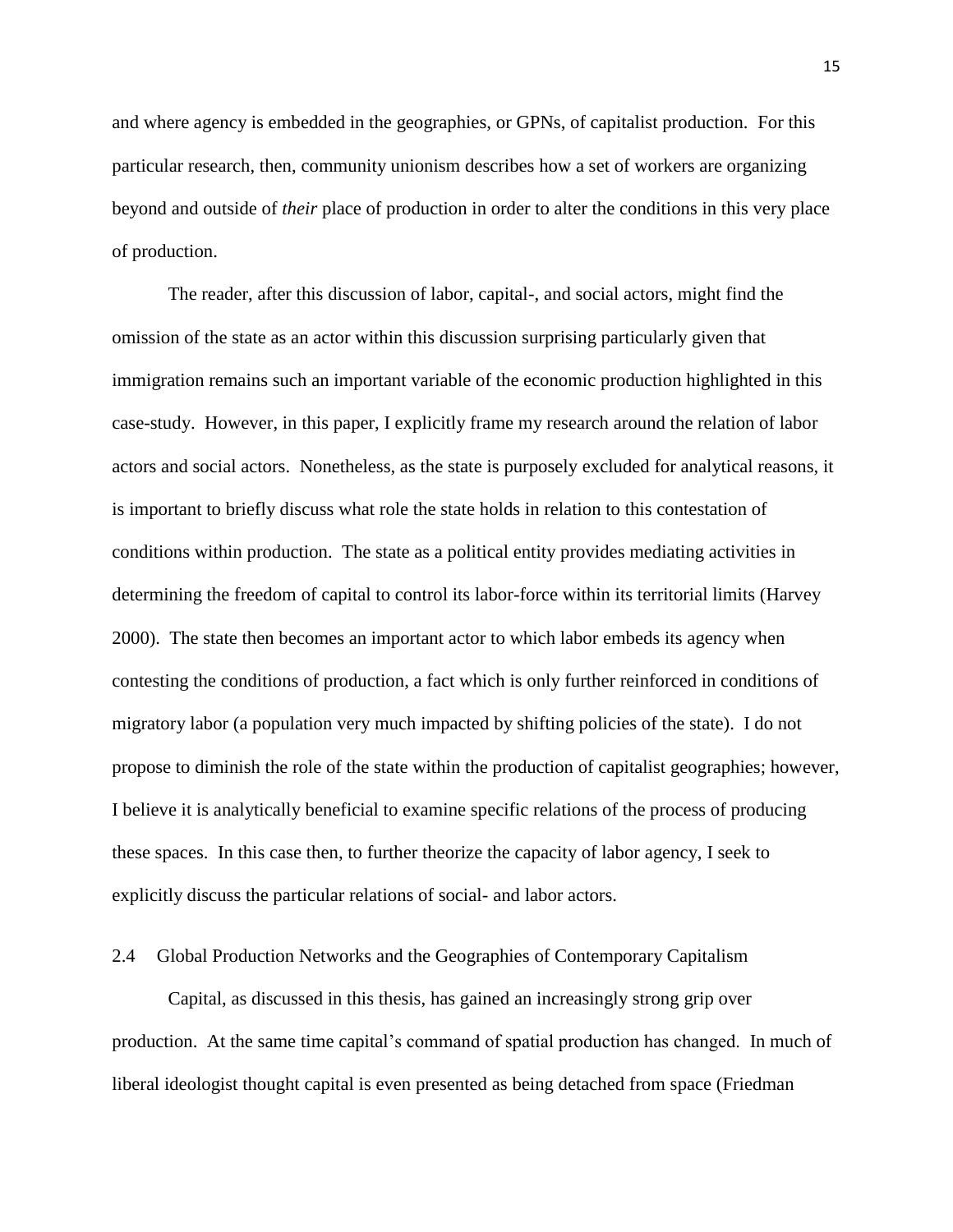and where agency is embedded in the geographies, or GPNs, of capitalist production. For this particular research, then, community unionism describes how a set of workers are organizing beyond and outside of *their* place of production in order to alter the conditions in this very place of production.

The reader, after this discussion of labor, capital-, and social actors, might find the omission of the state as an actor within this discussion surprising particularly given that immigration remains such an important variable of the economic production highlighted in this case-study. However, in this paper, I explicitly frame my research around the relation of labor actors and social actors. Nonetheless, as the state is purposely excluded for analytical reasons, it is important to briefly discuss what role the state holds in relation to this contestation of conditions within production. The state as a political entity provides mediating activities in determining the freedom of capital to control its labor-force within its territorial limits (Harvey 2000). The state then becomes an important actor to which labor embeds its agency when contesting the conditions of production, a fact which is only further reinforced in conditions of migratory labor (a population very much impacted by shifting policies of the state). I do not propose to diminish the role of the state within the production of capitalist geographies; however, I believe it is analytically beneficial to examine specific relations of the process of producing these spaces. In this case then, to further theorize the capacity of labor agency, I seek to explicitly discuss the particular relations of social- and labor actors.

## 2.4 Global Production Networks and the Geographies of Contemporary Capitalism

Capital, as discussed in this thesis, has gained an increasingly strong grip over production. At the same time capital's command of spatial production has changed. In much of liberal ideologist thought capital is even presented as being detached from space (Friedman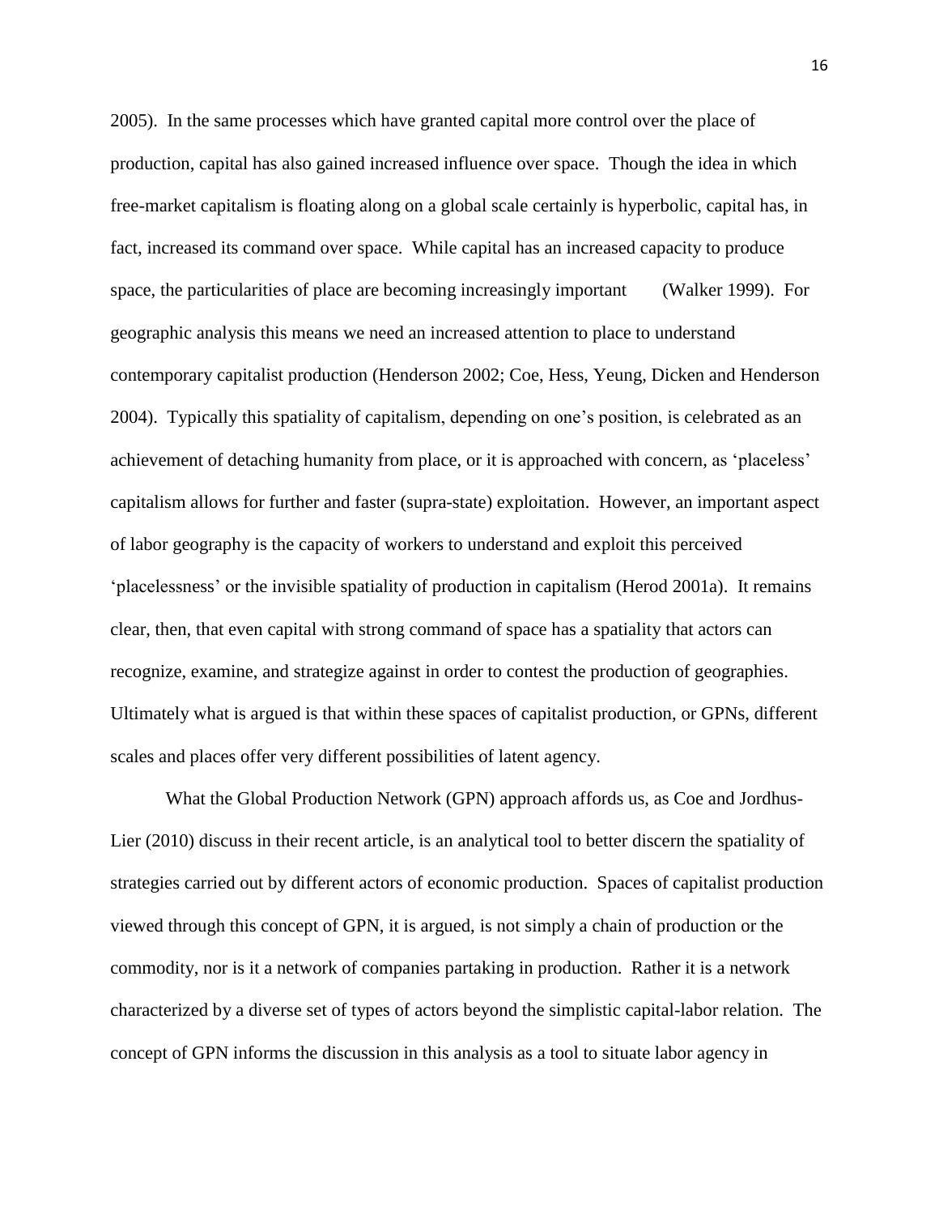2005). In the same processes which have granted capital more control over the place of production, capital has also gained increased influence over space. Though the idea in which free-market capitalism is floating along on a global scale certainly is hyperbolic, capital has, in fact, increased its command over space. While capital has an increased capacity to produce space, the particularities of place are becoming increasingly important (Walker 1999). For geographic analysis this means we need an increased attention to place to understand contemporary capitalist production (Henderson 2002; Coe, Hess, Yeung, Dicken and Henderson 2004). Typically this spatiality of capitalism, depending on one's position, is celebrated as an achievement of detaching humanity from place, or it is approached with concern, as 'placeless' capitalism allows for further and faster (supra-state) exploitation. However, an important aspect of labor geography is the capacity of workers to understand and exploit this perceived 'placelessness' or the invisible spatiality of production in capitalism (Herod 2001a). It remains clear, then, that even capital with strong command of space has a spatiality that actors can recognize, examine, and strategize against in order to contest the production of geographies. Ultimately what is argued is that within these spaces of capitalist production, or GPNs, different scales and places offer very different possibilities of latent agency.

What the Global Production Network (GPN) approach affords us, as Coe and Jordhus-Lier (2010) discuss in their recent article, is an analytical tool to better discern the spatiality of strategies carried out by different actors of economic production. Spaces of capitalist production viewed through this concept of GPN, it is argued, is not simply a chain of production or the commodity, nor is it a network of companies partaking in production. Rather it is a network characterized by a diverse set of types of actors beyond the simplistic capital-labor relation. The concept of GPN informs the discussion in this analysis as a tool to situate labor agency in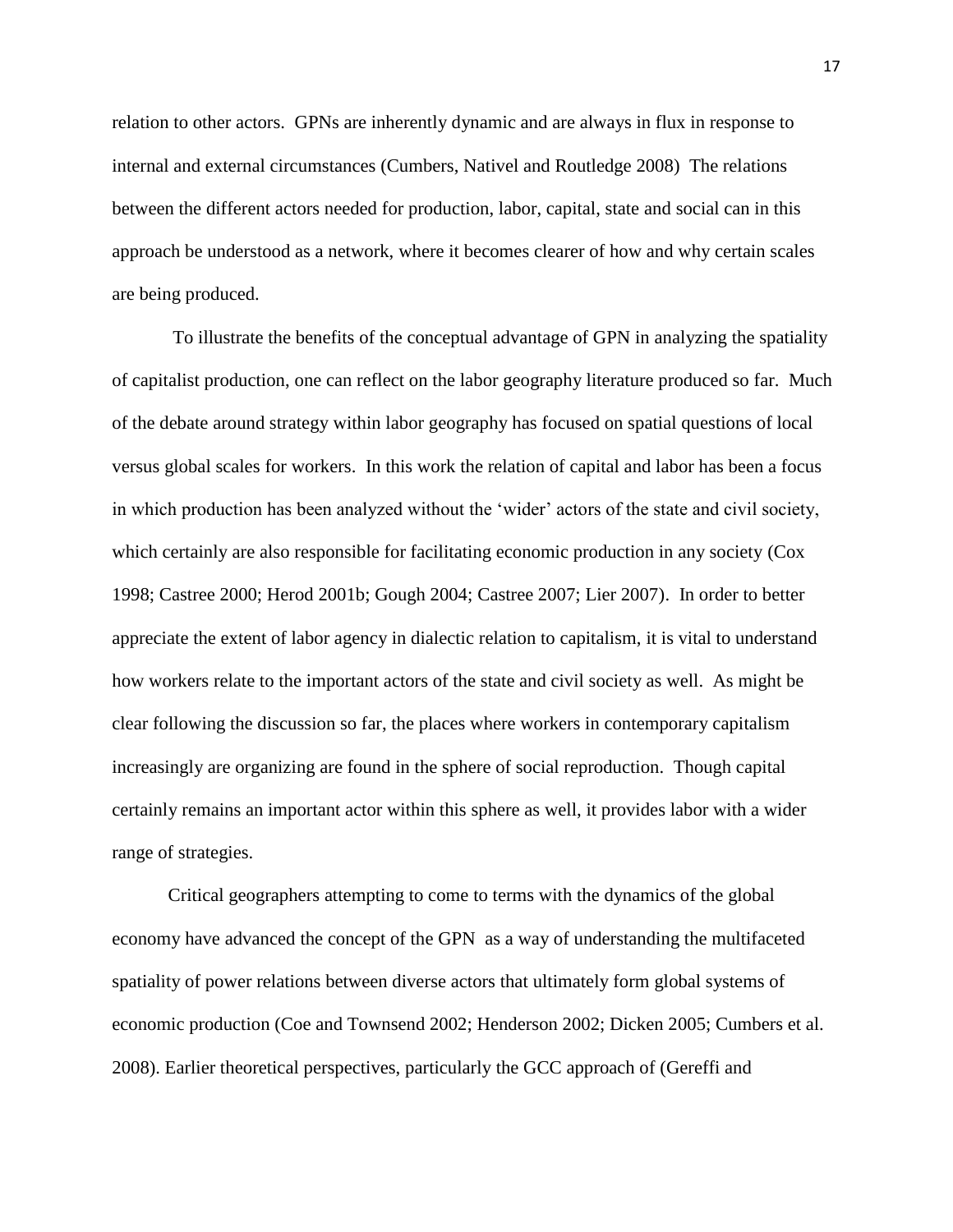relation to other actors. GPNs are inherently dynamic and are always in flux in response to internal and external circumstances (Cumbers, Nativel and Routledge 2008) The relations between the different actors needed for production, labor, capital, state and social can in this approach be understood as a network, where it becomes clearer of how and why certain scales are being produced.

To illustrate the benefits of the conceptual advantage of GPN in analyzing the spatiality of capitalist production, one can reflect on the labor geography literature produced so far. Much of the debate around strategy within labor geography has focused on spatial questions of local versus global scales for workers. In this work the relation of capital and labor has been a focus in which production has been analyzed without the 'wider' actors of the state and civil society, which certainly are also responsible for facilitating economic production in any society (Cox 1998; Castree 2000; Herod 2001b; Gough 2004; Castree 2007; Lier 2007). In order to better appreciate the extent of labor agency in dialectic relation to capitalism, it is vital to understand how workers relate to the important actors of the state and civil society as well. As might be clear following the discussion so far, the places where workers in contemporary capitalism increasingly are organizing are found in the sphere of social reproduction. Though capital certainly remains an important actor within this sphere as well, it provides labor with a wider range of strategies.

Critical geographers attempting to come to terms with the dynamics of the global economy have advanced the concept of the GPN as a way of understanding the multifaceted spatiality of power relations between diverse actors that ultimately form global systems of economic production (Coe and Townsend 2002; Henderson 2002; Dicken 2005; Cumbers et al. 2008). Earlier theoretical perspectives, particularly the GCC approach of (Gereffi and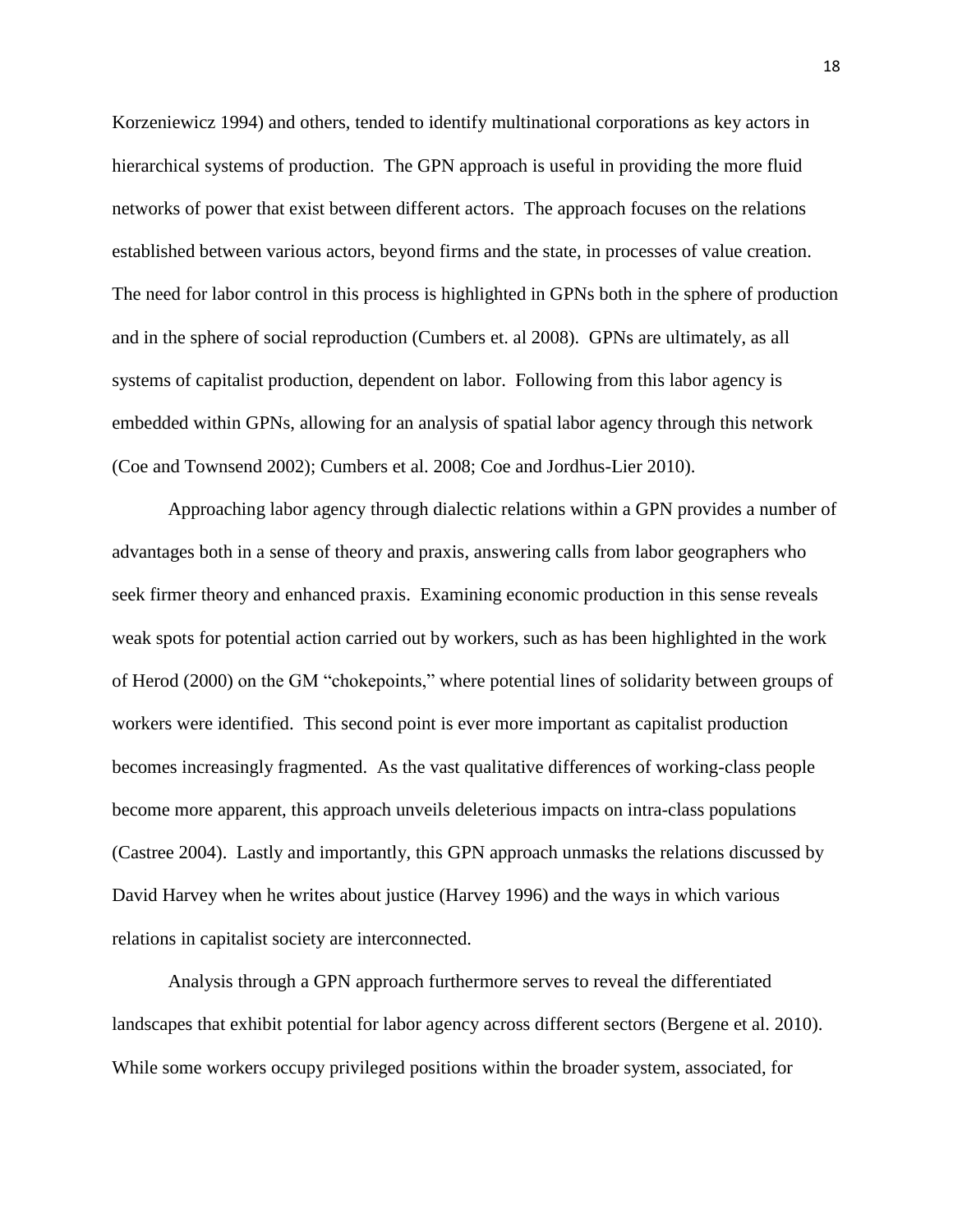Korzeniewicz 1994) and others, tended to identify multinational corporations as key actors in hierarchical systems of production. The GPN approach is useful in providing the more fluid networks of power that exist between different actors. The approach focuses on the relations established between various actors, beyond firms and the state, in processes of value creation. The need for labor control in this process is highlighted in GPNs both in the sphere of production and in the sphere of social reproduction (Cumbers et. al 2008). GPNs are ultimately, as all systems of capitalist production, dependent on labor. Following from this labor agency is embedded within GPNs, allowing for an analysis of spatial labor agency through this network (Coe and Townsend 2002); Cumbers et al. 2008; Coe and Jordhus-Lier 2010).

Approaching labor agency through dialectic relations within a GPN provides a number of advantages both in a sense of theory and praxis, answering calls from labor geographers who seek firmer theory and enhanced praxis. Examining economic production in this sense reveals weak spots for potential action carried out by workers, such as has been highlighted in the work of Herod (2000) on the GM "chokepoints," where potential lines of solidarity between groups of workers were identified. This second point is ever more important as capitalist production becomes increasingly fragmented. As the vast qualitative differences of working-class people become more apparent, this approach unveils deleterious impacts on intra-class populations (Castree 2004). Lastly and importantly, this GPN approach unmasks the relations discussed by David Harvey when he writes about justice (Harvey 1996) and the ways in which various relations in capitalist society are interconnected.

Analysis through a GPN approach furthermore serves to reveal the differentiated landscapes that exhibit potential for labor agency across different sectors (Bergene et al. 2010). While some workers occupy privileged positions within the broader system, associated, for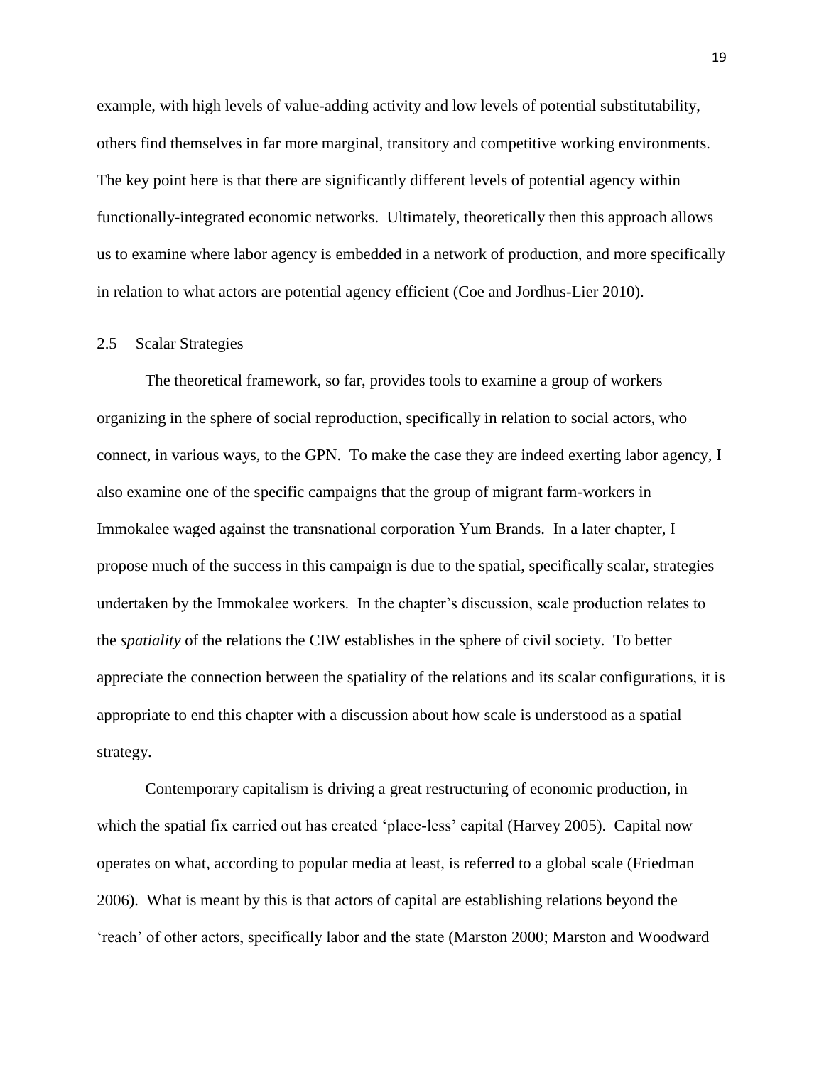example, with high levels of value-adding activity and low levels of potential substitutability, others find themselves in far more marginal, transitory and competitive working environments. The key point here is that there are significantly different levels of potential agency within functionally-integrated economic networks. Ultimately, theoretically then this approach allows us to examine where labor agency is embedded in a network of production, and more specifically in relation to what actors are potential agency efficient (Coe and Jordhus-Lier 2010).

## 2.5 Scalar Strategies

The theoretical framework, so far, provides tools to examine a group of workers organizing in the sphere of social reproduction, specifically in relation to social actors, who connect, in various ways, to the GPN. To make the case they are indeed exerting labor agency, I also examine one of the specific campaigns that the group of migrant farm-workers in Immokalee waged against the transnational corporation Yum Brands. In a later chapter, I propose much of the success in this campaign is due to the spatial, specifically scalar, strategies undertaken by the Immokalee workers. In the chapter's discussion, scale production relates to the *spatiality* of the relations the CIW establishes in the sphere of civil society. To better appreciate the connection between the spatiality of the relations and its scalar configurations, it is appropriate to end this chapter with a discussion about how scale is understood as a spatial strategy.

Contemporary capitalism is driving a great restructuring of economic production, in which the spatial fix carried out has created 'place-less' capital (Harvey 2005). Capital now operates on what, according to popular media at least, is referred to a global scale (Friedman 2006). What is meant by this is that actors of capital are establishing relations beyond the 'reach' of other actors, specifically labor and the state (Marston 2000; Marston and Woodward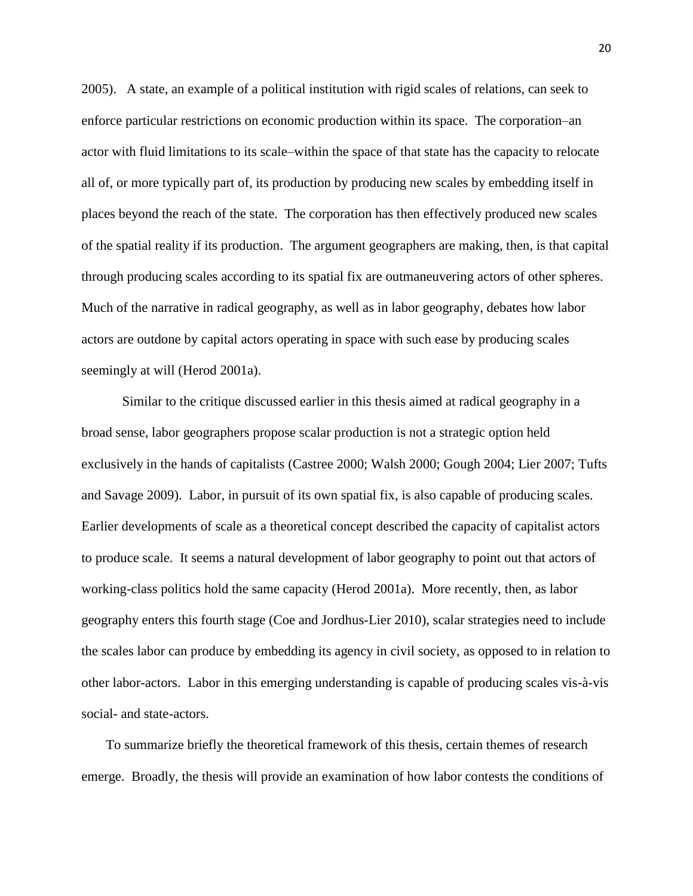2005). A state, an example of a political institution with rigid scales of relations, can seek to enforce particular restrictions on economic production within its space. The corporation–an actor with fluid limitations to its scale–within the space of that state has the capacity to relocate all of, or more typically part of, its production by producing new scales by embedding itself in places beyond the reach of the state. The corporation has then effectively produced new scales of the spatial reality if its production. The argument geographers are making, then, is that capital through producing scales according to its spatial fix are outmaneuvering actors of other spheres. Much of the narrative in radical geography, as well as in labor geography, debates how labor actors are outdone by capital actors operating in space with such ease by producing scales seemingly at will (Herod 2001a).

Similar to the critique discussed earlier in this thesis aimed at radical geography in a broad sense, labor geographers propose scalar production is not a strategic option held exclusively in the hands of capitalists (Castree 2000; Walsh 2000; Gough 2004; Lier 2007; Tufts and Savage 2009). Labor, in pursuit of its own spatial fix, is also capable of producing scales. Earlier developments of scale as a theoretical concept described the capacity of capitalist actors to produce scale. It seems a natural development of labor geography to point out that actors of working-class politics hold the same capacity (Herod 2001a). More recently, then, as labor geography enters this fourth stage (Coe and Jordhus-Lier 2010), scalar strategies need to include the scales labor can produce by embedding its agency in civil society, as opposed to in relation to other labor-actors. Labor in this emerging understanding is capable of producing scales vis-à-vis social- and state-actors.

To summarize briefly the theoretical framework of this thesis, certain themes of research emerge. Broadly, the thesis will provide an examination of how labor contests the conditions of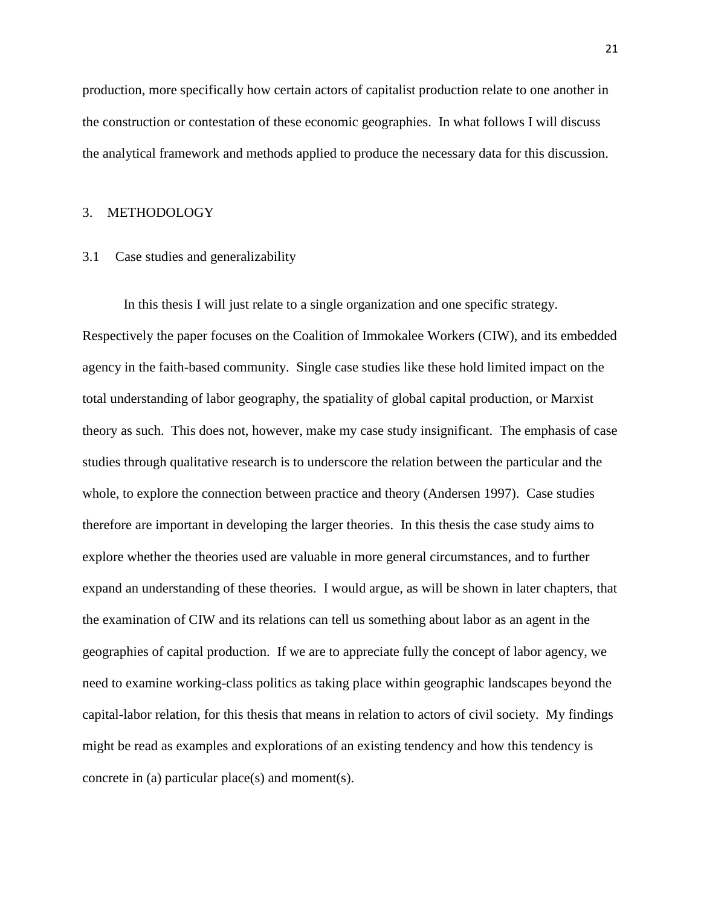production, more specifically how certain actors of capitalist production relate to one another in the construction or contestation of these economic geographies. In what follows I will discuss the analytical framework and methods applied to produce the necessary data for this discussion.

# 3. METHODOLOGY

## 3.1 Case studies and generalizability

In this thesis I will just relate to a single organization and one specific strategy. Respectively the paper focuses on the Coalition of Immokalee Workers (CIW), and its embedded agency in the faith-based community. Single case studies like these hold limited impact on the total understanding of labor geography, the spatiality of global capital production, or Marxist theory as such. This does not, however, make my case study insignificant. The emphasis of case studies through qualitative research is to underscore the relation between the particular and the whole, to explore the connection between practice and theory (Andersen 1997). Case studies therefore are important in developing the larger theories. In this thesis the case study aims to explore whether the theories used are valuable in more general circumstances, and to further expand an understanding of these theories. I would argue, as will be shown in later chapters, that the examination of CIW and its relations can tell us something about labor as an agent in the geographies of capital production. If we are to appreciate fully the concept of labor agency, we need to examine working-class politics as taking place within geographic landscapes beyond the capital-labor relation, for this thesis that means in relation to actors of civil society. My findings might be read as examples and explorations of an existing tendency and how this tendency is concrete in (a) particular place(s) and moment(s).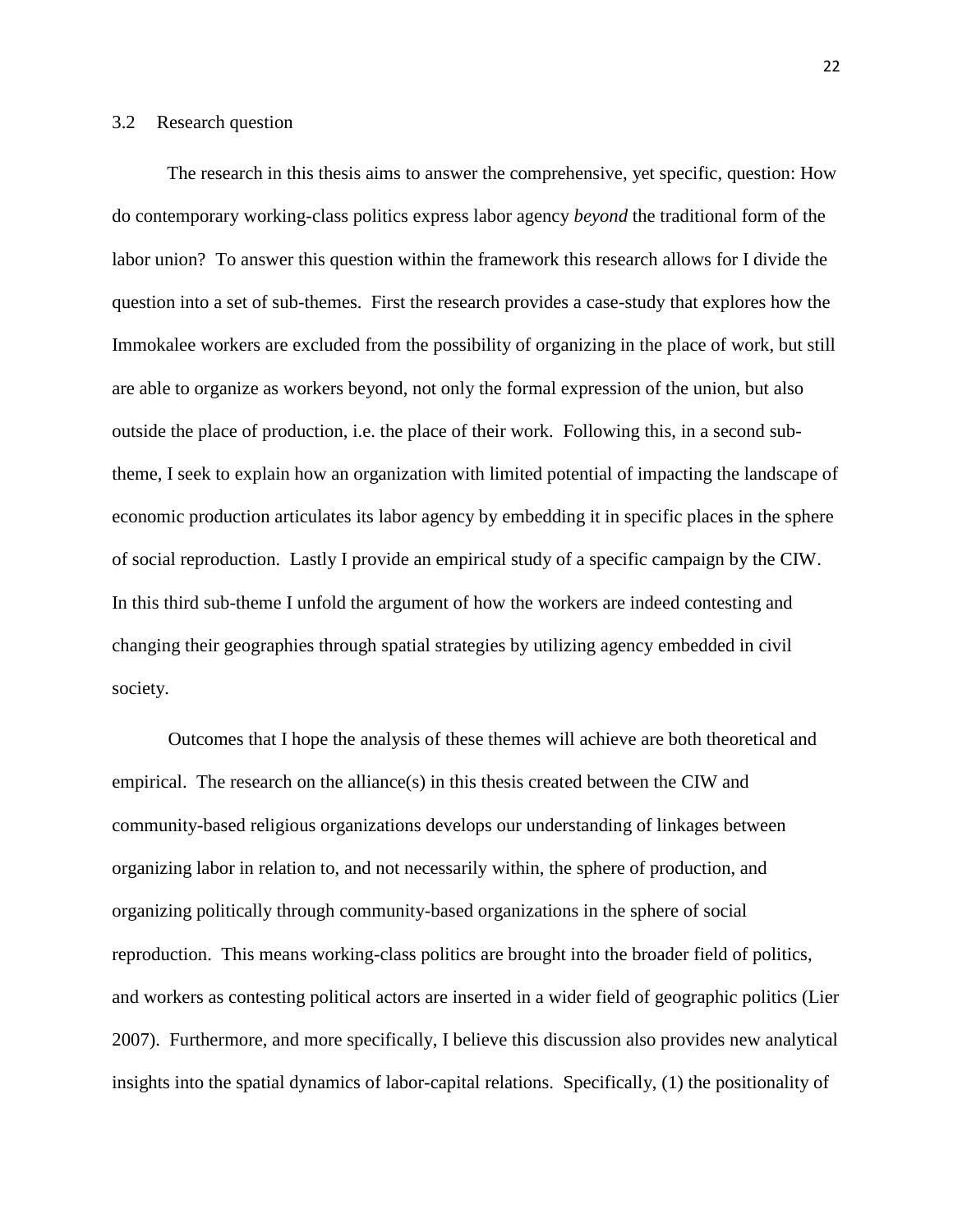### 3.2 Research question

The research in this thesis aims to answer the comprehensive, yet specific, question: How do contemporary working-class politics express labor agency *beyond* the traditional form of the labor union? To answer this question within the framework this research allows for I divide the question into a set of sub-themes. First the research provides a case-study that explores how the Immokalee workers are excluded from the possibility of organizing in the place of work, but still are able to organize as workers beyond, not only the formal expression of the union, but also outside the place of production, i.e. the place of their work. Following this, in a second sub-theme, I seek to explain how an organization with limited potential of impacting the landscape of economic production articulates its labor agency by embedding it in specific places in the sphere of social reproduction. Lastly I provide an empirical study of a specific campaign by the CIW. In this third sub-theme I unfold the argument of how the workers are indeed contesting and changing their geographies through spatial strategies by utilizing agency embedded in civil society.

Outcomes that I hope the analysis of these themes will achieve are both theoretical and empirical. The research on the alliance(s) in this thesis created between the CIW and community-based religious organizations develops our understanding of linkages between organizing labor in relation to, and not necessarily within, the sphere of production, and organizing politically through community-based organizations in the sphere of social reproduction. This means working-class politics are brought into the broader field of politics, and workers as contesting political actors are inserted in a wider field of geographic politics (Lier 2007). Furthermore, and more specifically, I believe this discussion also provides new analytical insights into the spatial dynamics of labor-capital relations. Specifically, (1) the positionality of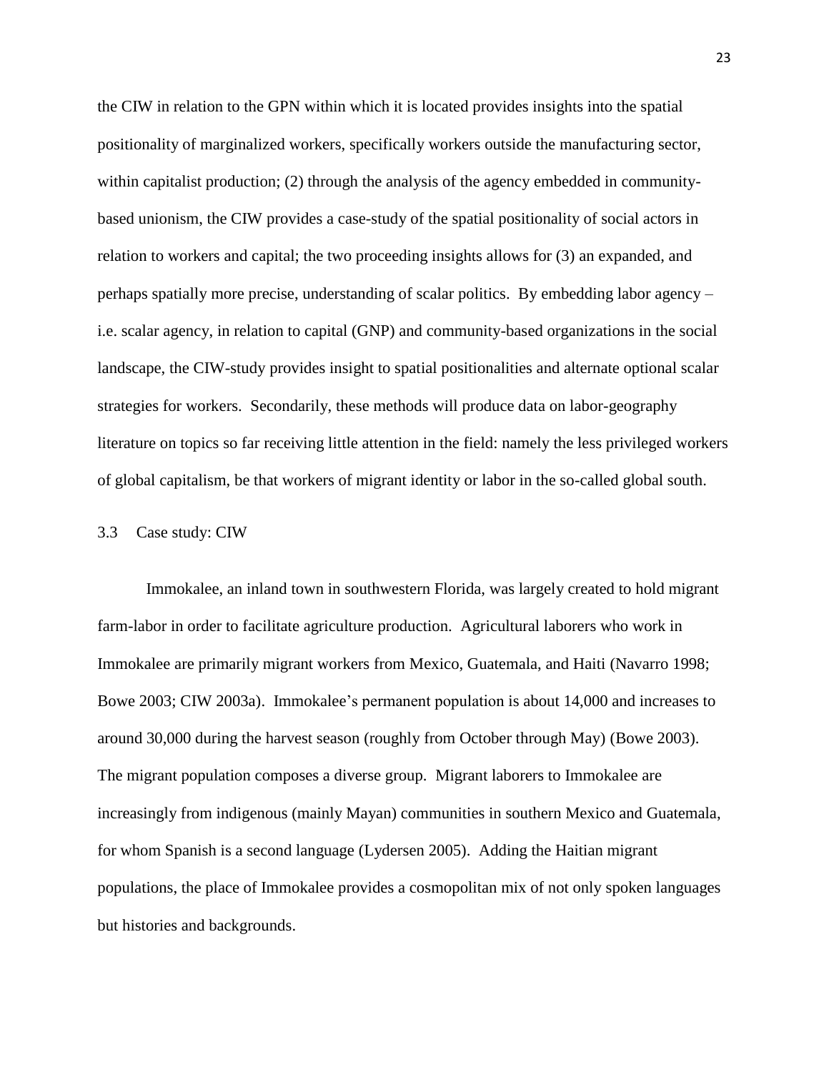the CIW in relation to the GPN within which it is located provides insights into the spatial positionality of marginalized workers, specifically workers outside the manufacturing sector, within capitalist production; (2) through the analysis of the agency embedded in community-based unionism, the CIW provides a case-study of the spatial positionality of social actors in relation to workers and capital; the two proceeding insights allows for (3) an expanded, and perhaps spatially more precise, understanding of scalar politics. By embedding labor agency – i.e. scalar agency, in relation to capital (GNP) and community-based organizations in the social landscape, the CIW-study provides insight to spatial positionalities and alternate optional scalar strategies for workers. Secondarily, these methods will produce data on labor-geography literature on topics so far receiving little attention in the field: namely the less privileged workers of global capitalism, be that workers of migrant identity or labor in the so-called global south.

### 3.3 Case study: CIW

Immokalee, an inland town in southwestern Florida, was largely created to hold migrant farm-labor in order to facilitate agriculture production. Agricultural laborers who work in Immokalee are primarily migrant workers from Mexico, Guatemala, and Haiti (Navarro 1998; Bowe 2003; CIW 2003a). Immokalee's permanent population is about 14,000 and increases to around 30,000 during the harvest season (roughly from October through May) (Bowe 2003). The migrant population composes a diverse group. Migrant laborers to Immokalee are increasingly from indigenous (mainly Mayan) communities in southern Mexico and Guatemala, for whom Spanish is a second language (Lydersen 2005). Adding the Haitian migrant populations, the place of Immokalee provides a cosmopolitan mix of not only spoken languages but histories and backgrounds.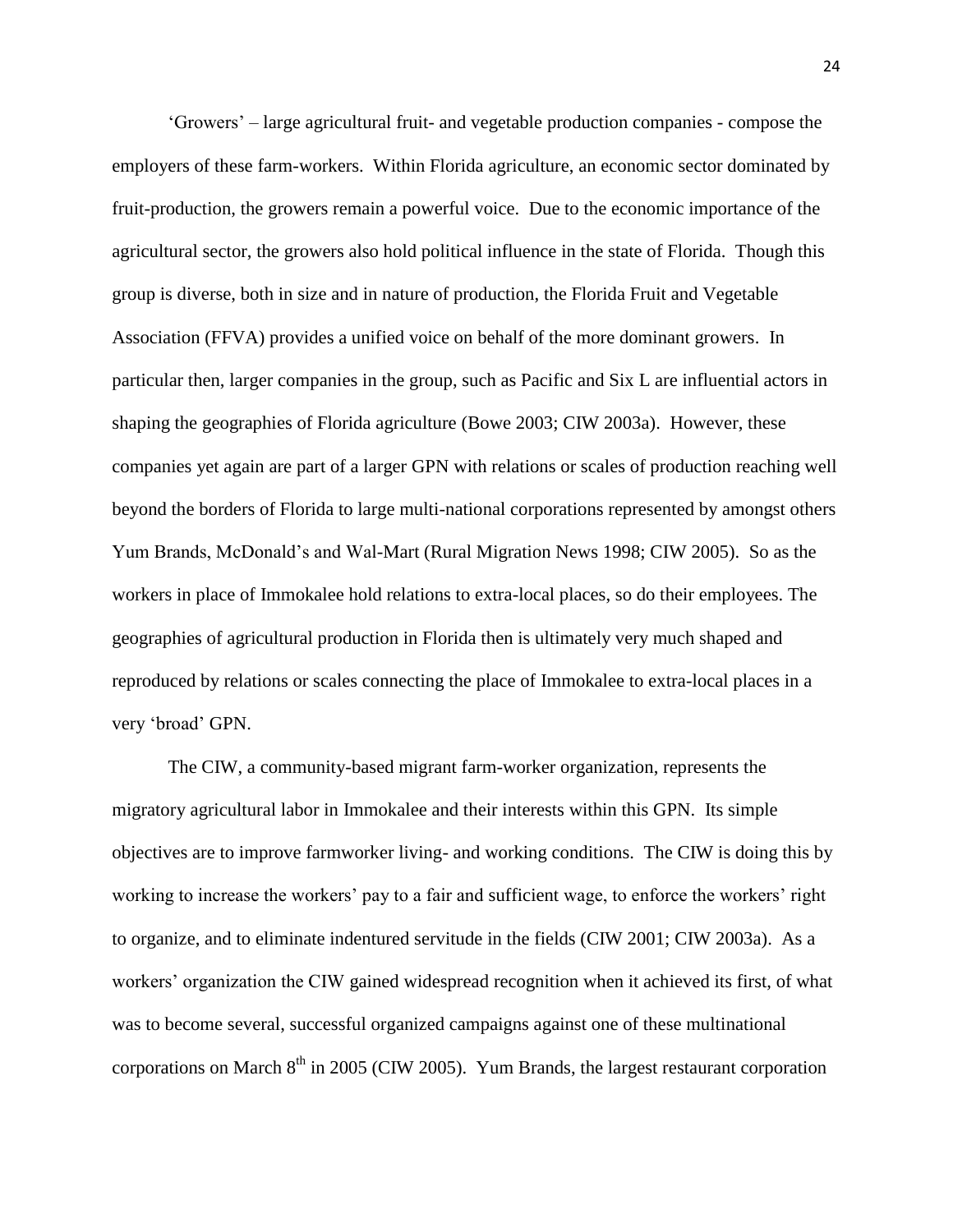‘Growers’ – large agricultural fruit- and vegetable production companies - compose the employers of these farm-workers. Within Florida agriculture, an economic sector dominated by fruit-production, the growers remain a powerful voice. Due to the economic importance of the agricultural sector, the growers also hold political influence in the state of Florida. Though this group is diverse, both in size and in nature of production, the Florida Fruit and Vegetable Association (FFVA) provides a unified voice on behalf of the more dominant growers. In particular then, larger companies in the group, such as Pacific and Six L are influential actors in shaping the geographies of Florida agriculture (Bowe 2003; CIW 2003a). However, these companies yet again are part of a larger GPN with relations or scales of production reaching well beyond the borders of Florida to large multi-national corporations represented by amongst others Yum Brands, McDonald’s and Wal-Mart (Rural Migration News 1998; CIW 2005). So as the workers in place of Immokalee hold relations to extra-local places, so do their employees. The geographies of agricultural production in Florida then is ultimately very much shaped and reproduced by relations or scales connecting the place of Immokalee to extra-local places in a very ‘broad’ GPN.

The CIW, a community-based migrant farm-worker organization, represents the migratory agricultural labor in Immokalee and their interests within this GPN. Its simple objectives are to improve farmworker living- and working conditions. The CIW is doing this by working to increase the workers’ pay to a fair and sufficient wage, to enforce the workers’ right to organize, and to eliminate indentured servitude in the fields (CIW 2001; CIW 2003a). As a workers’ organization the CIW gained widespread recognition when it achieved its first, of what was to become several, successful organized campaigns against one of these multinational corporations on March 8th in 2005 (CIW 2005). Yum Brands, the largest restaurant corporation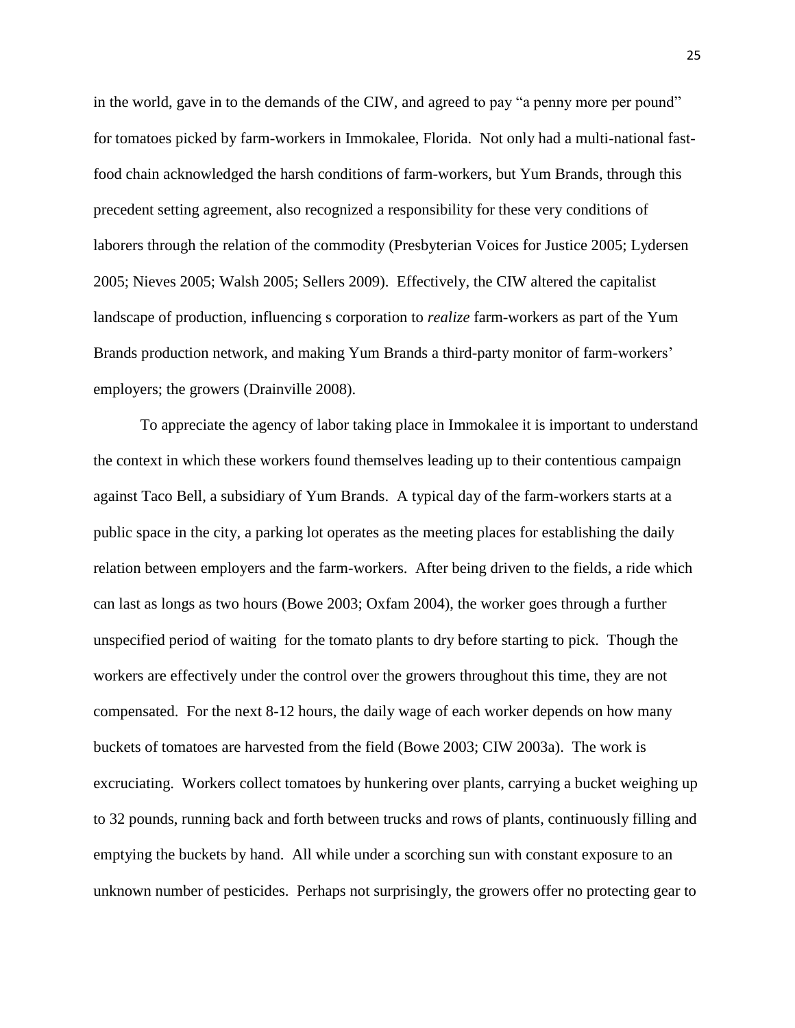in the world, gave in to the demands of the CIW, and agreed to pay "a penny more per pound" for tomatoes picked by farm-workers in Immokalee, Florida. Not only had a multi-national fast-food chain acknowledged the harsh conditions of farm-workers, but Yum Brands, through this precedent setting agreement, also recognized a responsibility for these very conditions of laborers through the relation of the commodity (Presbyterian Voices for Justice 2005; Lydersen 2005; Nieves 2005; Walsh 2005; Sellers 2009). Effectively, the CIW altered the capitalist landscape of production, influencing s corporation to *realize* farm-workers as part of the Yum Brands production network, and making Yum Brands a third-party monitor of farm-workers' employers; the growers (Drainville 2008).

To appreciate the agency of labor taking place in Immokalee it is important to understand the context in which these workers found themselves leading up to their contentious campaign against Taco Bell, a subsidiary of Yum Brands. A typical day of the farm-workers starts at a public space in the city, a parking lot operates as the meeting places for establishing the daily relation between employers and the farm-workers. After being driven to the fields, a ride which can last as longs as two hours (Bowe 2003; Oxfam 2004), the worker goes through a further unspecified period of waiting for the tomato plants to dry before starting to pick. Though the workers are effectively under the control over the growers throughout this time, they are not compensated. For the next 8-12 hours, the daily wage of each worker depends on how many buckets of tomatoes are harvested from the field (Bowe 2003; CIW 2003a). The work is excruciating. Workers collect tomatoes by hunkering over plants, carrying a bucket weighing up to 32 pounds, running back and forth between trucks and rows of plants, continuously filling and emptying the buckets by hand. All while under a scorching sun with constant exposure to an unknown number of pesticides. Perhaps not surprisingly, the growers offer no protecting gear to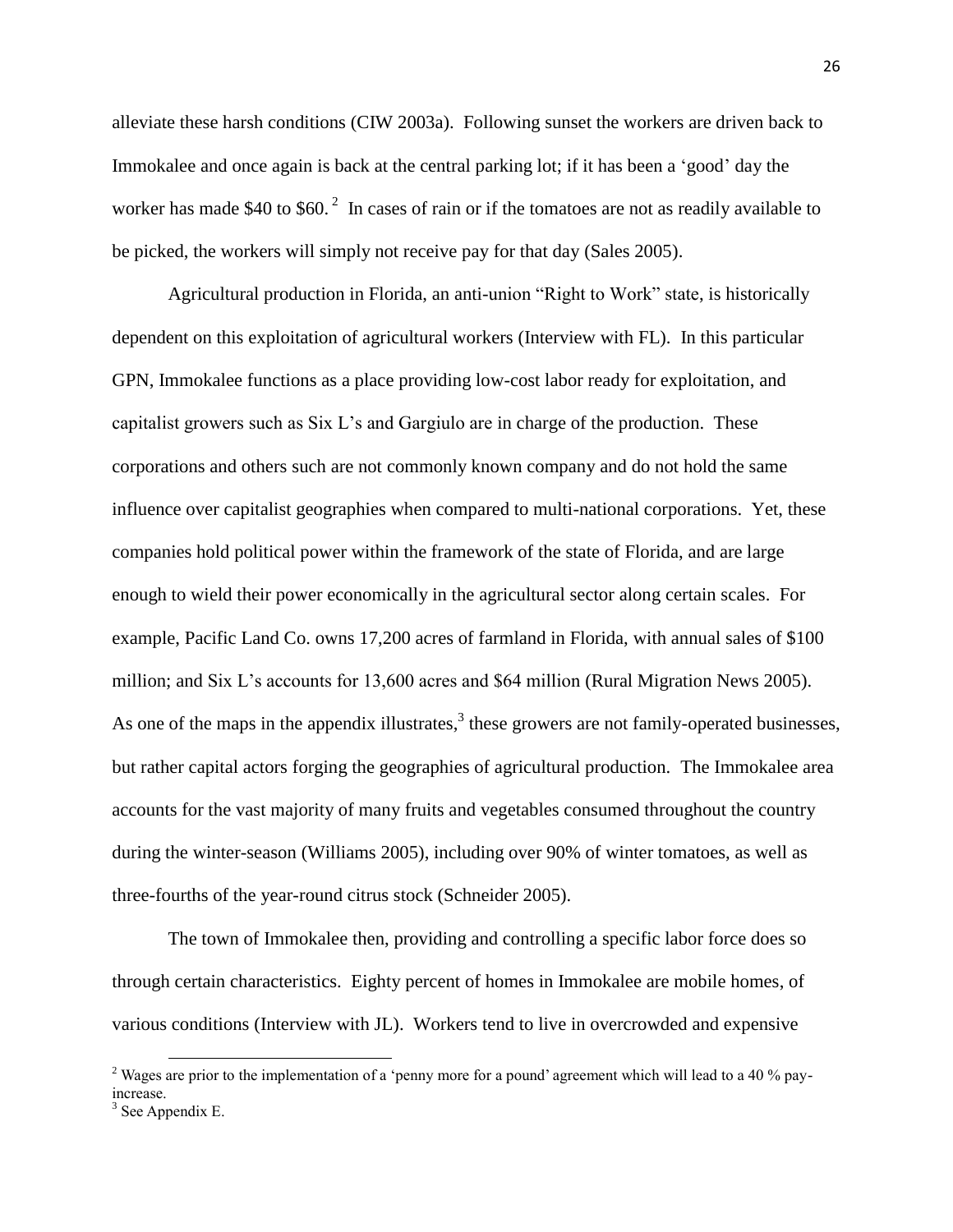alleviate these harsh conditions (CIW 2003a). Following sunset the workers are driven back to Immokalee and once again is back at the central parking lot; if it has been a 'good' day the worker has made \$40 to \$60.[2] In cases of rain or if the tomatoes are not as readily available to be picked, the workers will simply not receive pay for that day (Sales 2005).

Agricultural production in Florida, an anti-union "Right to Work" state, is historically dependent on this exploitation of agricultural workers (Interview with FL). In this particular GPN, Immokalee functions as a place providing low-cost labor ready for exploitation, and capitalist growers such as Six L's and Gargiulo are in charge of the production. These corporations and others such are not commonly known company and do not hold the same influence over capitalist geographies when compared to multi-national corporations. Yet, these companies hold political power within the framework of the state of Florida, and are large enough to wield their power economically in the agricultural sector along certain scales. For example, Pacific Land Co. owns 17,200 acres of farmland in Florida, with annual sales of \$100 million; and Six L's accounts for 13,600 acres and \$64 million (Rural Migration News 2005). As one of the maps in the appendix illustrates,[3] these growers are not family-operated businesses, but rather capital actors forging the geographies of agricultural production. The Immokalee area accounts for the vast majority of many fruits and vegetables consumed throughout the country during the winter-season (Williams 2005), including over 90% of winter tomatoes, as well as three-fourths of the year-round citrus stock (Schneider 2005).

The town of Immokalee then, providing and controlling a specific labor force does so through certain characteristics. Eighty percent of homes in Immokalee are mobile homes, of various conditions (Interview with JL). Workers tend to live in overcrowded and expensive

---

[2] Wages are prior to the implementation of a 'penny more for a pound' agreement which will lead to a 40 % pay-increase.

[3] See Appendix E.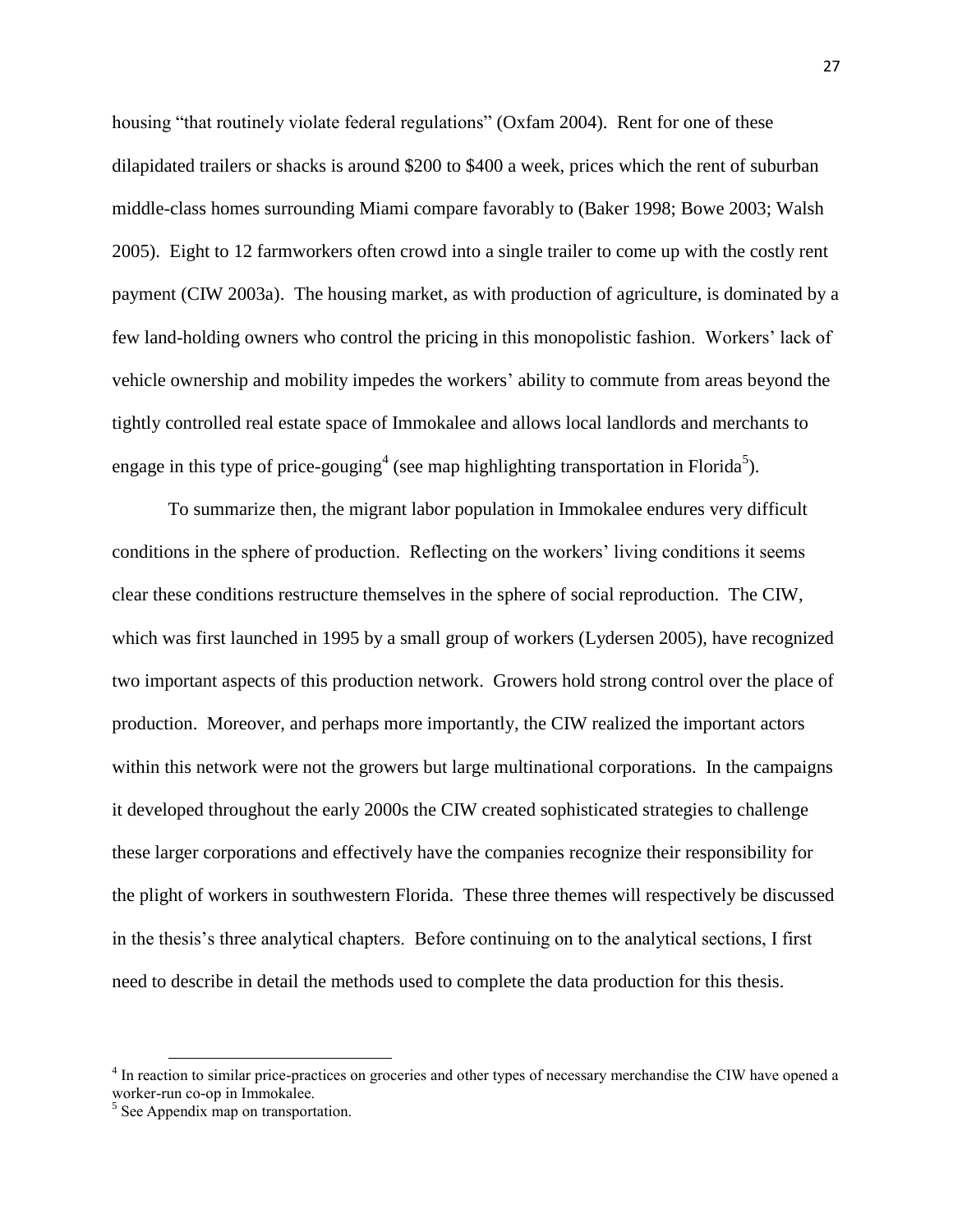housing "that routinely violate federal regulations" (Oxfam 2004). Rent for one of these dilapidated trailers or shacks is around \$200 to \$400 a week, prices which the rent of suburban middle-class homes surrounding Miami compare favorably to (Baker 1998; Bowe 2003; Walsh 2005). Eight to 12 farmworkers often crowd into a single trailer to come up with the costly rent payment (CIW 2003a). The housing market, as with production of agriculture, is dominated by a few land-holding owners who control the pricing in this monopolistic fashion. Workers' lack of vehicle ownership and mobility impedes the workers' ability to commute from areas beyond the tightly controlled real estate space of Immokalee and allows local landlords and merchants to engage in this type of price-gouging[4] (see map highlighting transportation in Florida[5]).

To summarize then, the migrant labor population in Immokalee endures very difficult conditions in the sphere of production. Reflecting on the workers' living conditions it seems clear these conditions restructure themselves in the sphere of social reproduction. The CIW, which was first launched in 1995 by a small group of workers (Lydersen 2005), have recognized two important aspects of this production network. Growers hold strong control over the place of production. Moreover, and perhaps more importantly, the CIW realized the important actors within this network were not the growers but large multinational corporations. In the campaigns it developed throughout the early 2000s the CIW created sophisticated strategies to challenge these larger corporations and effectively have the companies recognize their responsibility for the plight of workers in southwestern Florida. These three themes will respectively be discussed in the thesis's three analytical chapters. Before continuing on to the analytical sections, I first need to describe in detail the methods used to complete the data production for this thesis.

---

[4] In reaction to similar price-practices on groceries and other types of necessary merchandise the CIW have opened a worker-run co-op in Immokalee.

[5] See Appendix map on transportation.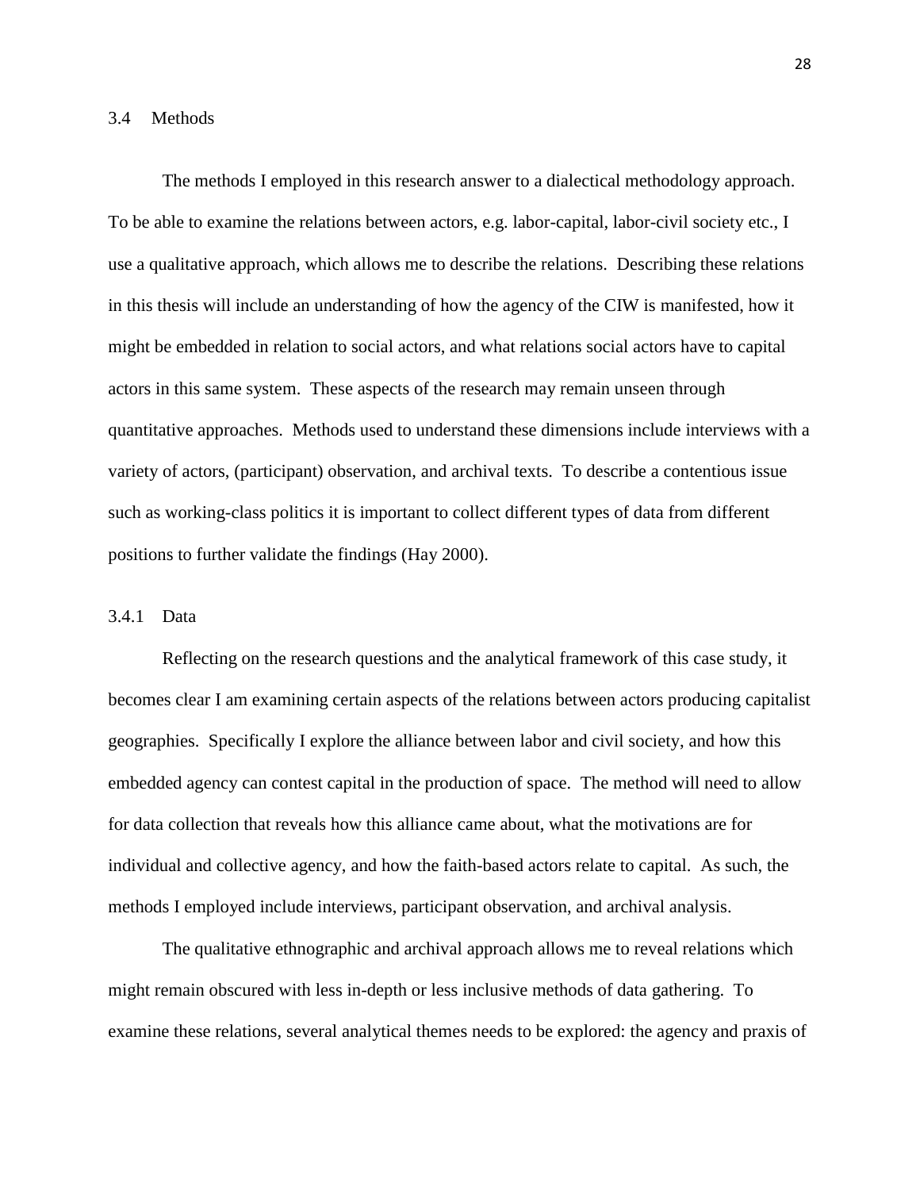### 3.4 Methods

The methods I employed in this research answer to a dialectical methodology approach. To be able to examine the relations between actors, e.g. labor-capital, labor-civil society etc., I use a qualitative approach, which allows me to describe the relations. Describing these relations in this thesis will include an understanding of how the agency of the CIW is manifested, how it might be embedded in relation to social actors, and what relations social actors have to capital actors in this same system. These aspects of the research may remain unseen through quantitative approaches. Methods used to understand these dimensions include interviews with a variety of actors, (participant) observation, and archival texts. To describe a contentious issue such as working-class politics it is important to collect different types of data from different positions to further validate the findings (Hay 2000).

#### 3.4.1 Data

Reflecting on the research questions and the analytical framework of this case study, it becomes clear I am examining certain aspects of the relations between actors producing capitalist geographies. Specifically I explore the alliance between labor and civil society, and how this embedded agency can contest capital in the production of space. The method will need to allow for data collection that reveals how this alliance came about, what the motivations are for individual and collective agency, and how the faith-based actors relate to capital. As such, the methods I employed include interviews, participant observation, and archival analysis.

The qualitative ethnographic and archival approach allows me to reveal relations which might remain obscured with less in-depth or less inclusive methods of data gathering. To examine these relations, several analytical themes needs to be explored: the agency and praxis of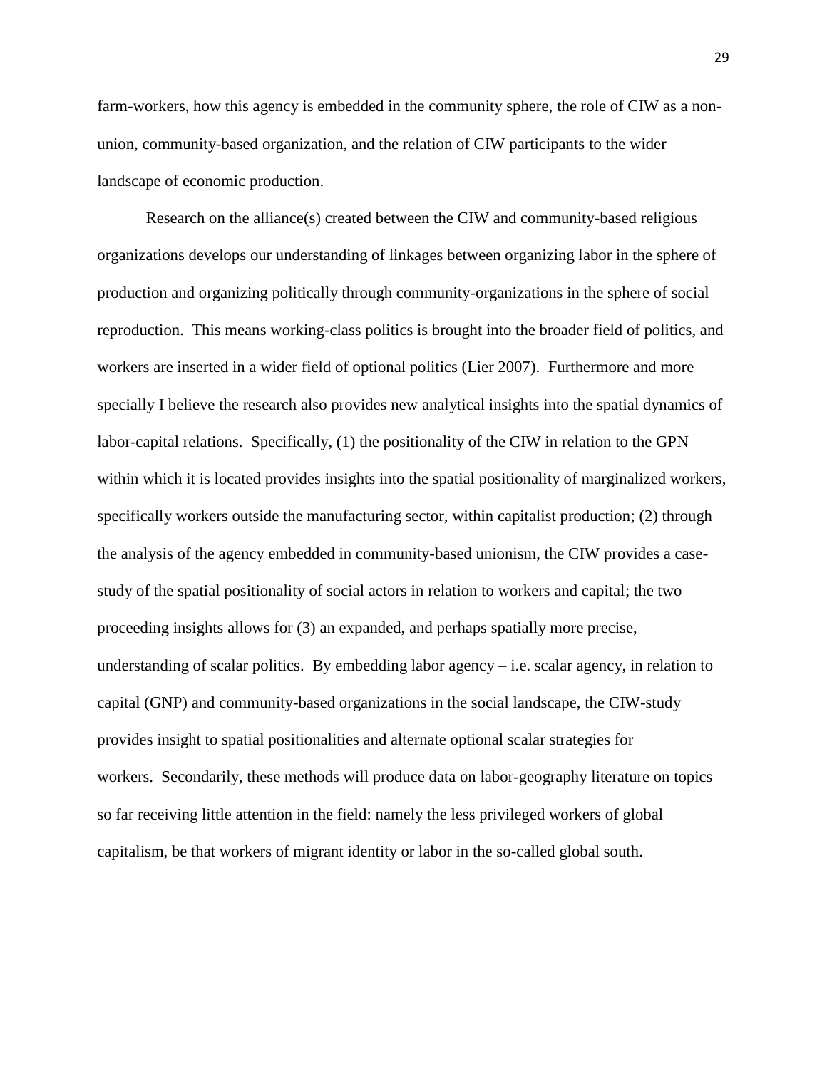farm-workers, how this agency is embedded in the community sphere, the role of CIW as a non-union, community-based organization, and the relation of CIW participants to the wider landscape of economic production.

Research on the alliance(s) created between the CIW and community-based religious organizations develops our understanding of linkages between organizing labor in the sphere of production and organizing politically through community-organizations in the sphere of social reproduction. This means working-class politics is brought into the broader field of politics, and workers are inserted in a wider field of optional politics (Lier 2007). Furthermore and more specially I believe the research also provides new analytical insights into the spatial dynamics of labor-capital relations. Specifically, (1) the positionality of the CIW in relation to the GPN within which it is located provides insights into the spatial positionality of marginalized workers, specifically workers outside the manufacturing sector, within capitalist production; (2) through the analysis of the agency embedded in community-based unionism, the CIW provides a case-study of the spatial positionality of social actors in relation to workers and capital; the two proceeding insights allows for (3) an expanded, and perhaps spatially more precise, understanding of scalar politics. By embedding labor agency – i.e. scalar agency, in relation to capital (GNP) and community-based organizations in the social landscape, the CIW-study provides insight to spatial positionalities and alternate optional scalar strategies for workers. Secondarily, these methods will produce data on labor-geography literature on topics so far receiving little attention in the field: namely the less privileged workers of global capitalism, be that workers of migrant identity or labor in the so-called global south.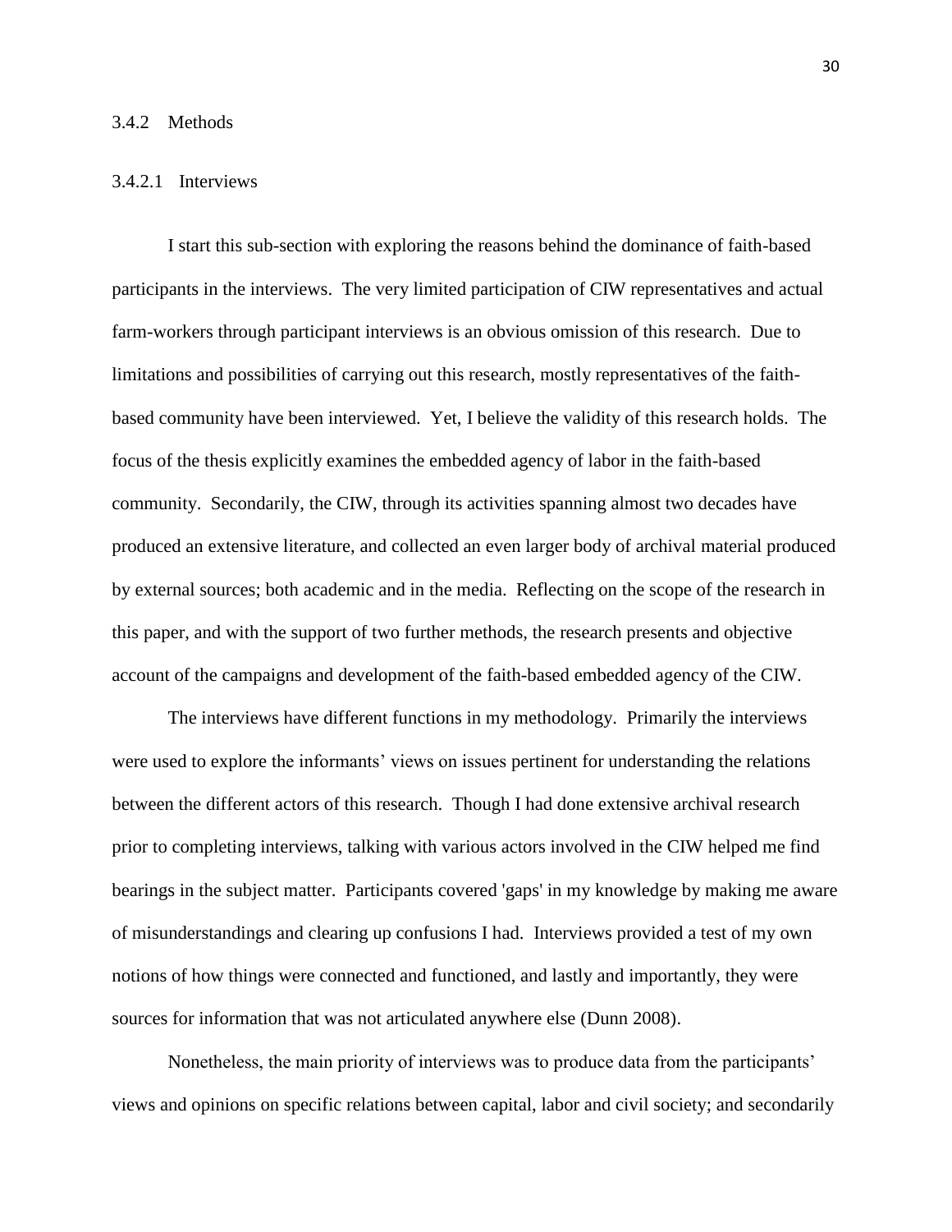### 3.4.2 Methods

#### 3.4.2.1 Interviews

I start this sub-section with exploring the reasons behind the dominance of faith-based participants in the interviews. The very limited participation of CIW representatives and actual farm-workers through participant interviews is an obvious omission of this research. Due to limitations and possibilities of carrying out this research, mostly representatives of the faith-based community have been interviewed. Yet, I believe the validity of this research holds. The focus of the thesis explicitly examines the embedded agency of labor in the faith-based community. Secondarily, the CIW, through its activities spanning almost two decades have produced an extensive literature, and collected an even larger body of archival material produced by external sources; both academic and in the media. Reflecting on the scope of the research in this paper, and with the support of two further methods, the research presents and objective account of the campaigns and development of the faith-based embedded agency of the CIW.

The interviews have different functions in my methodology. Primarily the interviews were used to explore the informants' views on issues pertinent for understanding the relations between the different actors of this research. Though I had done extensive archival research prior to completing interviews, talking with various actors involved in the CIW helped me find bearings in the subject matter. Participants covered 'gaps' in my knowledge by making me aware of misunderstandings and clearing up confusions I had. Interviews provided a test of my own notions of how things were connected and functioned, and lastly and importantly, they were sources for information that was not articulated anywhere else (Dunn 2008).

Nonetheless, the main priority of interviews was to produce data from the participants' views and opinions on specific relations between capital, labor and civil society; and secondarily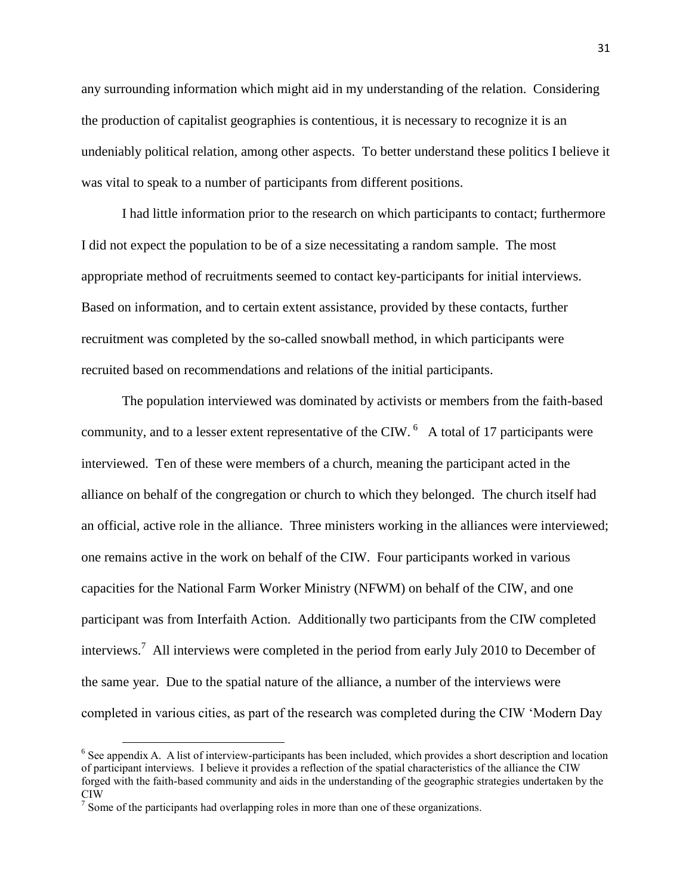any surrounding information which might aid in my understanding of the relation. Considering the production of capitalist geographies is contentious, it is necessary to recognize it is an undeniably political relation, among other aspects. To better understand these politics I believe it was vital to speak to a number of participants from different positions.

I had little information prior to the research on which participants to contact; furthermore I did not expect the population to be of a size necessitating a random sample. The most appropriate method of recruitments seemed to contact key-participants for initial interviews. Based on information, and to certain extent assistance, provided by these contacts, further recruitment was completed by the so-called snowball method, in which participants were recruited based on recommendations and relations of the initial participants.

The population interviewed was dominated by activists or members from the faith-based community, and to a lesser extent representative of the CIW. [6] A total of 17 participants were interviewed. Ten of these were members of a church, meaning the participant acted in the alliance on behalf of the congregation or church to which they belonged. The church itself had an official, active role in the alliance. Three ministers working in the alliances were interviewed; one remains active in the work on behalf of the CIW. Four participants worked in various capacities for the National Farm Worker Ministry (NFWM) on behalf of the CIW, and one participant was from Interfaith Action. Additionally two participants from the CIW completed interviews.[7] All interviews were completed in the period from early July 2010 to December of the same year. Due to the spatial nature of the alliance, a number of the interviews were completed in various cities, as part of the research was completed during the CIW 'Modern Day

---

[6] See appendix A. A list of interview-participants has been included, which provides a short description and location of participant interviews. I believe it provides a reflection of the spatial characteristics of the alliance the CIW forged with the faith-based community and aids in the understanding of the geographic strategies undertaken by the CIW

[7] Some of the participants had overlapping roles in more than one of these organizations.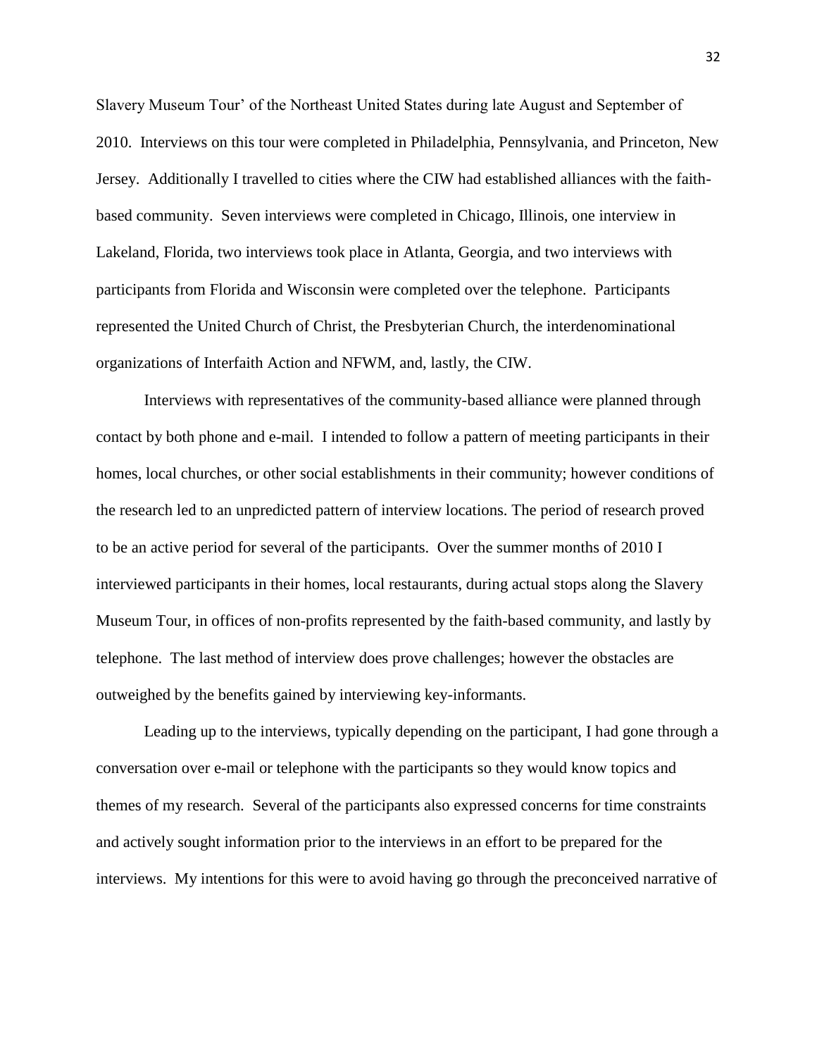Slavery Museum Tour' of the Northeast United States during late August and September of 2010. Interviews on this tour were completed in Philadelphia, Pennsylvania, and Princeton, New Jersey. Additionally I travelled to cities where the CIW had established alliances with the faith-based community. Seven interviews were completed in Chicago, Illinois, one interview in Lakeland, Florida, two interviews took place in Atlanta, Georgia, and two interviews with participants from Florida and Wisconsin were completed over the telephone. Participants represented the United Church of Christ, the Presbyterian Church, the interdenominational organizations of Interfaith Action and NFWM, and, lastly, the CIW.

Interviews with representatives of the community-based alliance were planned through contact by both phone and e-mail. I intended to follow a pattern of meeting participants in their homes, local churches, or other social establishments in their community; however conditions of the research led to an unpredicted pattern of interview locations. The period of research proved to be an active period for several of the participants. Over the summer months of 2010 I interviewed participants in their homes, local restaurants, during actual stops along the Slavery Museum Tour, in offices of non-profits represented by the faith-based community, and lastly by telephone. The last method of interview does prove challenges; however the obstacles are outweighed by the benefits gained by interviewing key-informants.

Leading up to the interviews, typically depending on the participant, I had gone through a conversation over e-mail or telephone with the participants so they would know topics and themes of my research. Several of the participants also expressed concerns for time constraints and actively sought information prior to the interviews in an effort to be prepared for the interviews. My intentions for this were to avoid having go through the preconceived narrative of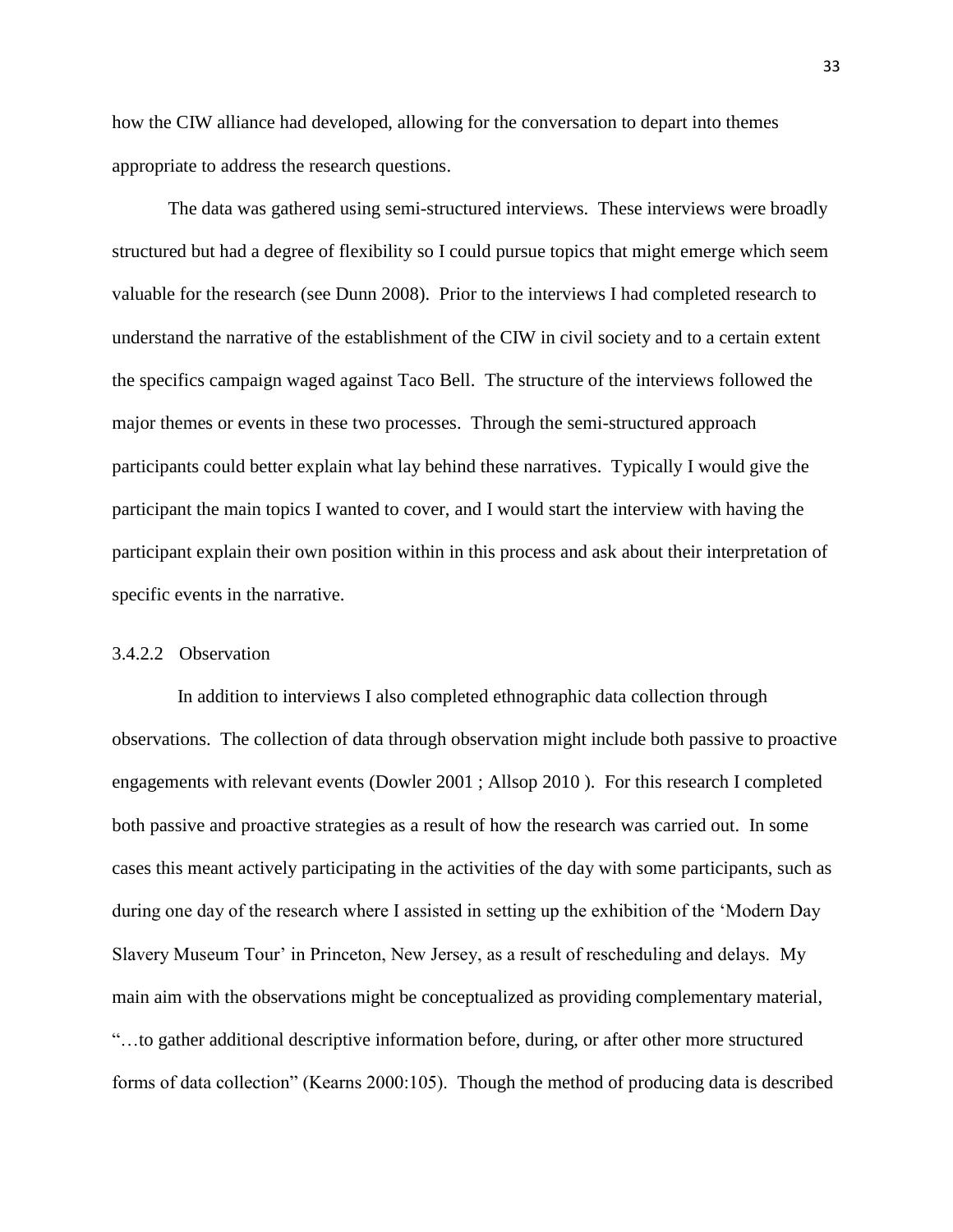how the CIW alliance had developed, allowing for the conversation to depart into themes appropriate to address the research questions.

The data was gathered using semi-structured interviews. These interviews were broadly structured but had a degree of flexibility so I could pursue topics that might emerge which seem valuable for the research (see Dunn 2008). Prior to the interviews I had completed research to understand the narrative of the establishment of the CIW in civil society and to a certain extent the specifics campaign waged against Taco Bell. The structure of the interviews followed the major themes or events in these two processes. Through the semi-structured approach participants could better explain what lay behind these narratives. Typically I would give the participant the main topics I wanted to cover, and I would start the interview with having the participant explain their own position within in this process and ask about their interpretation of specific events in the narrative.

#### 3.4.2.2 Observation

In addition to interviews I also completed ethnographic data collection through observations. The collection of data through observation might include both passive to proactive engagements with relevant events (Dowler 2001 ; Allsop 2010 ). For this research I completed both passive and proactive strategies as a result of how the research was carried out. In some cases this meant actively participating in the activities of the day with some participants, such as during one day of the research where I assisted in setting up the exhibition of the 'Modern Day Slavery Museum Tour' in Princeton, New Jersey, as a result of rescheduling and delays. My main aim with the observations might be conceptualized as providing complementary material, "…to gather additional descriptive information before, during, or after other more structured forms of data collection" (Kearns 2000:105). Though the method of producing data is described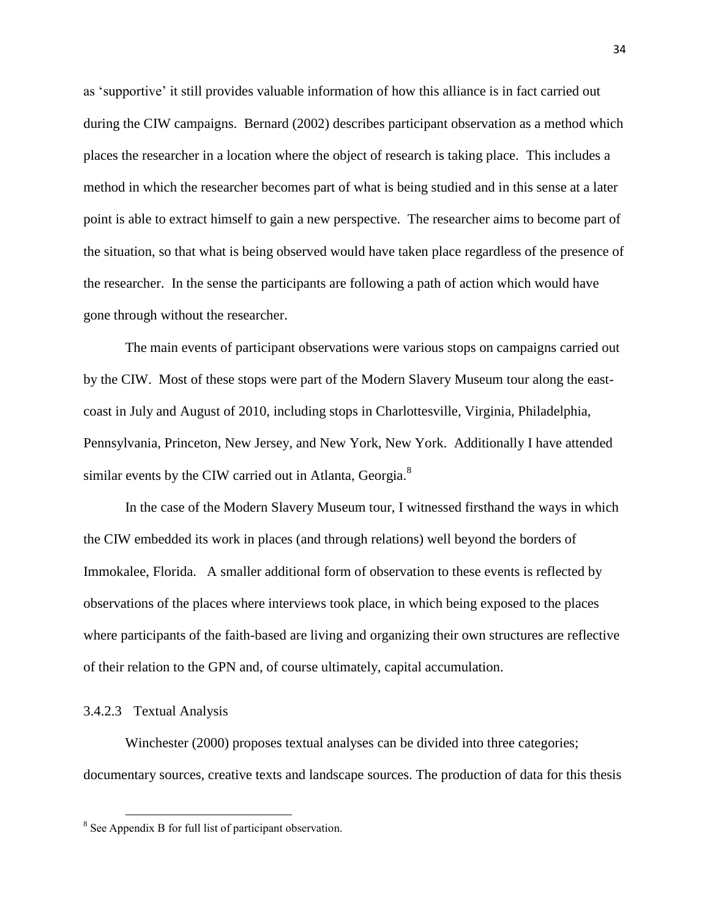as 'supportive' it still provides valuable information of how this alliance is in fact carried out during the CIW campaigns. Bernard (2002) describes participant observation as a method which places the researcher in a location where the object of research is taking place. This includes a method in which the researcher becomes part of what is being studied and in this sense at a later point is able to extract himself to gain a new perspective. The researcher aims to become part of the situation, so that what is being observed would have taken place regardless of the presence of the researcher. In the sense the participants are following a path of action which would have gone through without the researcher.

The main events of participant observations were various stops on campaigns carried out by the CIW. Most of these stops were part of the Modern Slavery Museum tour along the east-coast in July and August of 2010, including stops in Charlottesville, Virginia, Philadelphia, Pennsylvania, Princeton, New Jersey, and New York, New York. Additionally I have attended similar events by the CIW carried out in Atlanta, Georgia.[8]

In the case of the Modern Slavery Museum tour, I witnessed firsthand the ways in which the CIW embedded its work in places (and through relations) well beyond the borders of Immokalee, Florida. A smaller additional form of observation to these events is reflected by observations of the places where interviews took place, in which being exposed to the places where participants of the faith-based are living and organizing their own structures are reflective of their relation to the GPN and, of course ultimately, capital accumulation.

#### 3.4.2.3 Textual Analysis

Winchester (2000) proposes textual analyses can be divided into three categories; documentary sources, creative texts and landscape sources. The production of data for this thesis

[8] See Appendix B for full list of participant observation.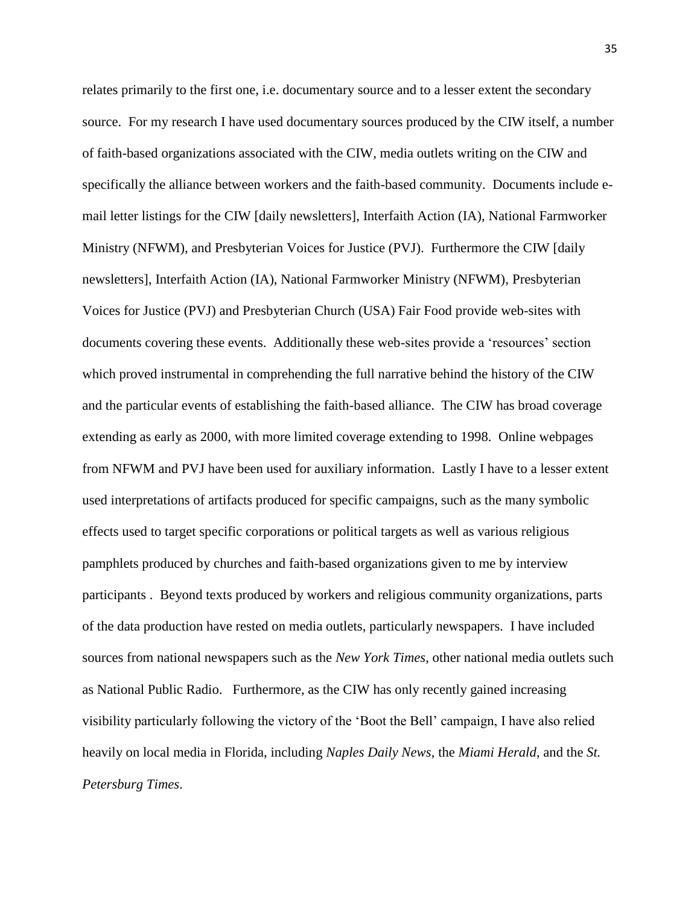relates primarily to the first one, i.e. documentary source and to a lesser extent the secondary source. For my research I have used documentary sources produced by the CIW itself, a number of faith-based organizations associated with the CIW, media outlets writing on the CIW and specifically the alliance between workers and the faith-based community. Documents include e-mail letter listings for the CIW [daily newsletters], Interfaith Action (IA), National Farmworker Ministry (NFWM), and Presbyterian Voices for Justice (PVJ). Furthermore the CIW [daily newsletters], Interfaith Action (IA), National Farmworker Ministry (NFWM), Presbyterian Voices for Justice (PVJ) and Presbyterian Church (USA) Fair Food provide web-sites with documents covering these events. Additionally these web-sites provide a 'resources' section which proved instrumental in comprehending the full narrative behind the history of the CIW and the particular events of establishing the faith-based alliance. The CIW has broad coverage extending as early as 2000, with more limited coverage extending to 1998. Online webpages from NFWM and PVJ have been used for auxiliary information. Lastly I have to a lesser extent used interpretations of artifacts produced for specific campaigns, such as the many symbolic effects used to target specific corporations or political targets as well as various religious pamphlets produced by churches and faith-based organizations given to me by interview participants . Beyond texts produced by workers and religious community organizations, parts of the data production have rested on media outlets, particularly newspapers. I have included sources from national newspapers such as the *New York Times*, other national media outlets such as National Public Radio. Furthermore, as the CIW has only recently gained increasing visibility particularly following the victory of the 'Boot the Bell' campaign, I have also relied heavily on local media in Florida, including *Naples Daily News*, the *Miami Herald*, and the *St. Petersburg Times*.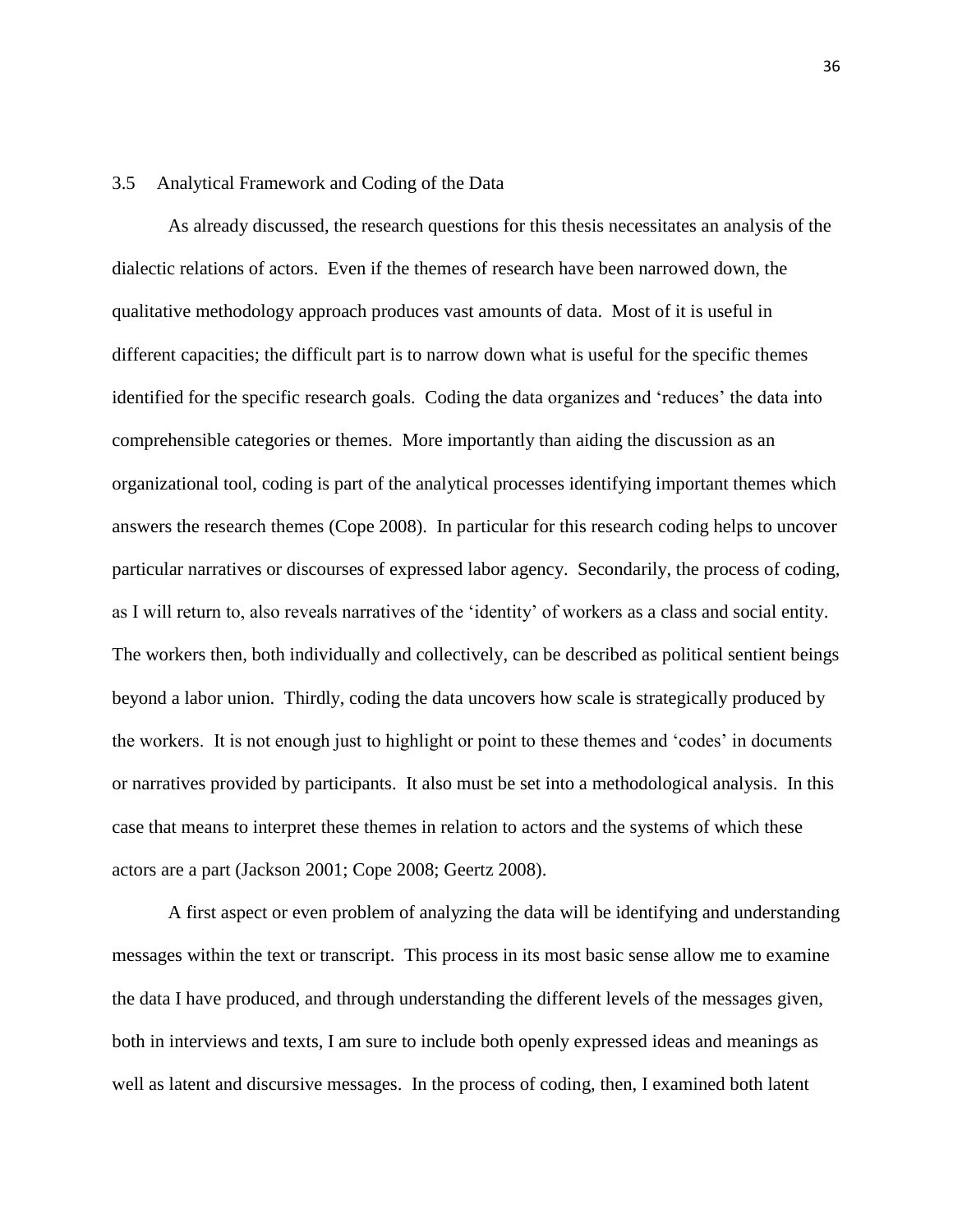### 3.5 Analytical Framework and Coding of the Data

As already discussed, the research questions for this thesis necessitates an analysis of the dialectic relations of actors. Even if the themes of research have been narrowed down, the qualitative methodology approach produces vast amounts of data. Most of it is useful in different capacities; the difficult part is to narrow down what is useful for the specific themes identified for the specific research goals. Coding the data organizes and 'reduces' the data into comprehensible categories or themes. More importantly than aiding the discussion as an organizational tool, coding is part of the analytical processes identifying important themes which answers the research themes (Cope 2008). In particular for this research coding helps to uncover particular narratives or discourses of expressed labor agency. Secondarily, the process of coding, as I will return to, also reveals narratives of the 'identity' of workers as a class and social entity. The workers then, both individually and collectively, can be described as political sentient beings beyond a labor union. Thirdly, coding the data uncovers how scale is strategically produced by the workers. It is not enough just to highlight or point to these themes and 'codes' in documents or narratives provided by participants. It also must be set into a methodological analysis. In this case that means to interpret these themes in relation to actors and the systems of which these actors are a part (Jackson 2001; Cope 2008; Geertz 2008).

A first aspect or even problem of analyzing the data will be identifying and understanding messages within the text or transcript. This process in its most basic sense allow me to examine the data I have produced, and through understanding the different levels of the messages given, both in interviews and texts, I am sure to include both openly expressed ideas and meanings as well as latent and discursive messages. In the process of coding, then, I examined both latent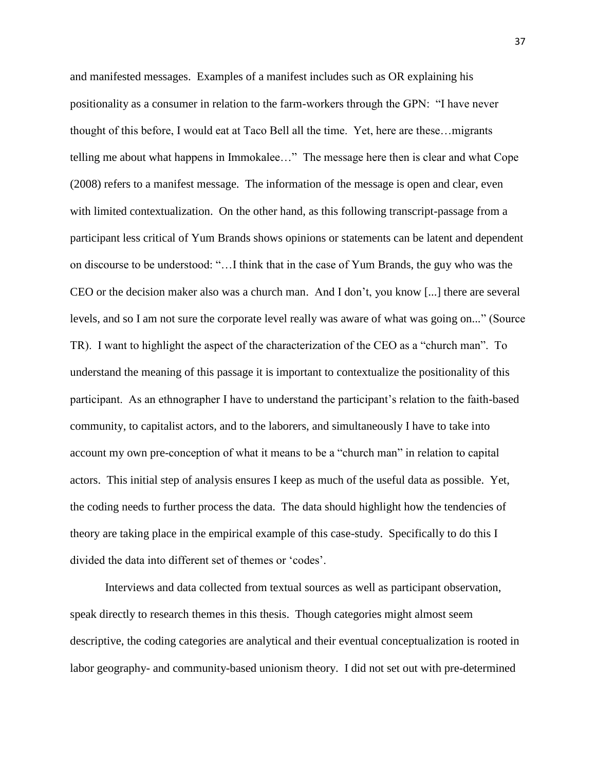and manifested messages. Examples of a manifest includes such as OR explaining his positionality as a consumer in relation to the farm-workers through the GPN: "I have never thought of this before, I would eat at Taco Bell all the time. Yet, here are these…migrants telling me about what happens in Immokalee…" The message here then is clear and what Cope (2008) refers to a manifest message. The information of the message is open and clear, even with limited contextualization. On the other hand, as this following transcript-passage from a participant less critical of Yum Brands shows opinions or statements can be latent and dependent on discourse to be understood: "…I think that in the case of Yum Brands, the guy who was the CEO or the decision maker also was a church man. And I don't, you know [...] there are several levels, and so I am not sure the corporate level really was aware of what was going on..." (Source TR). I want to highlight the aspect of the characterization of the CEO as a "church man". To understand the meaning of this passage it is important to contextualize the positionality of this participant. As an ethnographer I have to understand the participant's relation to the faith-based community, to capitalist actors, and to the laborers, and simultaneously I have to take into account my own pre-conception of what it means to be a "church man" in relation to capital actors. This initial step of analysis ensures I keep as much of the useful data as possible. Yet, the coding needs to further process the data. The data should highlight how the tendencies of theory are taking place in the empirical example of this case-study. Specifically to do this I divided the data into different set of themes or 'codes'.

Interviews and data collected from textual sources as well as participant observation, speak directly to research themes in this thesis. Though categories might almost seem descriptive, the coding categories are analytical and their eventual conceptualization is rooted in labor geography- and community-based unionism theory. I did not set out with pre-determined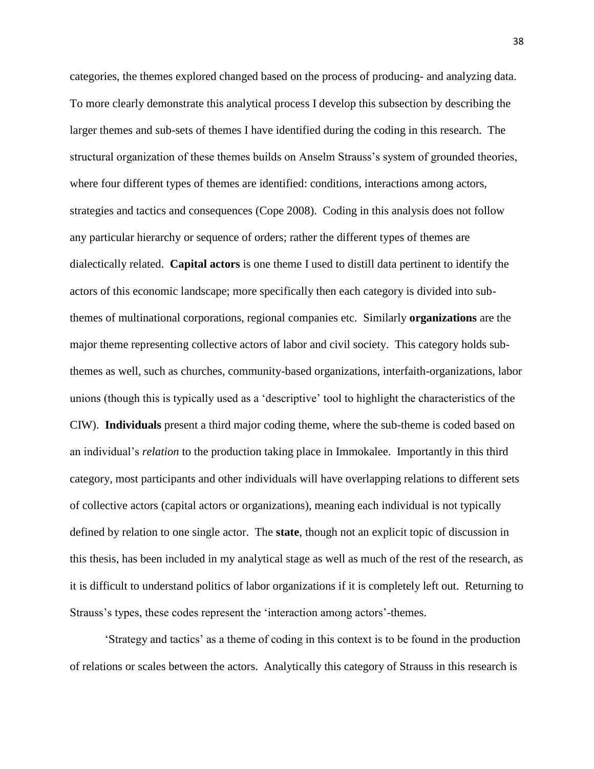categories, the themes explored changed based on the process of producing- and analyzing data. To more clearly demonstrate this analytical process I develop this subsection by describing the larger themes and sub-sets of themes I have identified during the coding in this research. The structural organization of these themes builds on Anselm Strauss's system of grounded theories, where four different types of themes are identified: conditions, interactions among actors, strategies and tactics and consequences (Cope 2008). Coding in this analysis does not follow any particular hierarchy or sequence of orders; rather the different types of themes are dialectically related. **Capital actors** is one theme I used to distill data pertinent to identify the actors of this economic landscape; more specifically then each category is divided into sub-themes of multinational corporations, regional companies etc. Similarly **organizations** are the major theme representing collective actors of labor and civil society. This category holds sub-themes as well, such as churches, community-based organizations, interfaith-organizations, labor unions (though this is typically used as a 'descriptive' tool to highlight the characteristics of the CIW). **Individuals** present a third major coding theme, where the sub-theme is coded based on an individual's *relation* to the production taking place in Immokalee. Importantly in this third category, most participants and other individuals will have overlapping relations to different sets of collective actors (capital actors or organizations), meaning each individual is not typically defined by relation to one single actor. The **state**, though not an explicit topic of discussion in this thesis, has been included in my analytical stage as well as much of the rest of the research, as it is difficult to understand politics of labor organizations if it is completely left out. Returning to Strauss's types, these codes represent the 'interaction among actors'-themes.

'Strategy and tactics' as a theme of coding in this context is to be found in the production of relations or scales between the actors. Analytically this category of Strauss in this research is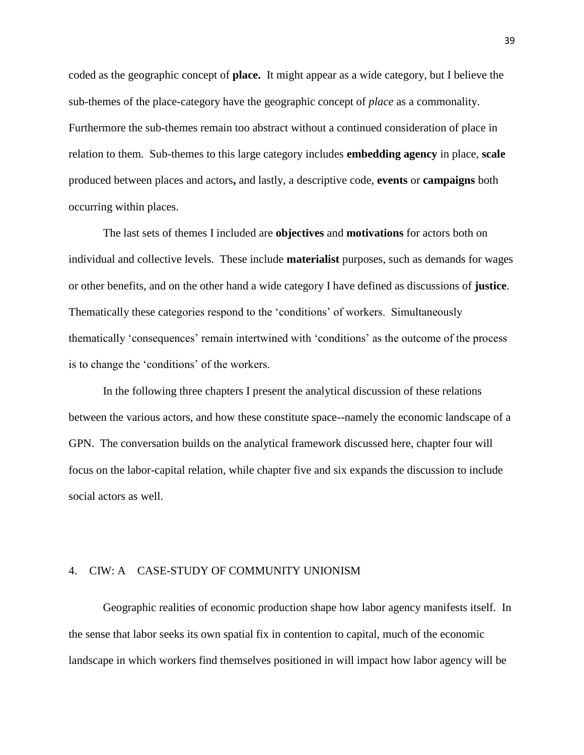coded as the geographic concept of **place.** It might appear as a wide category, but I believe the sub-themes of the place-category have the geographic concept of *place* as a commonality. Furthermore the sub-themes remain too abstract without a continued consideration of place in relation to them. Sub-themes to this large category includes **embedding agency** in place, **scale** produced between places and actors**,** and lastly, a descriptive code, **events** or **campaigns** both occurring within places.

The last sets of themes I included are **objectives** and **motivations** for actors both on individual and collective levels. These include **materialist** purposes, such as demands for wages or other benefits, and on the other hand a wide category I have defined as discussions of **justice**. Thematically these categories respond to the 'conditions' of workers. Simultaneously thematically 'consequences' remain intertwined with 'conditions' as the outcome of the process is to change the 'conditions' of the workers.

In the following three chapters I present the analytical discussion of these relations between the various actors, and how these constitute space--namely the economic landscape of a GPN. The conversation builds on the analytical framework discussed here, chapter four will focus on the labor-capital relation, while chapter five and six expands the discussion to include social actors as well.

# 4. CIW: A CASE-STUDY OF COMMUNITY UNIONISM

Geographic realities of economic production shape how labor agency manifests itself. In the sense that labor seeks its own spatial fix in contention to capital, much of the economic landscape in which workers find themselves positioned in will impact how labor agency will be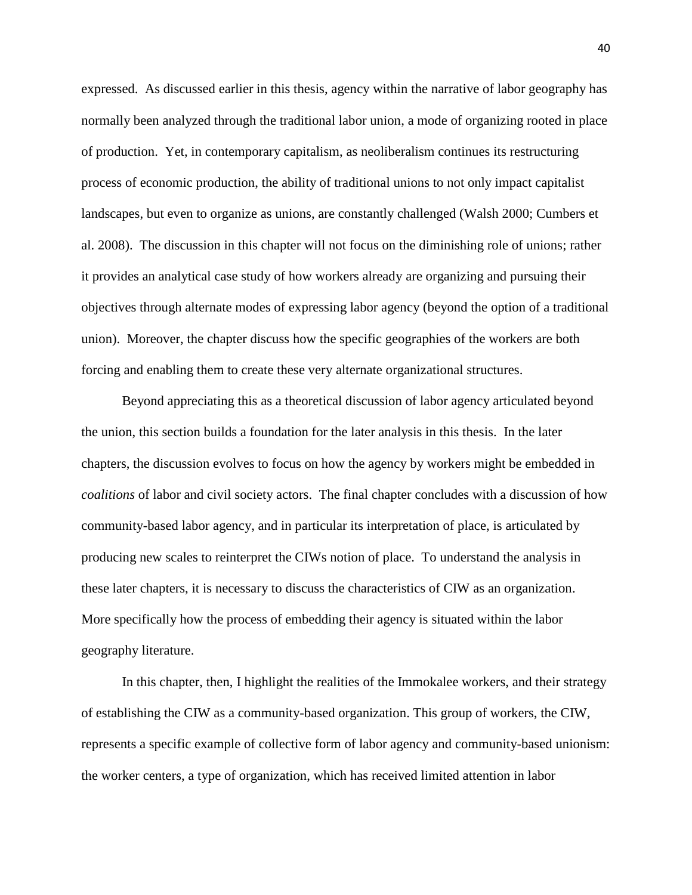expressed. As discussed earlier in this thesis, agency within the narrative of labor geography has normally been analyzed through the traditional labor union, a mode of organizing rooted in place of production. Yet, in contemporary capitalism, as neoliberalism continues its restructuring process of economic production, the ability of traditional unions to not only impact capitalist landscapes, but even to organize as unions, are constantly challenged (Walsh 2000; Cumbers et al. 2008). The discussion in this chapter will not focus on the diminishing role of unions; rather it provides an analytical case study of how workers already are organizing and pursuing their objectives through alternate modes of expressing labor agency (beyond the option of a traditional union). Moreover, the chapter discuss how the specific geographies of the workers are both forcing and enabling them to create these very alternate organizational structures.

Beyond appreciating this as a theoretical discussion of labor agency articulated beyond the union, this section builds a foundation for the later analysis in this thesis. In the later chapters, the discussion evolves to focus on how the agency by workers might be embedded in *coalitions* of labor and civil society actors. The final chapter concludes with a discussion of how community-based labor agency, and in particular its interpretation of place, is articulated by producing new scales to reinterpret the CIWs notion of place. To understand the analysis in these later chapters, it is necessary to discuss the characteristics of CIW as an organization. More specifically how the process of embedding their agency is situated within the labor geography literature.

In this chapter, then, I highlight the realities of the Immokalee workers, and their strategy of establishing the CIW as a community-based organization. This group of workers, the CIW, represents a specific example of collective form of labor agency and community-based unionism: the worker centers, a type of organization, which has received limited attention in labor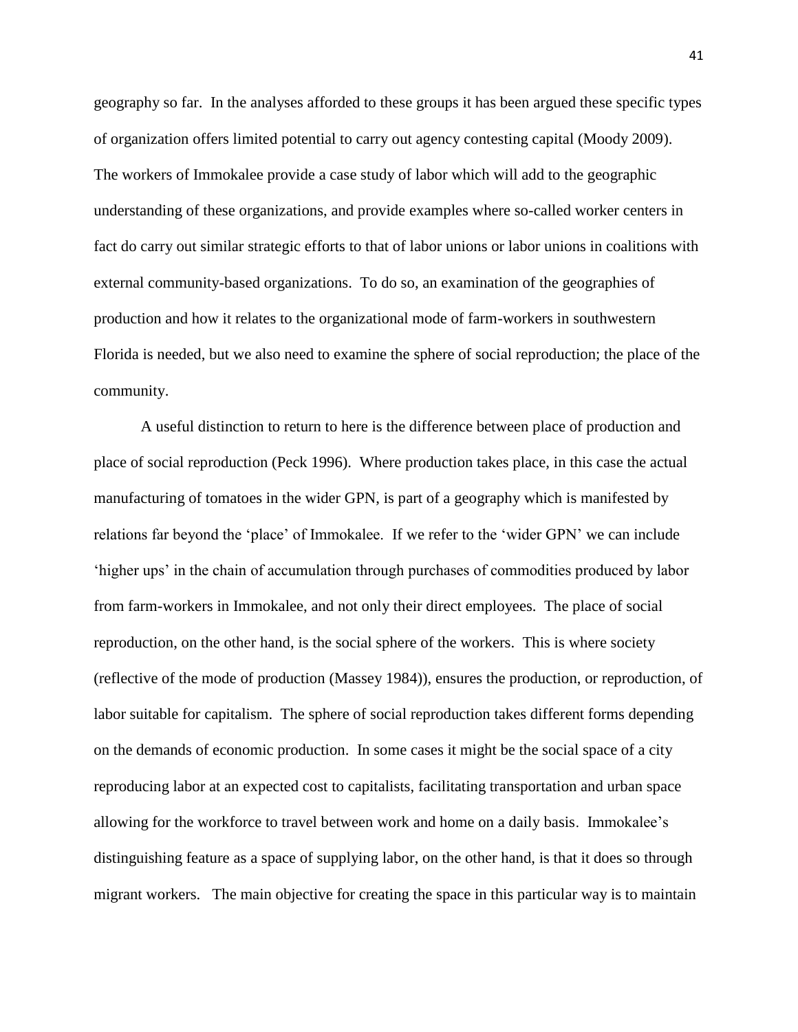geography so far. In the analyses afforded to these groups it has been argued these specific types of organization offers limited potential to carry out agency contesting capital (Moody 2009). The workers of Immokalee provide a case study of labor which will add to the geographic understanding of these organizations, and provide examples where so-called worker centers in fact do carry out similar strategic efforts to that of labor unions or labor unions in coalitions with external community-based organizations. To do so, an examination of the geographies of production and how it relates to the organizational mode of farm-workers in southwestern Florida is needed, but we also need to examine the sphere of social reproduction; the place of the community.

A useful distinction to return to here is the difference between place of production and place of social reproduction (Peck 1996). Where production takes place, in this case the actual manufacturing of tomatoes in the wider GPN, is part of a geography which is manifested by relations far beyond the 'place' of Immokalee. If we refer to the 'wider GPN' we can include 'higher ups' in the chain of accumulation through purchases of commodities produced by labor from farm-workers in Immokalee, and not only their direct employees. The place of social reproduction, on the other hand, is the social sphere of the workers. This is where society (reflective of the mode of production (Massey 1984)), ensures the production, or reproduction, of labor suitable for capitalism. The sphere of social reproduction takes different forms depending on the demands of economic production. In some cases it might be the social space of a city reproducing labor at an expected cost to capitalists, facilitating transportation and urban space allowing for the workforce to travel between work and home on a daily basis. Immokalee's distinguishing feature as a space of supplying labor, on the other hand, is that it does so through migrant workers. The main objective for creating the space in this particular way is to maintain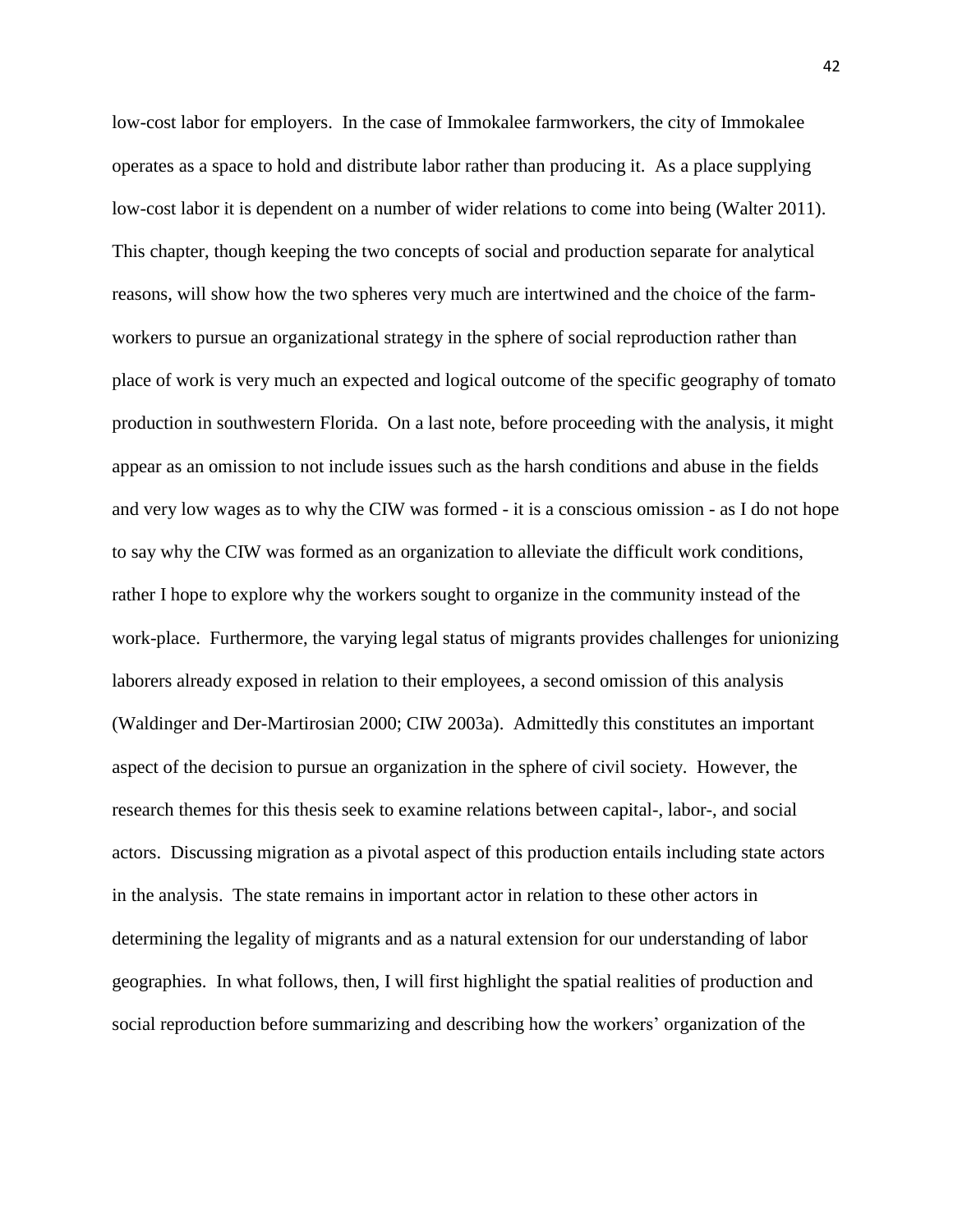low-cost labor for employers. In the case of Immokalee farmworkers, the city of Immokalee operates as a space to hold and distribute labor rather than producing it. As a place supplying low-cost labor it is dependent on a number of wider relations to come into being (Walter 2011). This chapter, though keeping the two concepts of social and production separate for analytical reasons, will show how the two spheres very much are intertwined and the choice of the farm-workers to pursue an organizational strategy in the sphere of social reproduction rather than place of work is very much an expected and logical outcome of the specific geography of tomato production in southwestern Florida. On a last note, before proceeding with the analysis, it might appear as an omission to not include issues such as the harsh conditions and abuse in the fields and very low wages as to why the CIW was formed - it is a conscious omission - as I do not hope to say why the CIW was formed as an organization to alleviate the difficult work conditions, rather I hope to explore why the workers sought to organize in the community instead of the work-place. Furthermore, the varying legal status of migrants provides challenges for unionizing laborers already exposed in relation to their employees, a second omission of this analysis (Waldinger and Der-Martirosian 2000; CIW 2003a). Admittedly this constitutes an important aspect of the decision to pursue an organization in the sphere of civil society. However, the research themes for this thesis seek to examine relations between capital-, labor-, and social actors. Discussing migration as a pivotal aspect of this production entails including state actors in the analysis. The state remains in important actor in relation to these other actors in determining the legality of migrants and as a natural extension for our understanding of labor geographies. In what follows, then, I will first highlight the spatial realities of production and social reproduction before summarizing and describing how the workers' organization of the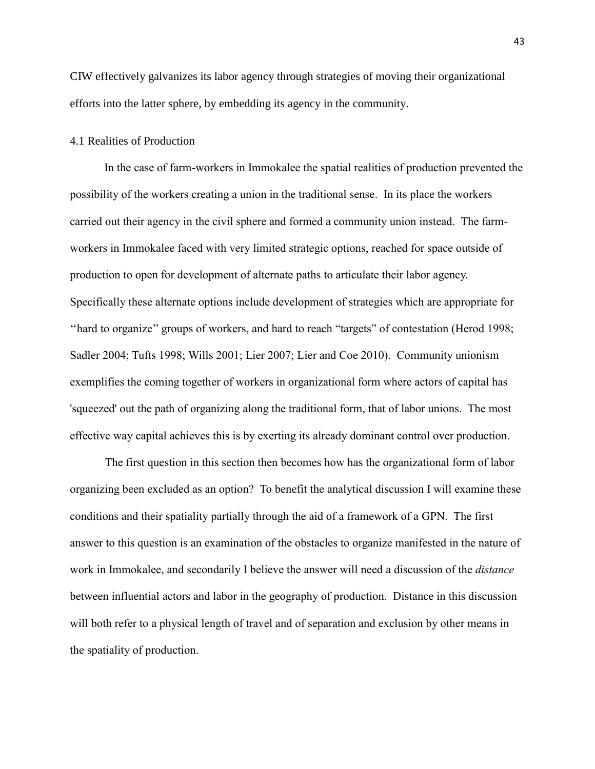CIW effectively galvanizes its labor agency through strategies of moving their organizational efforts into the latter sphere, by embedding its agency in the community.

## 4.1 Realities of Production

In the case of farm-workers in Immokalee the spatial realities of production prevented the possibility of the workers creating a union in the traditional sense. In its place the workers carried out their agency in the civil sphere and formed a community union instead. The farm-workers in Immokalee faced with very limited strategic options, reached for space outside of production to open for development of alternate paths to articulate their labor agency. Specifically these alternate options include development of strategies which are appropriate for ''hard to organize'' groups of workers, and hard to reach "targets" of contestation (Herod 1998; Sadler 2004; Tufts 1998; Wills 2001; Lier 2007; Lier and Coe 2010). Community unionism exemplifies the coming together of workers in organizational form where actors of capital has 'squeezed' out the path of organizing along the traditional form, that of labor unions. The most effective way capital achieves this is by exerting its already dominant control over production.

The first question in this section then becomes how has the organizational form of labor organizing been excluded as an option? To benefit the analytical discussion I will examine these conditions and their spatiality partially through the aid of a framework of a GPN. The first answer to this question is an examination of the obstacles to organize manifested in the nature of work in Immokalee, and secondarily I believe the answer will need a discussion of the *distance* between influential actors and labor in the geography of production. Distance in this discussion will both refer to a physical length of travel and of separation and exclusion by other means in the spatiality of production.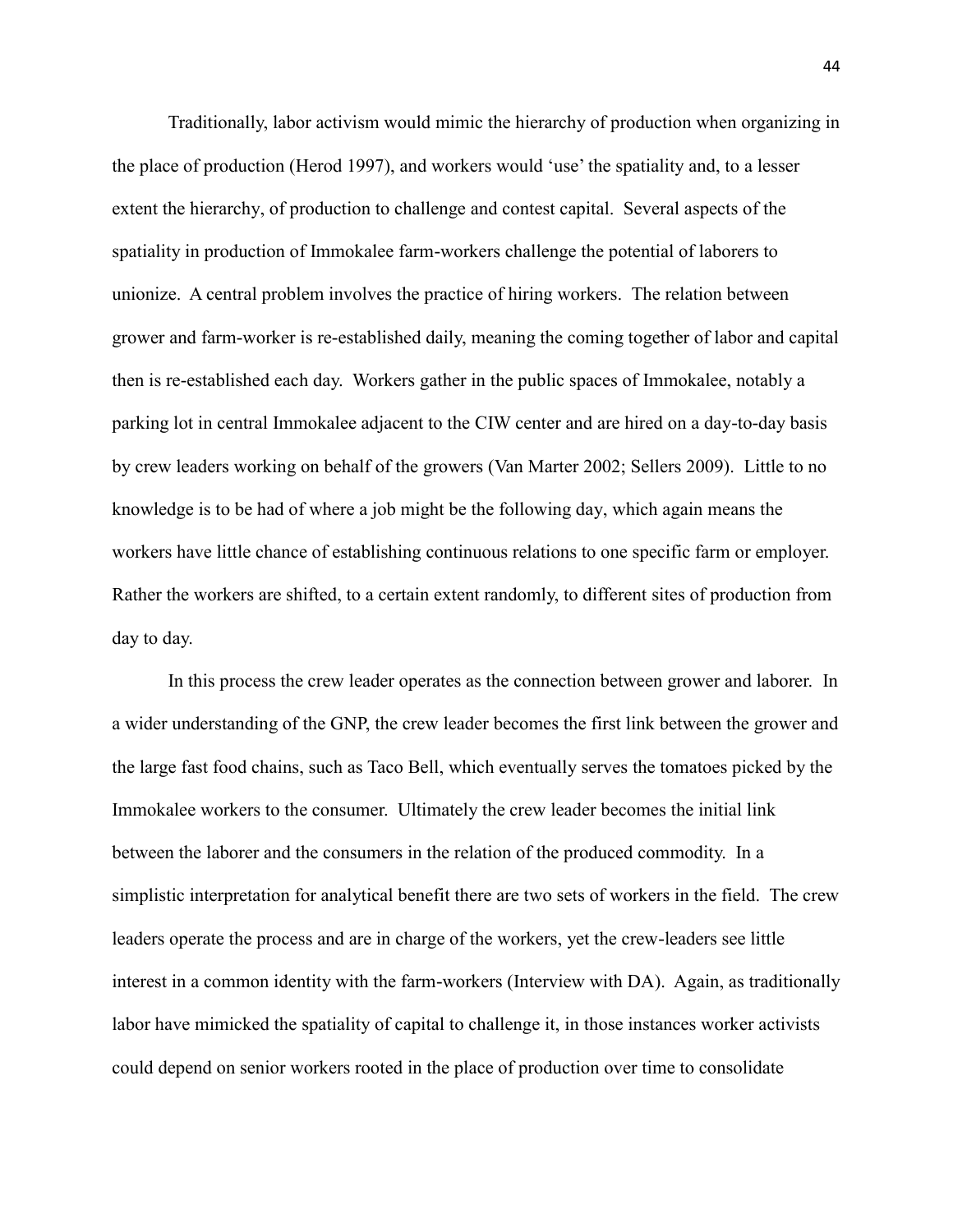Traditionally, labor activism would mimic the hierarchy of production when organizing in the place of production (Herod 1997), and workers would 'use' the spatiality and, to a lesser extent the hierarchy, of production to challenge and contest capital. Several aspects of the spatiality in production of Immokalee farm-workers challenge the potential of laborers to unionize. A central problem involves the practice of hiring workers. The relation between grower and farm-worker is re-established daily, meaning the coming together of labor and capital then is re-established each day. Workers gather in the public spaces of Immokalee, notably a parking lot in central Immokalee adjacent to the CIW center and are hired on a day-to-day basis by crew leaders working on behalf of the growers (Van Marter 2002; Sellers 2009). Little to no knowledge is to be had of where a job might be the following day, which again means the workers have little chance of establishing continuous relations to one specific farm or employer. Rather the workers are shifted, to a certain extent randomly, to different sites of production from day to day.

In this process the crew leader operates as the connection between grower and laborer. In a wider understanding of the GNP, the crew leader becomes the first link between the grower and the large fast food chains, such as Taco Bell, which eventually serves the tomatoes picked by the Immokalee workers to the consumer. Ultimately the crew leader becomes the initial link between the laborer and the consumers in the relation of the produced commodity. In a simplistic interpretation for analytical benefit there are two sets of workers in the field. The crew leaders operate the process and are in charge of the workers, yet the crew-leaders see little interest in a common identity with the farm-workers (Interview with DA). Again, as traditionally labor have mimicked the spatiality of capital to challenge it, in those instances worker activists could depend on senior workers rooted in the place of production over time to consolidate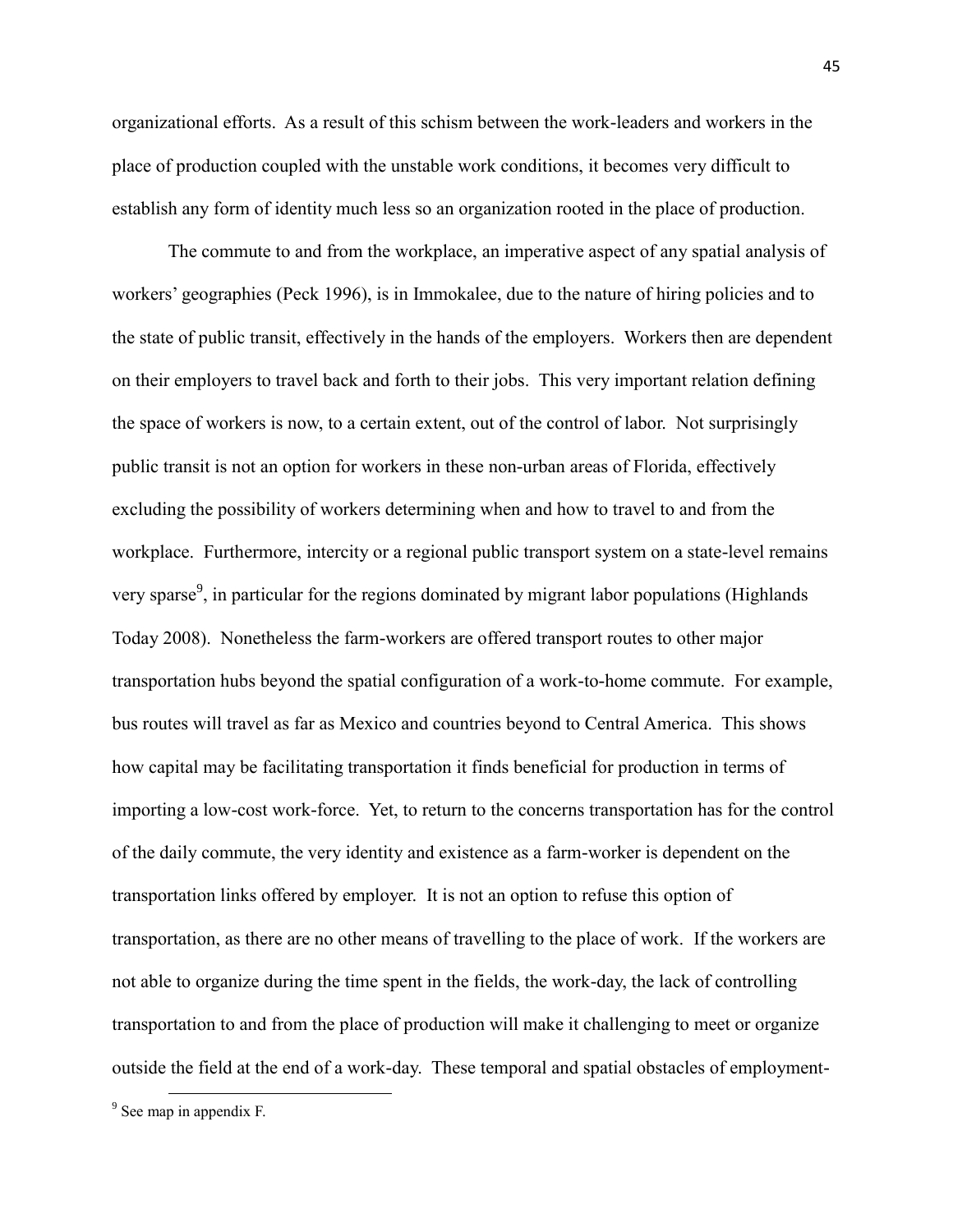organizational efforts. As a result of this schism between the work-leaders and workers in the place of production coupled with the unstable work conditions, it becomes very difficult to establish any form of identity much less so an organization rooted in the place of production.

The commute to and from the workplace, an imperative aspect of any spatial analysis of workers' geographies (Peck 1996), is in Immokalee, due to the nature of hiring policies and to the state of public transit, effectively in the hands of the employers. Workers then are dependent on their employers to travel back and forth to their jobs. This very important relation defining the space of workers is now, to a certain extent, out of the control of labor. Not surprisingly public transit is not an option for workers in these non-urban areas of Florida, effectively excluding the possibility of workers determining when and how to travel to and from the workplace. Furthermore, intercity or a regional public transport system on a state-level remains very sparse[9], in particular for the regions dominated by migrant labor populations (Highlands Today 2008). Nonetheless the farm-workers are offered transport routes to other major transportation hubs beyond the spatial configuration of a work-to-home commute. For example, bus routes will travel as far as Mexico and countries beyond to Central America. This shows how capital may be facilitating transportation it finds beneficial for production in terms of importing a low-cost work-force. Yet, to return to the concerns transportation has for the control of the daily commute, the very identity and existence as a farm-worker is dependent on the transportation links offered by employer. It is not an option to refuse this option of transportation, as there are no other means of travelling to the place of work. If the workers are not able to organize during the time spent in the fields, the work-day, the lack of controlling transportation to and from the place of production will make it challenging to meet or organize outside the field at the end of a work-day. These temporal and spatial obstacles of employment-

[9] See map in appendix F.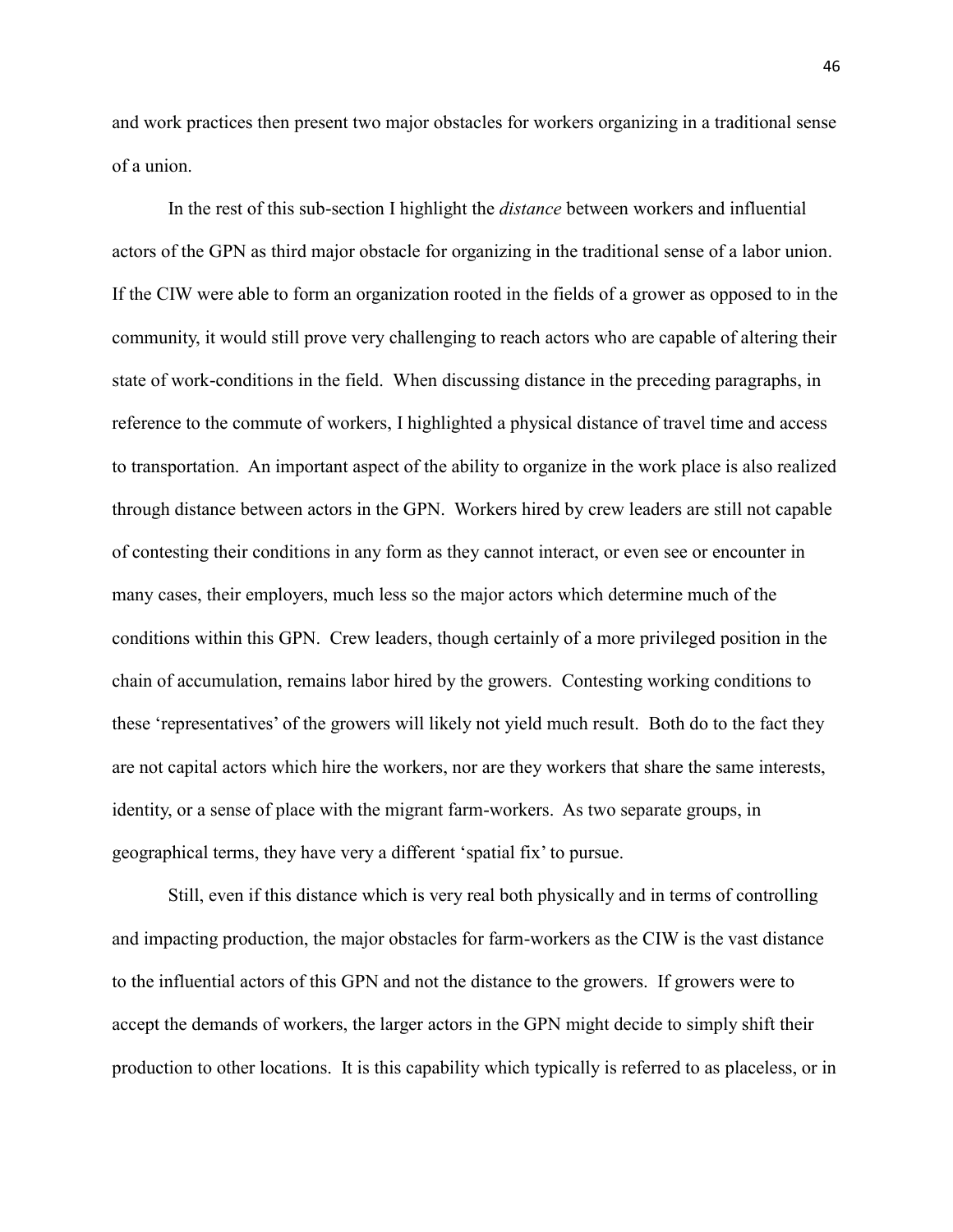and work practices then present two major obstacles for workers organizing in a traditional sense of a union.

In the rest of this sub-section I highlight the *distance* between workers and influential actors of the GPN as third major obstacle for organizing in the traditional sense of a labor union. If the CIW were able to form an organization rooted in the fields of a grower as opposed to in the community, it would still prove very challenging to reach actors who are capable of altering their state of work-conditions in the field. When discussing distance in the preceding paragraphs, in reference to the commute of workers, I highlighted a physical distance of travel time and access to transportation. An important aspect of the ability to organize in the work place is also realized through distance between actors in the GPN. Workers hired by crew leaders are still not capable of contesting their conditions in any form as they cannot interact, or even see or encounter in many cases, their employers, much less so the major actors which determine much of the conditions within this GPN. Crew leaders, though certainly of a more privileged position in the chain of accumulation, remains labor hired by the growers. Contesting working conditions to these 'representatives' of the growers will likely not yield much result. Both do to the fact they are not capital actors which hire the workers, nor are they workers that share the same interests, identity, or a sense of place with the migrant farm-workers. As two separate groups, in geographical terms, they have very a different 'spatial fix' to pursue.

Still, even if this distance which is very real both physically and in terms of controlling and impacting production, the major obstacles for farm-workers as the CIW is the vast distance to the influential actors of this GPN and not the distance to the growers. If growers were to accept the demands of workers, the larger actors in the GPN might decide to simply shift their production to other locations. It is this capability which typically is referred to as placeless, or in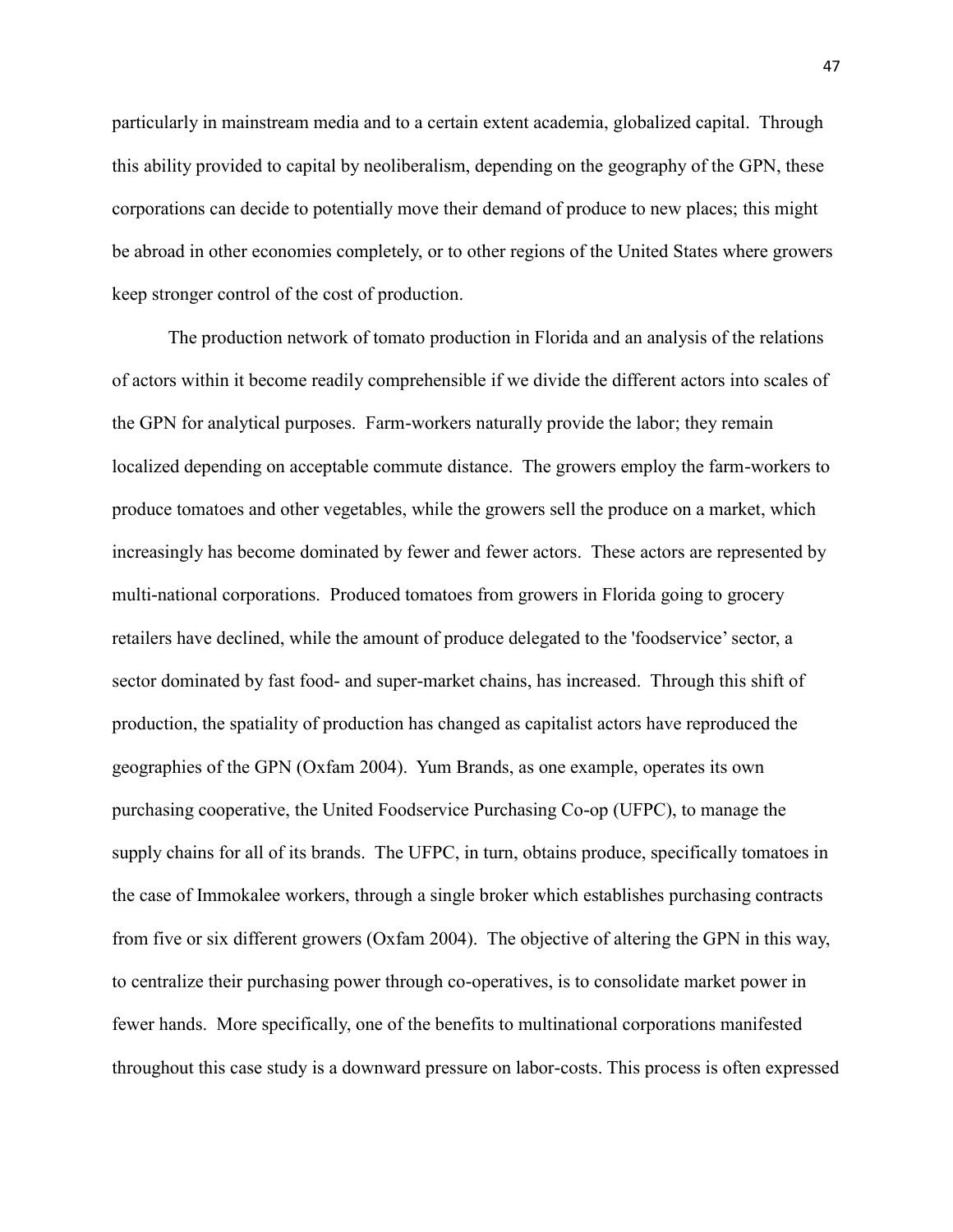particularly in mainstream media and to a certain extent academia, globalized capital. Through this ability provided to capital by neoliberalism, depending on the geography of the GPN, these corporations can decide to potentially move their demand of produce to new places; this might be abroad in other economies completely, or to other regions of the United States where growers keep stronger control of the cost of production.

The production network of tomato production in Florida and an analysis of the relations of actors within it become readily comprehensible if we divide the different actors into scales of the GPN for analytical purposes. Farm-workers naturally provide the labor; they remain localized depending on acceptable commute distance. The growers employ the farm-workers to produce tomatoes and other vegetables, while the growers sell the produce on a market, which increasingly has become dominated by fewer and fewer actors. These actors are represented by multi-national corporations. Produced tomatoes from growers in Florida going to grocery retailers have declined, while the amount of produce delegated to the 'foodservice' sector, a sector dominated by fast food- and super-market chains, has increased. Through this shift of production, the spatiality of production has changed as capitalist actors have reproduced the geographies of the GPN (Oxfam 2004). Yum Brands, as one example, operates its own purchasing cooperative, the United Foodservice Purchasing Co-op (UFPC), to manage the supply chains for all of its brands. The UFPC, in turn, obtains produce, specifically tomatoes in the case of Immokalee workers, through a single broker which establishes purchasing contracts from five or six different growers (Oxfam 2004). The objective of altering the GPN in this way, to centralize their purchasing power through co-operatives, is to consolidate market power in fewer hands. More specifically, one of the benefits to multinational corporations manifested throughout this case study is a downward pressure on labor-costs. This process is often expressed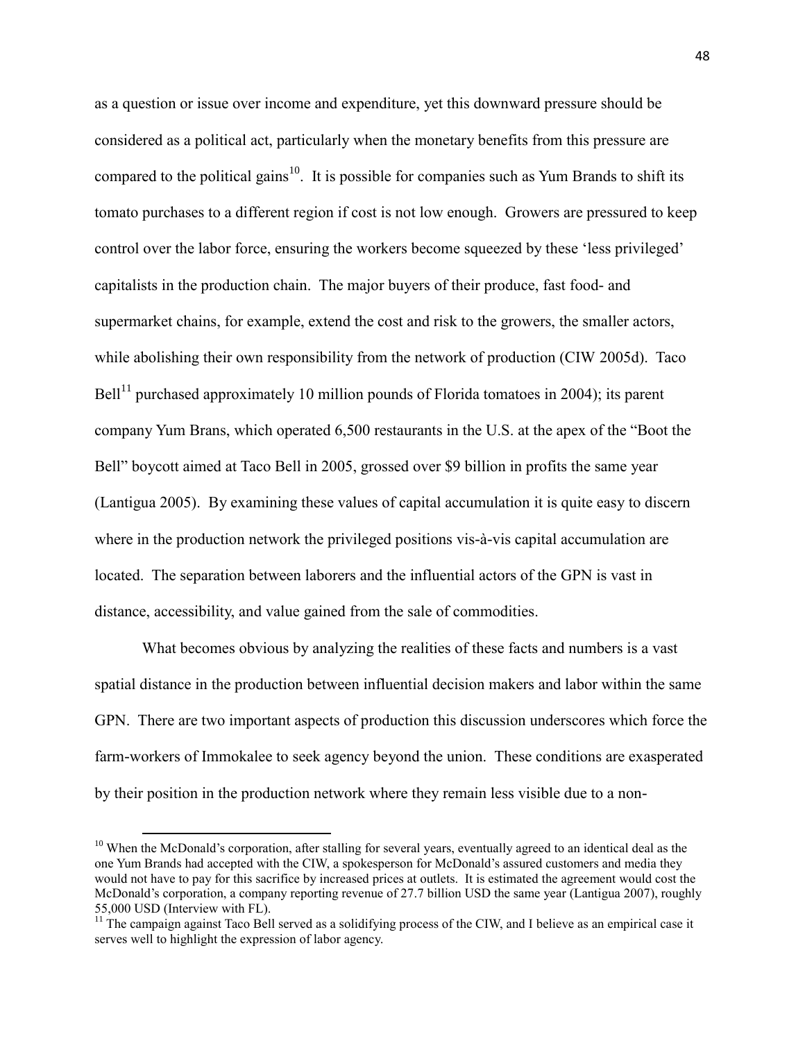as a question or issue over income and expenditure, yet this downward pressure should be considered as a political act, particularly when the monetary benefits from this pressure are compared to the political gains[10]. It is possible for companies such as Yum Brands to shift its tomato purchases to a different region if cost is not low enough. Growers are pressured to keep control over the labor force, ensuring the workers become squeezed by these 'less privileged' capitalists in the production chain. The major buyers of their produce, fast food- and supermarket chains, for example, extend the cost and risk to the growers, the smaller actors, while abolishing their own responsibility from the network of production (CIW 2005d). Taco Bell[11] purchased approximately 10 million pounds of Florida tomatoes in 2004); its parent company Yum Brans, which operated 6,500 restaurants in the U.S. at the apex of the "Boot the Bell" boycott aimed at Taco Bell in 2005, grossed over $9 billion in profits the same year (Lantigua 2005). By examining these values of capital accumulation it is quite easy to discern where in the production network the privileged positions vis-à-vis capital accumulation are located. The separation between laborers and the influential actors of the GPN is vast in distance, accessibility, and value gained from the sale of commodities.

What becomes obvious by analyzing the realities of these facts and numbers is a vast spatial distance in the production between influential decision makers and labor within the same GPN. There are two important aspects of production this discussion underscores which force the farm-workers of Immokalee to seek agency beyond the union. These conditions are exasperated by their position in the production network where they remain less visible due to a non-

---

[10] When the McDonald's corporation, after stalling for several years, eventually agreed to an identical deal as the one Yum Brands had accepted with the CIW, a spokesperson for McDonald's assured customers and media they would not have to pay for this sacrifice by increased prices at outlets. It is estimated the agreement would cost the McDonald's corporation, a company reporting revenue of 27.7 billion USD the same year (Lantigua 2007), roughly 55,000 USD (Interview with FL).

[11] The campaign against Taco Bell served as a solidifying process of the CIW, and I believe as an empirical case it serves well to highlight the expression of labor agency.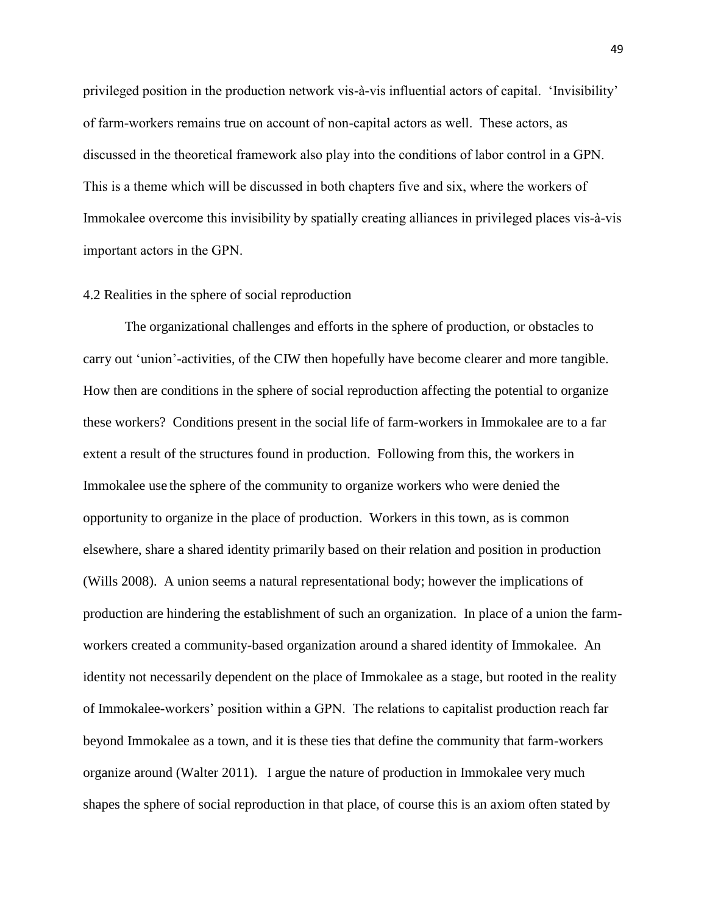privileged position in the production network vis-à-vis influential actors of capital. 'Invisibility' of farm-workers remains true on account of non-capital actors as well. These actors, as discussed in the theoretical framework also play into the conditions of labor control in a GPN. This is a theme which will be discussed in both chapters five and six, where the workers of Immokalee overcome this invisibility by spatially creating alliances in privileged places vis-à-vis important actors in the GPN.

## 4.2 Realities in the sphere of social reproduction

The organizational challenges and efforts in the sphere of production, or obstacles to carry out 'union'-activities, of the CIW then hopefully have become clearer and more tangible. How then are conditions in the sphere of social reproduction affecting the potential to organize these workers? Conditions present in the social life of farm-workers in Immokalee are to a far extent a result of the structures found in production. Following from this, the workers in Immokalee use the sphere of the community to organize workers who were denied the opportunity to organize in the place of production. Workers in this town, as is common elsewhere, share a shared identity primarily based on their relation and position in production (Wills 2008). A union seems a natural representational body; however the implications of production are hindering the establishment of such an organization. In place of a union the farm-workers created a community-based organization around a shared identity of Immokalee. An identity not necessarily dependent on the place of Immokalee as a stage, but rooted in the reality of Immokalee-workers' position within a GPN. The relations to capitalist production reach far beyond Immokalee as a town, and it is these ties that define the community that farm-workers organize around (Walter 2011). I argue the nature of production in Immokalee very much shapes the sphere of social reproduction in that place, of course this is an axiom often stated by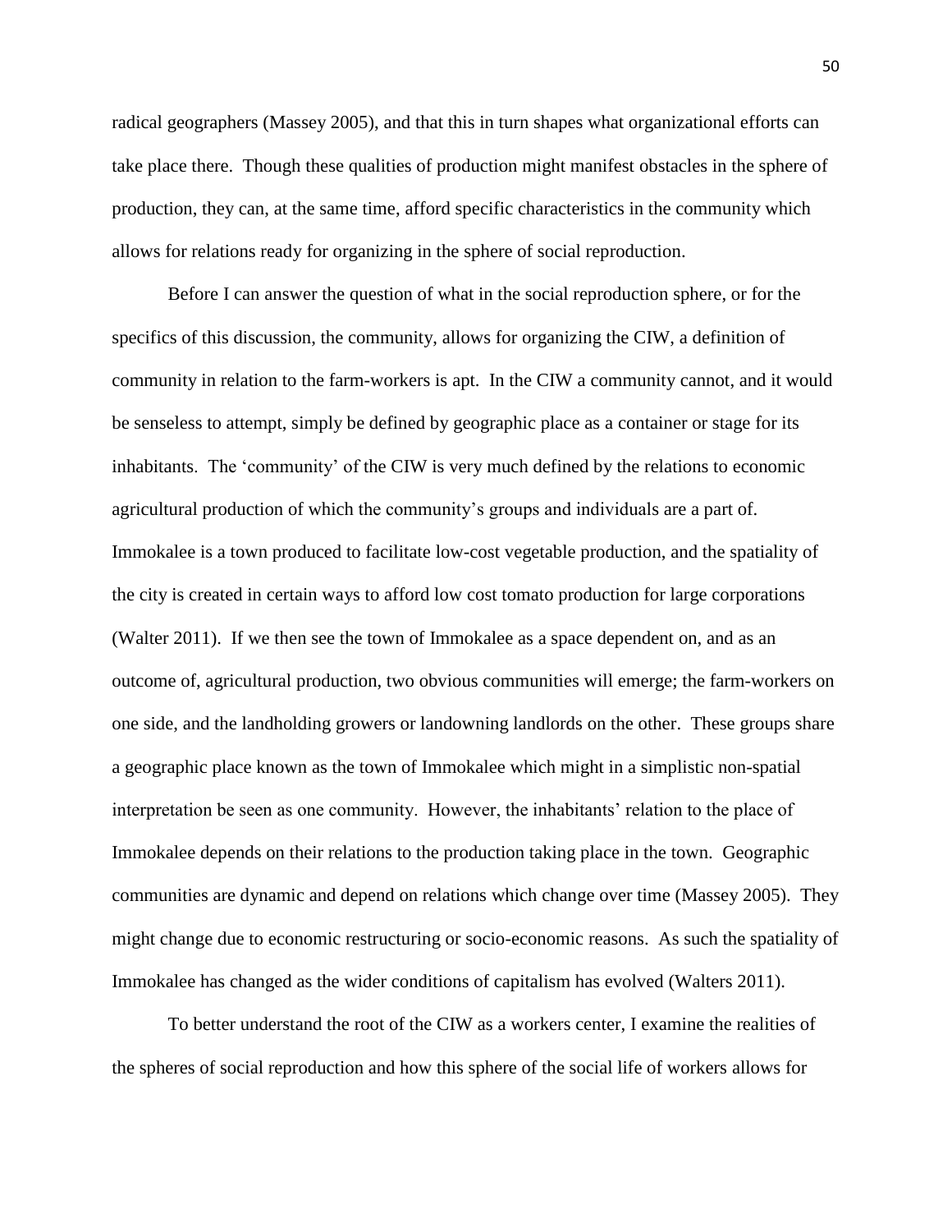radical geographers (Massey 2005), and that this in turn shapes what organizational efforts can take place there. Though these qualities of production might manifest obstacles in the sphere of production, they can, at the same time, afford specific characteristics in the community which allows for relations ready for organizing in the sphere of social reproduction.

Before I can answer the question of what in the social reproduction sphere, or for the specifics of this discussion, the community, allows for organizing the CIW, a definition of community in relation to the farm-workers is apt. In the CIW a community cannot, and it would be senseless to attempt, simply be defined by geographic place as a container or stage for its inhabitants. The 'community' of the CIW is very much defined by the relations to economic agricultural production of which the community's groups and individuals are a part of. Immokalee is a town produced to facilitate low-cost vegetable production, and the spatiality of the city is created in certain ways to afford low cost tomato production for large corporations (Walter 2011). If we then see the town of Immokalee as a space dependent on, and as an outcome of, agricultural production, two obvious communities will emerge; the farm-workers on one side, and the landholding growers or landowning landlords on the other. These groups share a geographic place known as the town of Immokalee which might in a simplistic non-spatial interpretation be seen as one community. However, the inhabitants' relation to the place of Immokalee depends on their relations to the production taking place in the town. Geographic communities are dynamic and depend on relations which change over time (Massey 2005). They might change due to economic restructuring or socio-economic reasons. As such the spatiality of Immokalee has changed as the wider conditions of capitalism has evolved (Walters 2011).

To better understand the root of the CIW as a workers center, I examine the realities of the spheres of social reproduction and how this sphere of the social life of workers allows for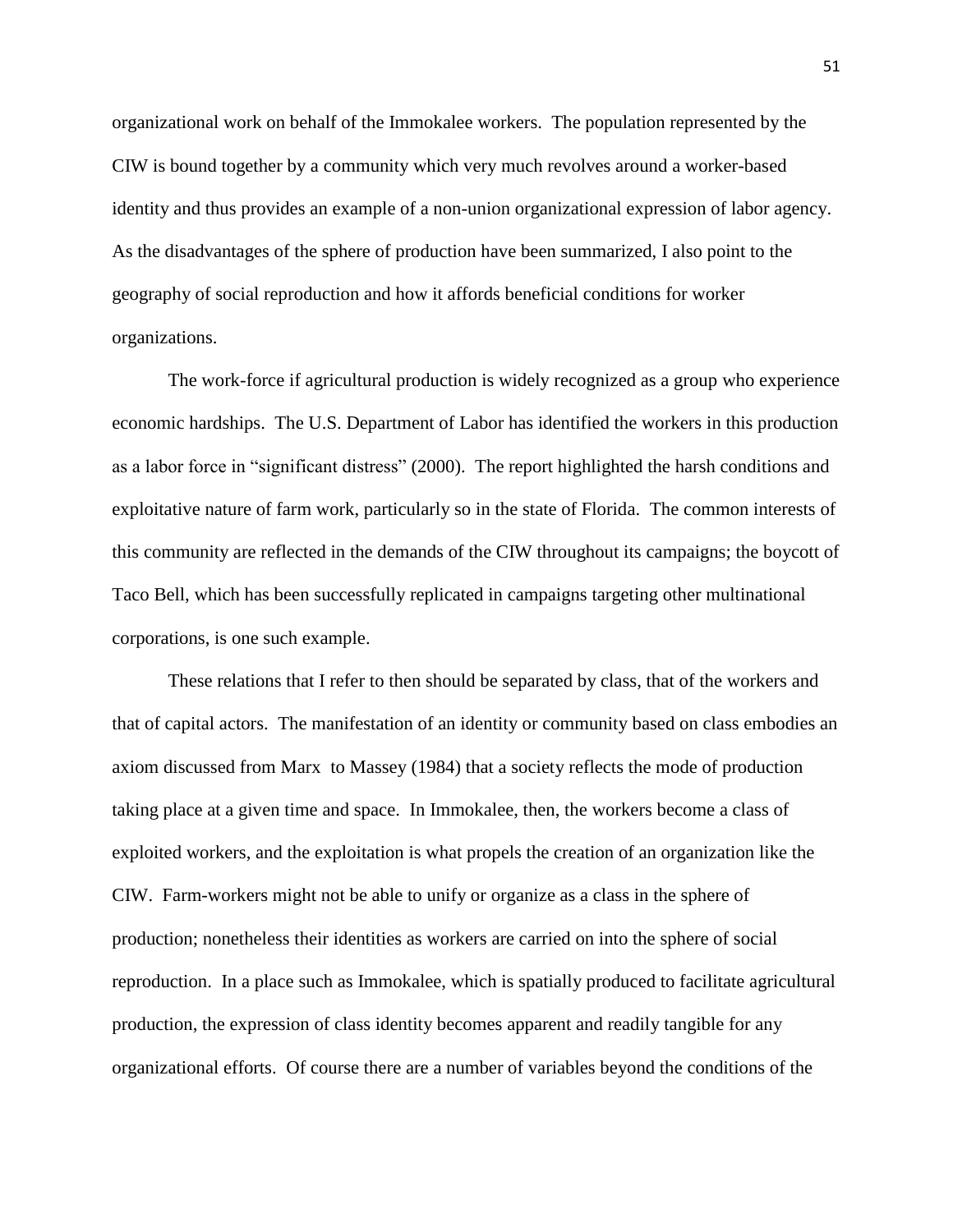organizational work on behalf of the Immokalee workers. The population represented by the CIW is bound together by a community which very much revolves around a worker-based identity and thus provides an example of a non-union organizational expression of labor agency. As the disadvantages of the sphere of production have been summarized, I also point to the geography of social reproduction and how it affords beneficial conditions for worker organizations.

The work-force if agricultural production is widely recognized as a group who experience economic hardships. The U.S. Department of Labor has identified the workers in this production as a labor force in "significant distress" (2000). The report highlighted the harsh conditions and exploitative nature of farm work, particularly so in the state of Florida. The common interests of this community are reflected in the demands of the CIW throughout its campaigns; the boycott of Taco Bell, which has been successfully replicated in campaigns targeting other multinational corporations, is one such example.

These relations that I refer to then should be separated by class, that of the workers and that of capital actors. The manifestation of an identity or community based on class embodies an axiom discussed from Marx to Massey (1984) that a society reflects the mode of production taking place at a given time and space. In Immokalee, then, the workers become a class of exploited workers, and the exploitation is what propels the creation of an organization like the CIW. Farm-workers might not be able to unify or organize as a class in the sphere of production; nonetheless their identities as workers are carried on into the sphere of social reproduction. In a place such as Immokalee, which is spatially produced to facilitate agricultural production, the expression of class identity becomes apparent and readily tangible for any organizational efforts. Of course there are a number of variables beyond the conditions of the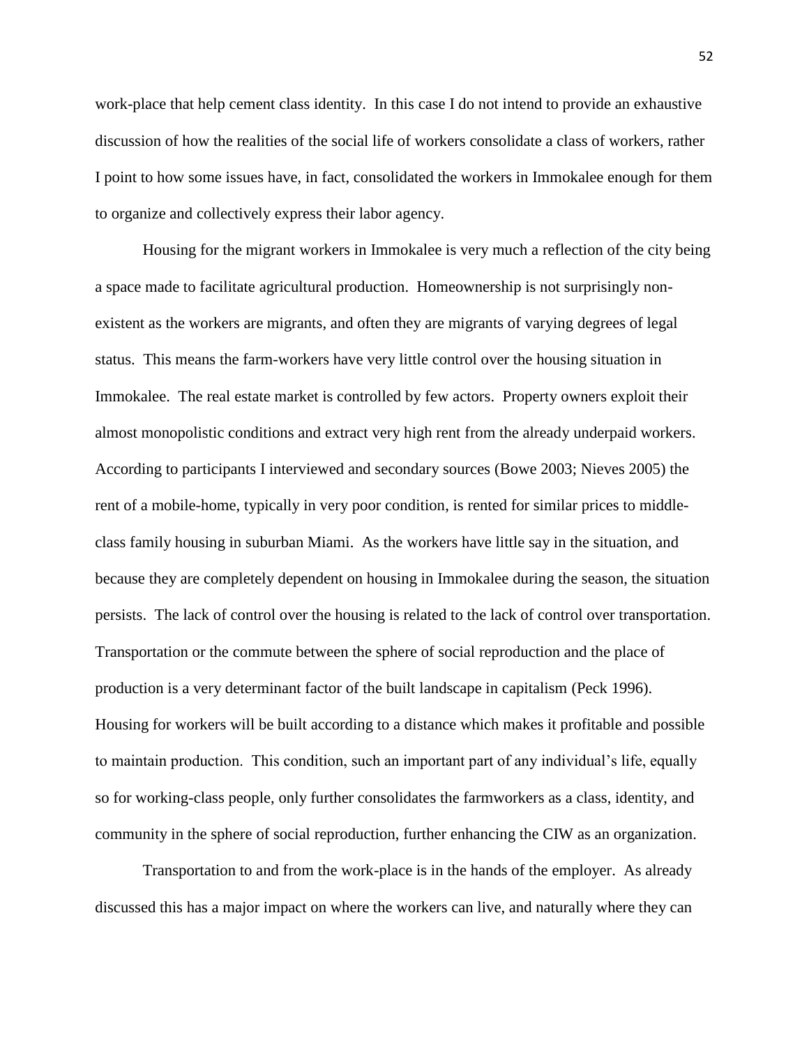work-place that help cement class identity. In this case I do not intend to provide an exhaustive discussion of how the realities of the social life of workers consolidate a class of workers, rather I point to how some issues have, in fact, consolidated the workers in Immokalee enough for them to organize and collectively express their labor agency.

Housing for the migrant workers in Immokalee is very much a reflection of the city being a space made to facilitate agricultural production. Homeownership is not surprisingly non-existent as the workers are migrants, and often they are migrants of varying degrees of legal status. This means the farm-workers have very little control over the housing situation in Immokalee. The real estate market is controlled by few actors. Property owners exploit their almost monopolistic conditions and extract very high rent from the already underpaid workers. According to participants I interviewed and secondary sources (Bowe 2003; Nieves 2005) the rent of a mobile-home, typically in very poor condition, is rented for similar prices to middle-class family housing in suburban Miami. As the workers have little say in the situation, and because they are completely dependent on housing in Immokalee during the season, the situation persists. The lack of control over the housing is related to the lack of control over transportation. Transportation or the commute between the sphere of social reproduction and the place of production is a very determinant factor of the built landscape in capitalism (Peck 1996). Housing for workers will be built according to a distance which makes it profitable and possible to maintain production. This condition, such an important part of any individual's life, equally so for working-class people, only further consolidates the farmworkers as a class, identity, and community in the sphere of social reproduction, further enhancing the CIW as an organization.

Transportation to and from the work-place is in the hands of the employer. As already discussed this has a major impact on where the workers can live, and naturally where they can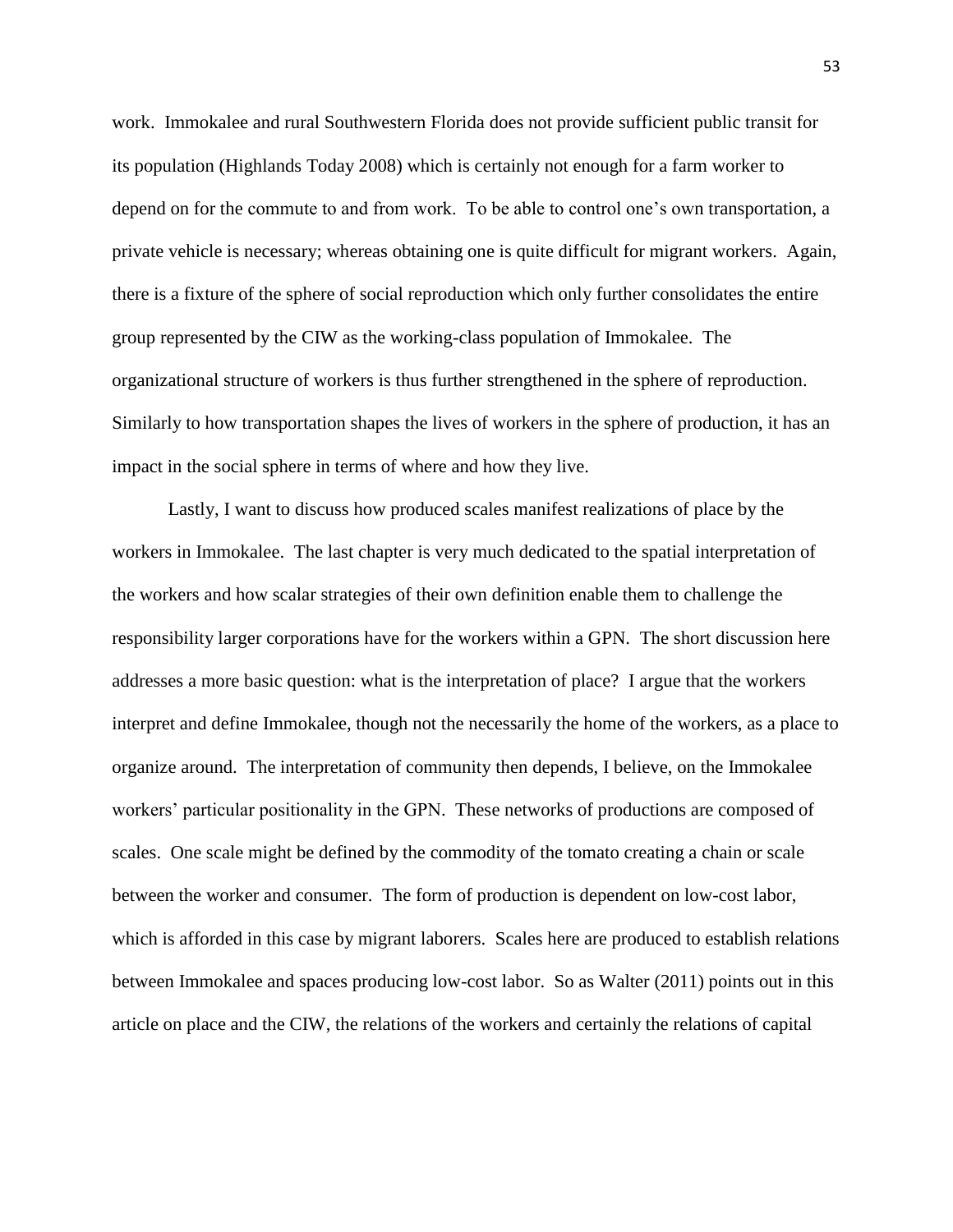work. Immokalee and rural Southwestern Florida does not provide sufficient public transit for its population (Highlands Today 2008) which is certainly not enough for a farm worker to depend on for the commute to and from work. To be able to control one's own transportation, a private vehicle is necessary; whereas obtaining one is quite difficult for migrant workers. Again, there is a fixture of the sphere of social reproduction which only further consolidates the entire group represented by the CIW as the working-class population of Immokalee. The organizational structure of workers is thus further strengthened in the sphere of reproduction. Similarly to how transportation shapes the lives of workers in the sphere of production, it has an impact in the social sphere in terms of where and how they live.

Lastly, I want to discuss how produced scales manifest realizations of place by the workers in Immokalee. The last chapter is very much dedicated to the spatial interpretation of the workers and how scalar strategies of their own definition enable them to challenge the responsibility larger corporations have for the workers within a GPN. The short discussion here addresses a more basic question: what is the interpretation of place? I argue that the workers interpret and define Immokalee, though not the necessarily the home of the workers, as a place to organize around. The interpretation of community then depends, I believe, on the Immokalee workers' particular positionality in the GPN. These networks of productions are composed of scales. One scale might be defined by the commodity of the tomato creating a chain or scale between the worker and consumer. The form of production is dependent on low-cost labor, which is afforded in this case by migrant laborers. Scales here are produced to establish relations between Immokalee and spaces producing low-cost labor. So as Walter (2011) points out in this article on place and the CIW, the relations of the workers and certainly the relations of capital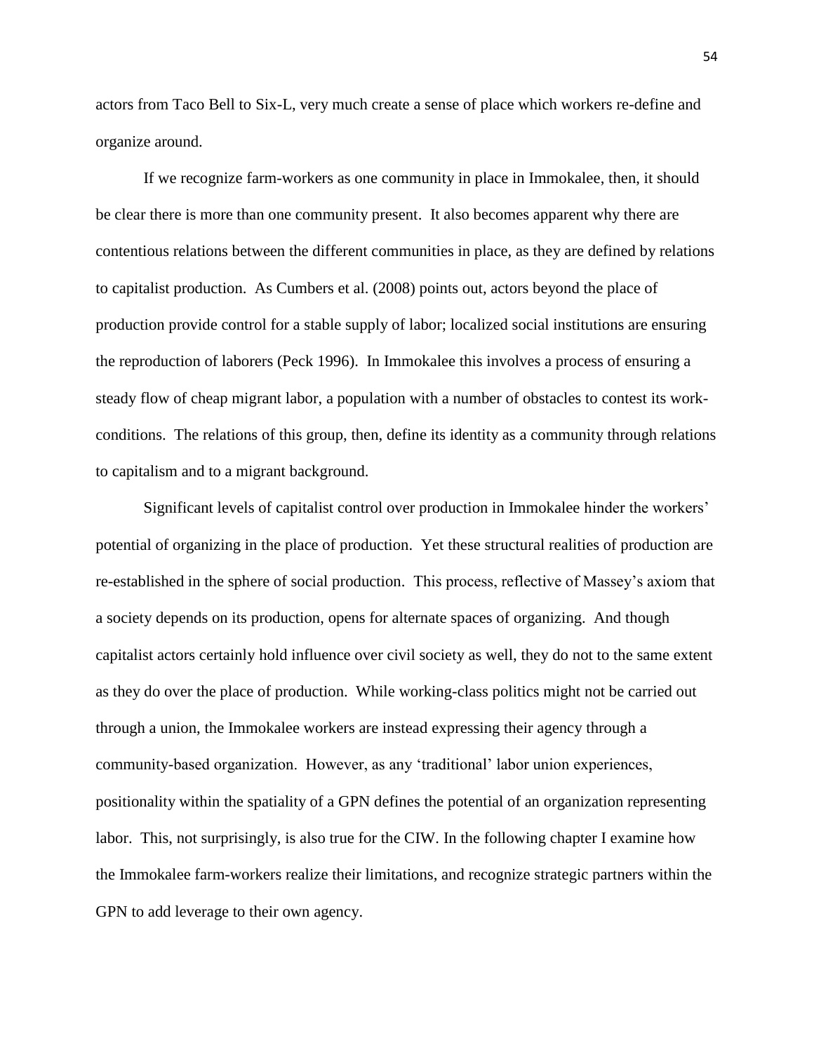actors from Taco Bell to Six-L, very much create a sense of place which workers re-define and organize around.

If we recognize farm-workers as one community in place in Immokalee, then, it should be clear there is more than one community present. It also becomes apparent why there are contentious relations between the different communities in place, as they are defined by relations to capitalist production. As Cumbers et al. (2008) points out, actors beyond the place of production provide control for a stable supply of labor; localized social institutions are ensuring the reproduction of laborers (Peck 1996). In Immokalee this involves a process of ensuring a steady flow of cheap migrant labor, a population with a number of obstacles to contest its work-conditions. The relations of this group, then, define its identity as a community through relations to capitalism and to a migrant background.

Significant levels of capitalist control over production in Immokalee hinder the workers' potential of organizing in the place of production. Yet these structural realities of production are re-established in the sphere of social production. This process, reflective of Massey's axiom that a society depends on its production, opens for alternate spaces of organizing. And though capitalist actors certainly hold influence over civil society as well, they do not to the same extent as they do over the place of production. While working-class politics might not be carried out through a union, the Immokalee workers are instead expressing their agency through a community-based organization. However, as any 'traditional' labor union experiences, positionality within the spatiality of a GPN defines the potential of an organization representing labor. This, not surprisingly, is also true for the CIW. In the following chapter I examine how the Immokalee farm-workers realize their limitations, and recognize strategic partners within the GPN to add leverage to their own agency.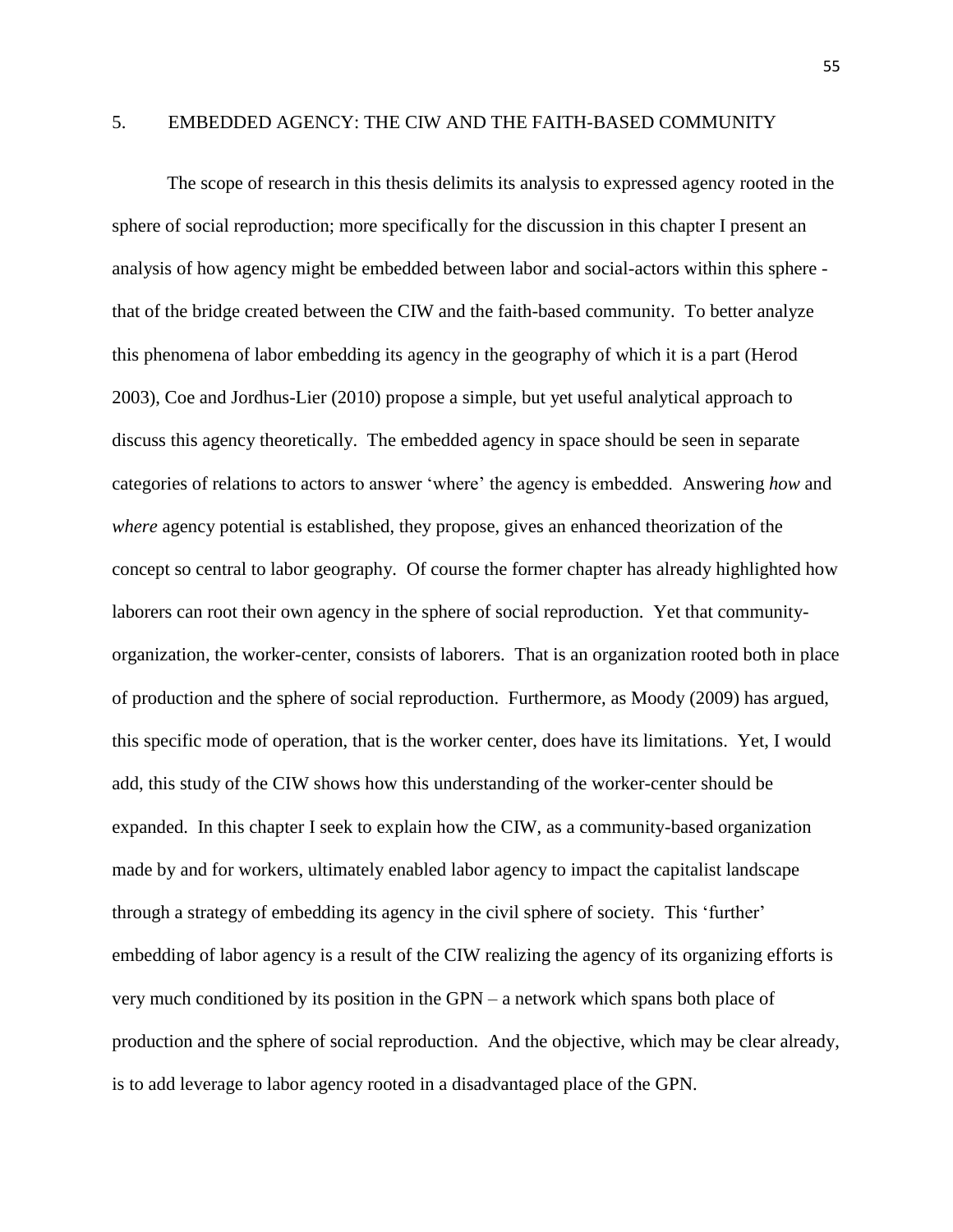# 5. EMBEDDED AGENCY: THE CIW AND THE FAITH-BASED COMMUNITY

The scope of research in this thesis delimits its analysis to expressed agency rooted in the sphere of social reproduction; more specifically for the discussion in this chapter I present an analysis of how agency might be embedded between labor and social-actors within this sphere - that of the bridge created between the CIW and the faith-based community. To better analyze this phenomena of labor embedding its agency in the geography of which it is a part (Herod 2003), Coe and Jordhus-Lier (2010) propose a simple, but yet useful analytical approach to discuss this agency theoretically. The embedded agency in space should be seen in separate categories of relations to actors to answer 'where' the agency is embedded. Answering *how* and *where* agency potential is established, they propose, gives an enhanced theorization of the concept so central to labor geography. Of course the former chapter has already highlighted how laborers can root their own agency in the sphere of social reproduction. Yet that community-organization, the worker-center, consists of laborers. That is an organization rooted both in place of production and the sphere of social reproduction. Furthermore, as Moody (2009) has argued, this specific mode of operation, that is the worker center, does have its limitations. Yet, I would add, this study of the CIW shows how this understanding of the worker-center should be expanded. In this chapter I seek to explain how the CIW, as a community-based organization made by and for workers, ultimately enabled labor agency to impact the capitalist landscape through a strategy of embedding its agency in the civil sphere of society. This 'further' embedding of labor agency is a result of the CIW realizing the agency of its organizing efforts is very much conditioned by its position in the GPN – a network which spans both place of production and the sphere of social reproduction. And the objective, which may be clear already, is to add leverage to labor agency rooted in a disadvantaged place of the GPN.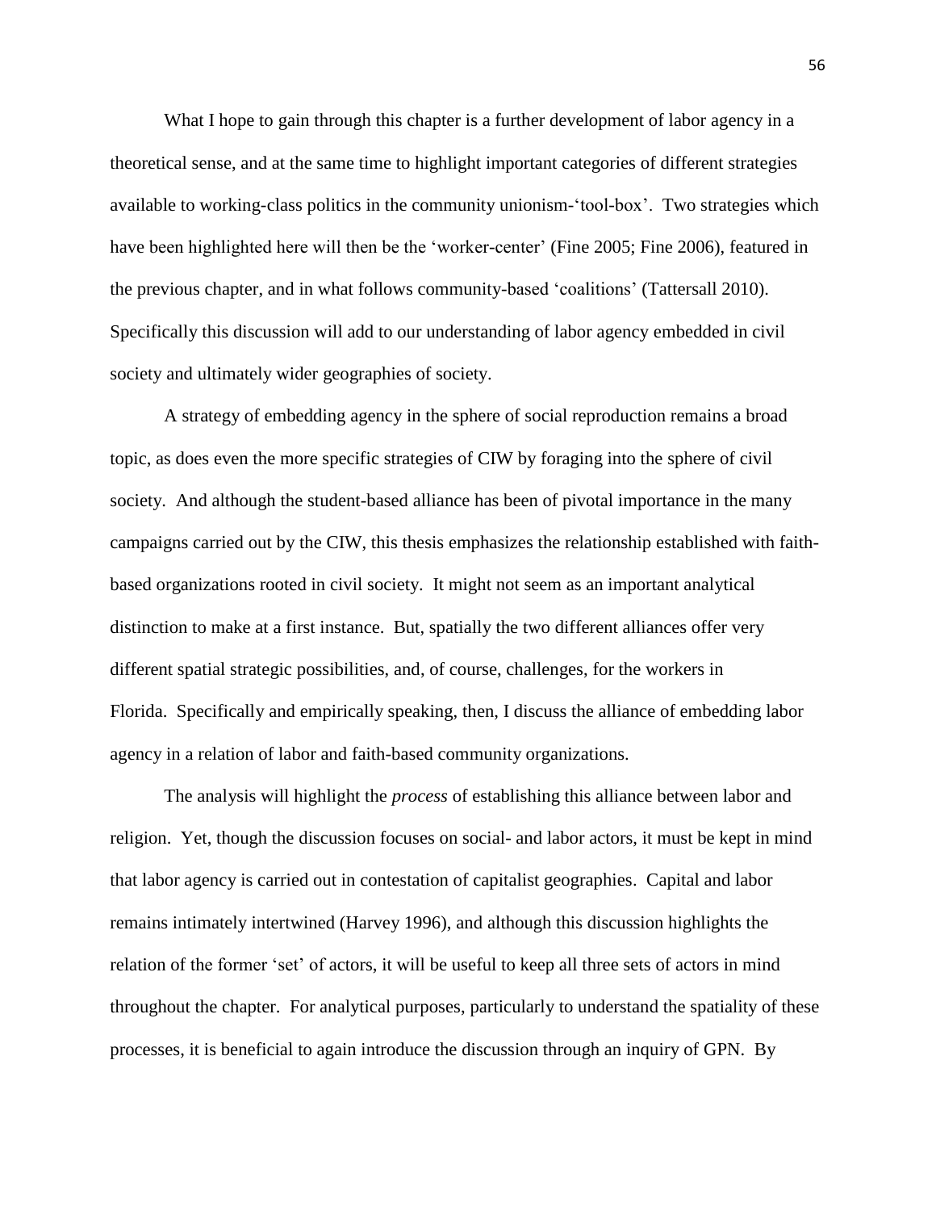What I hope to gain through this chapter is a further development of labor agency in a theoretical sense, and at the same time to highlight important categories of different strategies available to working-class politics in the community unionism-'tool-box'. Two strategies which have been highlighted here will then be the 'worker-center' (Fine 2005; Fine 2006), featured in the previous chapter, and in what follows community-based 'coalitions' (Tattersall 2010). Specifically this discussion will add to our understanding of labor agency embedded in civil society and ultimately wider geographies of society.

A strategy of embedding agency in the sphere of social reproduction remains a broad topic, as does even the more specific strategies of CIW by foraging into the sphere of civil society. And although the student-based alliance has been of pivotal importance in the many campaigns carried out by the CIW, this thesis emphasizes the relationship established with faith-based organizations rooted in civil society. It might not seem as an important analytical distinction to make at a first instance. But, spatially the two different alliances offer very different spatial strategic possibilities, and, of course, challenges, for the workers in Florida. Specifically and empirically speaking, then, I discuss the alliance of embedding labor agency in a relation of labor and faith-based community organizations.

The analysis will highlight the *process* of establishing this alliance between labor and religion. Yet, though the discussion focuses on social- and labor actors, it must be kept in mind that labor agency is carried out in contestation of capitalist geographies. Capital and labor remains intimately intertwined (Harvey 1996), and although this discussion highlights the relation of the former 'set' of actors, it will be useful to keep all three sets of actors in mind throughout the chapter. For analytical purposes, particularly to understand the spatiality of these processes, it is beneficial to again introduce the discussion through an inquiry of GPN. By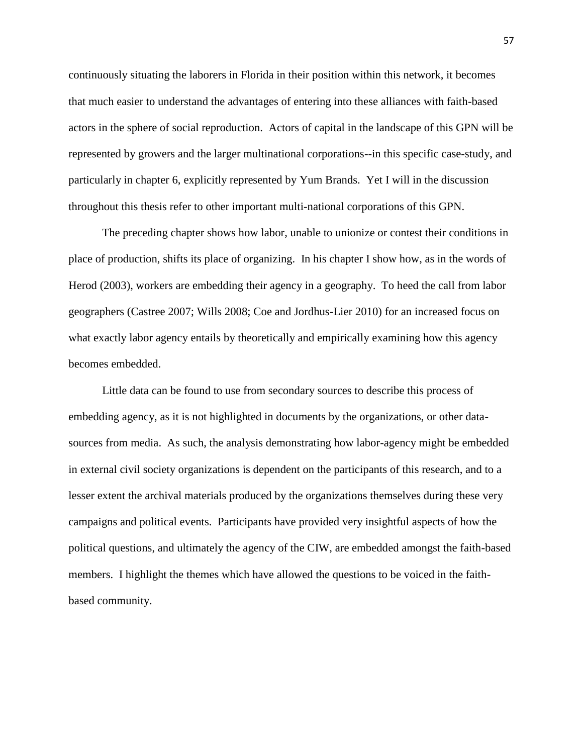continuously situating the laborers in Florida in their position within this network, it becomes that much easier to understand the advantages of entering into these alliances with faith-based actors in the sphere of social reproduction. Actors of capital in the landscape of this GPN will be represented by growers and the larger multinational corporations--in this specific case-study, and particularly in chapter 6, explicitly represented by Yum Brands. Yet I will in the discussion throughout this thesis refer to other important multi-national corporations of this GPN.

The preceding chapter shows how labor, unable to unionize or contest their conditions in place of production, shifts its place of organizing. In his chapter I show how, as in the words of Herod (2003), workers are embedding their agency in a geography. To heed the call from labor geographers (Castree 2007; Wills 2008; Coe and Jordhus-Lier 2010) for an increased focus on what exactly labor agency entails by theoretically and empirically examining how this agency becomes embedded.

Little data can be found to use from secondary sources to describe this process of embedding agency, as it is not highlighted in documents by the organizations, or other data-sources from media. As such, the analysis demonstrating how labor-agency might be embedded in external civil society organizations is dependent on the participants of this research, and to a lesser extent the archival materials produced by the organizations themselves during these very campaigns and political events. Participants have provided very insightful aspects of how the political questions, and ultimately the agency of the CIW, are embedded amongst the faith-based members. I highlight the themes which have allowed the questions to be voiced in the faith-based community.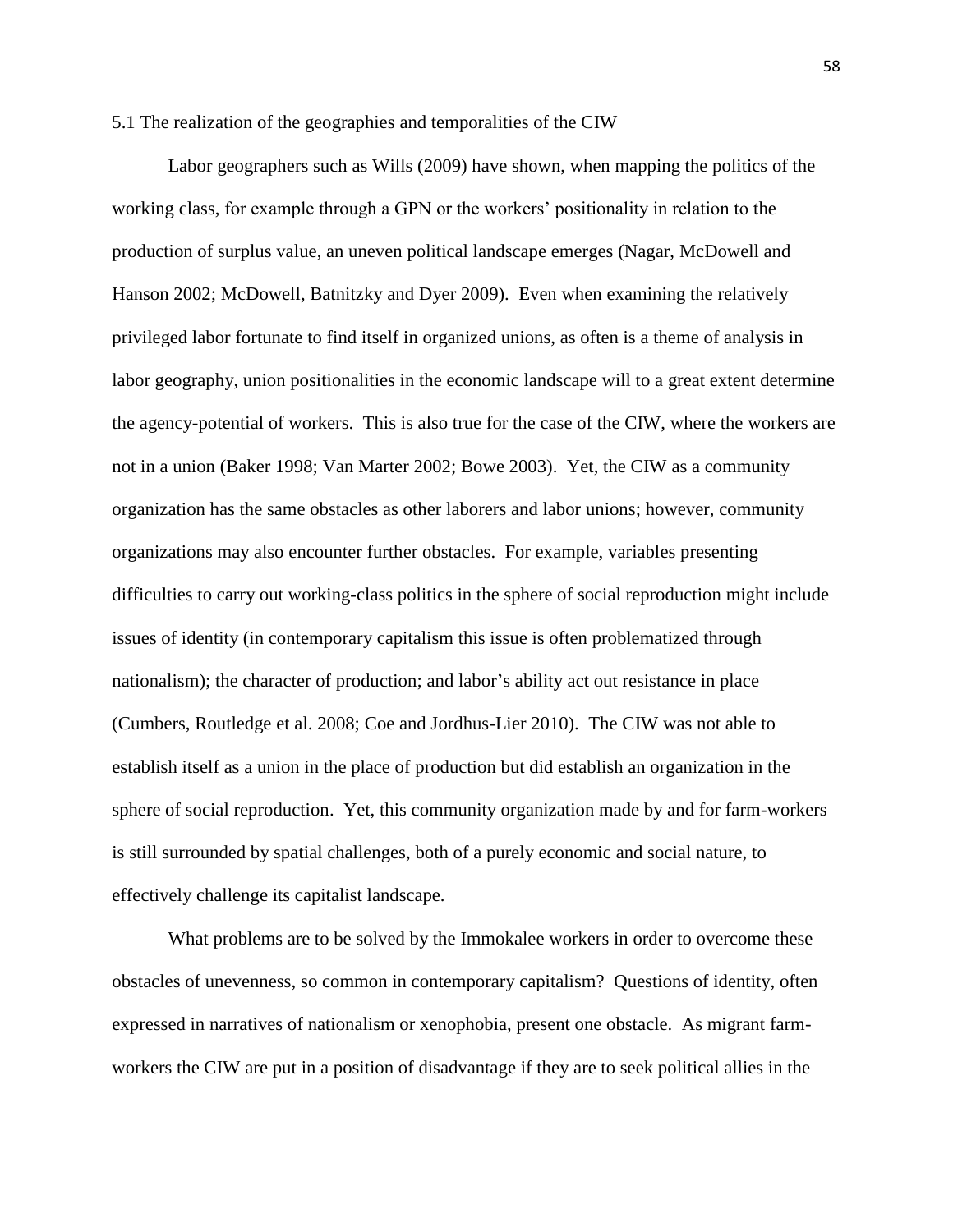### 5.1 The realization of the geographies and temporalities of the CIW

Labor geographers such as Wills (2009) have shown, when mapping the politics of the working class, for example through a GPN or the workers' positionality in relation to the production of surplus value, an uneven political landscape emerges (Nagar, McDowell and Hanson 2002; McDowell, Batnitzky and Dyer 2009). Even when examining the relatively privileged labor fortunate to find itself in organized unions, as often is a theme of analysis in labor geography, union positionalities in the economic landscape will to a great extent determine the agency-potential of workers. This is also true for the case of the CIW, where the workers are not in a union (Baker 1998; Van Marter 2002; Bowe 2003). Yet, the CIW as a community organization has the same obstacles as other laborers and labor unions; however, community organizations may also encounter further obstacles. For example, variables presenting difficulties to carry out working-class politics in the sphere of social reproduction might include issues of identity (in contemporary capitalism this issue is often problematized through nationalism); the character of production; and labor's ability act out resistance in place (Cumbers, Routledge et al. 2008; Coe and Jordhus-Lier 2010). The CIW was not able to establish itself as a union in the place of production but did establish an organization in the sphere of social reproduction. Yet, this community organization made by and for farm-workers is still surrounded by spatial challenges, both of a purely economic and social nature, to effectively challenge its capitalist landscape.

What problems are to be solved by the Immokalee workers in order to overcome these obstacles of unevenness, so common in contemporary capitalism? Questions of identity, often expressed in narratives of nationalism or xenophobia, present one obstacle. As migrant farm-workers the CIW are put in a position of disadvantage if they are to seek political allies in the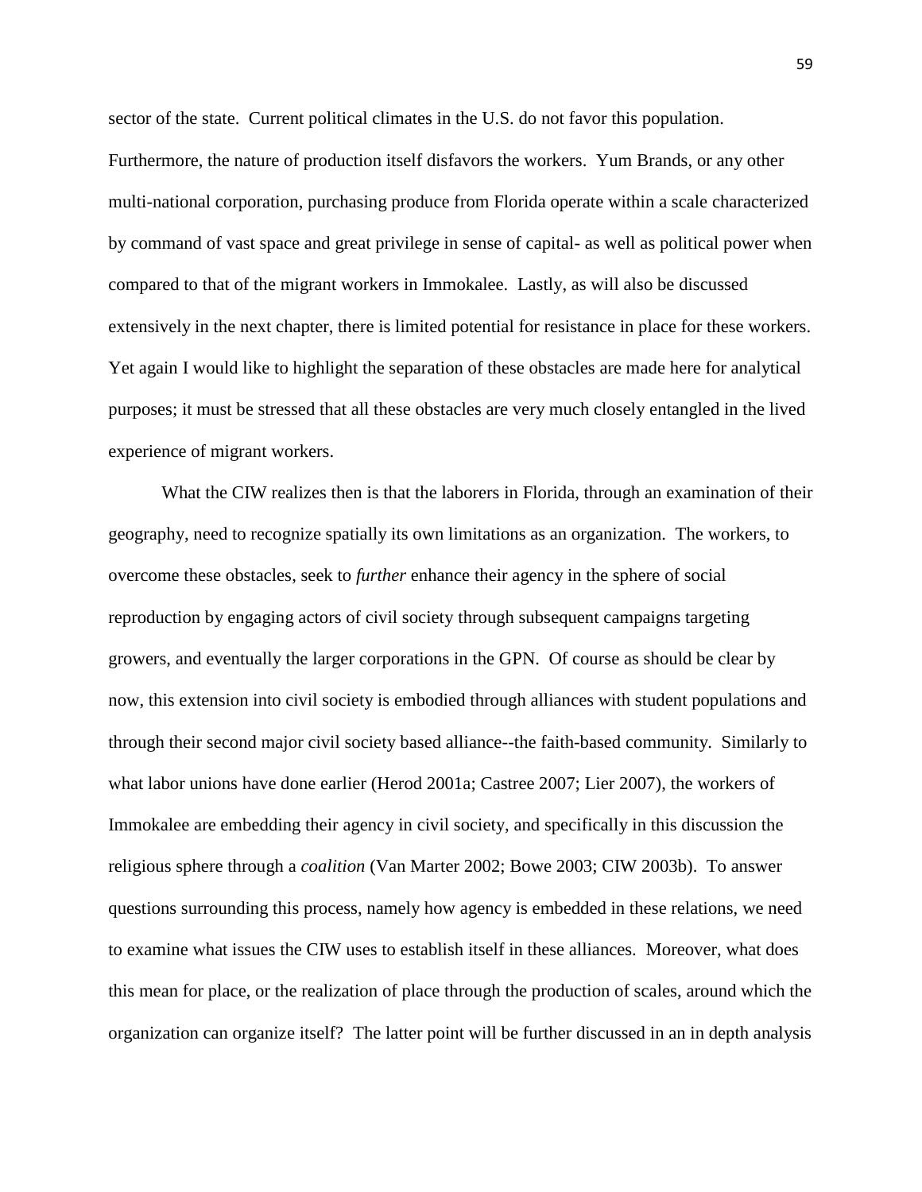sector of the state. Current political climates in the U.S. do not favor this population. Furthermore, the nature of production itself disfavors the workers. Yum Brands, or any other multi-national corporation, purchasing produce from Florida operate within a scale characterized by command of vast space and great privilege in sense of capital- as well as political power when compared to that of the migrant workers in Immokalee. Lastly, as will also be discussed extensively in the next chapter, there is limited potential for resistance in place for these workers. Yet again I would like to highlight the separation of these obstacles are made here for analytical purposes; it must be stressed that all these obstacles are very much closely entangled in the lived experience of migrant workers.

What the CIW realizes then is that the laborers in Florida, through an examination of their geography, need to recognize spatially its own limitations as an organization. The workers, to overcome these obstacles, seek to *further* enhance their agency in the sphere of social reproduction by engaging actors of civil society through subsequent campaigns targeting growers, and eventually the larger corporations in the GPN. Of course as should be clear by now, this extension into civil society is embodied through alliances with student populations and through their second major civil society based alliance--the faith-based community. Similarly to what labor unions have done earlier (Herod 2001a; Castree 2007; Lier 2007), the workers of Immokalee are embedding their agency in civil society, and specifically in this discussion the religious sphere through a *coalition* (Van Marter 2002; Bowe 2003; CIW 2003b). To answer questions surrounding this process, namely how agency is embedded in these relations, we need to examine what issues the CIW uses to establish itself in these alliances. Moreover, what does this mean for place, or the realization of place through the production of scales, around which the organization can organize itself? The latter point will be further discussed in an in depth analysis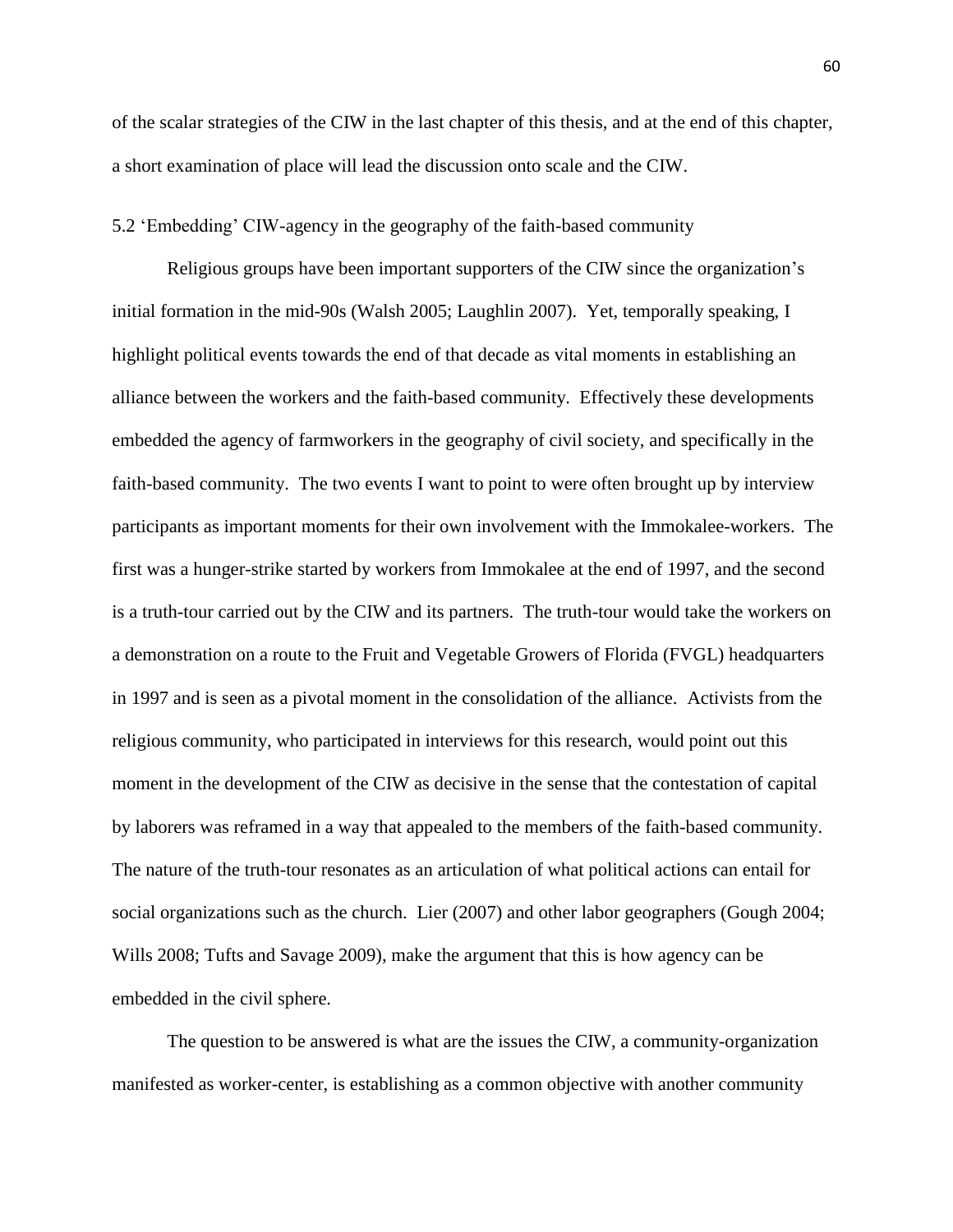of the scalar strategies of the CIW in the last chapter of this thesis, and at the end of this chapter, a short examination of place will lead the discussion onto scale and the CIW.

## 5.2 'Embedding' CIW-agency in the geography of the faith-based community

Religious groups have been important supporters of the CIW since the organization's initial formation in the mid-90s (Walsh 2005; Laughlin 2007). Yet, temporally speaking, I highlight political events towards the end of that decade as vital moments in establishing an alliance between the workers and the faith-based community. Effectively these developments embedded the agency of farmworkers in the geography of civil society, and specifically in the faith-based community. The two events I want to point to were often brought up by interview participants as important moments for their own involvement with the Immokalee-workers. The first was a hunger-strike started by workers from Immokalee at the end of 1997, and the second is a truth-tour carried out by the CIW and its partners. The truth-tour would take the workers on a demonstration on a route to the Fruit and Vegetable Growers of Florida (FVGL) headquarters in 1997 and is seen as a pivotal moment in the consolidation of the alliance. Activists from the religious community, who participated in interviews for this research, would point out this moment in the development of the CIW as decisive in the sense that the contestation of capital by laborers was reframed in a way that appealed to the members of the faith-based community. The nature of the truth-tour resonates as an articulation of what political actions can entail for social organizations such as the church. Lier (2007) and other labor geographers (Gough 2004; Wills 2008; Tufts and Savage 2009), make the argument that this is how agency can be embedded in the civil sphere.

The question to be answered is what are the issues the CIW, a community-organization manifested as worker-center, is establishing as a common objective with another community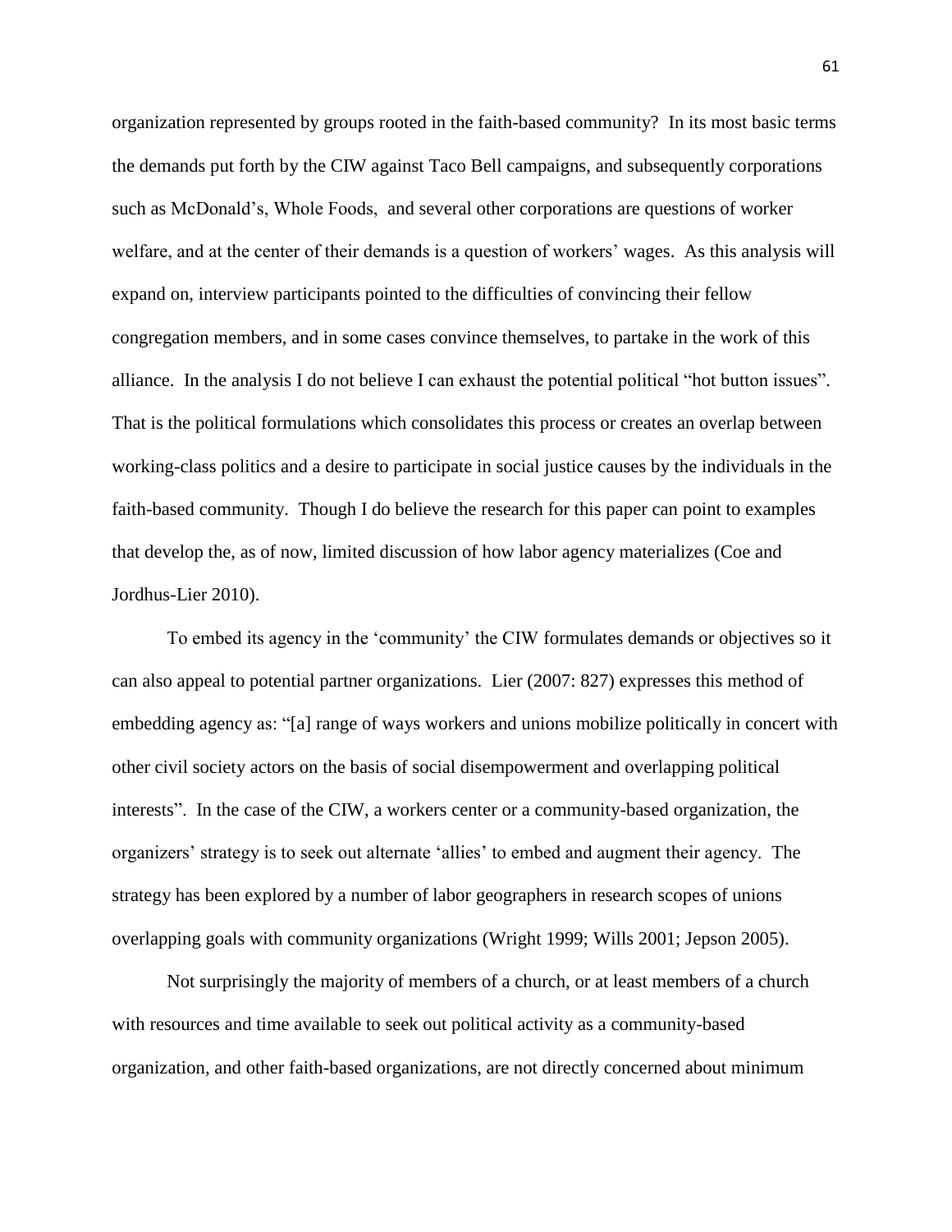organization represented by groups rooted in the faith-based community? In its most basic terms the demands put forth by the CIW against Taco Bell campaigns, and subsequently corporations such as McDonald's, Whole Foods, and several other corporations are questions of worker welfare, and at the center of their demands is a question of workers' wages. As this analysis will expand on, interview participants pointed to the difficulties of convincing their fellow congregation members, and in some cases convince themselves, to partake in the work of this alliance. In the analysis I do not believe I can exhaust the potential political "hot button issues". That is the political formulations which consolidates this process or creates an overlap between working-class politics and a desire to participate in social justice causes by the individuals in the faith-based community. Though I do believe the research for this paper can point to examples that develop the, as of now, limited discussion of how labor agency materializes (Coe and Jordhus-Lier 2010).

To embed its agency in the 'community' the CIW formulates demands or objectives so it can also appeal to potential partner organizations. Lier (2007: 827) expresses this method of embedding agency as: "[a] range of ways workers and unions mobilize politically in concert with other civil society actors on the basis of social disempowerment and overlapping political interests". In the case of the CIW, a workers center or a community-based organization, the organizers' strategy is to seek out alternate 'allies' to embed and augment their agency. The strategy has been explored by a number of labor geographers in research scopes of unions overlapping goals with community organizations (Wright 1999; Wills 2001; Jepson 2005).

Not surprisingly the majority of members of a church, or at least members of a church with resources and time available to seek out political activity as a community-based organization, and other faith-based organizations, are not directly concerned about minimum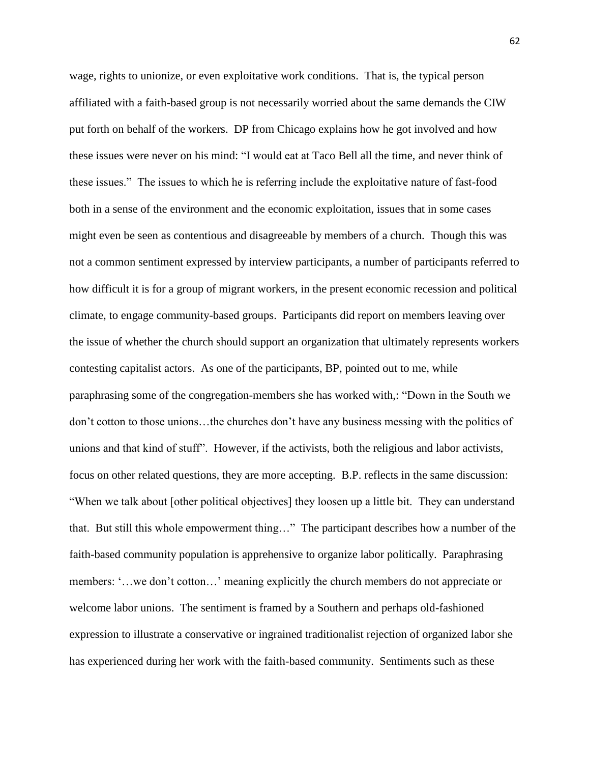wage, rights to unionize, or even exploitative work conditions. That is, the typical person affiliated with a faith-based group is not necessarily worried about the same demands the CIW put forth on behalf of the workers. DP from Chicago explains how he got involved and how these issues were never on his mind: "I would eat at Taco Bell all the time, and never think of these issues." The issues to which he is referring include the exploitative nature of fast-food both in a sense of the environment and the economic exploitation, issues that in some cases might even be seen as contentious and disagreeable by members of a church. Though this was not a common sentiment expressed by interview participants, a number of participants referred to how difficult it is for a group of migrant workers, in the present economic recession and political climate, to engage community-based groups. Participants did report on members leaving over the issue of whether the church should support an organization that ultimately represents workers contesting capitalist actors. As one of the participants, BP, pointed out to me, while paraphrasing some of the congregation-members she has worked with,: "Down in the South we don't cotton to those unions…the churches don't have any business messing with the politics of unions and that kind of stuff". However, if the activists, both the religious and labor activists, focus on other related questions, they are more accepting. B.P. reflects in the same discussion: "When we talk about [other political objectives] they loosen up a little bit. They can understand that. But still this whole empowerment thing…" The participant describes how a number of the faith-based community population is apprehensive to organize labor politically. Paraphrasing members: '…we don't cotton…' meaning explicitly the church members do not appreciate or welcome labor unions. The sentiment is framed by a Southern and perhaps old-fashioned expression to illustrate a conservative or ingrained traditionalist rejection of organized labor she has experienced during her work with the faith-based community. Sentiments such as these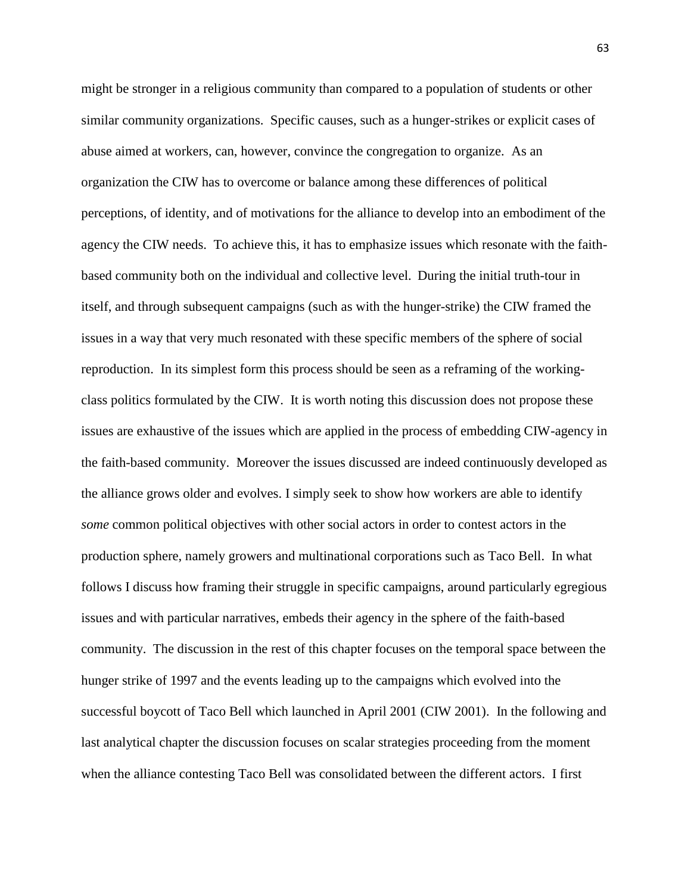might be stronger in a religious community than compared to a population of students or other similar community organizations. Specific causes, such as a hunger-strikes or explicit cases of abuse aimed at workers, can, however, convince the congregation to organize. As an organization the CIW has to overcome or balance among these differences of political perceptions, of identity, and of motivations for the alliance to develop into an embodiment of the agency the CIW needs. To achieve this, it has to emphasize issues which resonate with the faith-based community both on the individual and collective level. During the initial truth-tour in itself, and through subsequent campaigns (such as with the hunger-strike) the CIW framed the issues in a way that very much resonated with these specific members of the sphere of social reproduction. In its simplest form this process should be seen as a reframing of the working-class politics formulated by the CIW. It is worth noting this discussion does not propose these issues are exhaustive of the issues which are applied in the process of embedding CIW-agency in the faith-based community. Moreover the issues discussed are indeed continuously developed as the alliance grows older and evolves. I simply seek to show how workers are able to identify *some* common political objectives with other social actors in order to contest actors in the production sphere, namely growers and multinational corporations such as Taco Bell. In what follows I discuss how framing their struggle in specific campaigns, around particularly egregious issues and with particular narratives, embeds their agency in the sphere of the faith-based community. The discussion in the rest of this chapter focuses on the temporal space between the hunger strike of 1997 and the events leading up to the campaigns which evolved into the successful boycott of Taco Bell which launched in April 2001 (CIW 2001). In the following and last analytical chapter the discussion focuses on scalar strategies proceeding from the moment when the alliance contesting Taco Bell was consolidated between the different actors. I first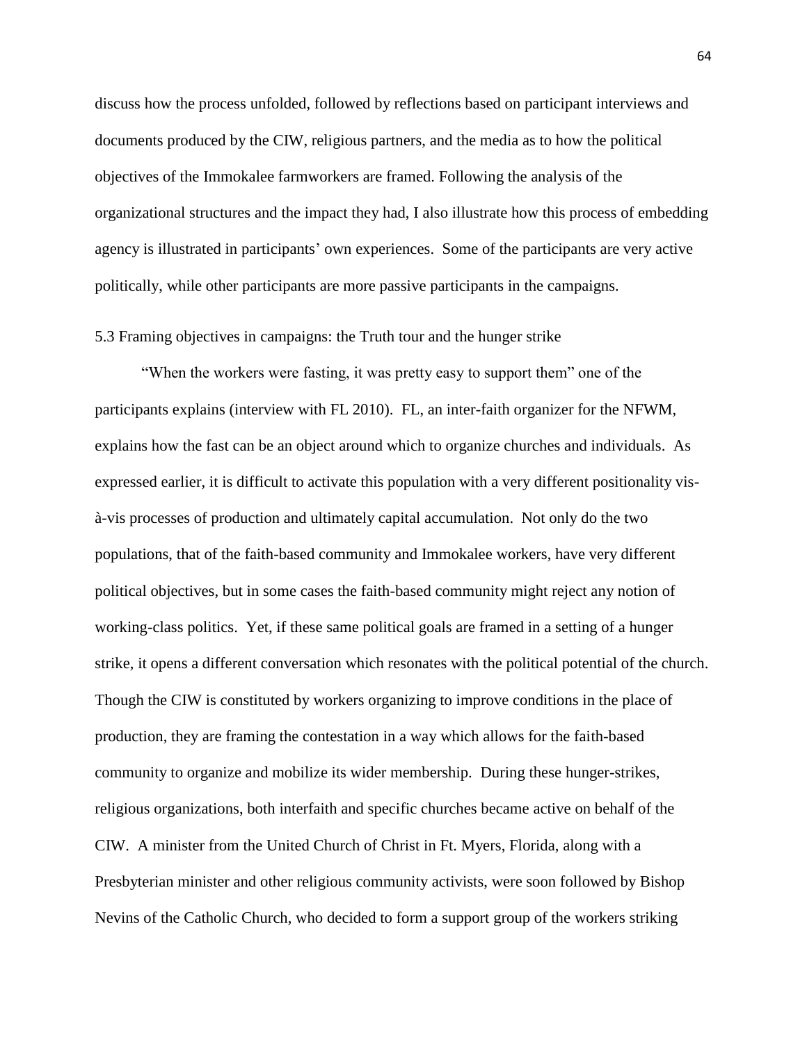discuss how the process unfolded, followed by reflections based on participant interviews and documents produced by the CIW, religious partners, and the media as to how the political objectives of the Immokalee farmworkers are framed. Following the analysis of the organizational structures and the impact they had, I also illustrate how this process of embedding agency is illustrated in participants' own experiences. Some of the participants are very active politically, while other participants are more passive participants in the campaigns.

### 5.3 Framing objectives in campaigns: the Truth tour and the hunger strike

"When the workers were fasting, it was pretty easy to support them" one of the participants explains (interview with FL 2010). FL, an inter-faith organizer for the NFWM, explains how the fast can be an object around which to organize churches and individuals. As expressed earlier, it is difficult to activate this population with a very different positionality vis-à-vis processes of production and ultimately capital accumulation. Not only do the two populations, that of the faith-based community and Immokalee workers, have very different political objectives, but in some cases the faith-based community might reject any notion of working-class politics. Yet, if these same political goals are framed in a setting of a hunger strike, it opens a different conversation which resonates with the political potential of the church. Though the CIW is constituted by workers organizing to improve conditions in the place of production, they are framing the contestation in a way which allows for the faith-based community to organize and mobilize its wider membership. During these hunger-strikes, religious organizations, both interfaith and specific churches became active on behalf of the CIW. A minister from the United Church of Christ in Ft. Myers, Florida, along with a Presbyterian minister and other religious community activists, were soon followed by Bishop Nevins of the Catholic Church, who decided to form a support group of the workers striking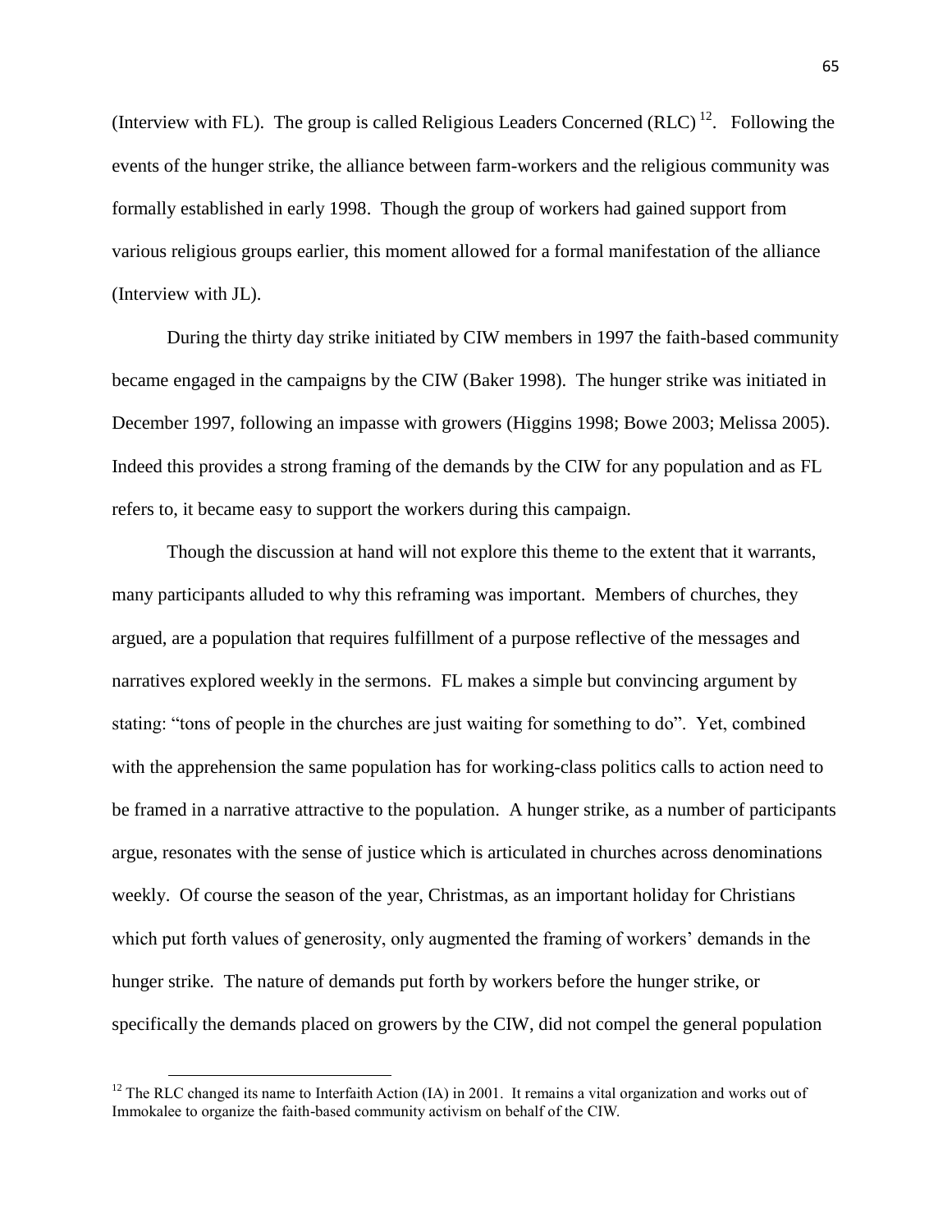(Interview with FL). The group is called Religious Leaders Concerned (RLC) [12]. Following the events of the hunger strike, the alliance between farm-workers and the religious community was formally established in early 1998. Though the group of workers had gained support from various religious groups earlier, this moment allowed for a formal manifestation of the alliance (Interview with JL).

During the thirty day strike initiated by CIW members in 1997 the faith-based community became engaged in the campaigns by the CIW (Baker 1998). The hunger strike was initiated in December 1997, following an impasse with growers (Higgins 1998; Bowe 2003; Melissa 2005). Indeed this provides a strong framing of the demands by the CIW for any population and as FL refers to, it became easy to support the workers during this campaign.

Though the discussion at hand will not explore this theme to the extent that it warrants, many participants alluded to why this reframing was important. Members of churches, they argued, are a population that requires fulfillment of a purpose reflective of the messages and narratives explored weekly in the sermons. FL makes a simple but convincing argument by stating: "tons of people in the churches are just waiting for something to do". Yet, combined with the apprehension the same population has for working-class politics calls to action need to be framed in a narrative attractive to the population. A hunger strike, as a number of participants argue, resonates with the sense of justice which is articulated in churches across denominations weekly. Of course the season of the year, Christmas, as an important holiday for Christians which put forth values of generosity, only augmented the framing of workers' demands in the hunger strike. The nature of demands put forth by workers before the hunger strike, or specifically the demands placed on growers by the CIW, did not compel the general population

[12] The RLC changed its name to Interfaith Action (IA) in 2001. It remains a vital organization and works out of Immokalee to organize the faith-based community activism on behalf of the CIW.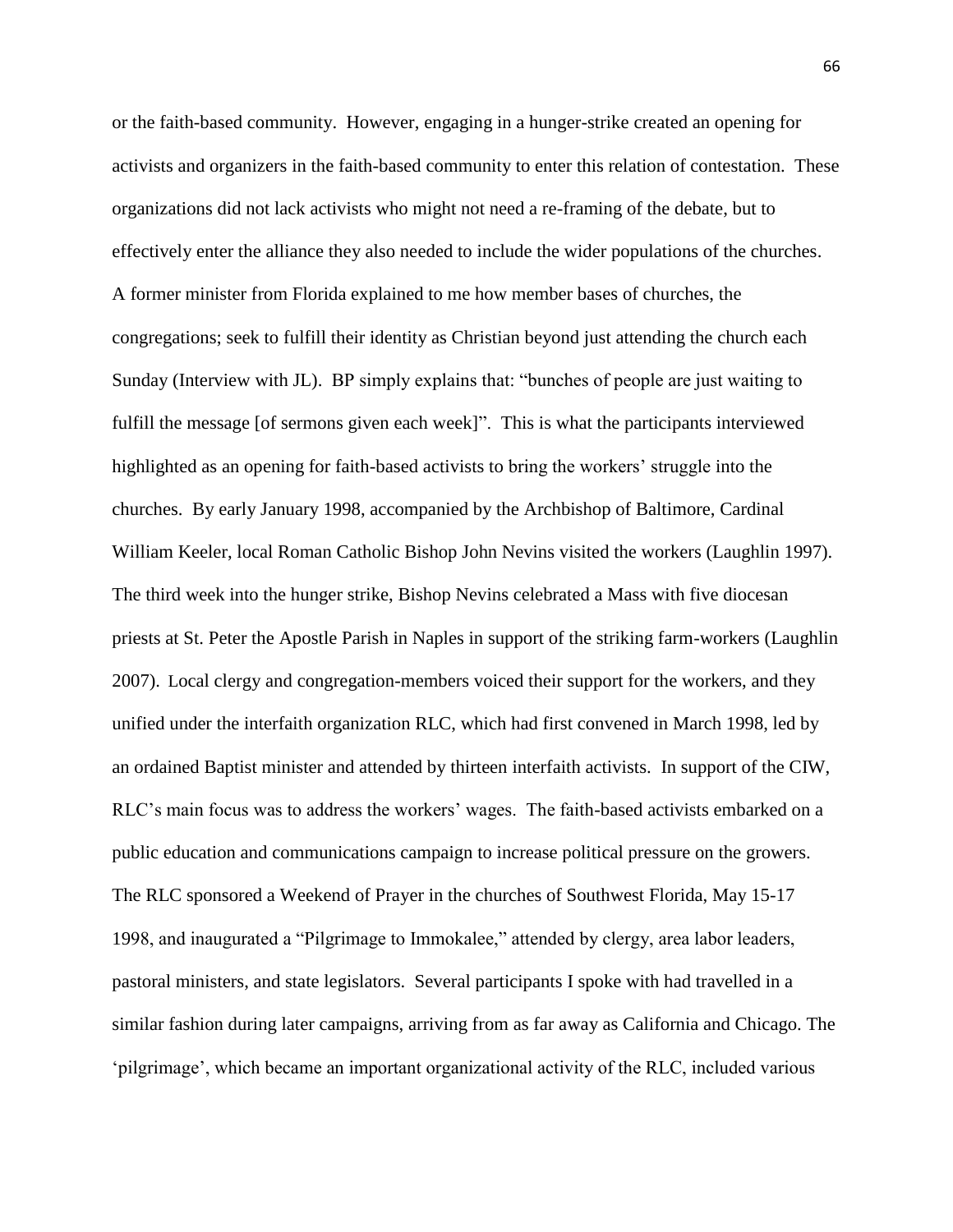or the faith-based community. However, engaging in a hunger-strike created an opening for activists and organizers in the faith-based community to enter this relation of contestation. These organizations did not lack activists who might not need a re-framing of the debate, but to effectively enter the alliance they also needed to include the wider populations of the churches. A former minister from Florida explained to me how member bases of churches, the congregations; seek to fulfill their identity as Christian beyond just attending the church each Sunday (Interview with JL). BP simply explains that: "bunches of people are just waiting to fulfill the message [of sermons given each week]". This is what the participants interviewed highlighted as an opening for faith-based activists to bring the workers' struggle into the churches. By early January 1998, accompanied by the Archbishop of Baltimore, Cardinal William Keeler, local Roman Catholic Bishop John Nevins visited the workers (Laughlin 1997). The third week into the hunger strike, Bishop Nevins celebrated a Mass with five diocesan priests at St. Peter the Apostle Parish in Naples in support of the striking farm-workers (Laughlin 2007). Local clergy and congregation-members voiced their support for the workers, and they unified under the interfaith organization RLC, which had first convened in March 1998, led by an ordained Baptist minister and attended by thirteen interfaith activists. In support of the CIW, RLC's main focus was to address the workers' wages. The faith-based activists embarked on a public education and communications campaign to increase political pressure on the growers. The RLC sponsored a Weekend of Prayer in the churches of Southwest Florida, May 15-17 1998, and inaugurated a "Pilgrimage to Immokalee," attended by clergy, area labor leaders, pastoral ministers, and state legislators. Several participants I spoke with had travelled in a similar fashion during later campaigns, arriving from as far away as California and Chicago. The 'pilgrimage', which became an important organizational activity of the RLC, included various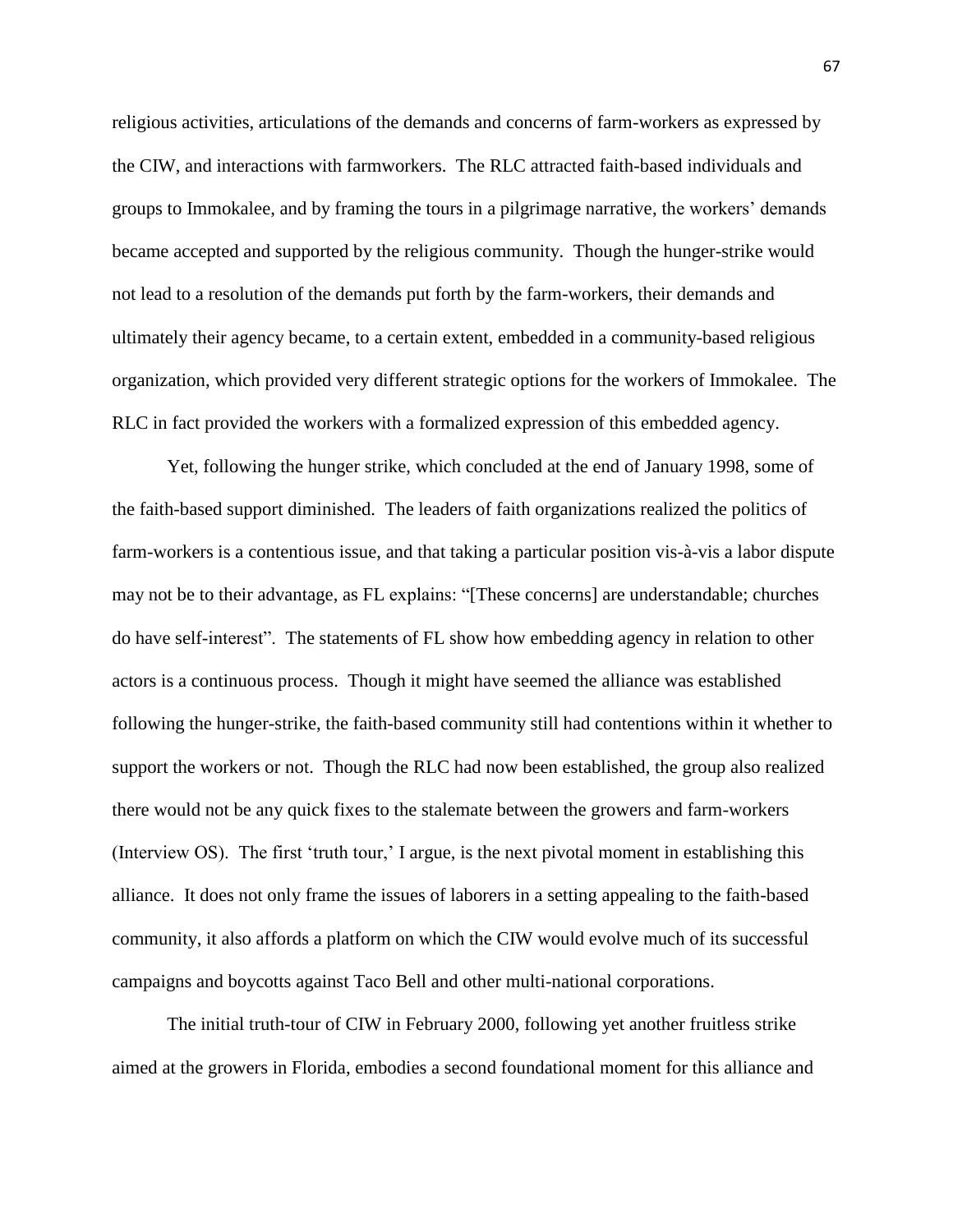religious activities, articulations of the demands and concerns of farm-workers as expressed by the CIW, and interactions with farmworkers. The RLC attracted faith-based individuals and groups to Immokalee, and by framing the tours in a pilgrimage narrative, the workers' demands became accepted and supported by the religious community. Though the hunger-strike would not lead to a resolution of the demands put forth by the farm-workers, their demands and ultimately their agency became, to a certain extent, embedded in a community-based religious organization, which provided very different strategic options for the workers of Immokalee. The RLC in fact provided the workers with a formalized expression of this embedded agency.

Yet, following the hunger strike, which concluded at the end of January 1998, some of the faith-based support diminished. The leaders of faith organizations realized the politics of farm-workers is a contentious issue, and that taking a particular position vis-à-vis a labor dispute may not be to their advantage, as FL explains: "[These concerns] are understandable; churches do have self-interest". The statements of FL show how embedding agency in relation to other actors is a continuous process. Though it might have seemed the alliance was established following the hunger-strike, the faith-based community still had contentions within it whether to support the workers or not. Though the RLC had now been established, the group also realized there would not be any quick fixes to the stalemate between the growers and farm-workers (Interview OS). The first 'truth tour,' I argue, is the next pivotal moment in establishing this alliance. It does not only frame the issues of laborers in a setting appealing to the faith-based community, it also affords a platform on which the CIW would evolve much of its successful campaigns and boycotts against Taco Bell and other multi-national corporations.

The initial truth-tour of CIW in February 2000, following yet another fruitless strike aimed at the growers in Florida, embodies a second foundational moment for this alliance and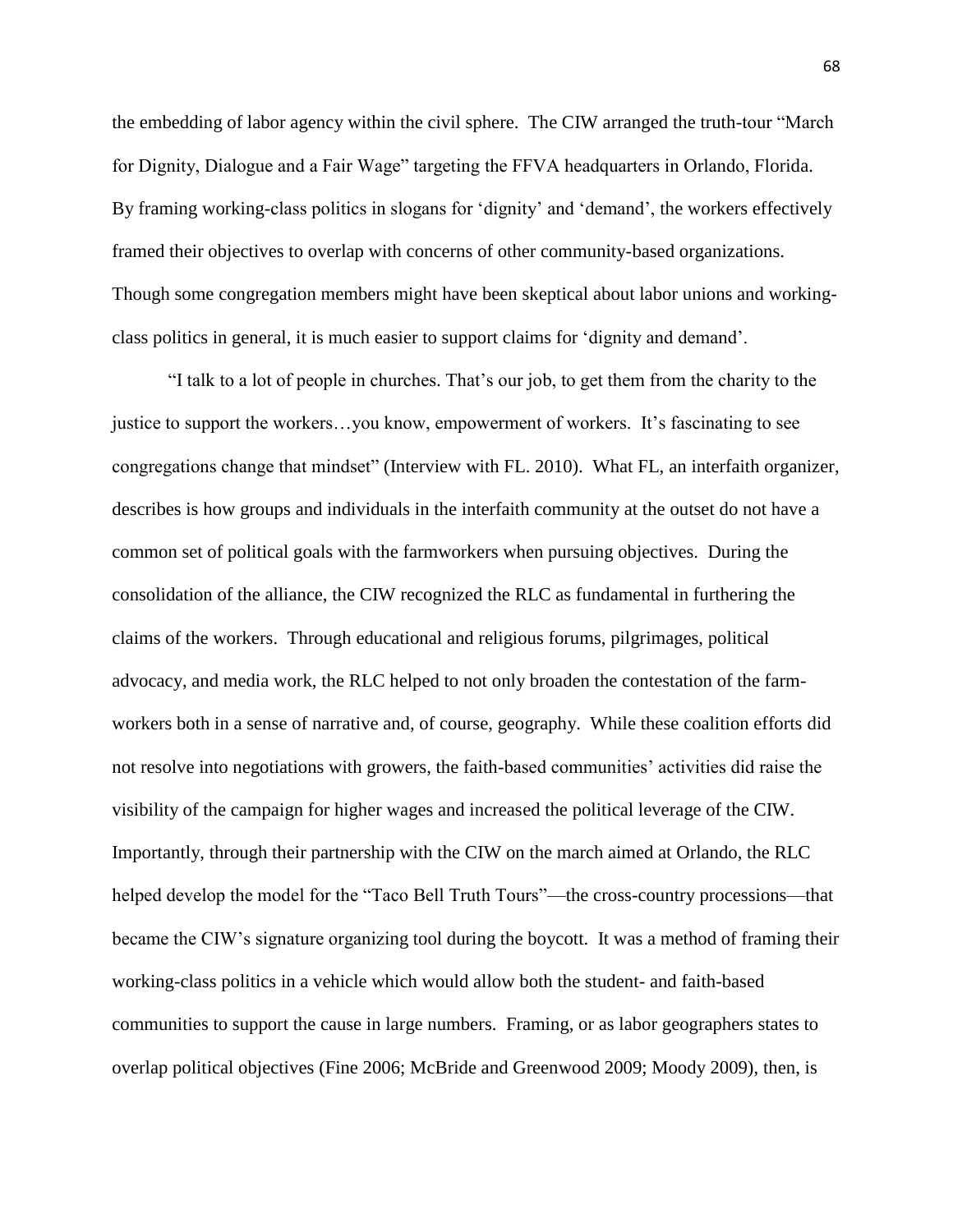the embedding of labor agency within the civil sphere. The CIW arranged the truth-tour "March for Dignity, Dialogue and a Fair Wage" targeting the FFVA headquarters in Orlando, Florida. By framing working-class politics in slogans for 'dignity' and 'demand', the workers effectively framed their objectives to overlap with concerns of other community-based organizations. Though some congregation members might have been skeptical about labor unions and working-class politics in general, it is much easier to support claims for 'dignity and demand'.

"I talk to a lot of people in churches. That's our job, to get them from the charity to the justice to support the workers…you know, empowerment of workers. It's fascinating to see congregations change that mindset" (Interview with FL. 2010). What FL, an interfaith organizer, describes is how groups and individuals in the interfaith community at the outset do not have a common set of political goals with the farmworkers when pursuing objectives. During the consolidation of the alliance, the CIW recognized the RLC as fundamental in furthering the claims of the workers. Through educational and religious forums, pilgrimages, political advocacy, and media work, the RLC helped to not only broaden the contestation of the farm-workers both in a sense of narrative and, of course, geography. While these coalition efforts did not resolve into negotiations with growers, the faith-based communities' activities did raise the visibility of the campaign for higher wages and increased the political leverage of the CIW. Importantly, through their partnership with the CIW on the march aimed at Orlando, the RLC helped develop the model for the "Taco Bell Truth Tours"—the cross-country processions—that became the CIW's signature organizing tool during the boycott. It was a method of framing their working-class politics in a vehicle which would allow both the student- and faith-based communities to support the cause in large numbers. Framing, or as labor geographers states to overlap political objectives (Fine 2006; McBride and Greenwood 2009; Moody 2009), then, is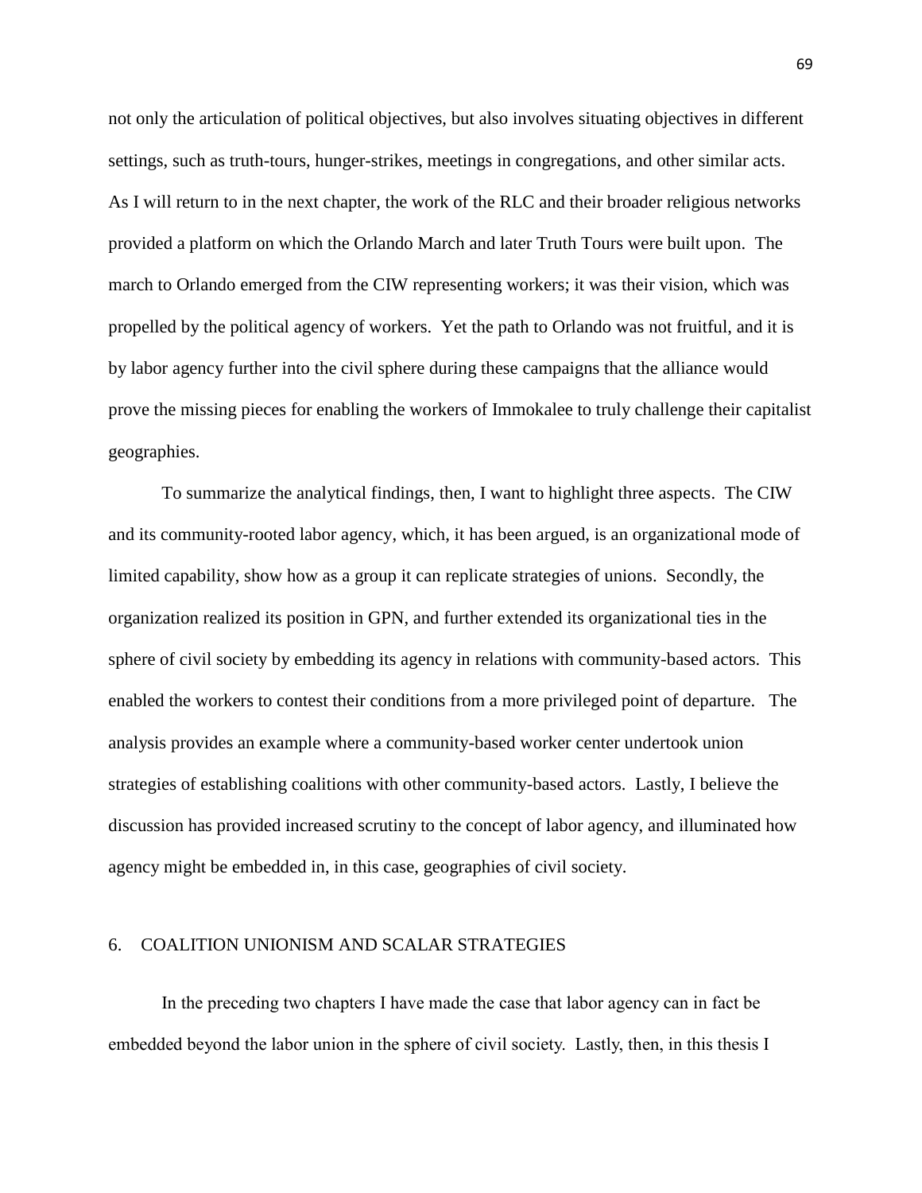not only the articulation of political objectives, but also involves situating objectives in different settings, such as truth-tours, hunger-strikes, meetings in congregations, and other similar acts. As I will return to in the next chapter, the work of the RLC and their broader religious networks provided a platform on which the Orlando March and later Truth Tours were built upon. The march to Orlando emerged from the CIW representing workers; it was their vision, which was propelled by the political agency of workers. Yet the path to Orlando was not fruitful, and it is by labor agency further into the civil sphere during these campaigns that the alliance would prove the missing pieces for enabling the workers of Immokalee to truly challenge their capitalist geographies.

To summarize the analytical findings, then, I want to highlight three aspects. The CIW and its community-rooted labor agency, which, it has been argued, is an organizational mode of limited capability, show how as a group it can replicate strategies of unions. Secondly, the organization realized its position in GPN, and further extended its organizational ties in the sphere of civil society by embedding its agency in relations with community-based actors. This enabled the workers to contest their conditions from a more privileged point of departure. The analysis provides an example where a community-based worker center undertook union strategies of establishing coalitions with other community-based actors. Lastly, I believe the discussion has provided increased scrutiny to the concept of labor agency, and illuminated how agency might be embedded in, in this case, geographies of civil society.

# 6. COALITION UNIONISM AND SCALAR STRATEGIES

In the preceding two chapters I have made the case that labor agency can in fact be embedded beyond the labor union in the sphere of civil society. Lastly, then, in this thesis I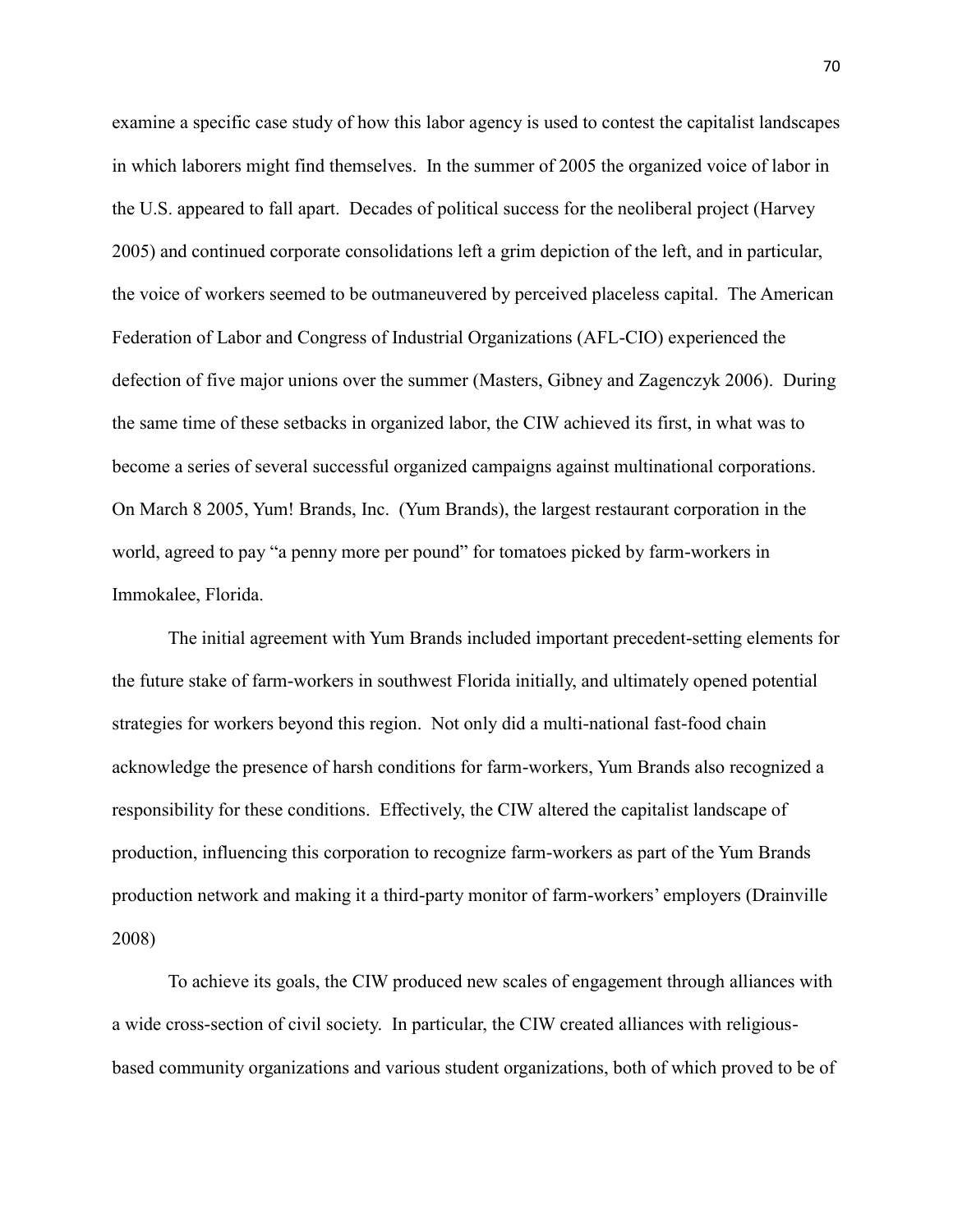examine a specific case study of how this labor agency is used to contest the capitalist landscapes in which laborers might find themselves. In the summer of 2005 the organized voice of labor in the U.S. appeared to fall apart. Decades of political success for the neoliberal project (Harvey 2005) and continued corporate consolidations left a grim depiction of the left, and in particular, the voice of workers seemed to be outmaneuvered by perceived placeless capital. The American Federation of Labor and Congress of Industrial Organizations (AFL-CIO) experienced the defection of five major unions over the summer (Masters, Gibney and Zagenczyk 2006). During the same time of these setbacks in organized labor, the CIW achieved its first, in what was to become a series of several successful organized campaigns against multinational corporations. On March 8 2005, Yum! Brands, Inc. (Yum Brands), the largest restaurant corporation in the world, agreed to pay "a penny more per pound" for tomatoes picked by farm-workers in Immokalee, Florida.

The initial agreement with Yum Brands included important precedent-setting elements for the future stake of farm-workers in southwest Florida initially, and ultimately opened potential strategies for workers beyond this region. Not only did a multi-national fast-food chain acknowledge the presence of harsh conditions for farm-workers, Yum Brands also recognized a responsibility for these conditions. Effectively, the CIW altered the capitalist landscape of production, influencing this corporation to recognize farm-workers as part of the Yum Brands production network and making it a third-party monitor of farm-workers' employers (Drainville 2008)

To achieve its goals, the CIW produced new scales of engagement through alliances with a wide cross-section of civil society. In particular, the CIW created alliances with religious-based community organizations and various student organizations, both of which proved to be of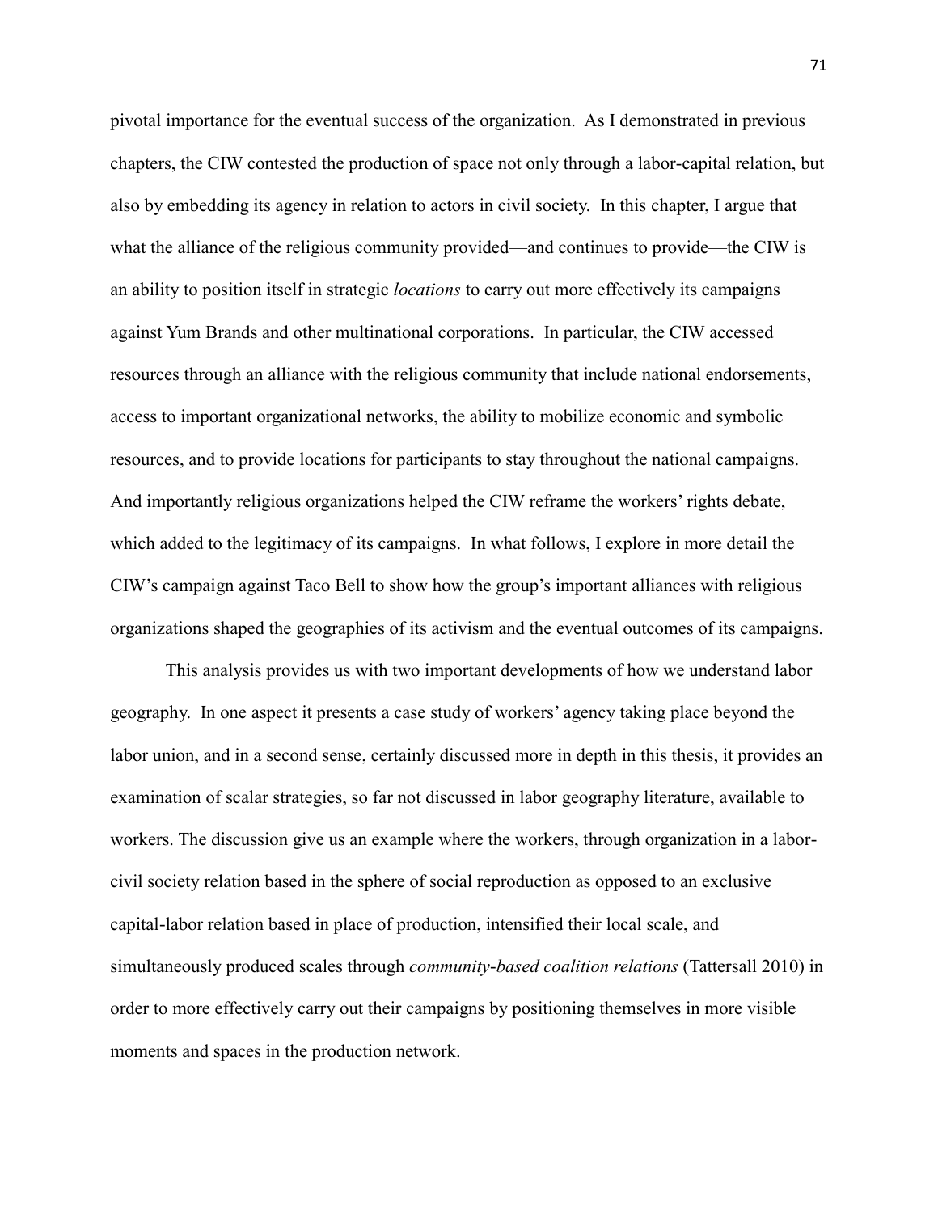pivotal importance for the eventual success of the organization. As I demonstrated in previous chapters, the CIW contested the production of space not only through a labor-capital relation, but also by embedding its agency in relation to actors in civil society. In this chapter, I argue that what the alliance of the religious community provided—and continues to provide—the CIW is an ability to position itself in strategic *locations* to carry out more effectively its campaigns against Yum Brands and other multinational corporations. In particular, the CIW accessed resources through an alliance with the religious community that include national endorsements, access to important organizational networks, the ability to mobilize economic and symbolic resources, and to provide locations for participants to stay throughout the national campaigns. And importantly religious organizations helped the CIW reframe the workers' rights debate, which added to the legitimacy of its campaigns. In what follows, I explore in more detail the CIW's campaign against Taco Bell to show how the group's important alliances with religious organizations shaped the geographies of its activism and the eventual outcomes of its campaigns.

This analysis provides us with two important developments of how we understand labor geography. In one aspect it presents a case study of workers' agency taking place beyond the labor union, and in a second sense, certainly discussed more in depth in this thesis, it provides an examination of scalar strategies, so far not discussed in labor geography literature, available to workers. The discussion give us an example where the workers, through organization in a labor-civil society relation based in the sphere of social reproduction as opposed to an exclusive capital-labor relation based in place of production, intensified their local scale, and simultaneously produced scales through *community-based coalition relations* (Tattersall 2010) in order to more effectively carry out their campaigns by positioning themselves in more visible moments and spaces in the production network.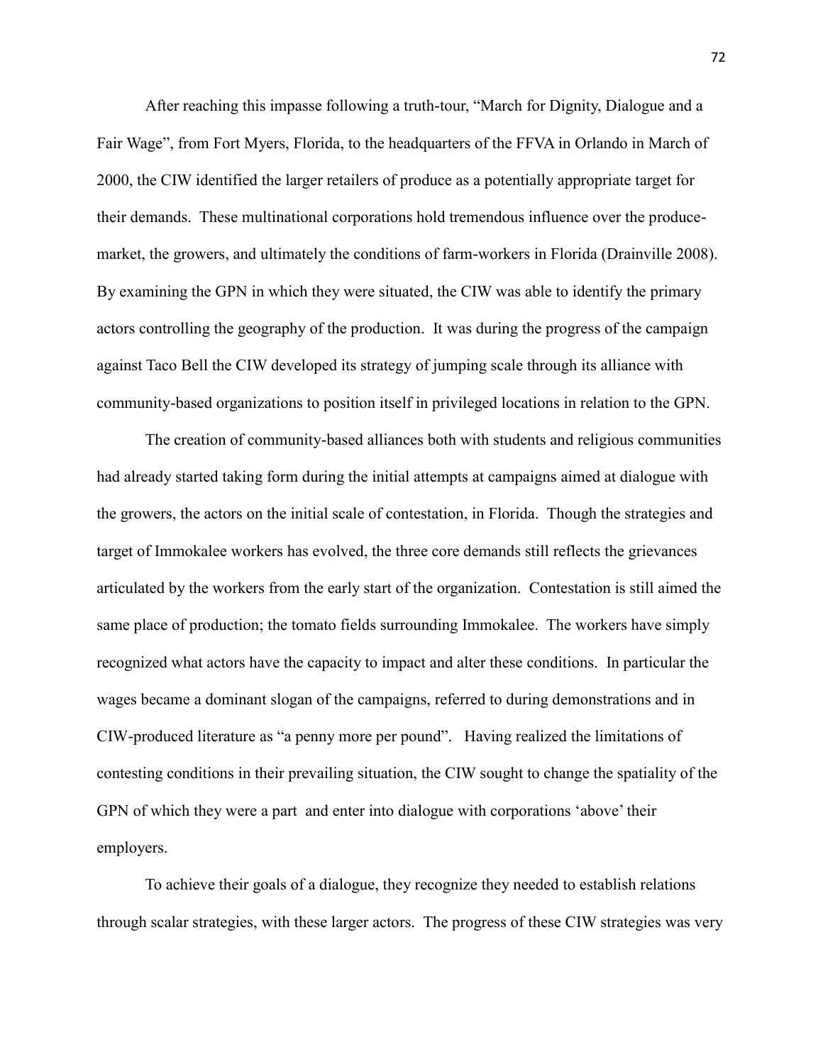After reaching this impasse following a truth-tour, "March for Dignity, Dialogue and a Fair Wage", from Fort Myers, Florida, to the headquarters of the FFVA in Orlando in March of 2000, the CIW identified the larger retailers of produce as a potentially appropriate target for their demands. These multinational corporations hold tremendous influence over the produce-market, the growers, and ultimately the conditions of farm-workers in Florida (Drainville 2008). By examining the GPN in which they were situated, the CIW was able to identify the primary actors controlling the geography of the production. It was during the progress of the campaign against Taco Bell the CIW developed its strategy of jumping scale through its alliance with community-based organizations to position itself in privileged locations in relation to the GPN.

The creation of community-based alliances both with students and religious communities had already started taking form during the initial attempts at campaigns aimed at dialogue with the growers, the actors on the initial scale of contestation, in Florida. Though the strategies and target of Immokalee workers has evolved, the three core demands still reflects the grievances articulated by the workers from the early start of the organization. Contestation is still aimed the same place of production; the tomato fields surrounding Immokalee. The workers have simply recognized what actors have the capacity to impact and alter these conditions. In particular the wages became a dominant slogan of the campaigns, referred to during demonstrations and in CIW-produced literature as "a penny more per pound". Having realized the limitations of contesting conditions in their prevailing situation, the CIW sought to change the spatiality of the GPN of which they were a part and enter into dialogue with corporations 'above' their employers.

To achieve their goals of a dialogue, they recognize they needed to establish relations through scalar strategies, with these larger actors. The progress of these CIW strategies was very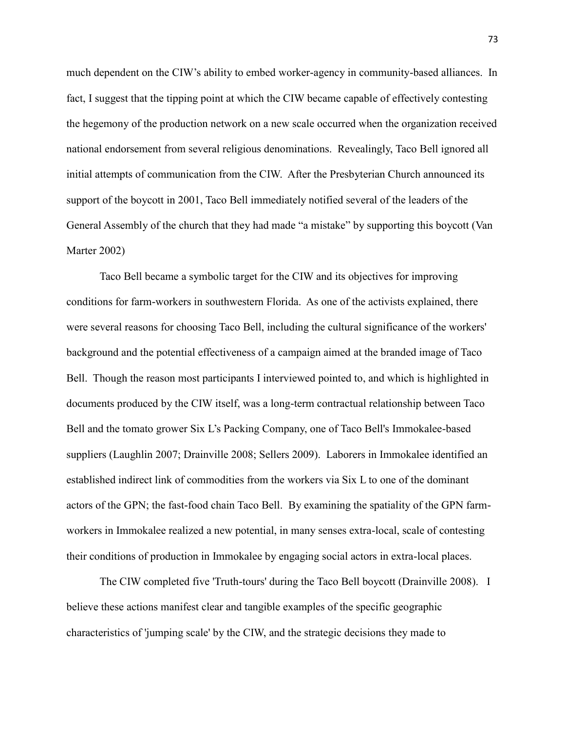much dependent on the CIW's ability to embed worker-agency in community-based alliances. In fact, I suggest that the tipping point at which the CIW became capable of effectively contesting the hegemony of the production network on a new scale occurred when the organization received national endorsement from several religious denominations. Revealingly, Taco Bell ignored all initial attempts of communication from the CIW. After the Presbyterian Church announced its support of the boycott in 2001, Taco Bell immediately notified several of the leaders of the General Assembly of the church that they had made "a mistake" by supporting this boycott (Van Marter 2002)

Taco Bell became a symbolic target for the CIW and its objectives for improving conditions for farm-workers in southwestern Florida. As one of the activists explained, there were several reasons for choosing Taco Bell, including the cultural significance of the workers' background and the potential effectiveness of a campaign aimed at the branded image of Taco Bell. Though the reason most participants I interviewed pointed to, and which is highlighted in documents produced by the CIW itself, was a long-term contractual relationship between Taco Bell and the tomato grower Six L's Packing Company, one of Taco Bell's Immokalee-based suppliers (Laughlin 2007; Drainville 2008; Sellers 2009). Laborers in Immokalee identified an established indirect link of commodities from the workers via Six L to one of the dominant actors of the GPN; the fast-food chain Taco Bell. By examining the spatiality of the GPN farm-workers in Immokalee realized a new potential, in many senses extra-local, scale of contesting their conditions of production in Immokalee by engaging social actors in extra-local places.

The CIW completed five 'Truth-tours' during the Taco Bell boycott (Drainville 2008). I believe these actions manifest clear and tangible examples of the specific geographic characteristics of 'jumping scale' by the CIW, and the strategic decisions they made to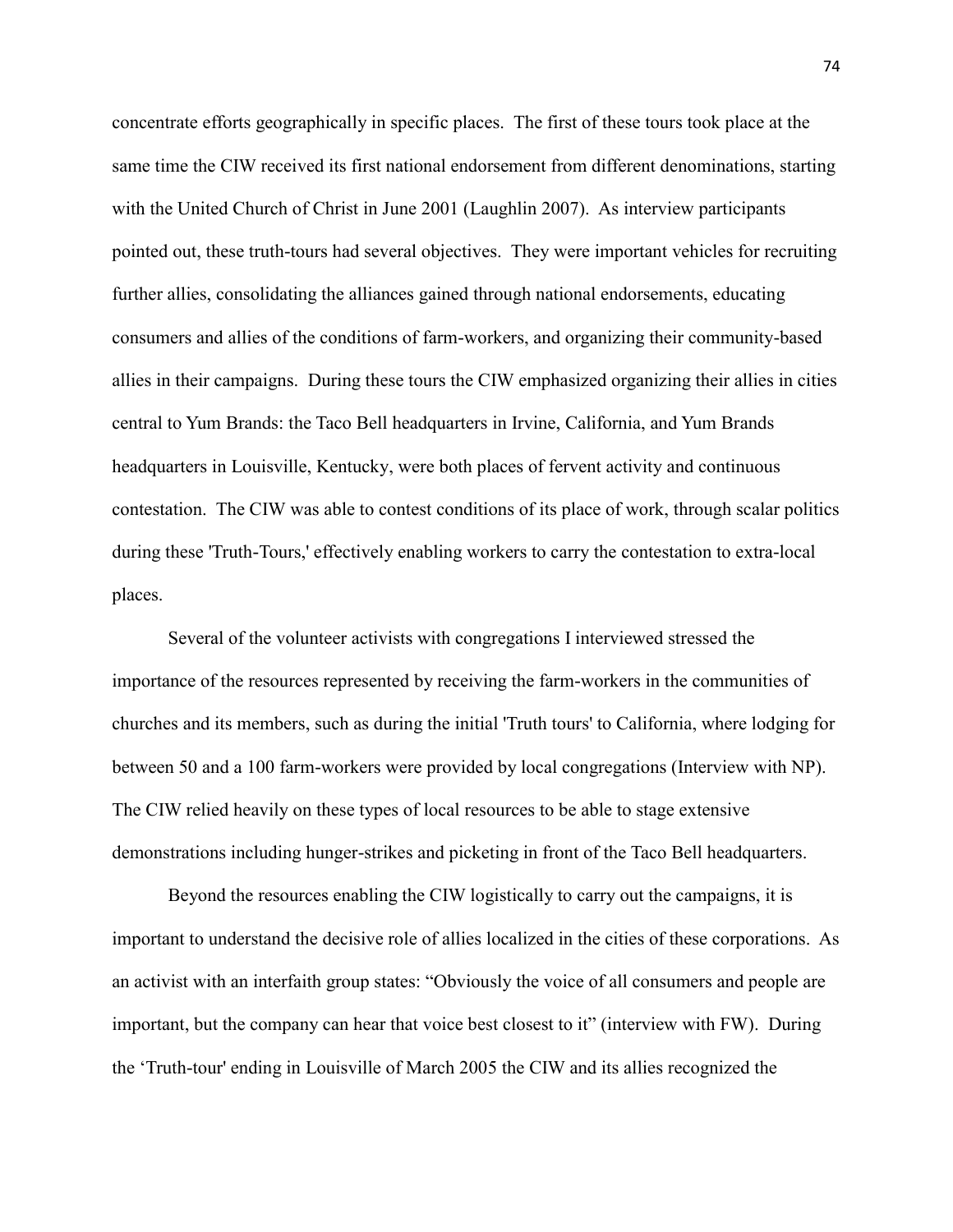concentrate efforts geographically in specific places. The first of these tours took place at the same time the CIW received its first national endorsement from different denominations, starting with the United Church of Christ in June 2001 (Laughlin 2007). As interview participants pointed out, these truth-tours had several objectives. They were important vehicles for recruiting further allies, consolidating the alliances gained through national endorsements, educating consumers and allies of the conditions of farm-workers, and organizing their community-based allies in their campaigns. During these tours the CIW emphasized organizing their allies in cities central to Yum Brands: the Taco Bell headquarters in Irvine, California, and Yum Brands headquarters in Louisville, Kentucky, were both places of fervent activity and continuous contestation. The CIW was able to contest conditions of its place of work, through scalar politics during these 'Truth-Tours,' effectively enabling workers to carry the contestation to extra-local places.

Several of the volunteer activists with congregations I interviewed stressed the importance of the resources represented by receiving the farm-workers in the communities of churches and its members, such as during the initial 'Truth tours' to California, where lodging for between 50 and a 100 farm-workers were provided by local congregations (Interview with NP). The CIW relied heavily on these types of local resources to be able to stage extensive demonstrations including hunger-strikes and picketing in front of the Taco Bell headquarters.

Beyond the resources enabling the CIW logistically to carry out the campaigns, it is important to understand the decisive role of allies localized in the cities of these corporations. As an activist with an interfaith group states: "Obviously the voice of all consumers and people are important, but the company can hear that voice best closest to it" (interview with FW). During the 'Truth-tour' ending in Louisville of March 2005 the CIW and its allies recognized the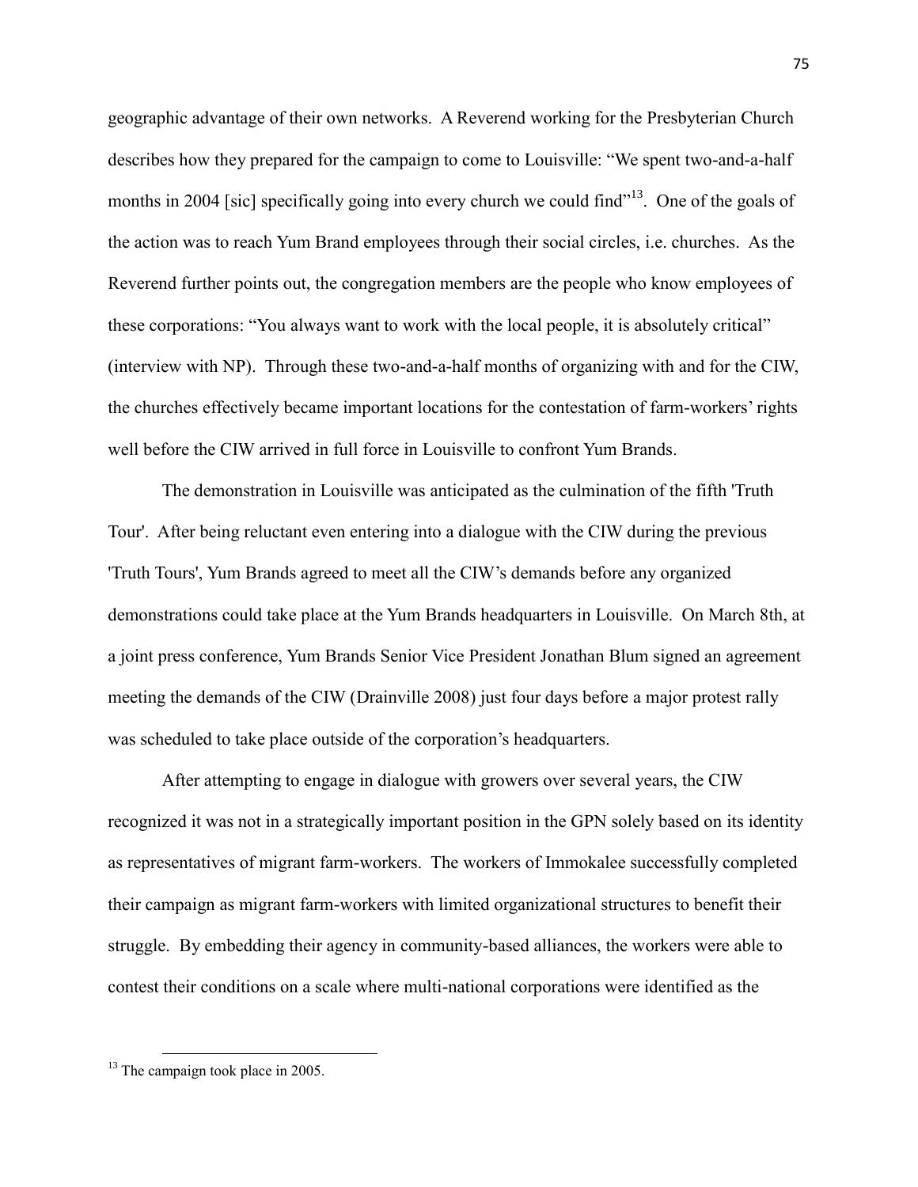geographic advantage of their own networks. A Reverend working for the Presbyterian Church describes how they prepared for the campaign to come to Louisville: "We spent two-and-a-half months in 2004 [sic] specifically going into every church we could find"[13]. One of the goals of the action was to reach Yum Brand employees through their social circles, i.e. churches. As the Reverend further points out, the congregation members are the people who know employees of these corporations: "You always want to work with the local people, it is absolutely critical" (interview with NP). Through these two-and-a-half months of organizing with and for the CIW, the churches effectively became important locations for the contestation of farm-workers' rights well before the CIW arrived in full force in Louisville to confront Yum Brands.

The demonstration in Louisville was anticipated as the culmination of the fifth 'Truth Tour'. After being reluctant even entering into a dialogue with the CIW during the previous 'Truth Tours', Yum Brands agreed to meet all the CIW's demands before any organized demonstrations could take place at the Yum Brands headquarters in Louisville. On March 8th, at a joint press conference, Yum Brands Senior Vice President Jonathan Blum signed an agreement meeting the demands of the CIW (Drainville 2008) just four days before a major protest rally was scheduled to take place outside of the corporation's headquarters.

After attempting to engage in dialogue with growers over several years, the CIW recognized it was not in a strategically important position in the GPN solely based on its identity as representatives of migrant farm-workers. The workers of Immokalee successfully completed their campaign as migrant farm-workers with limited organizational structures to benefit their struggle. By embedding their agency in community-based alliances, the workers were able to contest their conditions on a scale where multi-national corporations were identified as the

[13] The campaign took place in 2005.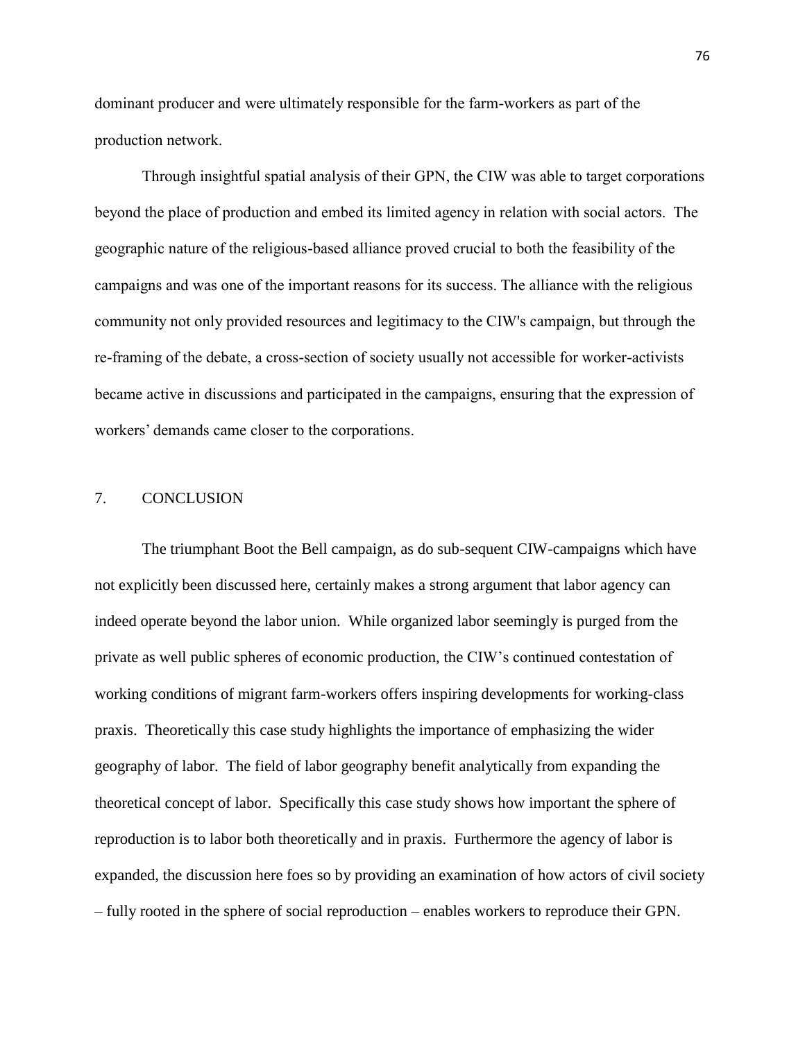dominant producer and were ultimately responsible for the farm-workers as part of the production network.

Through insightful spatial analysis of their GPN, the CIW was able to target corporations beyond the place of production and embed its limited agency in relation with social actors. The geographic nature of the religious-based alliance proved crucial to both the feasibility of the campaigns and was one of the important reasons for its success. The alliance with the religious community not only provided resources and legitimacy to the CIW's campaign, but through the re-framing of the debate, a cross-section of society usually not accessible for worker-activists became active in discussions and participated in the campaigns, ensuring that the expression of workers' demands came closer to the corporations.

## 7. CONCLUSION

The triumphant Boot the Bell campaign, as do sub-sequent CIW-campaigns which have not explicitly been discussed here, certainly makes a strong argument that labor agency can indeed operate beyond the labor union. While organized labor seemingly is purged from the private as well public spheres of economic production, the CIW's continued contestation of working conditions of migrant farm-workers offers inspiring developments for working-class praxis. Theoretically this case study highlights the importance of emphasizing the wider geography of labor. The field of labor geography benefit analytically from expanding the theoretical concept of labor. Specifically this case study shows how important the sphere of reproduction is to labor both theoretically and in praxis. Furthermore the agency of labor is expanded, the discussion here foes so by providing an examination of how actors of civil society – fully rooted in the sphere of social reproduction – enables workers to reproduce their GPN.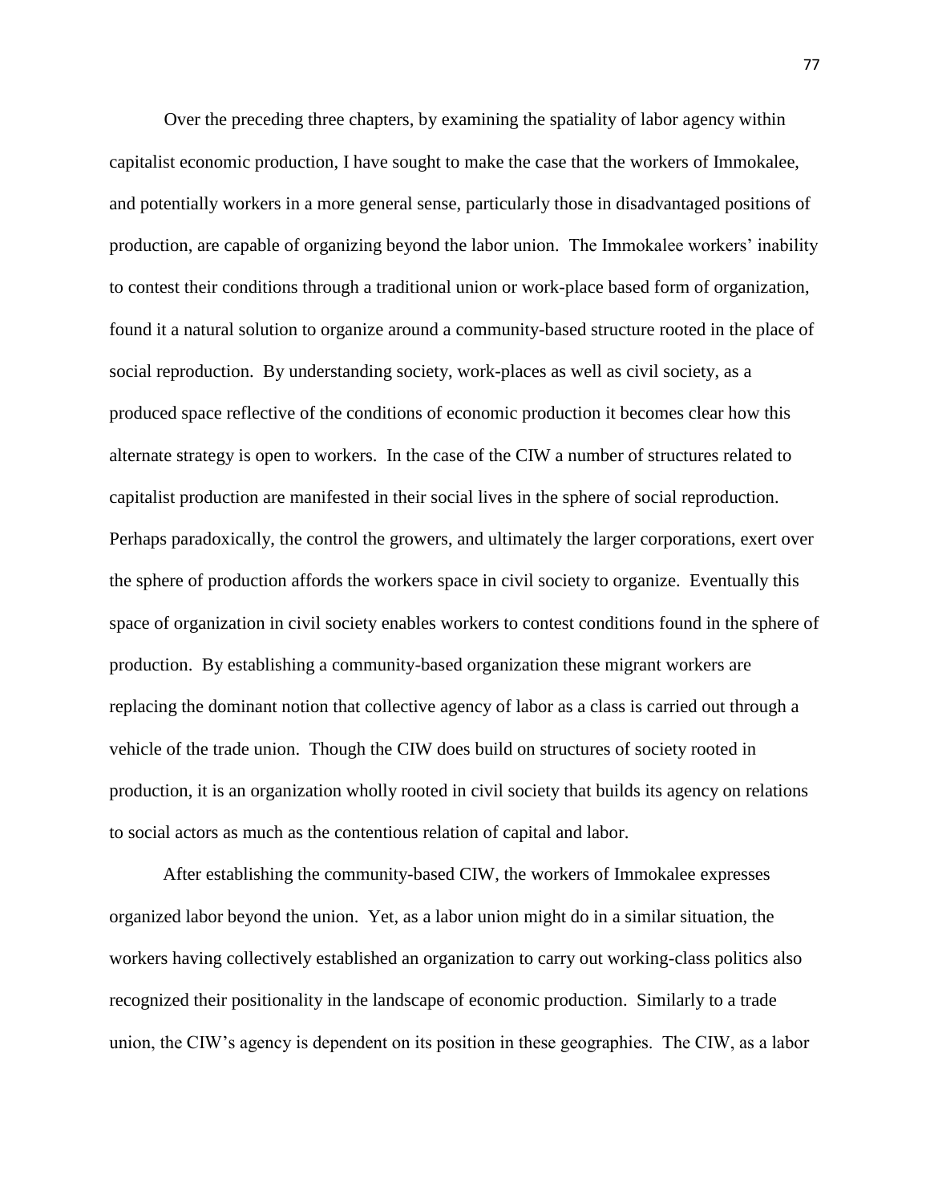Over the preceding three chapters, by examining the spatiality of labor agency within capitalist economic production, I have sought to make the case that the workers of Immokalee, and potentially workers in a more general sense, particularly those in disadvantaged positions of production, are capable of organizing beyond the labor union. The Immokalee workers' inability to contest their conditions through a traditional union or work-place based form of organization, found it a natural solution to organize around a community-based structure rooted in the place of social reproduction. By understanding society, work-places as well as civil society, as a produced space reflective of the conditions of economic production it becomes clear how this alternate strategy is open to workers. In the case of the CIW a number of structures related to capitalist production are manifested in their social lives in the sphere of social reproduction. Perhaps paradoxically, the control the growers, and ultimately the larger corporations, exert over the sphere of production affords the workers space in civil society to organize. Eventually this space of organization in civil society enables workers to contest conditions found in the sphere of production. By establishing a community-based organization these migrant workers are replacing the dominant notion that collective agency of labor as a class is carried out through a vehicle of the trade union. Though the CIW does build on structures of society rooted in production, it is an organization wholly rooted in civil society that builds its agency on relations to social actors as much as the contentious relation of capital and labor.

After establishing the community-based CIW, the workers of Immokalee expresses organized labor beyond the union. Yet, as a labor union might do in a similar situation, the workers having collectively established an organization to carry out working-class politics also recognized their positionality in the landscape of economic production. Similarly to a trade union, the CIW's agency is dependent on its position in these geographies. The CIW, as a labor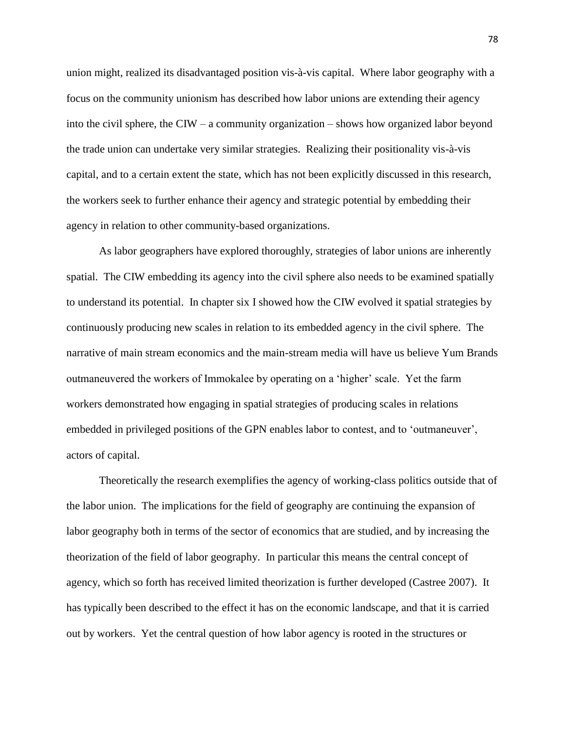union might, realized its disadvantaged position vis-à-vis capital. Where labor geography with a focus on the community unionism has described how labor unions are extending their agency into the civil sphere, the CIW – a community organization – shows how organized labor beyond the trade union can undertake very similar strategies. Realizing their positionality vis-à-vis capital, and to a certain extent the state, which has not been explicitly discussed in this research, the workers seek to further enhance their agency and strategic potential by embedding their agency in relation to other community-based organizations.

As labor geographers have explored thoroughly, strategies of labor unions are inherently spatial. The CIW embedding its agency into the civil sphere also needs to be examined spatially to understand its potential. In chapter six I showed how the CIW evolved it spatial strategies by continuously producing new scales in relation to its embedded agency in the civil sphere. The narrative of main stream economics and the main-stream media will have us believe Yum Brands outmaneuvered the workers of Immokalee by operating on a 'higher' scale. Yet the farm workers demonstrated how engaging in spatial strategies of producing scales in relations embedded in privileged positions of the GPN enables labor to contest, and to 'outmaneuver', actors of capital.

Theoretically the research exemplifies the agency of working-class politics outside that of the labor union. The implications for the field of geography are continuing the expansion of labor geography both in terms of the sector of economics that are studied, and by increasing the theorization of the field of labor geography. In particular this means the central concept of agency, which so forth has received limited theorization is further developed (Castree 2007). It has typically been described to the effect it has on the economic landscape, and that it is carried out by workers. Yet the central question of how labor agency is rooted in the structures or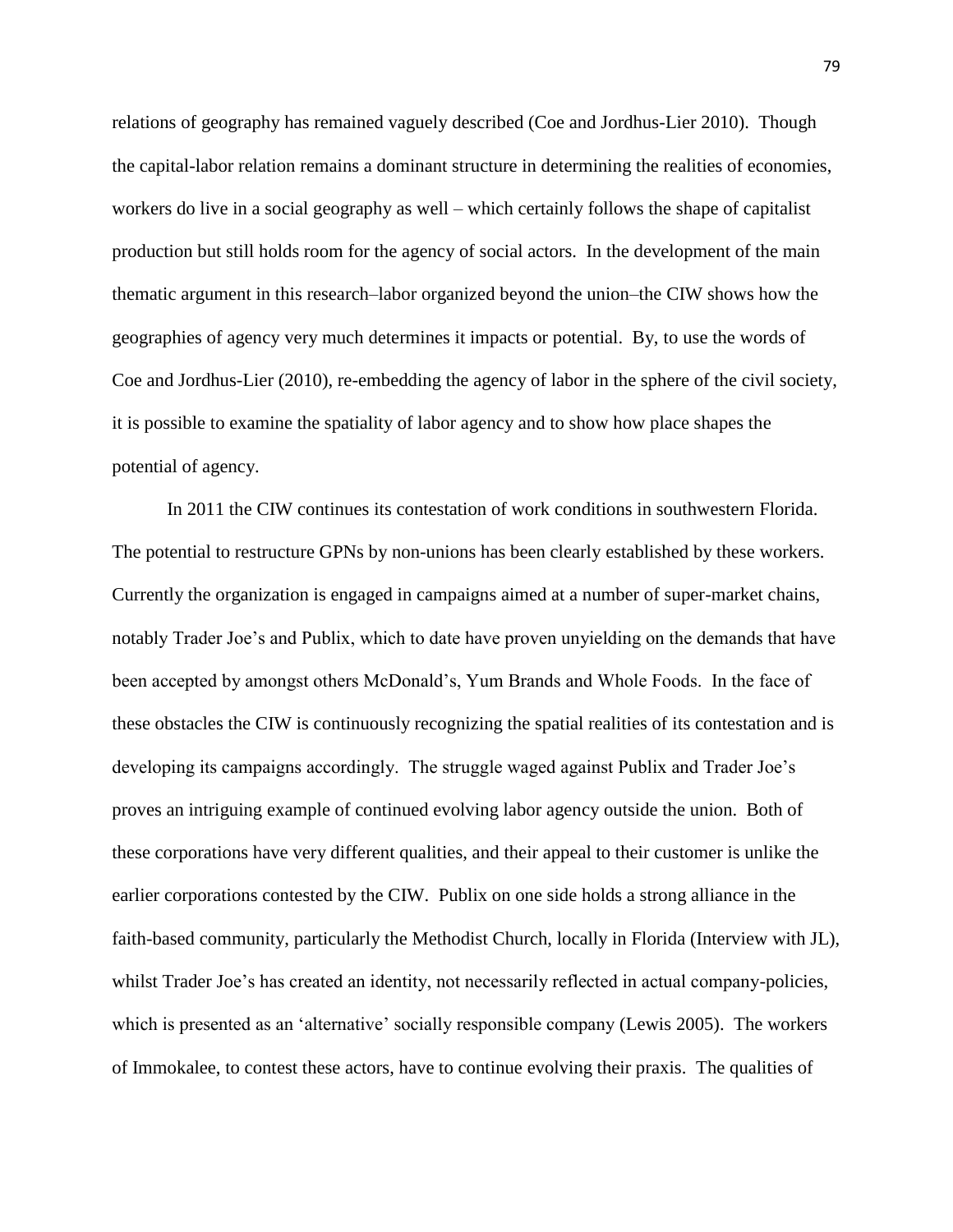relations of geography has remained vaguely described (Coe and Jordhus-Lier 2010). Though the capital-labor relation remains a dominant structure in determining the realities of economies, workers do live in a social geography as well – which certainly follows the shape of capitalist production but still holds room for the agency of social actors. In the development of the main thematic argument in this research–labor organized beyond the union–the CIW shows how the geographies of agency very much determines it impacts or potential. By, to use the words of Coe and Jordhus-Lier (2010), re-embedding the agency of labor in the sphere of the civil society, it is possible to examine the spatiality of labor agency and to show how place shapes the potential of agency.

In 2011 the CIW continues its contestation of work conditions in southwestern Florida. The potential to restructure GPNs by non-unions has been clearly established by these workers. Currently the organization is engaged in campaigns aimed at a number of super-market chains, notably Trader Joe's and Publix, which to date have proven unyielding on the demands that have been accepted by amongst others McDonald's, Yum Brands and Whole Foods. In the face of these obstacles the CIW is continuously recognizing the spatial realities of its contestation and is developing its campaigns accordingly. The struggle waged against Publix and Trader Joe's proves an intriguing example of continued evolving labor agency outside the union. Both of these corporations have very different qualities, and their appeal to their customer is unlike the earlier corporations contested by the CIW. Publix on one side holds a strong alliance in the faith-based community, particularly the Methodist Church, locally in Florida (Interview with JL), whilst Trader Joe's has created an identity, not necessarily reflected in actual company-policies, which is presented as an 'alternative' socially responsible company (Lewis 2005). The workers of Immokalee, to contest these actors, have to continue evolving their praxis. The qualities of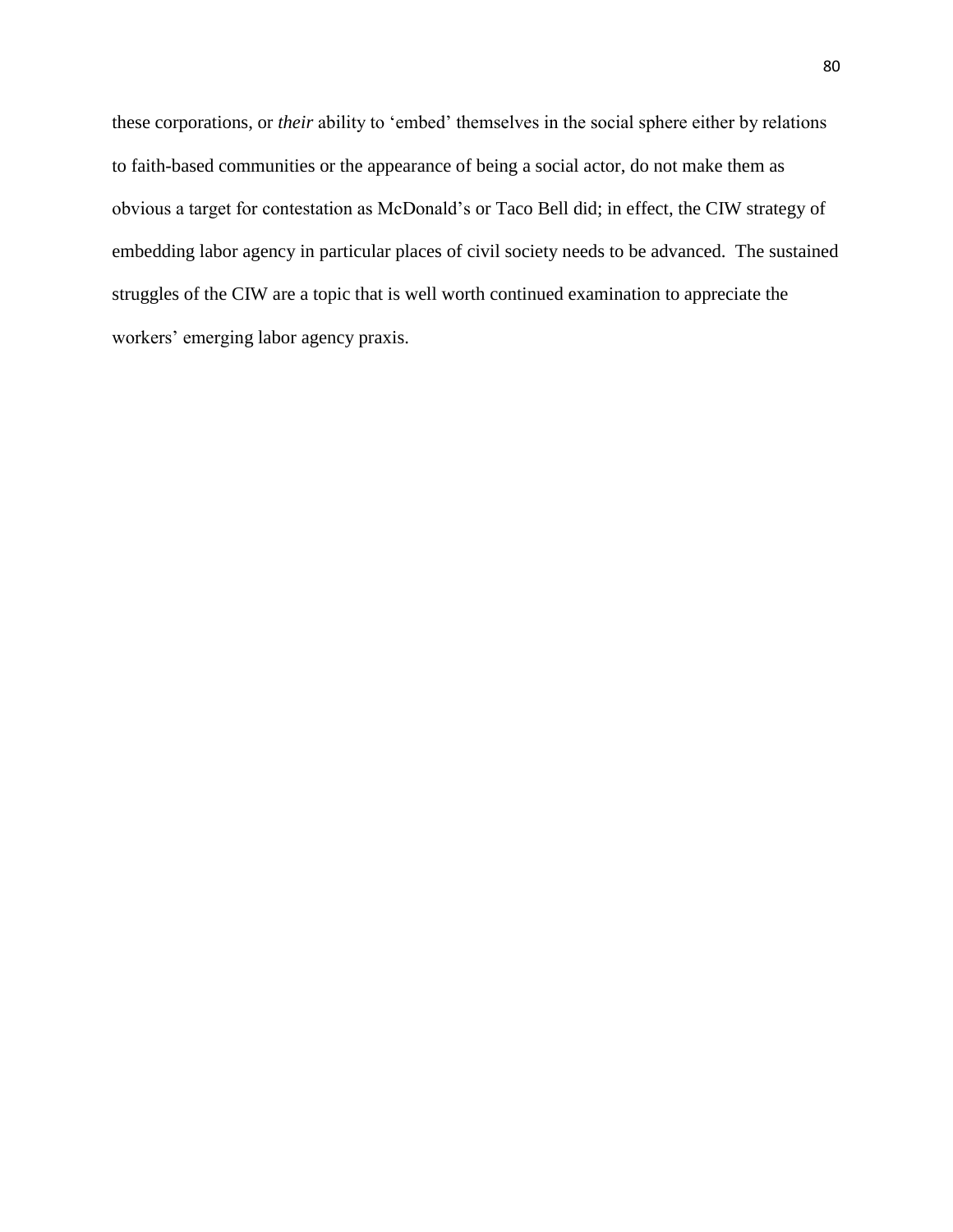these corporations, or *their* ability to 'embed' themselves in the social sphere either by relations to faith-based communities or the appearance of being a social actor, do not make them as obvious a target for contestation as McDonald's or Taco Bell did; in effect, the CIW strategy of embedding labor agency in particular places of civil society needs to be advanced. The sustained struggles of the CIW are a topic that is well worth continued examination to appreciate the workers' emerging labor agency praxis.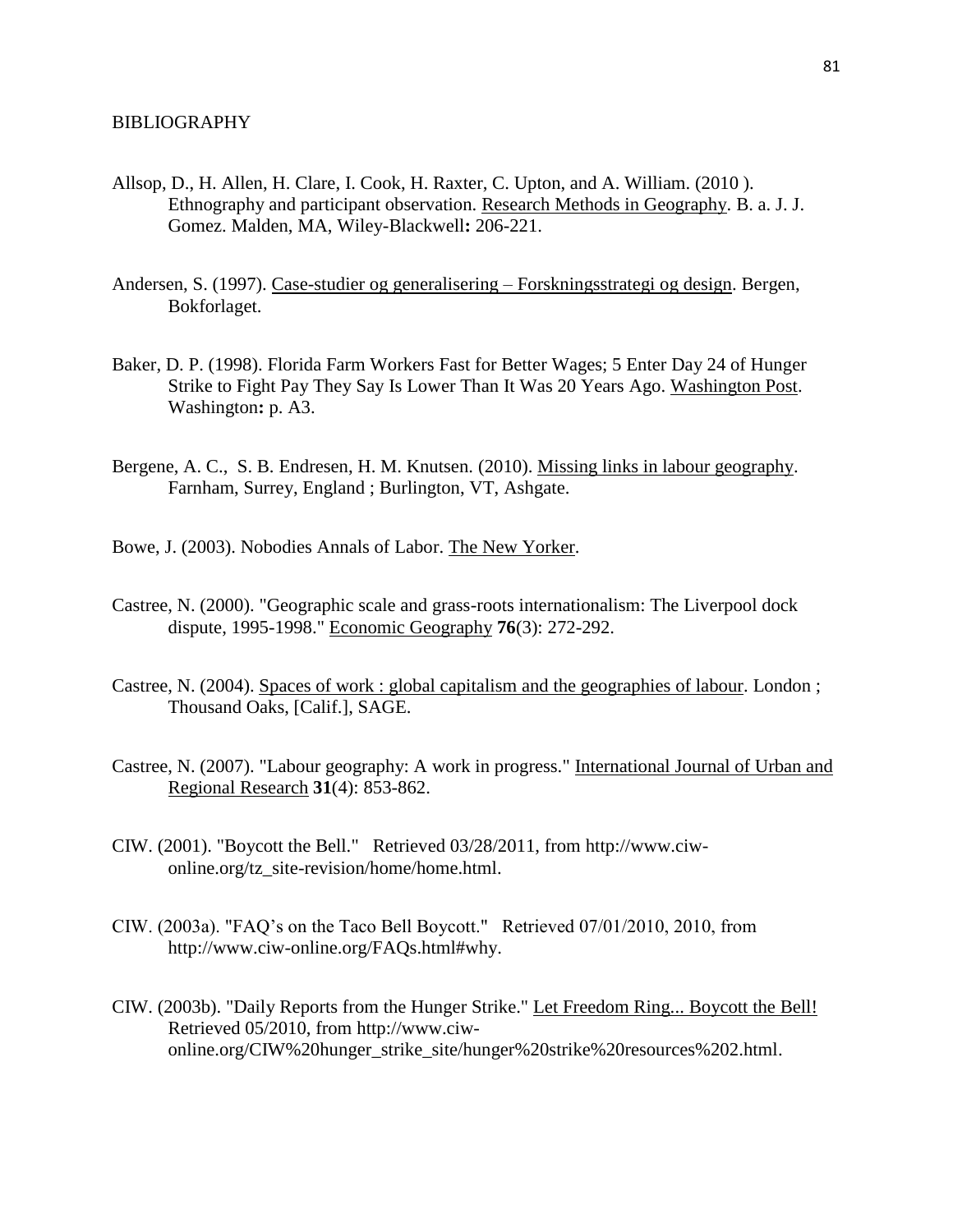BIBLIOGRAPHY

Allsop, D., H. Allen, H. Clare, I. Cook, H. Raxter, C. Upton, and A. William. (2010 ). Ethnography and participant observation. Research Methods in Geography. B. a. J. J. Gomez. Malden, MA, Wiley-Blackwell**:** 206-221.

Andersen, S. (1997). Case-studier og generalisering – Forskningsstrategi og design. Bergen, Bokforlaget.

Baker, D. P. (1998). Florida Farm Workers Fast for Better Wages; 5 Enter Day 24 of Hunger Strike to Fight Pay They Say Is Lower Than It Was 20 Years Ago. Washington Post. Washington**:** p. A3.

Bergene, A. C., S. B. Endresen, H. M. Knutsen. (2010). Missing links in labour geography. Farnham, Surrey, England ; Burlington, VT, Ashgate.

Bowe, J. (2003). Nobodies Annals of Labor. The New Yorker.

Castree, N. (2000). "Geographic scale and grass-roots internationalism: The Liverpool dock dispute, 1995-1998." Economic Geography **76**(3): 272-292.

Castree, N. (2004). Spaces of work : global capitalism and the geographies of labour. London ; Thousand Oaks, [Calif.], SAGE.

Castree, N. (2007). "Labour geography: A work in progress." International Journal of Urban and Regional Research **31**(4): 853-862.

CIW. (2001). "Boycott the Bell." Retrieved 03/28/2011, from http://www.ciw-online.org/tz_site-revision/home/home.html.

CIW. (2003a). "FAQ's on the Taco Bell Boycott." Retrieved 07/01/2010, 2010, from http://www.ciw-online.org/FAQs.html#why.

CIW. (2003b). "Daily Reports from the Hunger Strike." Let Freedom Ring... Boycott the Bell! Retrieved 05/2010, from http://www.ciw-online.org/CIW%20hunger_strike_site/hunger%20strike%20resources%202.html.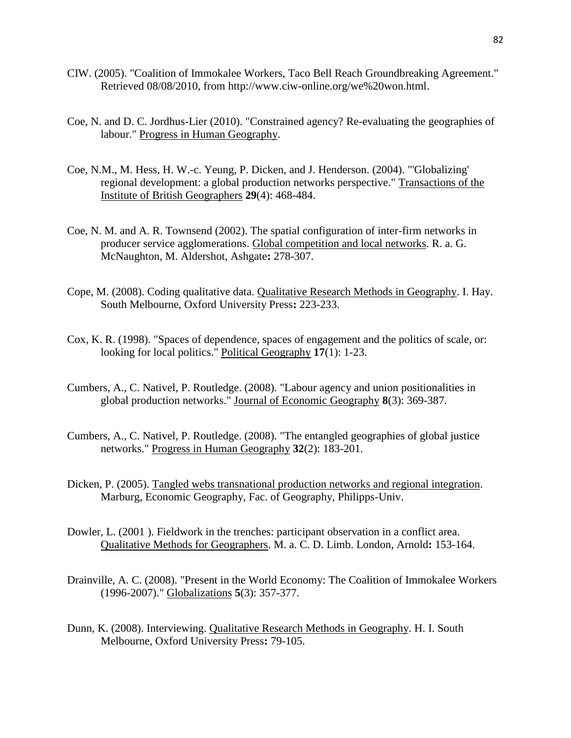CIW. (2005). "Coalition of Immokalee Workers, Taco Bell Reach Groundbreaking Agreement." Retrieved 08/08/2010, from http://www.ciw-online.org/we%20won.html.

Coe, N. and D. C. Jordhus-Lier (2010). "Constrained agency? Re-evaluating the geographies of labour." Progress in Human Geography.

Coe, N.M., M. Hess, H. W.-c. Yeung, P. Dicken, and J. Henderson. (2004). "'Globalizing' regional development: a global production networks perspective." Transactions of the Institute of British Geographers **29**(4): 468-484.

Coe, N. M. and A. R. Townsend (2002). The spatial configuration of inter-firm networks in producer service agglomerations. Global competition and local networks. R. a. G. McNaughton, M. Aldershot, Ashgate**:** 278-307.

Cope, M. (2008). Coding qualitative data. Qualitative Research Methods in Geography. I. Hay. South Melbourne, Oxford University Press**:** 223-233.

Cox, K. R. (1998). "Spaces of dependence, spaces of engagement and the politics of scale, or: looking for local politics." Political Geography **17**(1): 1-23.

Cumbers, A., C. Nativel, P. Routledge. (2008). "Labour agency and union positionalities in global production networks." Journal of Economic Geography **8**(3): 369-387.

Cumbers, A., C. Nativel, P. Routledge. (2008). "The entangled geographies of global justice networks." Progress in Human Geography **32**(2): 183-201.

Dicken, P. (2005). Tangled webs transnational production networks and regional integration. Marburg, Economic Geography, Fac. of Geography, Philipps-Univ.

Dowler, L. (2001 ). Fieldwork in the trenches: participant observation in a conflict area. Qualitative Methods for Geographers. M. a. C. D. Limb. London, Arnold**:** 153-164.

Drainville, A. C. (2008). "Present in the World Economy: The Coalition of Immokalee Workers (1996-2007)." Globalizations **5**(3): 357-377.

Dunn, K. (2008). Interviewing. Qualitative Research Methods in Geography. H. I. South Melbourne, Oxford University Press**:** 79-105.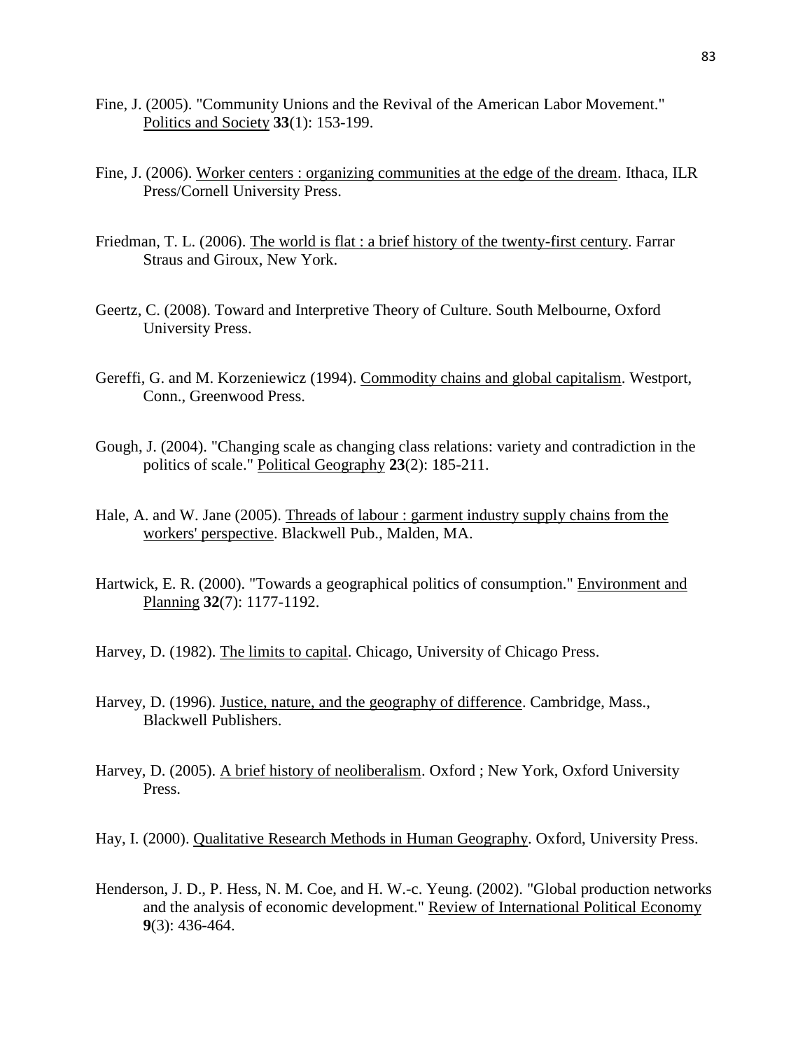Fine, J. (2005). "Community Unions and the Revival of the American Labor Movement." Politics and Society **33**(1): 153-199.

Fine, J. (2006). Worker centers : organizing communities at the edge of the dream. Ithaca, ILR Press/Cornell University Press.

Friedman, T. L. (2006). The world is flat : a brief history of the twenty-first century. Farrar Straus and Giroux, New York.

Geertz, C. (2008). Toward and Interpretive Theory of Culture. South Melbourne, Oxford University Press.

Gereffi, G. and M. Korzeniewicz (1994). Commodity chains and global capitalism. Westport, Conn., Greenwood Press.

Gough, J. (2004). "Changing scale as changing class relations: variety and contradiction in the politics of scale." Political Geography **23**(2): 185-211.

Hale, A. and W. Jane (2005). Threads of labour : garment industry supply chains from the workers' perspective. Blackwell Pub., Malden, MA.

Hartwick, E. R. (2000). "Towards a geographical politics of consumption." Environment and Planning **32**(7): 1177-1192.

Harvey, D. (1982). The limits to capital. Chicago, University of Chicago Press.

Harvey, D. (1996). Justice, nature, and the geography of difference. Cambridge, Mass., Blackwell Publishers.

Harvey, D. (2005). A brief history of neoliberalism. Oxford ; New York, Oxford University Press.

Hay, I. (2000). Qualitative Research Methods in Human Geography. Oxford, University Press.

Henderson, J. D., P. Hess, N. M. Coe, and H. W.-c. Yeung. (2002). "Global production networks and the analysis of economic development." Review of International Political Economy **9**(3): 436-464.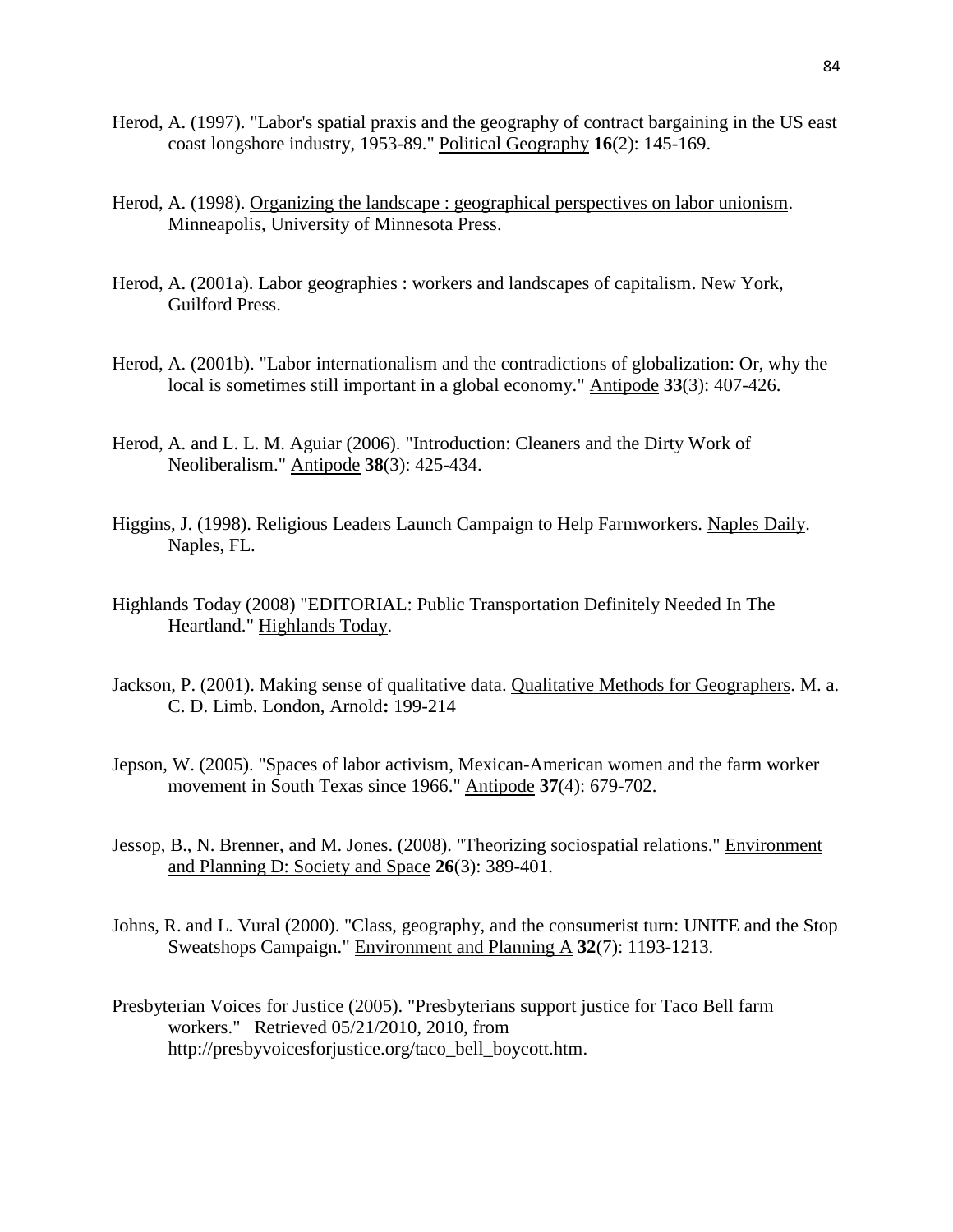Herod, A. (1997). "Labor's spatial praxis and the geography of contract bargaining in the US east coast longshore industry, 1953-89." Political Geography **16**(2): 145-169.

Herod, A. (1998). Organizing the landscape : geographical perspectives on labor unionism. Minneapolis, University of Minnesota Press.

Herod, A. (2001a). Labor geographies : workers and landscapes of capitalism. New York, Guilford Press.

Herod, A. (2001b). "Labor internationalism and the contradictions of globalization: Or, why the local is sometimes still important in a global economy." Antipode **33**(3): 407-426.

Herod, A. and L. L. M. Aguiar (2006). "Introduction: Cleaners and the Dirty Work of Neoliberalism." Antipode **38**(3): 425-434.

Higgins, J. (1998). Religious Leaders Launch Campaign to Help Farmworkers. Naples Daily. Naples, FL.

Highlands Today (2008) "EDITORIAL: Public Transportation Definitely Needed In The Heartland." Highlands Today.

Jackson, P. (2001). Making sense of qualitative data. Qualitative Methods for Geographers. M. a. C. D. Limb. London, Arnold**:** 199-214

Jepson, W. (2005). "Spaces of labor activism, Mexican-American women and the farm worker movement in South Texas since 1966." Antipode **37**(4): 679-702.

Jessop, B., N. Brenner, and M. Jones. (2008). "Theorizing sociospatial relations." Environment and Planning D: Society and Space **26**(3): 389-401.

Johns, R. and L. Vural (2000). "Class, geography, and the consumerist turn: UNITE and the Stop Sweatshops Campaign." Environment and Planning A **32**(7): 1193-1213.

Presbyterian Voices for Justice (2005). "Presbyterians support justice for Taco Bell farm workers." Retrieved 05/21/2010, 2010, from http://presbyvoicesforjustice.org/taco_bell_boycott.htm.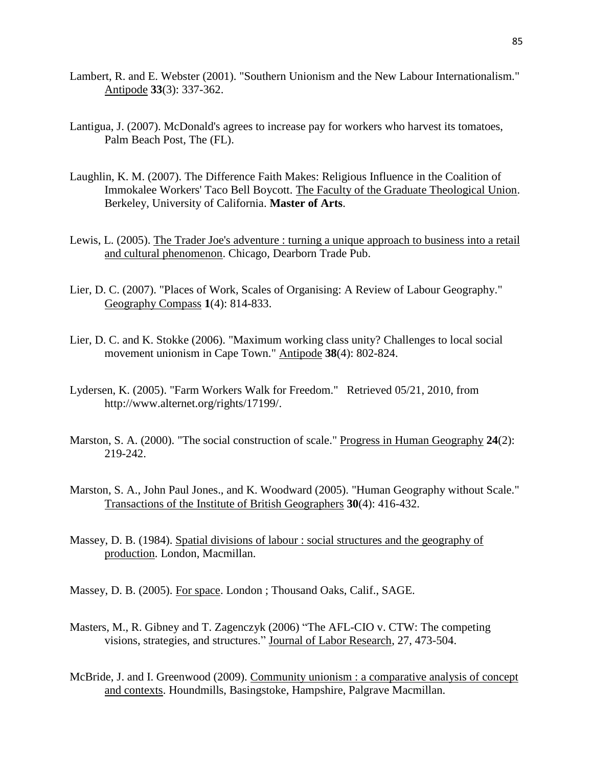Lambert, R. and E. Webster (2001). "Southern Unionism and the New Labour Internationalism." Antipode **33**(3): 337-362.

Lantigua, J. (2007). McDonald's agrees to increase pay for workers who harvest its tomatoes, Palm Beach Post, The (FL).

Laughlin, K. M. (2007). The Difference Faith Makes: Religious Influence in the Coalition of Immokalee Workers' Taco Bell Boycott. The Faculty of the Graduate Theological Union. Berkeley, University of California. **Master of Arts**.

Lewis, L. (2005). The Trader Joe's adventure : turning a unique approach to business into a retail and cultural phenomenon. Chicago, Dearborn Trade Pub.

Lier, D. C. (2007). "Places of Work, Scales of Organising: A Review of Labour Geography." Geography Compass **1**(4): 814-833.

Lier, D. C. and K. Stokke (2006). "Maximum working class unity? Challenges to local social movement unionism in Cape Town." Antipode **38**(4): 802-824.

Lydersen, K. (2005). "Farm Workers Walk for Freedom." Retrieved 05/21, 2010, from http://www.alternet.org/rights/17199/.

Marston, S. A. (2000). "The social construction of scale." Progress in Human Geography **24**(2): 219-242.

Marston, S. A., John Paul Jones., and K. Woodward (2005). "Human Geography without Scale." Transactions of the Institute of British Geographers **30**(4): 416-432.

Massey, D. B. (1984). Spatial divisions of labour : social structures and the geography of production. London, Macmillan.

Massey, D. B. (2005). For space. London ; Thousand Oaks, Calif., SAGE.

Masters, M., R. Gibney and T. Zagenczyk (2006) "The AFL-CIO v. CTW: The competing visions, strategies, and structures." Journal of Labor Research, 27, 473-504.

McBride, J. and I. Greenwood (2009). Community unionism : a comparative analysis of concept and contexts. Houndmills, Basingstoke, Hampshire, Palgrave Macmillan.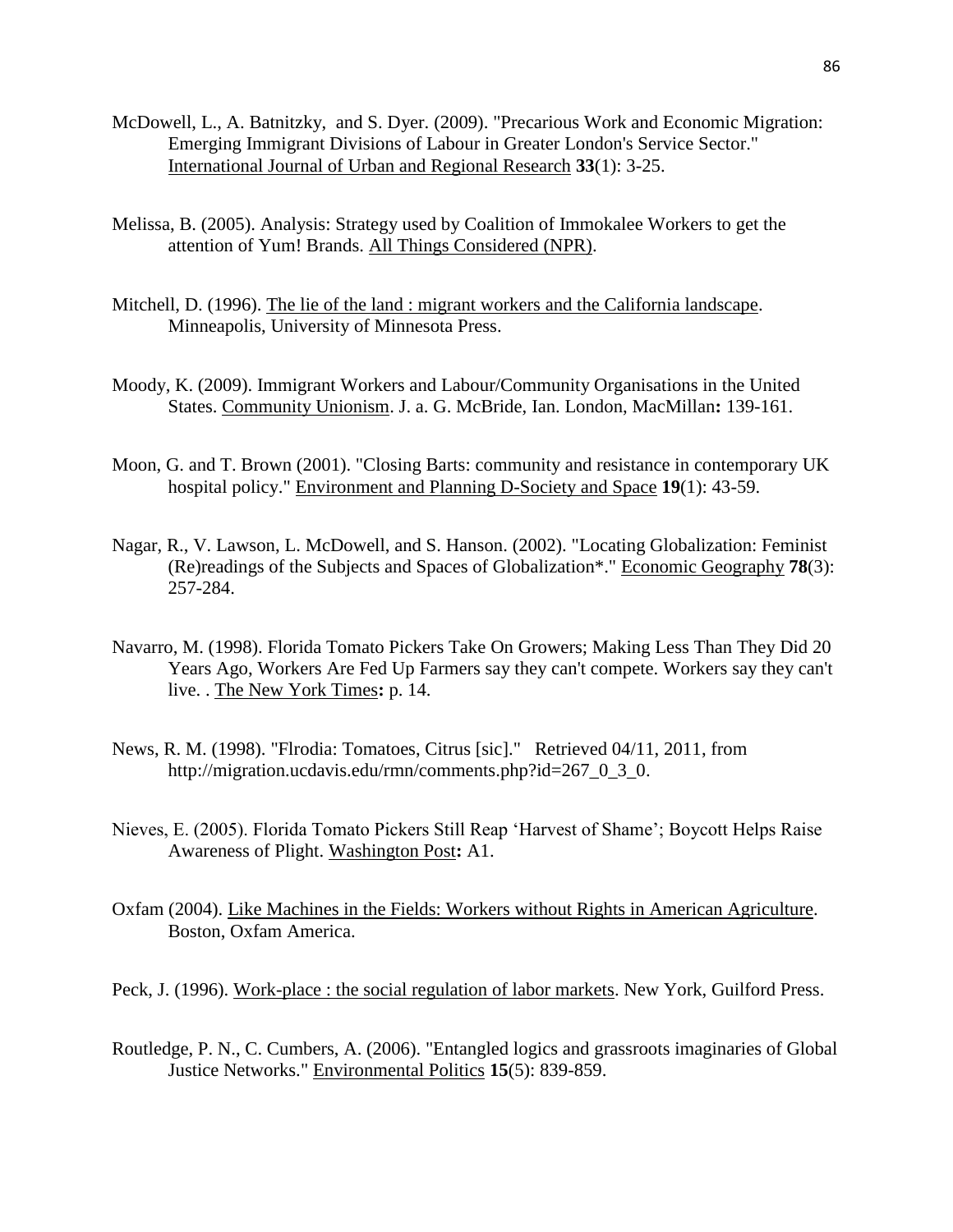McDowell, L., A. Batnitzky, and S. Dyer. (2009). "Precarious Work and Economic Migration: Emerging Immigrant Divisions of Labour in Greater London's Service Sector." International Journal of Urban and Regional Research **33**(1): 3-25.

Melissa, B. (2005). Analysis: Strategy used by Coalition of Immokalee Workers to get the attention of Yum! Brands. All Things Considered (NPR).

Mitchell, D. (1996). The lie of the land : migrant workers and the California landscape. Minneapolis, University of Minnesota Press.

Moody, K. (2009). Immigrant Workers and Labour/Community Organisations in the United States. Community Unionism. J. a. G. McBride, Ian. London, MacMillan**:** 139-161.

Moon, G. and T. Brown (2001). "Closing Barts: community and resistance in contemporary UK hospital policy." Environment and Planning D-Society and Space **19**(1): 43-59.

Nagar, R., V. Lawson, L. McDowell, and S. Hanson. (2002). "Locating Globalization: Feminist (Re)readings of the Subjects and Spaces of Globalization*." Economic Geography **78**(3): 257-284.

Navarro, M. (1998). Florida Tomato Pickers Take On Growers; Making Less Than They Did 20 Years Ago, Workers Are Fed Up Farmers say they can't compete. Workers say they can't live. . The New York Times**:** p. 14.

News, R. M. (1998). "Flrodia: Tomatoes, Citrus [sic]." Retrieved 04/11, 2011, from http://migration.ucdavis.edu/rmn/comments.php?id=267_0_3_0.

Nieves, E. (2005). Florida Tomato Pickers Still Reap 'Harvest of Shame'; Boycott Helps Raise Awareness of Plight. Washington Post**:** A1.

Oxfam (2004). Like Machines in the Fields: Workers without Rights in American Agriculture. Boston, Oxfam America.

Peck, J. (1996). Work-place : the social regulation of labor markets. New York, Guilford Press.

Routledge, P. N., C. Cumbers, A. (2006). "Entangled logics and grassroots imaginaries of Global Justice Networks." Environmental Politics **15**(5): 839-859.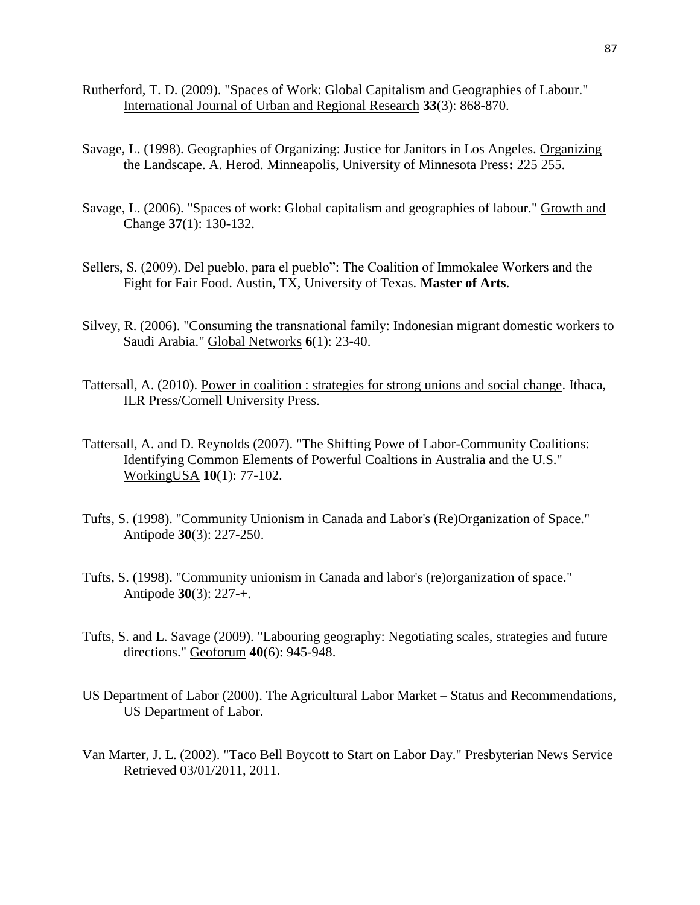Rutherford, T. D. (2009). "Spaces of Work: Global Capitalism and Geographies of Labour." International Journal of Urban and Regional Research **33**(3): 868-870.

Savage, L. (1998). Geographies of Organizing: Justice for Janitors in Los Angeles. Organizing the Landscape. A. Herod. Minneapolis, University of Minnesota Press**:** 225 255.

Savage, L. (2006). "Spaces of work: Global capitalism and geographies of labour." Growth and Change **37**(1): 130-132.

Sellers, S. (2009). Del pueblo, para el pueblo": The Coalition of Immokalee Workers and the Fight for Fair Food. Austin, TX, University of Texas. **Master of Arts**.

Silvey, R. (2006). "Consuming the transnational family: Indonesian migrant domestic workers to Saudi Arabia." Global Networks **6**(1): 23-40.

Tattersall, A. (2010). Power in coalition : strategies for strong unions and social change. Ithaca, ILR Press/Cornell University Press.

Tattersall, A. and D. Reynolds (2007). "The Shifting Powe of Labor-Community Coalitions: Identifying Common Elements of Powerful Coaltions in Australia and the U.S." WorkingUSA **10**(1): 77-102.

Tufts, S. (1998). "Community Unionism in Canada and Labor's (Re)Organization of Space." Antipode **30**(3): 227-250.

Tufts, S. (1998). "Community unionism in Canada and labor's (re)organization of space." Antipode **30**(3): 227-+.

Tufts, S. and L. Savage (2009). "Labouring geography: Negotiating scales, strategies and future directions." Geoforum **40**(6): 945-948.

US Department of Labor (2000). The Agricultural Labor Market – Status and Recommendations, US Department of Labor.

Van Marter, J. L. (2002). "Taco Bell Boycott to Start on Labor Day." Presbyterian News Service Retrieved 03/01/2011, 2011.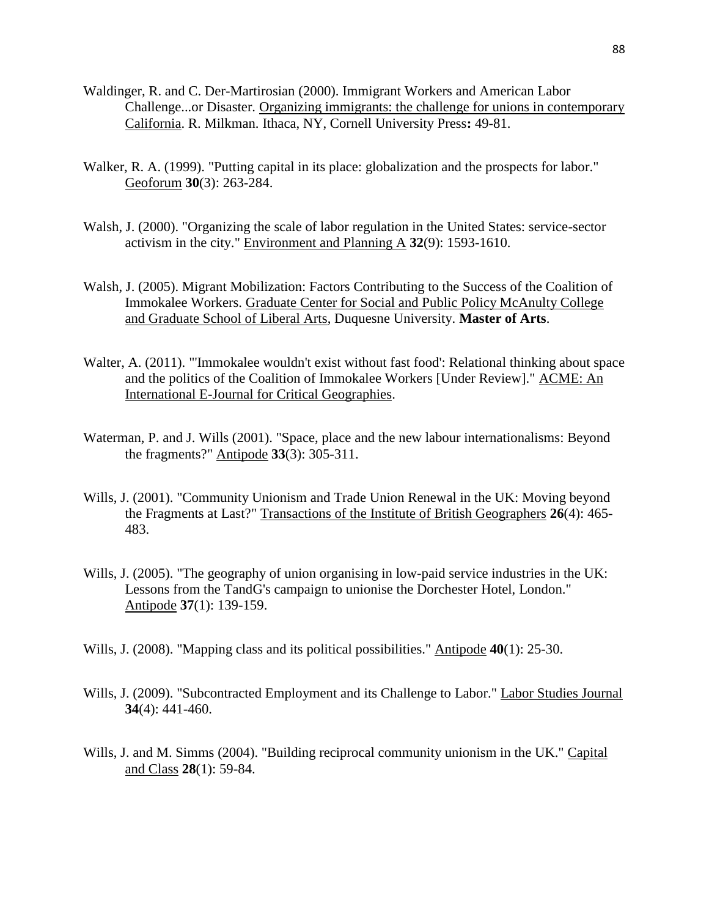Waldinger, R. and C. Der-Martirosian (2000). Immigrant Workers and American Labor Challenge...or Disaster. Organizing immigrants: the challenge for unions in contemporary California. R. Milkman. Ithaca, NY, Cornell University Press**:** 49-81.

Walker, R. A. (1999). "Putting capital in its place: globalization and the prospects for labor." Geoforum **30**(3): 263-284.

Walsh, J. (2000). "Organizing the scale of labor regulation in the United States: service-sector activism in the city." Environment and Planning A **32**(9): 1593-1610.

Walsh, J. (2005). Migrant Mobilization: Factors Contributing to the Success of the Coalition of Immokalee Workers. Graduate Center for Social and Public Policy McAnulty College and Graduate School of Liberal Arts, Duquesne University. **Master of Arts**.

Walter, A. (2011). "'Immokalee wouldn't exist without fast food': Relational thinking about space and the politics of the Coalition of Immokalee Workers [Under Review]." ACME: An International E-Journal for Critical Geographies.

Waterman, P. and J. Wills (2001). "Space, place and the new labour internationalisms: Beyond the fragments?" Antipode **33**(3): 305-311.

Wills, J. (2001). "Community Unionism and Trade Union Renewal in the UK: Moving beyond the Fragments at Last?" Transactions of the Institute of British Geographers **26**(4): 465-483.

Wills, J. (2005). "The geography of union organising in low-paid service industries in the UK: Lessons from the TandG's campaign to unionise the Dorchester Hotel, London." Antipode **37**(1): 139-159.

Wills, J. (2008). "Mapping class and its political possibilities." Antipode **40**(1): 25-30.

Wills, J. (2009). "Subcontracted Employment and its Challenge to Labor." Labor Studies Journal **34**(4): 441-460.

Wills, J. and M. Simms (2004). "Building reciprocal community unionism in the UK." Capital and Class **28**(1): 59-84.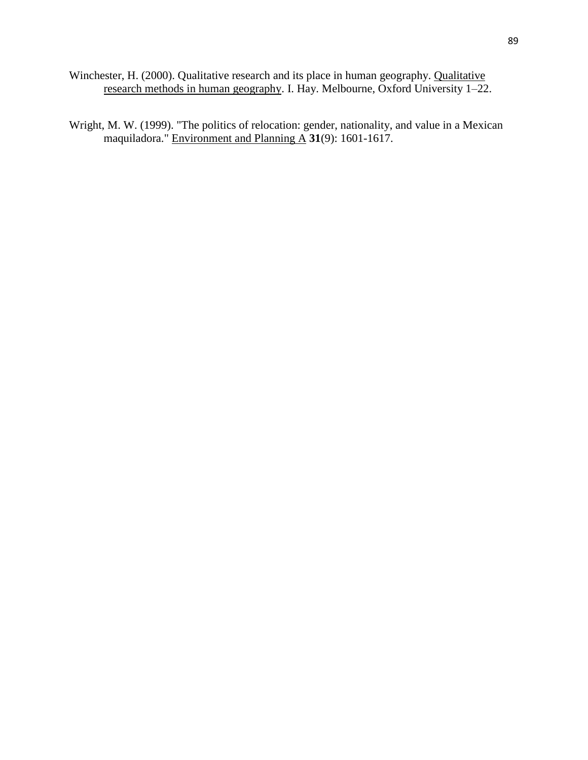Winchester, H. (2000). Qualitative research and its place in human geography. <u>Qualitative research methods in human geography</u>. I. Hay. Melbourne, Oxford University 1–22.

Wright, M. W. (1999). "The politics of relocation: gender, nationality, and value in a Mexican maquiladora." <u>Environment and Planning A</u> **31**(9): 1601-1617.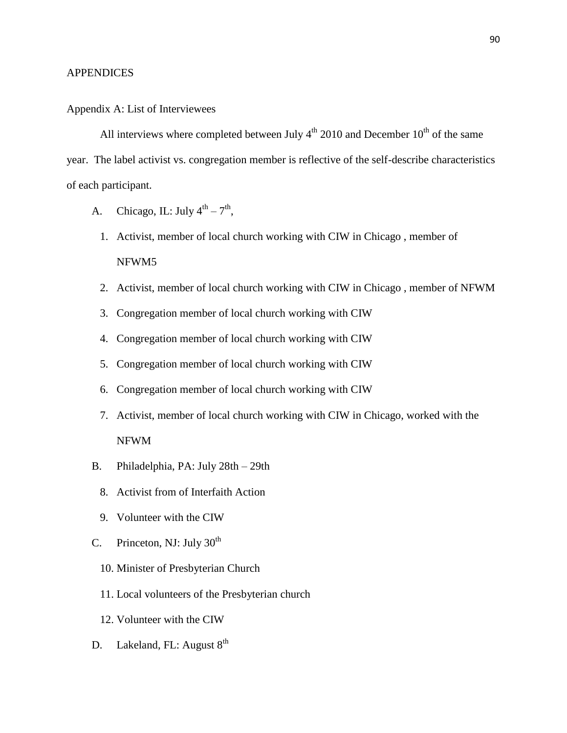# APPENDICES

## Appendix A: List of Interviewees

All interviews where completed between July 4th 2010 and December 10th of the same year. The label activist vs. congregation member is reflective of the self-describe characteristics of each participant.

A. Chicago, IL: July 4th – 7th,

1. Activist, member of local church working with CIW in Chicago , member of NFWM5
2. Activist, member of local church working with CIW in Chicago , member of NFWM
3. Congregation member of local church working with CIW
4. Congregation member of local church working with CIW
5. Congregation member of local church working with CIW
6. Congregation member of local church working with CIW
7. Activist, member of local church working with CIW in Chicago, worked with the NFWM

B. Philadelphia, PA: July 28th – 29th

8. Activist from of Interfaith Action
9. Volunteer with the CIW

C. Princeton, NJ: July 30th

10. Minister of Presbyterian Church
11. Local volunteers of the Presbyterian church
12. Volunteer with the CIW

D. Lakeland, FL: August 8th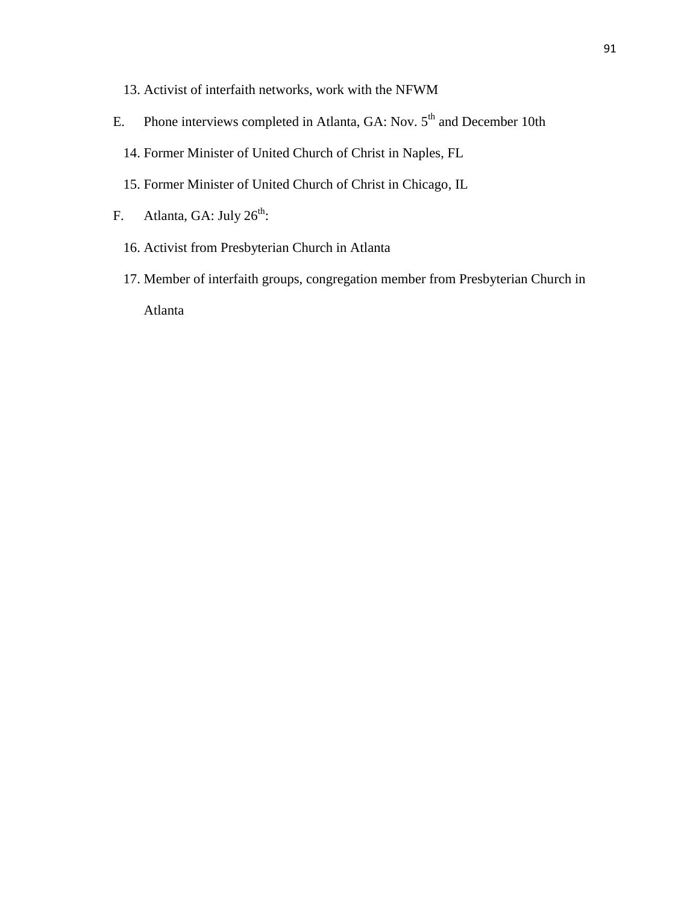13. Activist of interfaith networks, work with the NFWM

E. Phone interviews completed in Atlanta, GA: Nov. 5th and December 10th

14. Former Minister of United Church of Christ in Naples, FL
15. Former Minister of United Church of Christ in Chicago, IL

F. Atlanta, GA: July 26th:

16. Activist from Presbyterian Church in Atlanta
17. Member of interfaith groups, congregation member from Presbyterian Church in Atlanta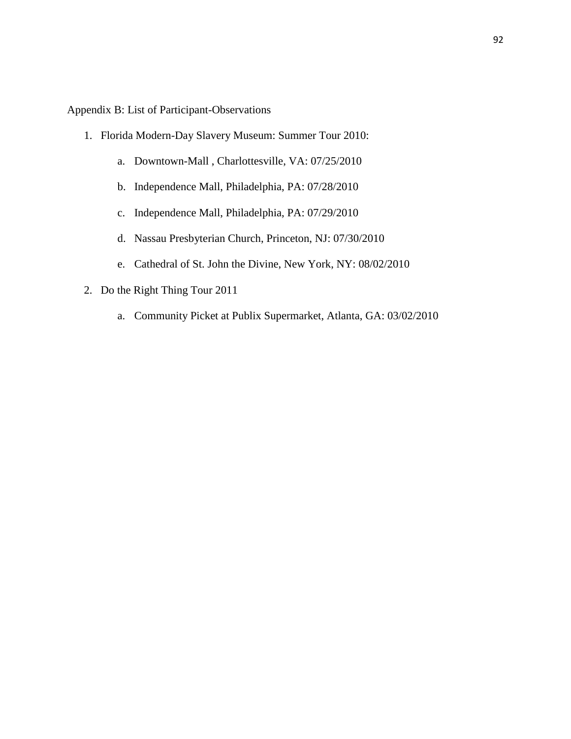Appendix B: List of Participant-Observations

1. Florida Modern-Day Slavery Museum: Summer Tour 2010:
    a. Downtown-Mall , Charlottesville, VA: 07/25/2010
    b. Independence Mall, Philadelphia, PA: 07/28/2010
    c. Independence Mall, Philadelphia, PA: 07/29/2010
    d. Nassau Presbyterian Church, Princeton, NJ: 07/30/2010
    e. Cathedral of St. John the Divine, New York, NY: 08/02/2010
2. Do the Right Thing Tour 2011
    a. Community Picket at Publix Supermarket, Atlanta, GA: 03/02/2010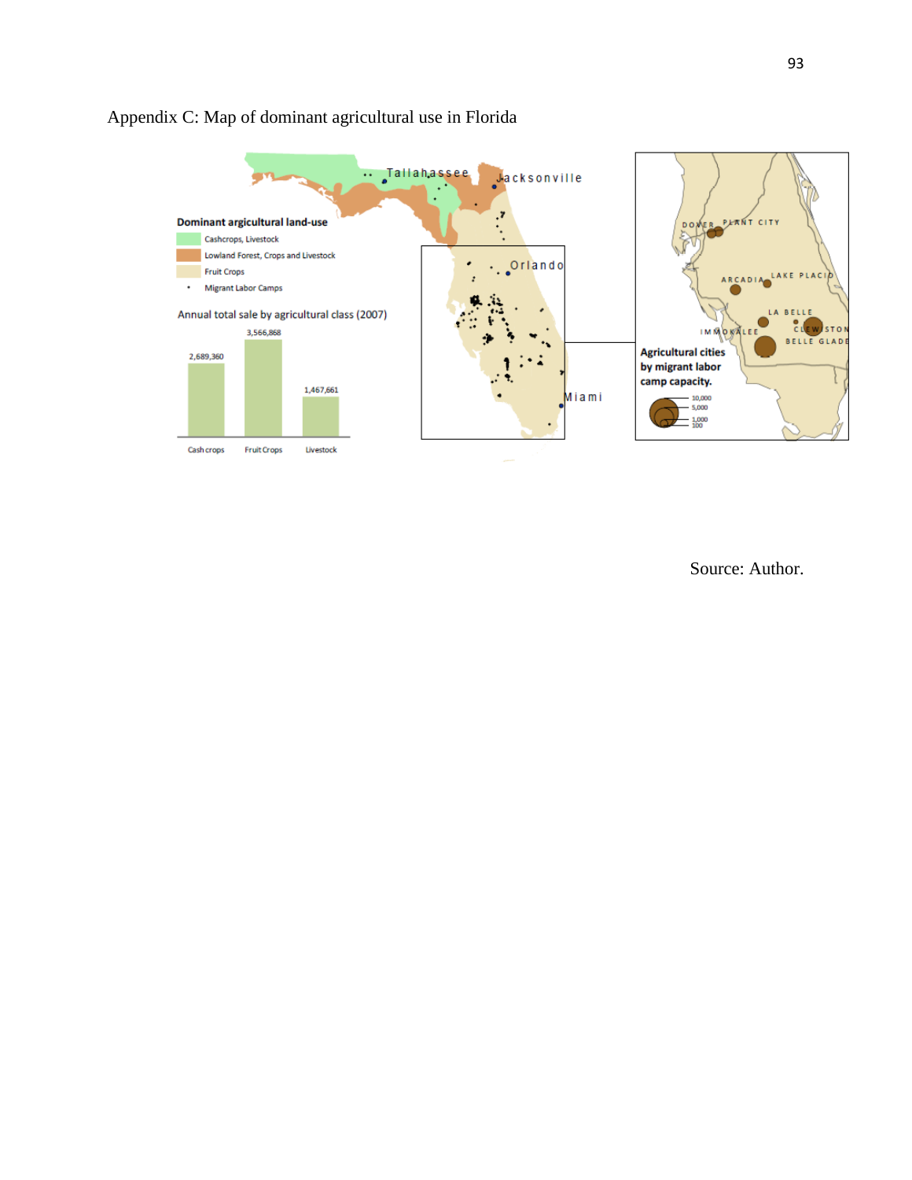Appendix C: Map of dominant agricultural use in Florida

Dominant agricultural land-use

- Cashcrops, Livestock
- Lowland Forest, Crops and Livestock
- Fruit Crops
- Migrant Labor Camps

Annual total sale by agricultural class (2007)

| Cash crops | Fruit Crops | Livestock |
| --- | --- | --- |
| 2,689,360 | 3,566,868 | 1,467,661 |

Tallahassee, Jacksonville, Orlando, Miami

Agricultural cities by migrant labor camp capacity.

10,000 / 5,000 / 1,000 / 100

DOVER, PLANT CITY, ARCADIA, LAKE PLACID, LA BELLE, IMMOKALEE, CLEWISTON, BELLE GLADE

Source: Author.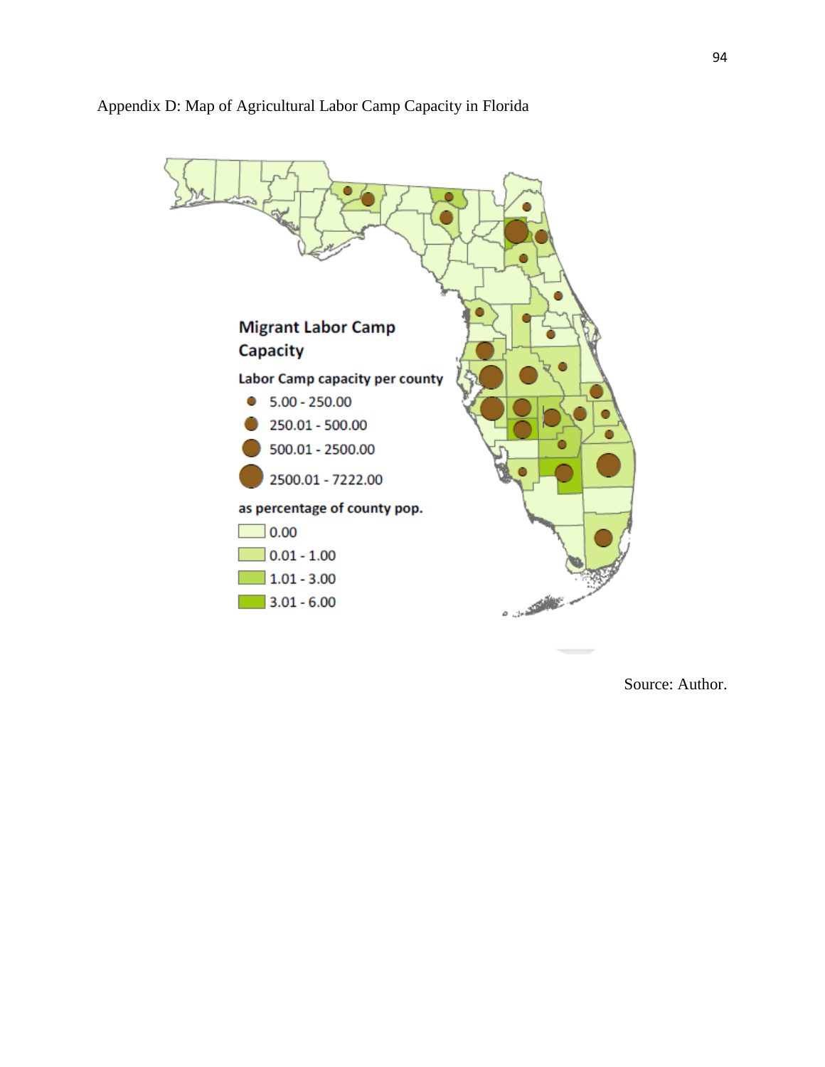Appendix D: Map of Agricultural Labor Camp Capacity in Florida

**Migrant Labor Camp Capacity**

**Labor Camp capacity per county**

- 5.00 - 250.00
- 250.01 - 500.00
- 500.01 - 2500.00
- 2500.01 - 7222.00

**as percentage of county pop.**

- 0.00
- 0.01 - 1.00
- 1.01 - 3.00
- 3.01 - 6.00

Source: Author.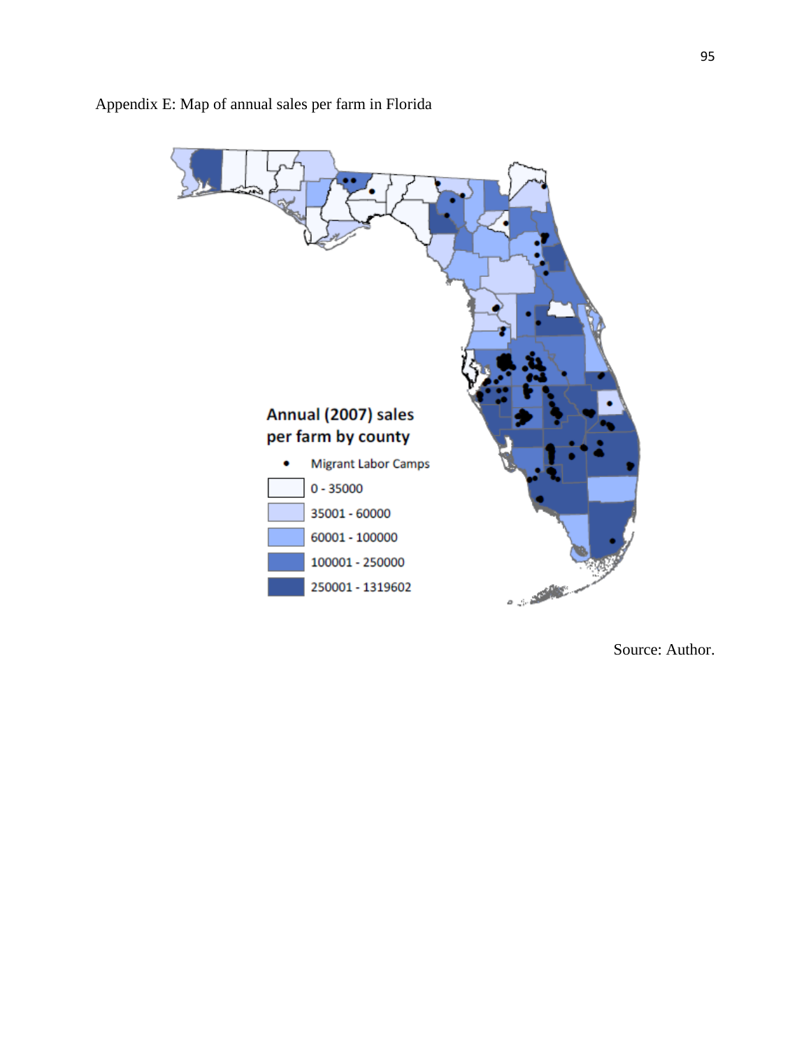Appendix E: Map of annual sales per farm in Florida

**Annual (2007) sales per farm by county**

- • Migrant Labor Camps
- 0 - 35000
- 35001 - 60000
- 60001 - 100000
- 100001 - 250000
- 250001 - 1319602

Source: Author.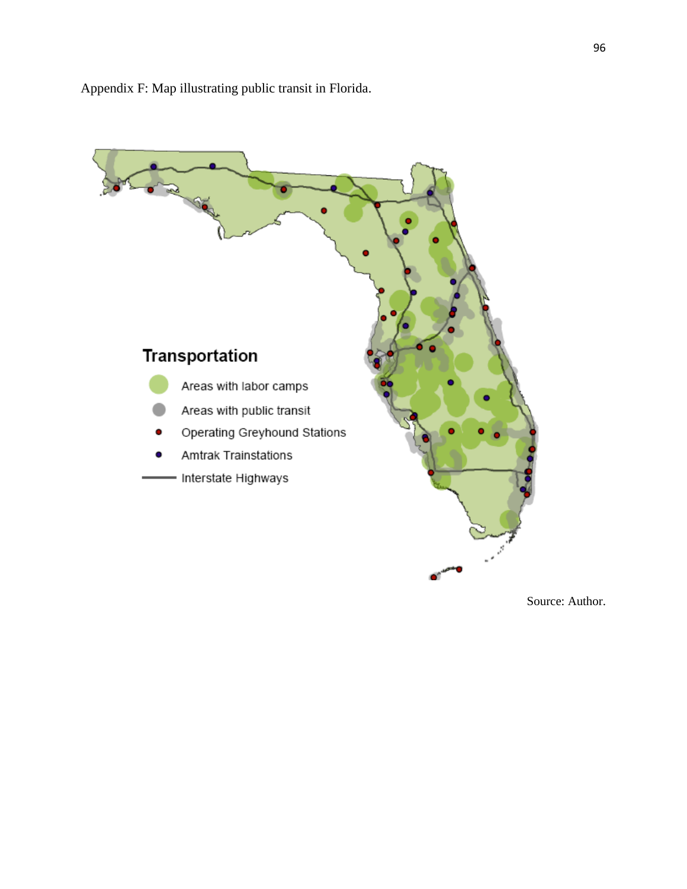Appendix F: Map illustrating public transit in Florida.

Transportation

Areas with labor camps

Areas with public transit

Operating Greyhound Stations

Amtrak Trainstations

Interstate Highways

Source: Author.